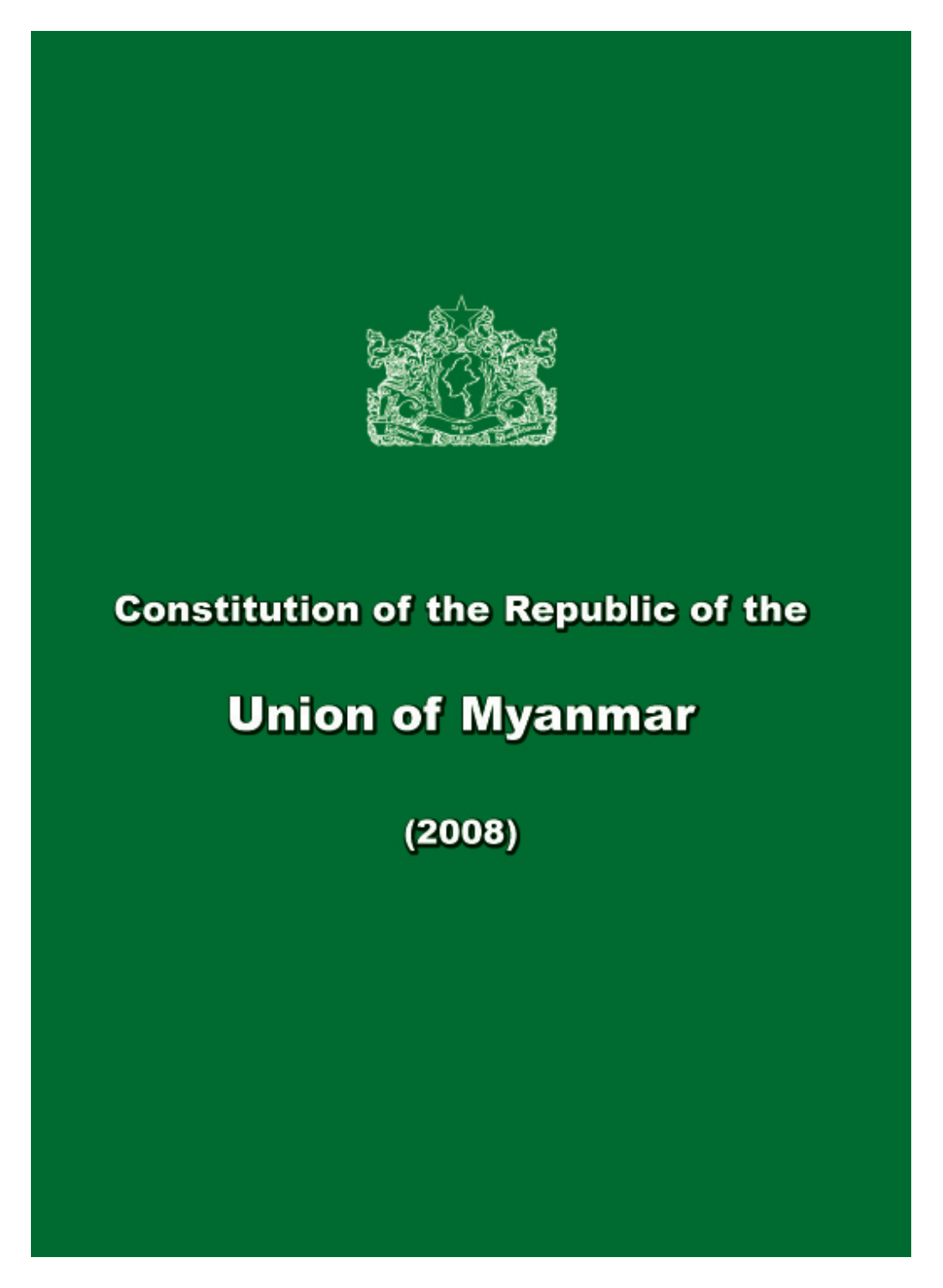# Constitution of the Republic of the

# Union of Myanmar

**(2008)**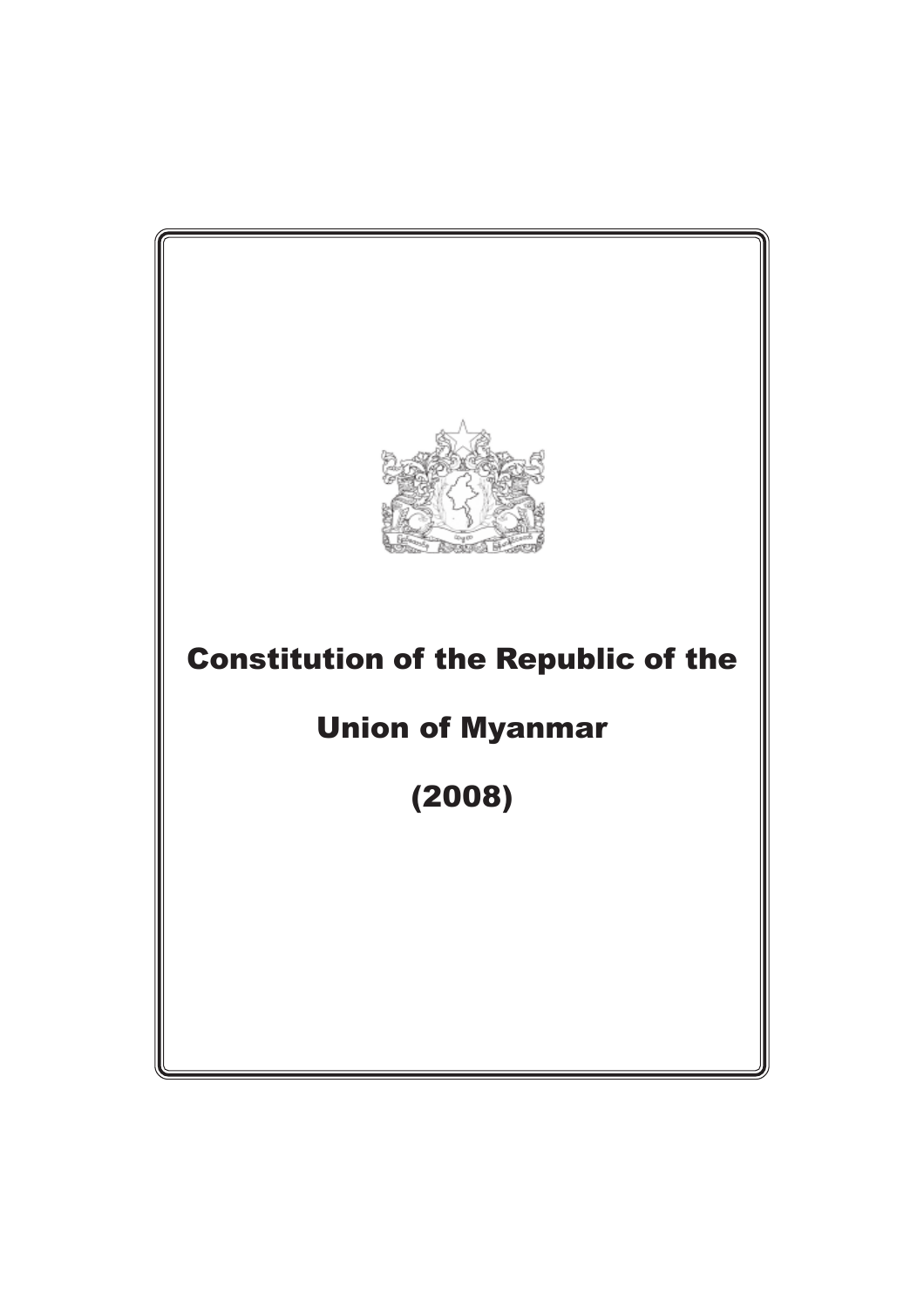# Constitution of the Republic of the

# Union of Myanmar

# (2008)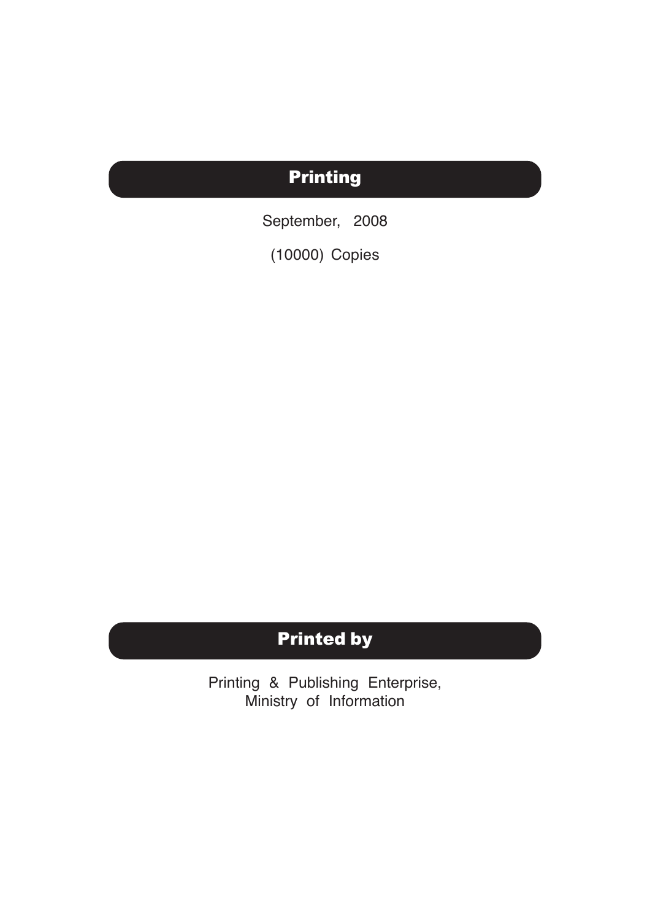## Printing

September, 2008

(10000) Copies

## Printed by

Printing & Publishing Enterprise,
Ministry of Information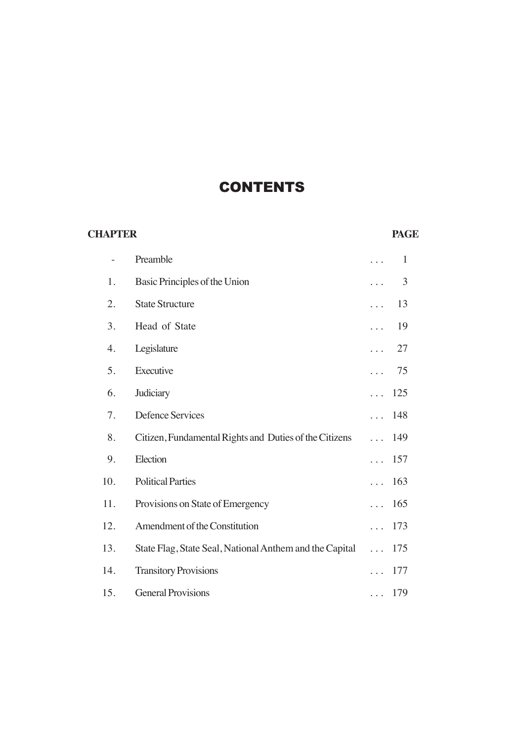# CONTENTS

| CHAPTER | | PAGE |
|---|---|---|
| - | Preamble | 1 |
| 1. | Basic Principles of the Union | 3 |
| 2. | State Structure | 13 |
| 3. | Head of State | 19 |
| 4. | Legislature | 27 |
| 5. | Executive | 75 |
| 6. | Judiciary | 125 |
| 7. | Defence Services | 148 |
| 8. | Citizen, Fundamental Rights and Duties of the Citizens | 149 |
| 9. | Election | 157 |
| 10. | Political Parties | 163 |
| 11. | Provisions on State of Emergency | 165 |
| 12. | Amendment of the Constitution | 173 |
| 13. | State Flag, State Seal, National Anthem and the Capital | 175 |
| 14. | Transitory Provisions | 177 |
| 15. | General Provisions | 179 |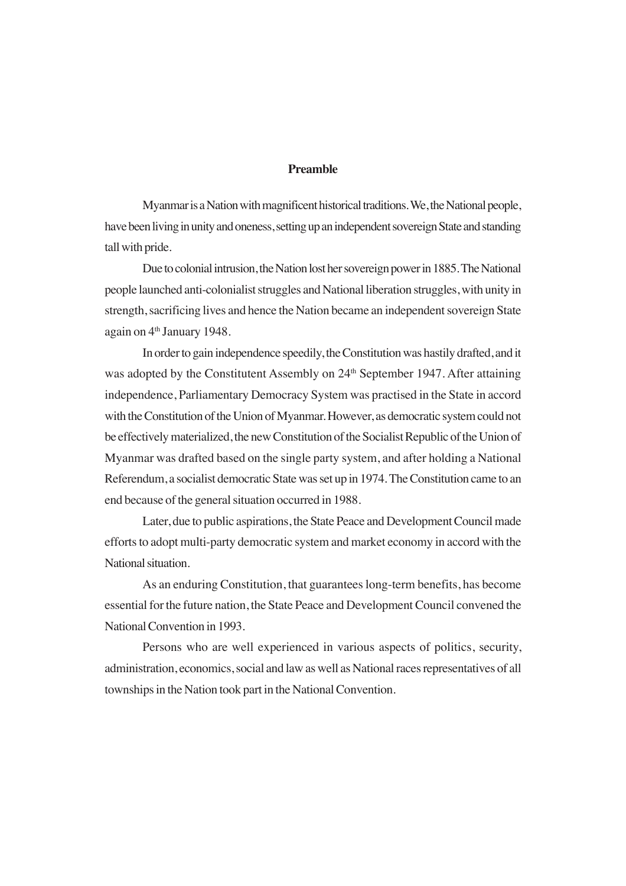## Preamble

Myanmar is a Nation with magnificent historical traditions. We, the National people, have been living in unity and oneness, setting up an independent sovereign State and standing tall with pride.

Due to colonial intrusion, the Nation lost her sovereign power in 1885. The National people launched anti-colonialist struggles and National liberation struggles, with unity in strength, sacrificing lives and hence the Nation became an independent sovereign State again on 4th January 1948.

In order to gain independence speedily, the Constitution was hastily drafted, and it was adopted by the Constitutent Assembly on 24th September 1947. After attaining independence, Parliamentary Democracy System was practised in the State in accord with the Constitution of the Union of Myanmar. However, as democratic system could not be effectively materialized, the new Constitution of the Socialist Republic of the Union of Myanmar was drafted based on the single party system, and after holding a National Referendum, a socialist democratic State was set up in 1974. The Constitution came to an end because of the general situation occurred in 1988.

Later, due to public aspirations, the State Peace and Development Council made efforts to adopt multi-party democratic system and market economy in accord with the National situation.

As an enduring Constitution, that guarantees long-term benefits, has become essential for the future nation, the State Peace and Development Council convened the National Convention in 1993.

Persons who are well experienced in various aspects of politics, security, administration, economics, social and law as well as National races representatives of all townships in the Nation took part in the National Convention.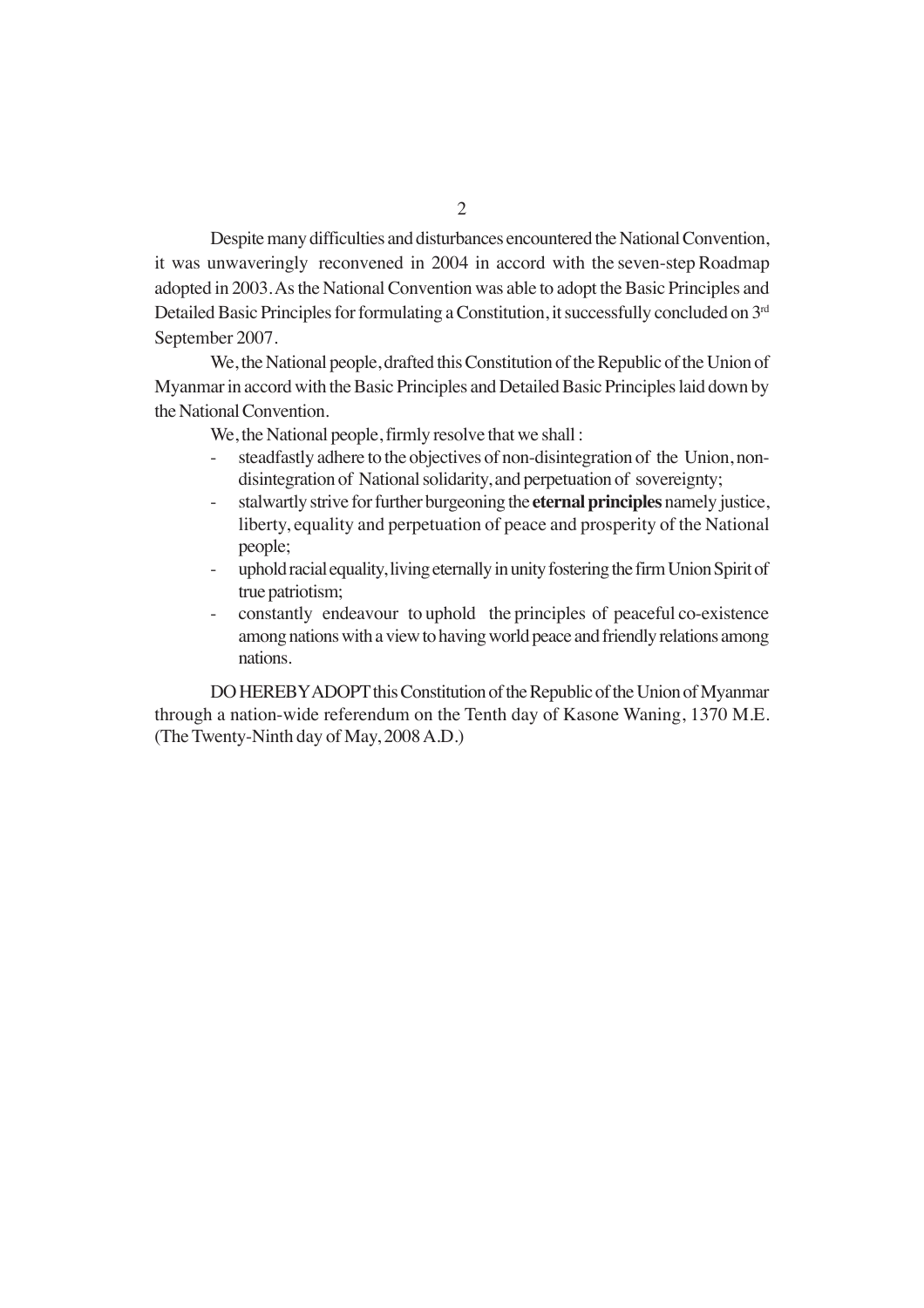Despite many difficulties and disturbances encountered the National Convention, it was unwaveringly reconvened in 2004 in accord with the seven-step Roadmap adopted in 2003. As the National Convention was able to adopt the Basic Principles and Detailed Basic Principles for formulating a Constitution, it successfully concluded on 3rd September 2007.

We, the National people, drafted this Constitution of the Republic of the Union of Myanmar in accord with the Basic Principles and Detailed Basic Principles laid down by the National Convention.

We, the National people, firmly resolve that we shall :

- steadfastly adhere to the objectives of non-disintegration of the Union, non-disintegration of National solidarity, and perpetuation of sovereignty;
- stalwartly strive for further burgeoning the **eternal principles** namely justice, liberty, equality and perpetuation of peace and prosperity of the National people;
- uphold racial equality, living eternally in unity fostering the firm Union Spirit of true patriotism;
- constantly endeavour to uphold the principles of peaceful co-existence among nations with a view to having world peace and friendly relations among nations.

DO HEREBY ADOPT this Constitution of the Republic of the Union of Myanmar through a nation-wide referendum on the Tenth day of Kasone Waning, 1370 M.E. (The Twenty-Ninth day of May, 2008 A.D.)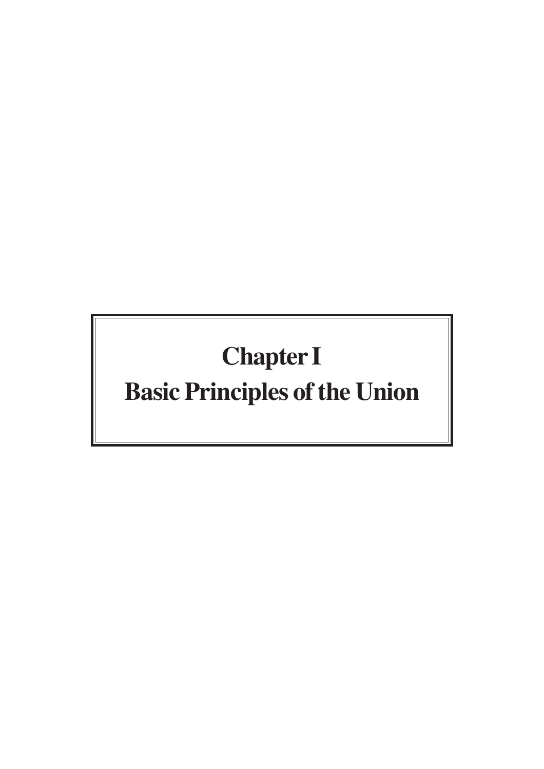# Chapter I

# Basic Principles of the Union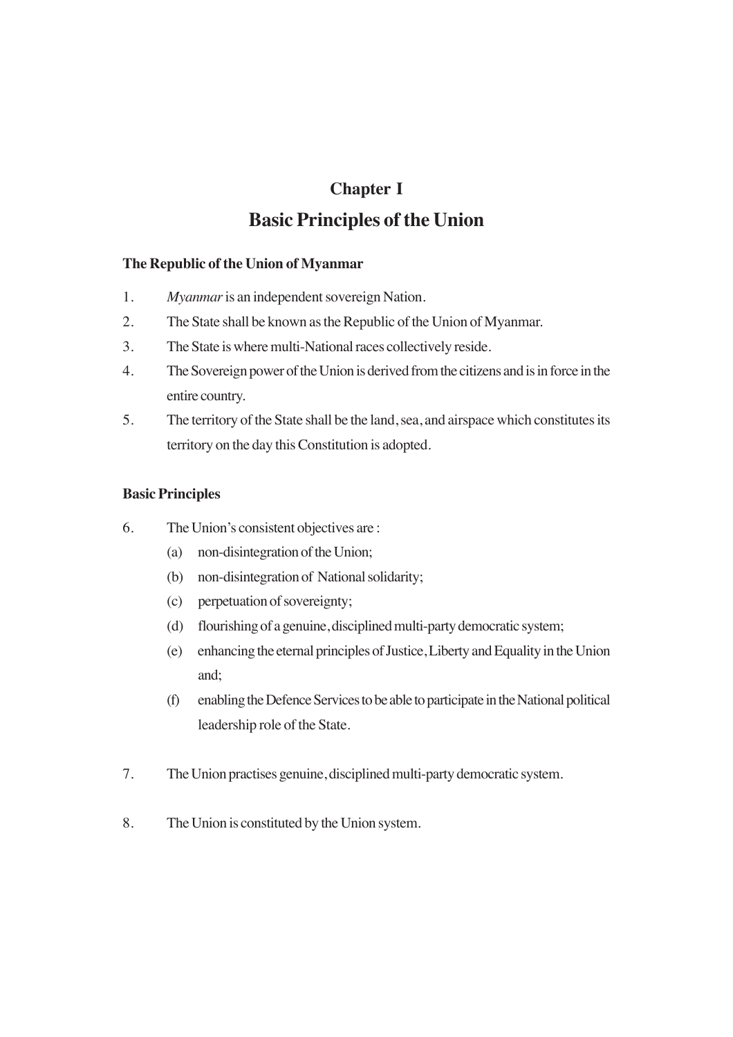# Chapter I

## Basic Principles of the Union

### The Republic of the Union of Myanmar

1. *Myanmar* is an independent sovereign Nation.
2. The State shall be known as the Republic of the Union of Myanmar.
3. The State is where multi-National races collectively reside.
4. The Sovereign power of the Union is derived from the citizens and is in force in the entire country.
5. The territory of the State shall be the land, sea, and airspace which constitutes its territory on the day this Constitution is adopted.

### Basic Principles

6. The Union's consistent objectives are :
   - (a) non-disintegration of the Union;
   - (b) non-disintegration of National solidarity;
   - (c) perpetuation of sovereignty;
   - (d) flourishing of a genuine, disciplined multi-party democratic system;
   - (e) enhancing the eternal principles of Justice, Liberty and Equality in the Union and;
   - (f) enabling the Defence Services to be able to participate in the National political leadership role of the State.

7. The Union practises genuine, disciplined multi-party democratic system.

8. The Union is constituted by the Union system.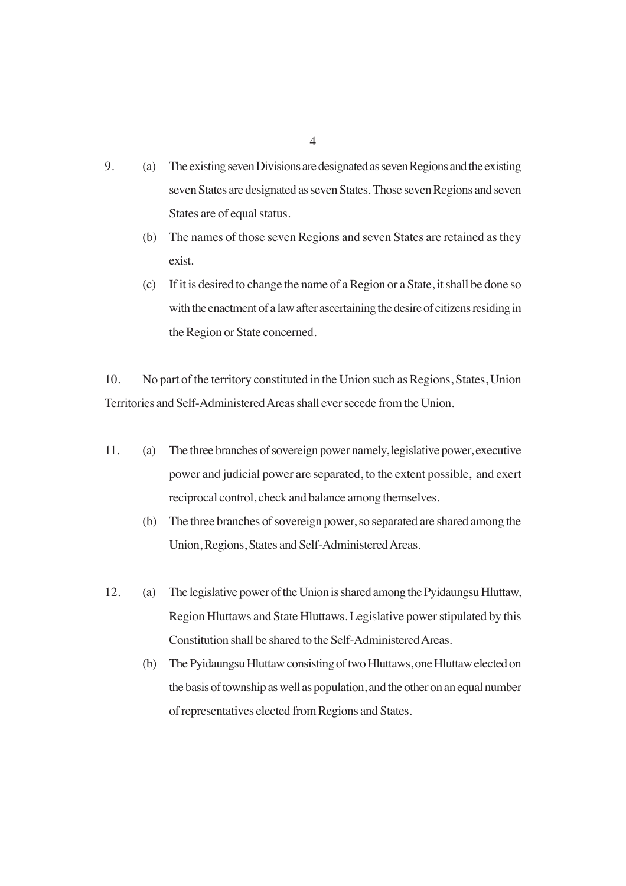9. (a) The existing seven Divisions are designated as seven Regions and the existing seven States are designated as seven States. Those seven Regions and seven States are of equal status.

   (b) The names of those seven Regions and seven States are retained as they exist.

   (c) If it is desired to change the name of a Region or a State, it shall be done so with the enactment of a law after ascertaining the desire of citizens residing in the Region or State concerned.

10. No part of the territory constituted in the Union such as Regions, States, Union Territories and Self-Administered Areas shall ever secede from the Union.

11. (a) The three branches of sovereign power namely, legislative power, executive power and judicial power are separated, to the extent possible, and exert reciprocal control, check and balance among themselves.

    (b) The three branches of sovereign power, so separated are shared among the Union, Regions, States and Self-Administered Areas.

12. (a) The legislative power of the Union is shared among the Pyidaungsu Hluttaw, Region Hluttaws and State Hluttaws. Legislative power stipulated by this Constitution shall be shared to the Self-Administered Areas.

    (b) The Pyidaungsu Hluttaw consisting of two Hluttaws, one Hluttaw elected on the basis of township as well as population, and the other on an equal number of representatives elected from Regions and States.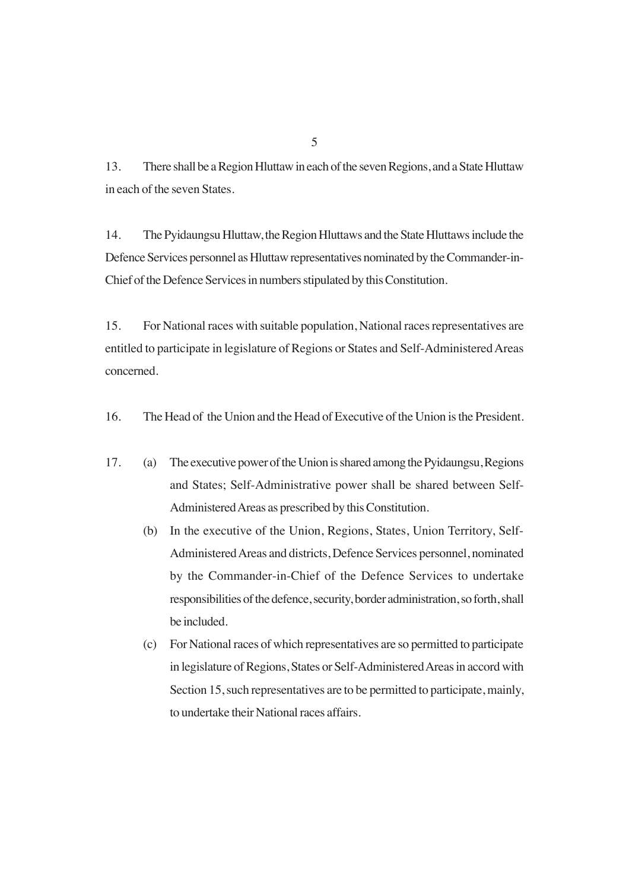13. There shall be a Region Hluttaw in each of the seven Regions, and a State Hluttaw in each of the seven States.

14. The Pyidaungsu Hluttaw, the Region Hluttaws and the State Hluttaws include the Defence Services personnel as Hluttaw representatives nominated by the Commander-in-Chief of the Defence Services in numbers stipulated by this Constitution.

15. For National races with suitable population, National races representatives are entitled to participate in legislature of Regions or States and Self-Administered Areas concerned.

16. The Head of the Union and the Head of Executive of the Union is the President.

17. (a) The executive power of the Union is shared among the Pyidaungsu, Regions and States; Self-Administrative power shall be shared between Self-Administered Areas as prescribed by this Constitution.

(b) In the executive of the Union, Regions, States, Union Territory, Self-Administered Areas and districts, Defence Services personnel, nominated by the Commander-in-Chief of the Defence Services to undertake responsibilities of the defence, security, border administration, so forth, shall be included.

(c) For National races of which representatives are so permitted to participate in legislature of Regions, States or Self-Administered Areas in accord with Section 15, such representatives are to be permitted to participate, mainly, to undertake their National races affairs.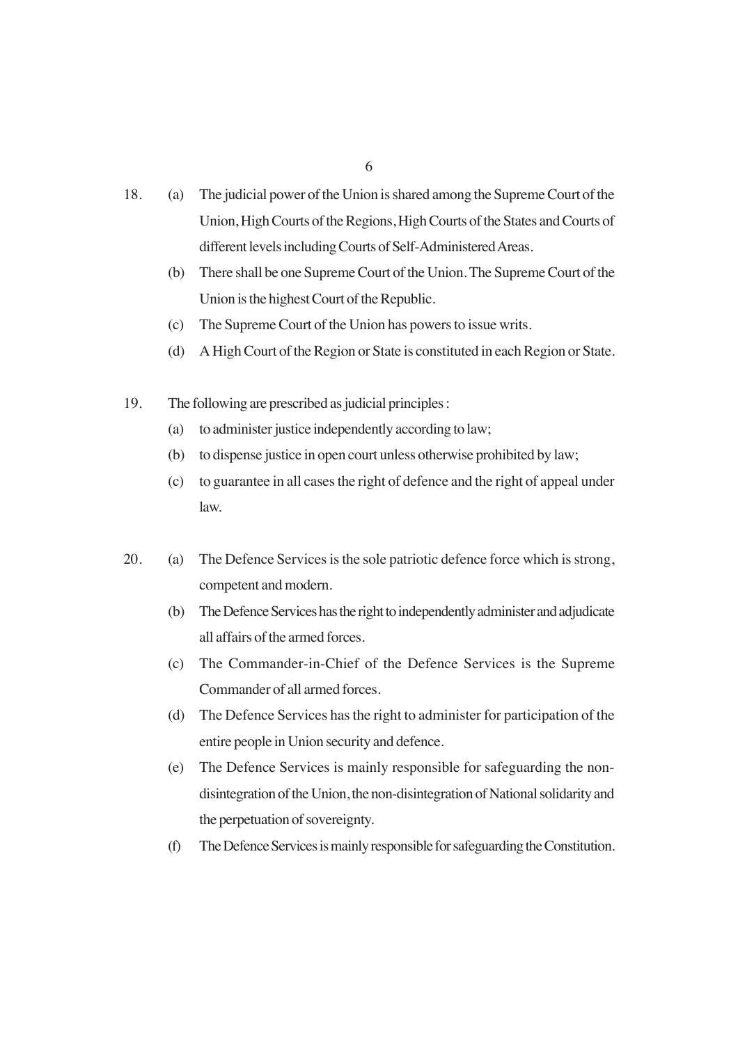18. (a) The judicial power of the Union is shared among the Supreme Court of the Union, High Courts of the Regions, High Courts of the States and Courts of different levels including Courts of Self-Administered Areas.

    (b) There shall be one Supreme Court of the Union. The Supreme Court of the Union is the highest Court of the Republic.

    (c) The Supreme Court of the Union has powers to issue writs.

    (d) A High Court of the Region or State is constituted in each Region or State.

19. The following are prescribed as judicial principles :

    (a) to administer justice independently according to law;

    (b) to dispense justice in open court unless otherwise prohibited by law;

    (c) to guarantee in all cases the right of defence and the right of appeal under law.

20. (a) The Defence Services is the sole patriotic defence force which is strong, competent and modern.

    (b) The Defence Services has the right to independently administer and adjudicate all affairs of the armed forces.

    (c) The Commander-in-Chief of the Defence Services is the Supreme Commander of all armed forces.

    (d) The Defence Services has the right to administer for participation of the entire people in Union security and defence.

    (e) The Defence Services is mainly responsible for safeguarding the non-disintegration of the Union, the non-disintegration of National solidarity and the perpetuation of sovereignty.

    (f) The Defence Services is mainly responsible for safeguarding the Constitution.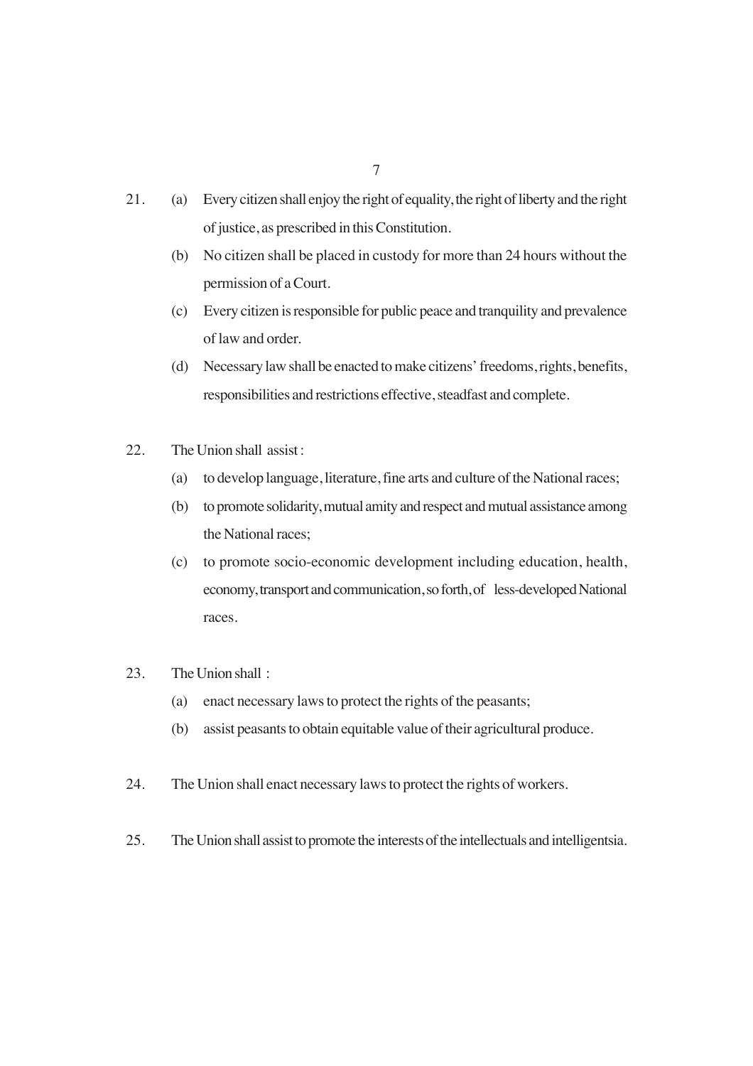21. (a) Every citizen shall enjoy the right of equality, the right of liberty and the right of justice, as prescribed in this Constitution.

    (b) No citizen shall be placed in custody for more than 24 hours without the permission of a Court.

    (c) Every citizen is responsible for public peace and tranquility and prevalence of law and order.

    (d) Necessary law shall be enacted to make citizens' freedoms, rights, benefits, responsibilities and restrictions effective, steadfast and complete.

22. The Union shall assist :

    (a) to develop language, literature, fine arts and culture of the National races;

    (b) to promote solidarity, mutual amity and respect and mutual assistance among the National races;

    (c) to promote socio-economic development including education, health, economy, transport and communication, so forth, of less-developed National races.

23. The Union shall :

    (a) enact necessary laws to protect the rights of the peasants;

    (b) assist peasants to obtain equitable value of their agricultural produce.

24. The Union shall enact necessary laws to protect the rights of workers.

25. The Union shall assist to promote the interests of the intellectuals and intelligentsia.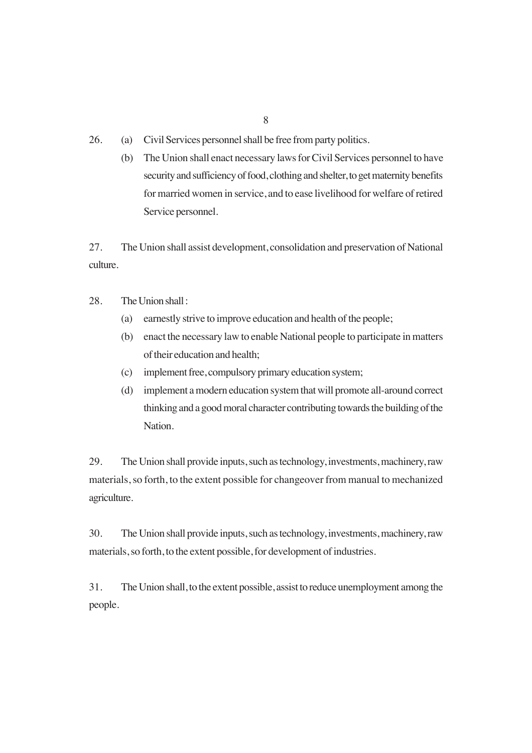26. (a) Civil Services personnel shall be free from party politics.

    (b) The Union shall enact necessary laws for Civil Services personnel to have security and sufficiency of food, clothing and shelter, to get maternity benefits for married women in service, and to ease livelihood for welfare of retired Service personnel.

27. The Union shall assist development, consolidation and preservation of National culture.

28. The Union shall :

    (a) earnestly strive to improve education and health of the people;

    (b) enact the necessary law to enable National people to participate in matters of their education and health;

    (c) implement free, compulsory primary education system;

    (d) implement a modern education system that will promote all-around correct thinking and a good moral character contributing towards the building of the Nation.

29. The Union shall provide inputs, such as technology, investments, machinery, raw materials, so forth, to the extent possible for changeover from manual to mechanized agriculture.

30. The Union shall provide inputs, such as technology, investments, machinery, raw materials, so forth, to the extent possible, for development of industries.

31. The Union shall, to the extent possible, assist to reduce unemployment among the people.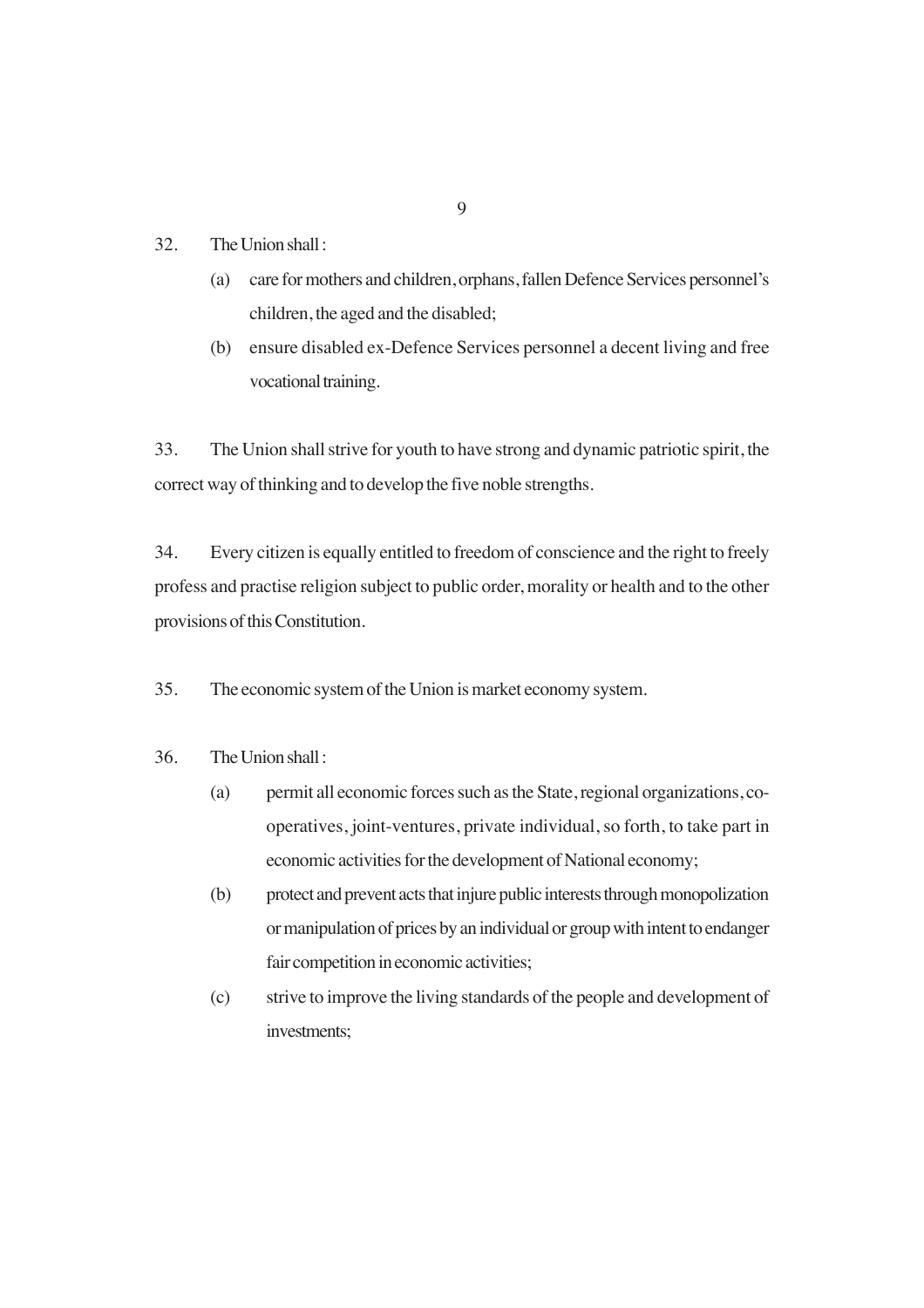32. The Union shall :

(a) care for mothers and children, orphans, fallen Defence Services personnel's children, the aged and the disabled;

(b) ensure disabled ex-Defence Services personnel a decent living and free vocational training.

33. The Union shall strive for youth to have strong and dynamic patriotic spirit, the correct way of thinking and to develop the five noble strengths.

34. Every citizen is equally entitled to freedom of conscience and the right to freely profess and practise religion subject to public order, morality or health and to the other provisions of this Constitution.

35. The economic system of the Union is market economy system.

36. The Union shall :

(a) permit all economic forces such as the State, regional organizations, co-operatives, joint-ventures, private individual, so forth, to take part in economic activities for the development of National economy;

(b) protect and prevent acts that injure public interests through monopolization or manipulation of prices by an individual or group with intent to endanger fair competition in economic activities;

(c) strive to improve the living standards of the people and development of investments;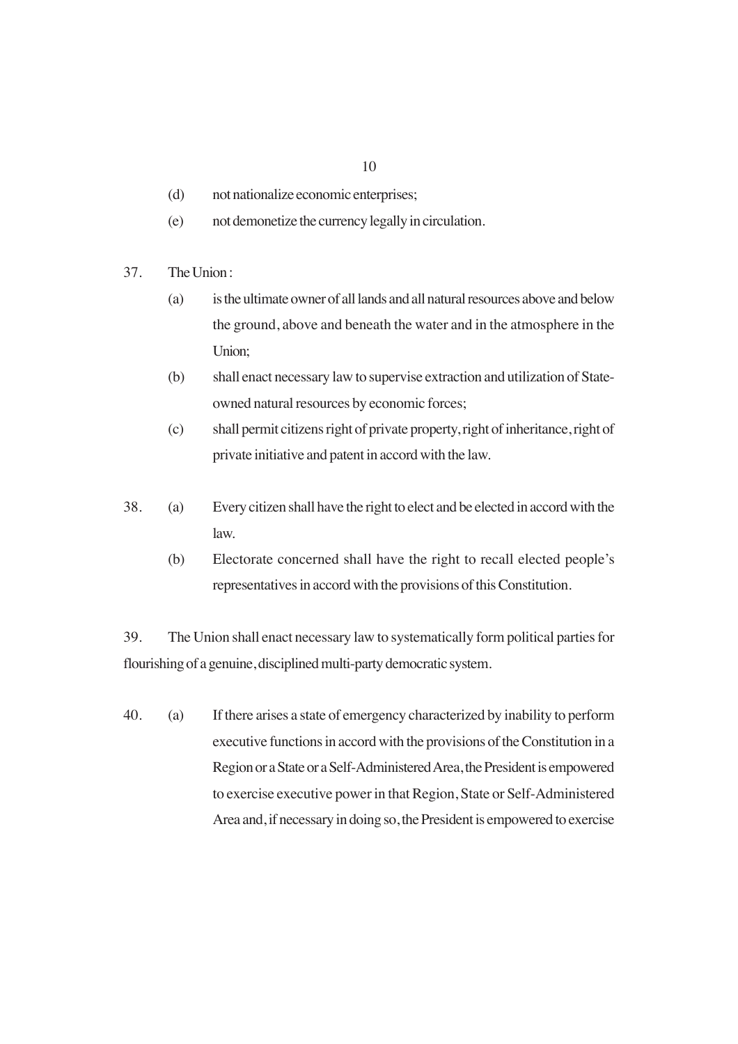(d) not nationalize economic enterprises;

(e) not demonetize the currency legally in circulation.

37. The Union :

(a) is the ultimate owner of all lands and all natural resources above and below the ground, above and beneath the water and in the atmosphere in the Union;

(b) shall enact necessary law to supervise extraction and utilization of State-owned natural resources by economic forces;

(c) shall permit citizens right of private property, right of inheritance, right of private initiative and patent in accord with the law.

38. (a) Every citizen shall have the right to elect and be elected in accord with the law.

(b) Electorate concerned shall have the right to recall elected people's representatives in accord with the provisions of this Constitution.

39. The Union shall enact necessary law to systematically form political parties for flourishing of a genuine, disciplined multi-party democratic system.

40. (a) If there arises a state of emergency characterized by inability to perform executive functions in accord with the provisions of the Constitution in a Region or a State or a Self-Administered Area, the President is empowered to exercise executive power in that Region, State or Self-Administered Area and, if necessary in doing so, the President is empowered to exercise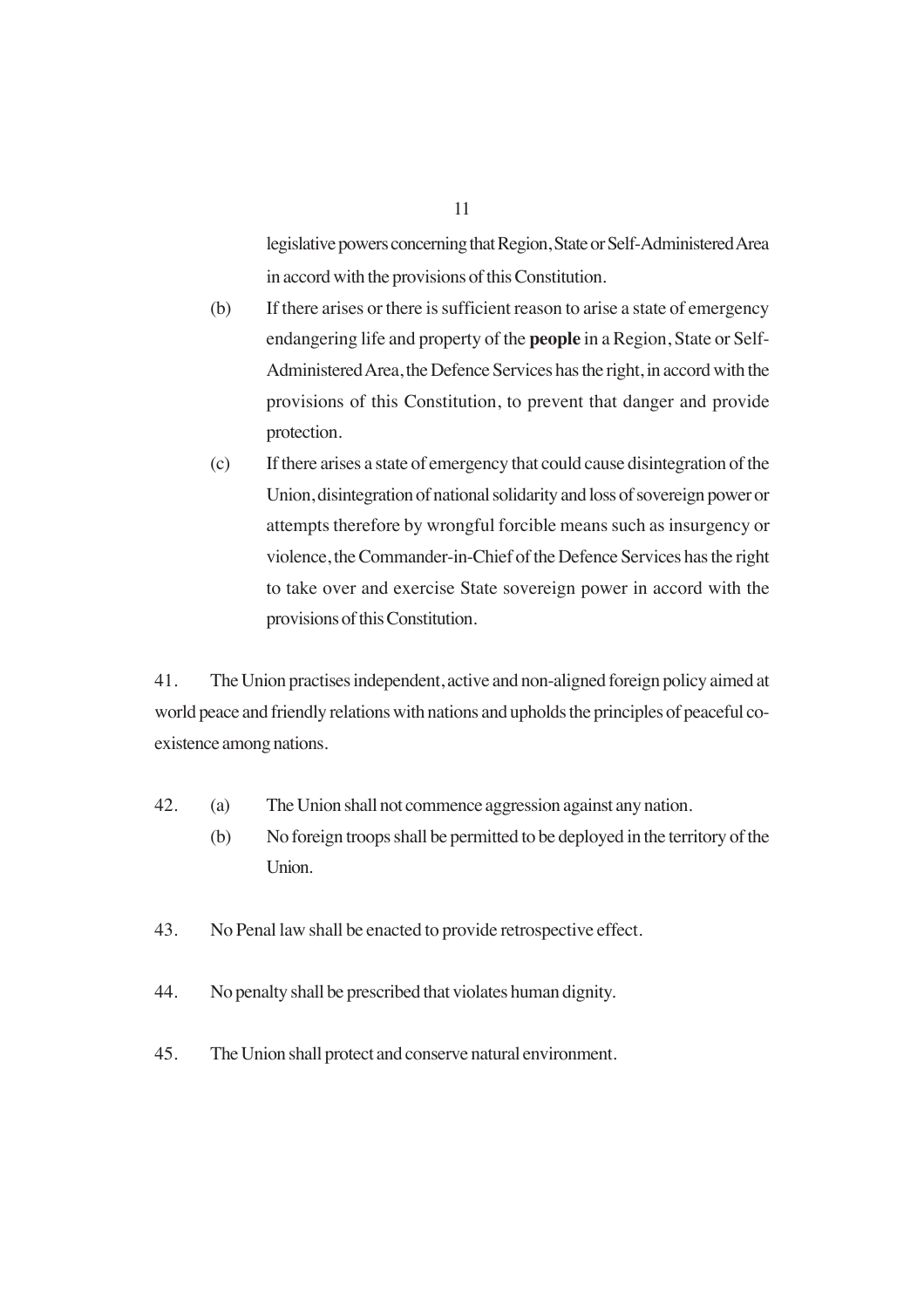legislative powers concerning that Region, State or Self-Administered Area in accord with the provisions of this Constitution.

(b) If there arises or there is sufficient reason to arise a state of emergency endangering life and property of the **people** in a Region, State or Self-Administered Area, the Defence Services has the right, in accord with the provisions of this Constitution, to prevent that danger and provide protection.

(c) If there arises a state of emergency that could cause disintegration of the Union, disintegration of national solidarity and loss of sovereign power or attempts therefore by wrongful forcible means such as insurgency or violence, the Commander-in-Chief of the Defence Services has the right to take over and exercise State sovereign power in accord with the provisions of this Constitution.

41. The Union practises independent, active and non-aligned foreign policy aimed at world peace and friendly relations with nations and upholds the principles of peaceful co-existence among nations.

42. (a) The Union shall not commence aggression against any nation.

(b) No foreign troops shall be permitted to be deployed in the territory of the Union.

43. No Penal law shall be enacted to provide retrospective effect.

44. No penalty shall be prescribed that violates human dignity.

45. The Union shall protect and conserve natural environment.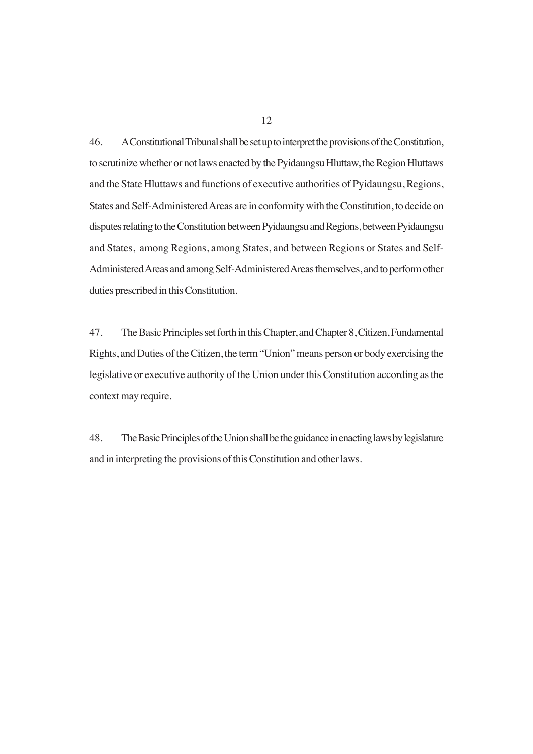46. A Constitutional Tribunal shall be set up to interpret the provisions of the Constitution, to scrutinize whether or not laws enacted by the Pyidaungsu Hluttaw, the Region Hluttaws and the State Hluttaws and functions of executive authorities of Pyidaungsu, Regions, States and Self-Administered Areas are in conformity with the Constitution, to decide on disputes relating to the Constitution between Pyidaungsu and Regions, between Pyidaungsu and States, among Regions, among States, and between Regions or States and Self-Administered Areas and among Self-Administered Areas themselves, and to perform other duties prescribed in this Constitution.

47. The Basic Principles set forth in this Chapter, and Chapter 8, Citizen, Fundamental Rights, and Duties of the Citizen, the term "Union" means person or body exercising the legislative or executive authority of the Union under this Constitution according as the context may require.

48. The Basic Principles of the Union shall be the guidance in enacting laws by legislature and in interpreting the provisions of this Constitution and other laws.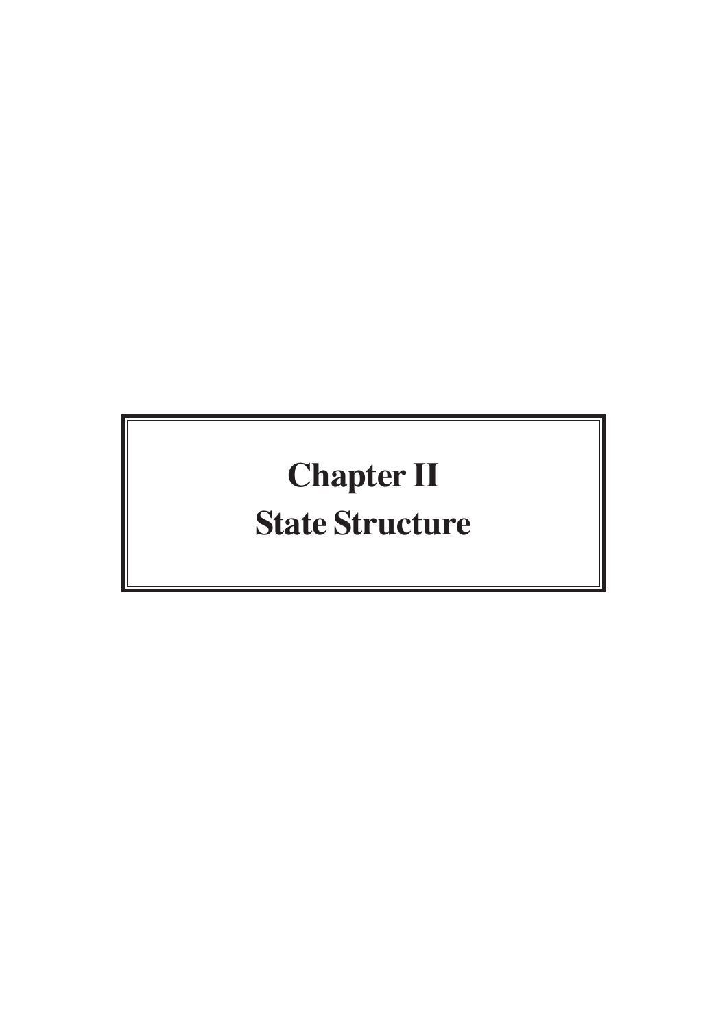# Chapter II
# State Structure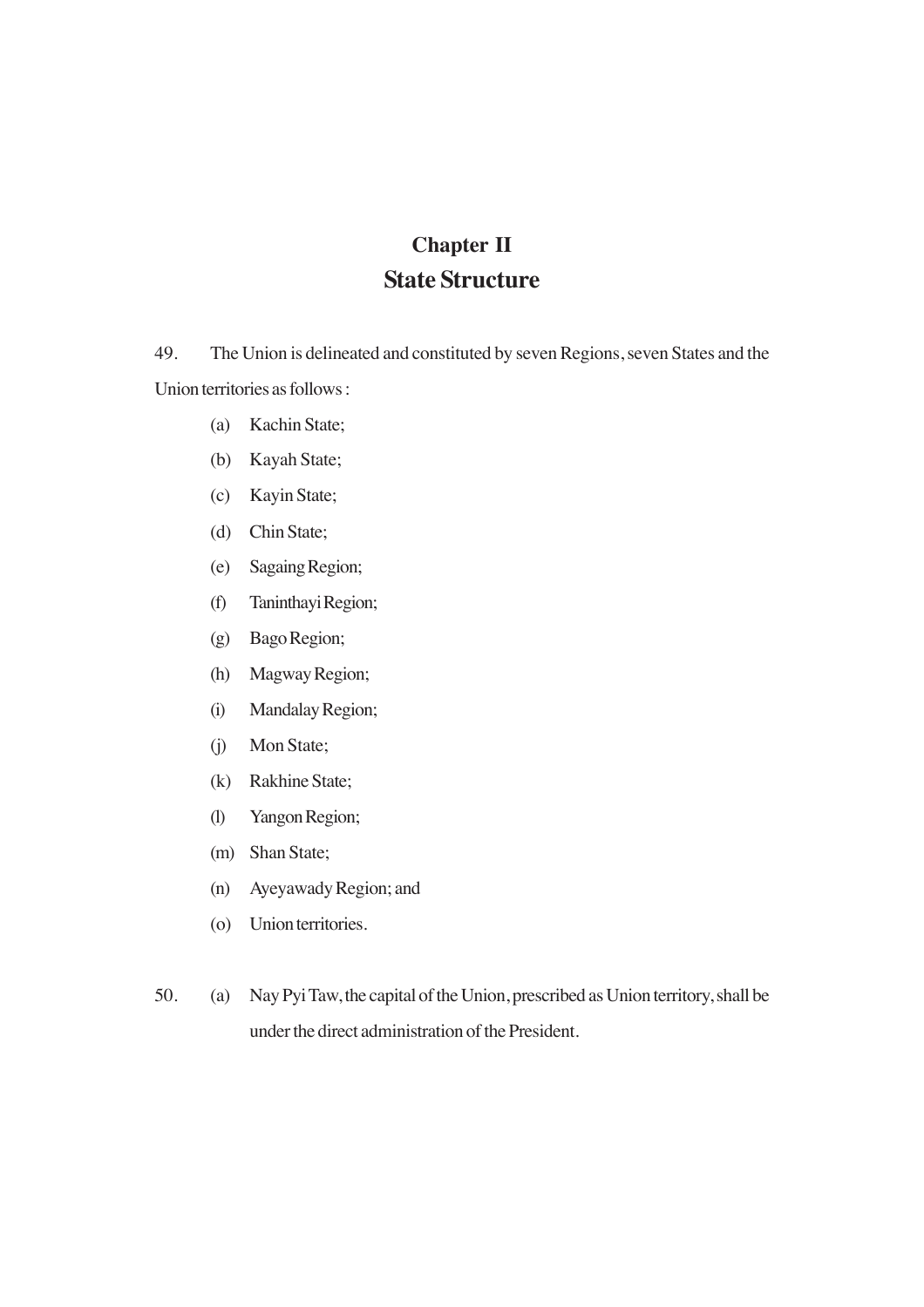# Chapter II
## State Structure

49. The Union is delineated and constituted by seven Regions, seven States and the Union territories as follows :

   (a) Kachin State;

   (b) Kayah State;

   (c) Kayin State;

   (d) Chin State;

   (e) Sagaing Region;

   (f) Taninthayi Region;

   (g) Bago Region;

   (h) Magway Region;

   (i) Mandalay Region;

   (j) Mon State;

   (k) Rakhine State;

   (l) Yangon Region;

   (m) Shan State;

   (n) Ayeyawady Region; and

   (o) Union territories.

50. (a) Nay Pyi Taw, the capital of the Union, prescribed as Union territory, shall be under the direct administration of the President.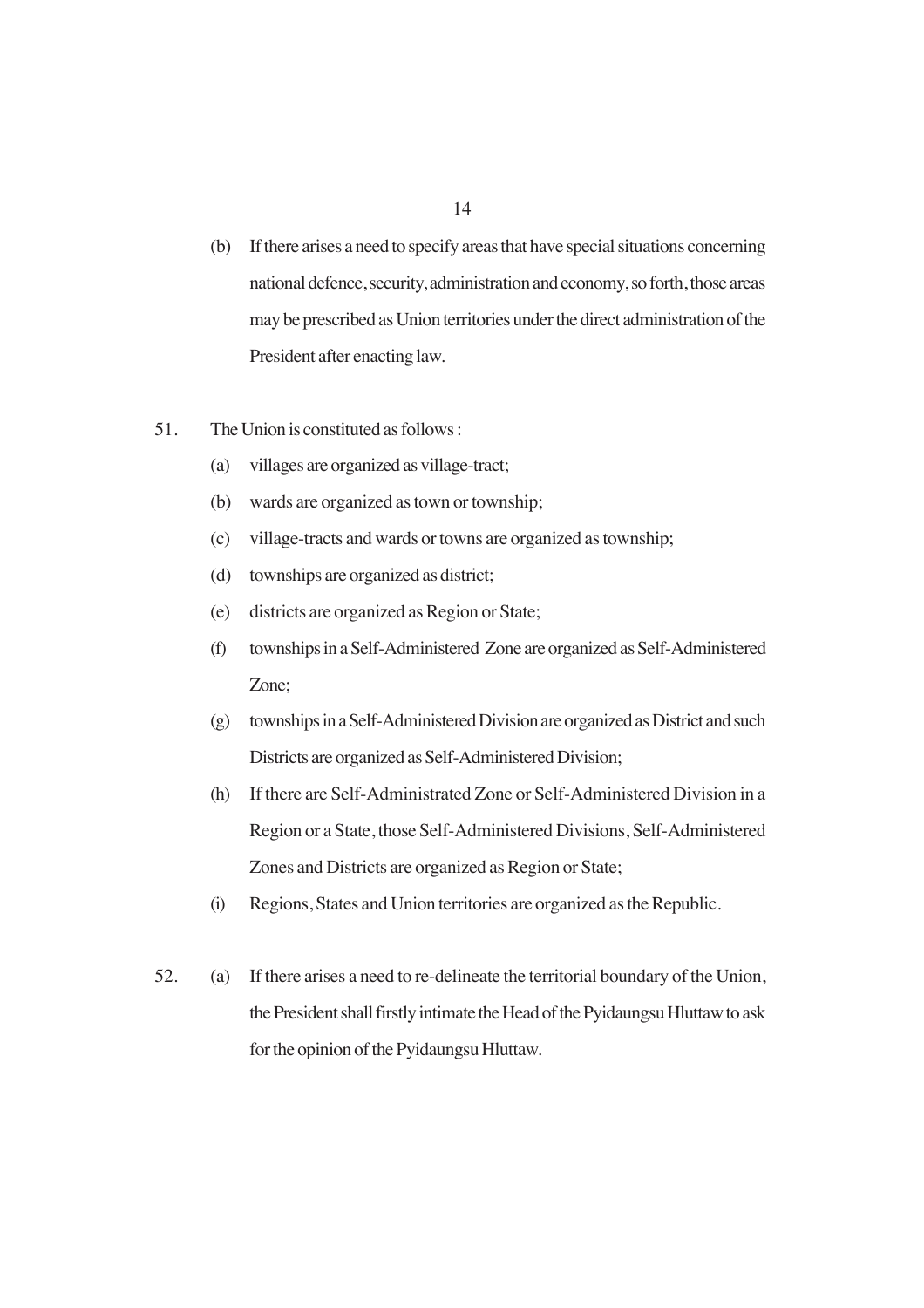(b) If there arises a need to specify areas that have special situations concerning national defence, security, administration and economy, so forth, those areas may be prescribed as Union territories under the direct administration of the President after enacting law.

51. The Union is constituted as follows :

(a) villages are organized as village-tract;

(b) wards are organized as town or township;

(c) village-tracts and wards or towns are organized as township;

(d) townships are organized as district;

(e) districts are organized as Region or State;

(f) townships in a Self-Administered Zone are organized as Self-Administered Zone;

(g) townships in a Self-Administered Division are organized as District and such Districts are organized as Self-Administered Division;

(h) If there are Self-Administrated Zone or Self-Administered Division in a Region or a State, those Self-Administered Divisions, Self-Administered Zones and Districts are organized as Region or State;

(i) Regions, States and Union territories are organized as the Republic.

52. (a) If there arises a need to re-delineate the territorial boundary of the Union, the President shall firstly intimate the Head of the Pyidaungsu Hluttaw to ask for the opinion of the Pyidaungsu Hluttaw.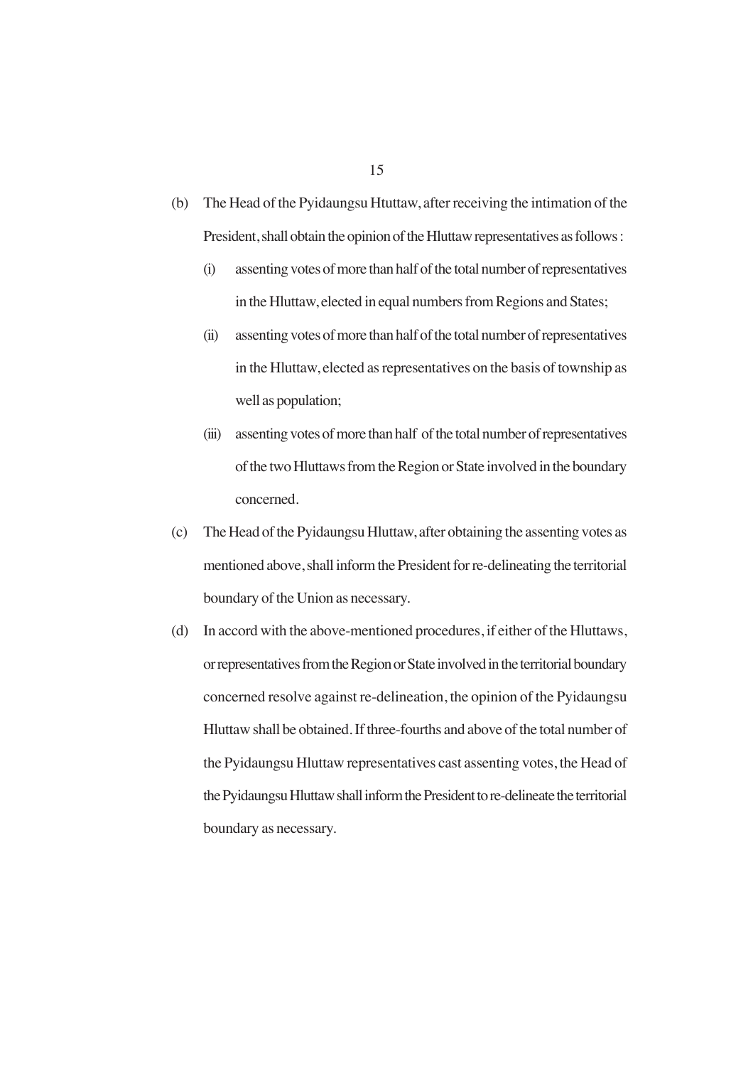(b) The Head of the Pyidaungsu Htuttaw, after receiving the intimation of the President, shall obtain the opinion of the Hluttaw representatives as follows :

   (i) assenting votes of more than half of the total number of representatives in the Hluttaw, elected in equal numbers from Regions and States;

   (ii) assenting votes of more than half of the total number of representatives in the Hluttaw, elected as representatives on the basis of township as well as population;

   (iii) assenting votes of more than half of the total number of representatives of the two Hluttaws from the Region or State involved in the boundary concerned.

(c) The Head of the Pyidaungsu Hluttaw, after obtaining the assenting votes as mentioned above, shall inform the President for re-delineating the territorial boundary of the Union as necessary.

(d) In accord with the above-mentioned procedures, if either of the Hluttaws, or representatives from the Region or State involved in the territorial boundary concerned resolve against re-delineation, the opinion of the Pyidaungsu Hluttaw shall be obtained. If three-fourths and above of the total number of the Pyidaungsu Hluttaw representatives cast assenting votes, the Head of the Pyidaungsu Hluttaw shall inform the President to re-delineate the territorial boundary as necessary.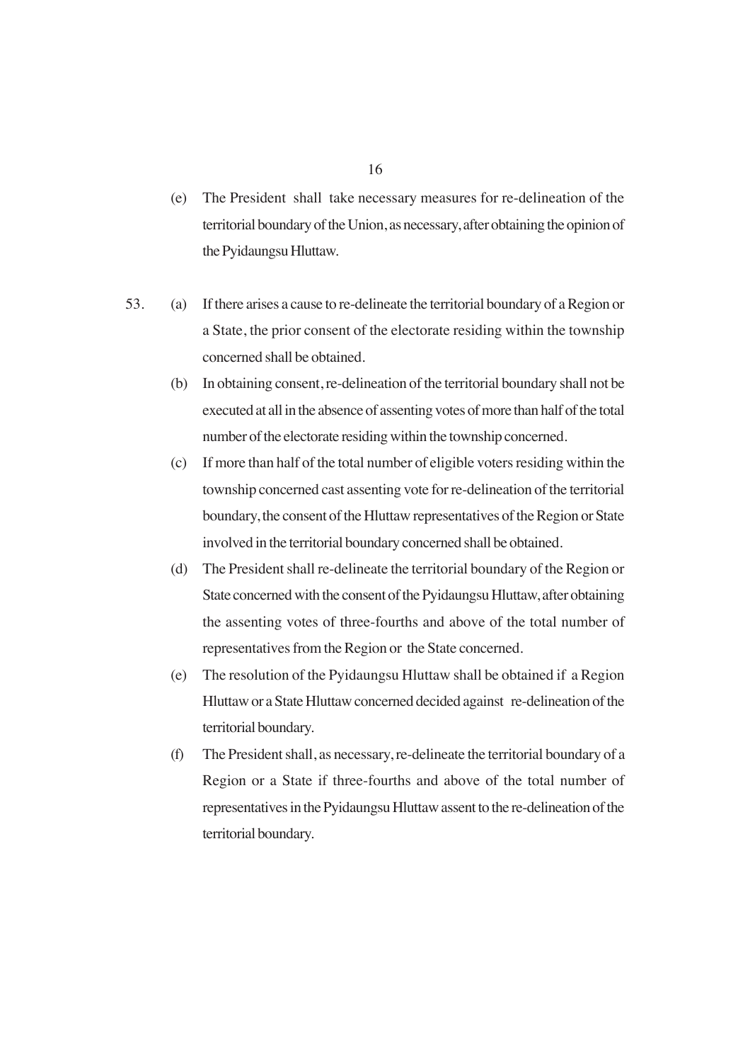(e) The President shall take necessary measures for re-delineation of the territorial boundary of the Union, as necessary, after obtaining the opinion of the Pyidaungsu Hluttaw.

53. (a) If there arises a cause to re-delineate the territorial boundary of a Region or a State, the prior consent of the electorate residing within the township concerned shall be obtained.

(b) In obtaining consent, re-delineation of the territorial boundary shall not be executed at all in the absence of assenting votes of more than half of the total number of the electorate residing within the township concerned.

(c) If more than half of the total number of eligible voters residing within the township concerned cast assenting vote for re-delineation of the territorial boundary, the consent of the Hluttaw representatives of the Region or State involved in the territorial boundary concerned shall be obtained.

(d) The President shall re-delineate the territorial boundary of the Region or State concerned with the consent of the Pyidaungsu Hluttaw, after obtaining the assenting votes of three-fourths and above of the total number of representatives from the Region or the State concerned.

(e) The resolution of the Pyidaungsu Hluttaw shall be obtained if a Region Hluttaw or a State Hluttaw concerned decided against re-delineation of the territorial boundary.

(f) The President shall, as necessary, re-delineate the territorial boundary of a Region or a State if three-fourths and above of the total number of representatives in the Pyidaungsu Hluttaw assent to the re-delineation of the territorial boundary.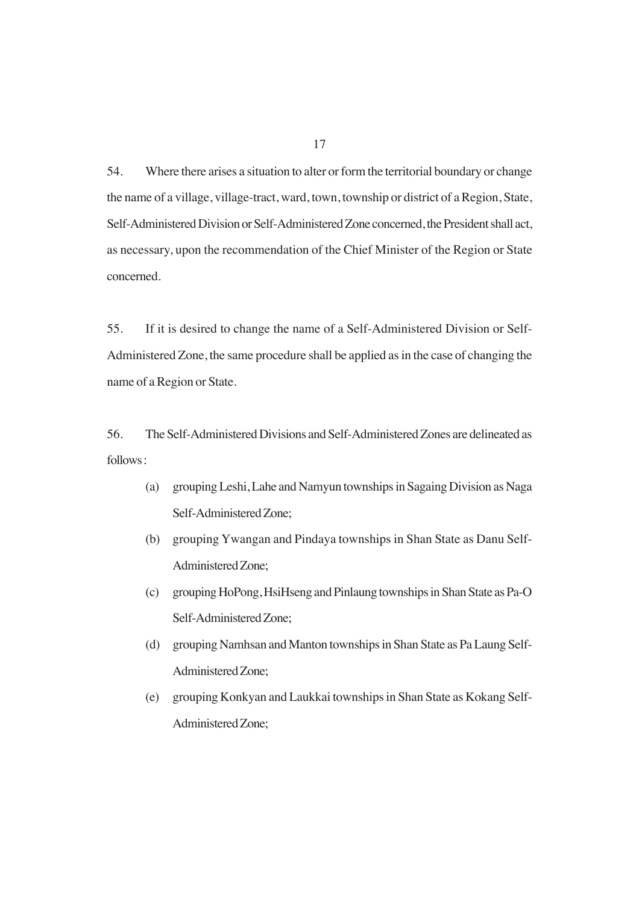54. Where there arises a situation to alter or form the territorial boundary or change the name of a village, village-tract, ward, town, township or district of a Region, State, Self-Administered Division or Self-Administered Zone concerned, the President shall act, as necessary, upon the recommendation of the Chief Minister of the Region or State concerned.

55. If it is desired to change the name of a Self-Administered Division or Self-Administered Zone, the same procedure shall be applied as in the case of changing the name of a Region or State.

56. The Self-Administered Divisions and Self-Administered Zones are delineated as follows :

(a) grouping Leshi, Lahe and Namyun townships in Sagaing Division as Naga Self-Administered Zone;

(b) grouping Ywangan and Pindaya townships in Shan State as Danu Self-Administered Zone;

(c) grouping HoPong, HsiHseng and Pinlaung townships in Shan State as Pa-O Self-Administered Zone;

(d) grouping Namhsan and Manton townships in Shan State as Pa Laung Self-Administered Zone;

(e) grouping Konkyan and Laukkai townships in Shan State as Kokang Self-Administered Zone;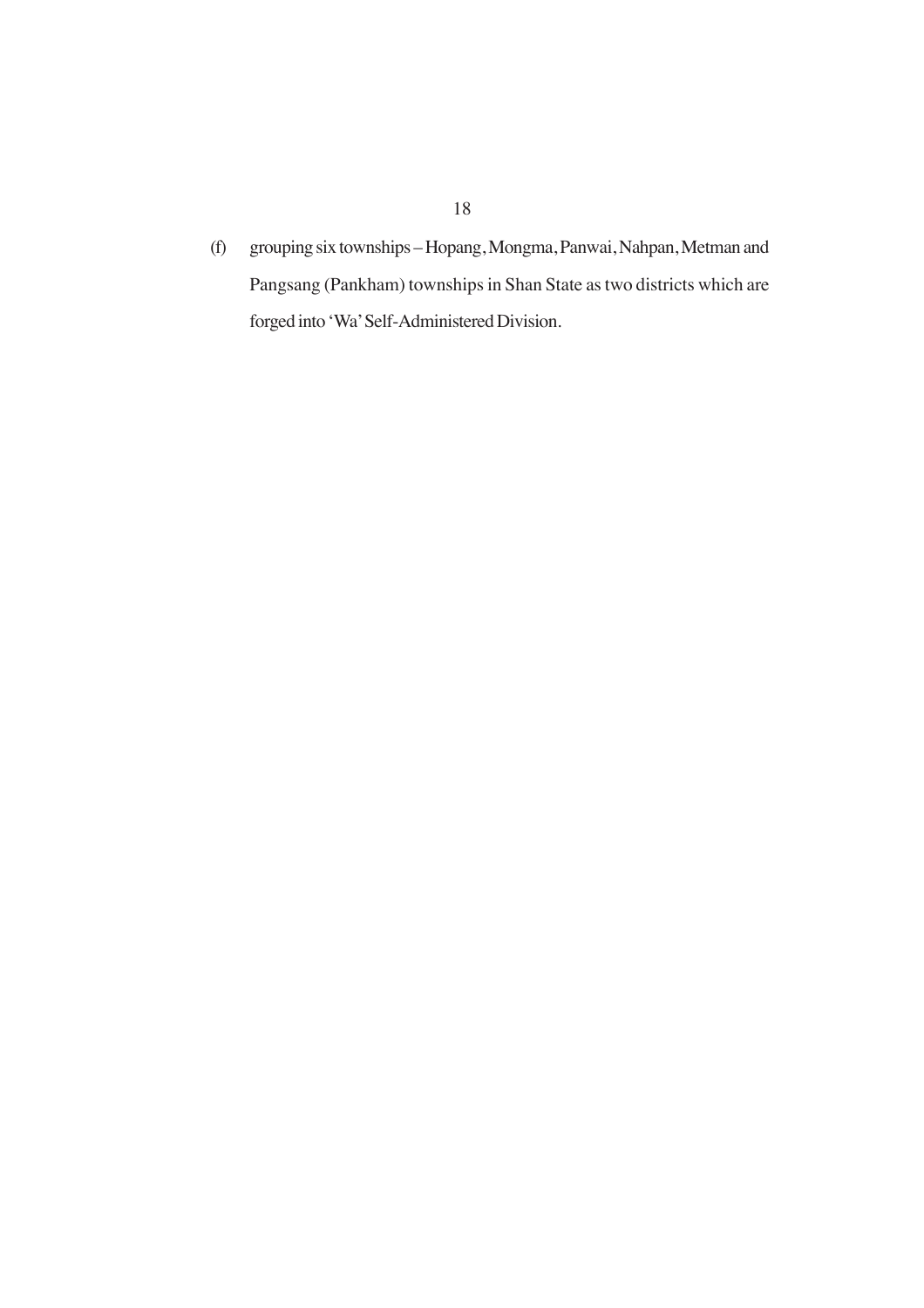(f) grouping six townships – Hopang, Mongma, Panwai, Nahpan, Metman and Pangsang (Pankham) townships in Shan State as two districts which are forged into 'Wa' Self-Administered Division.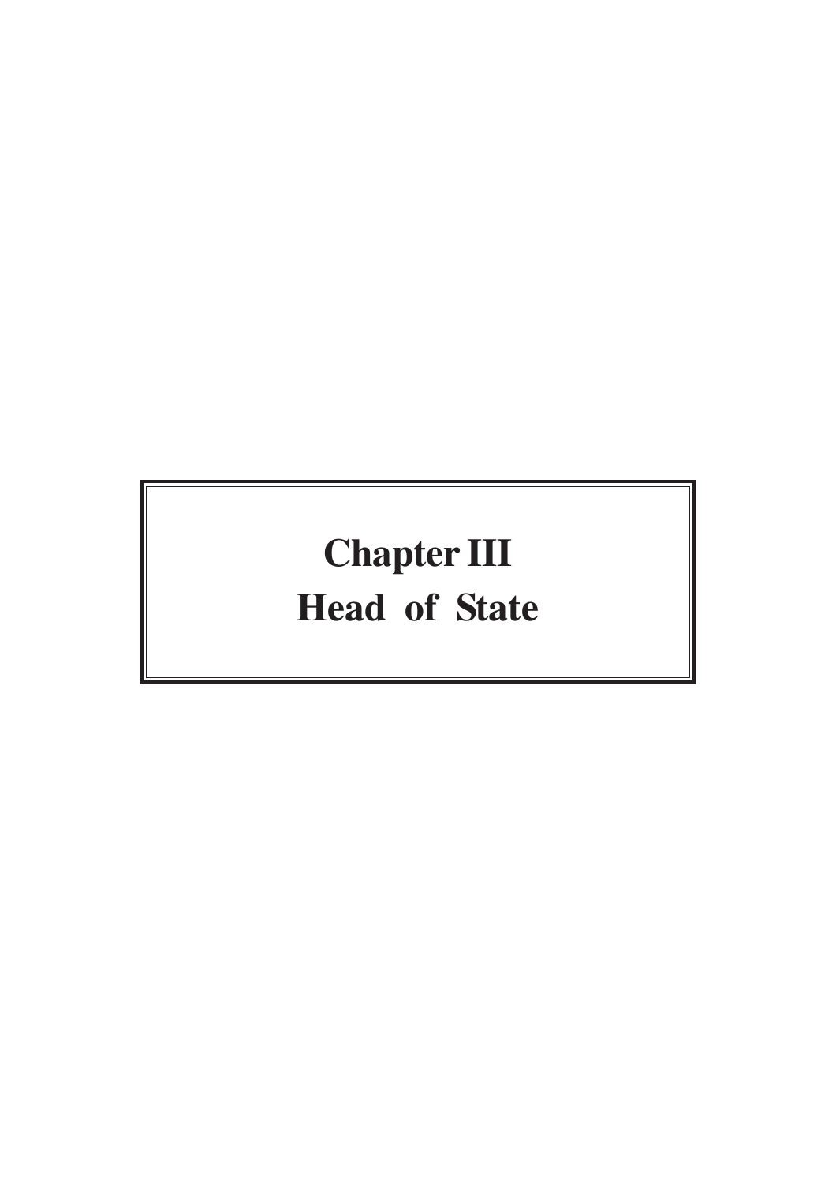# Chapter III
# Head of State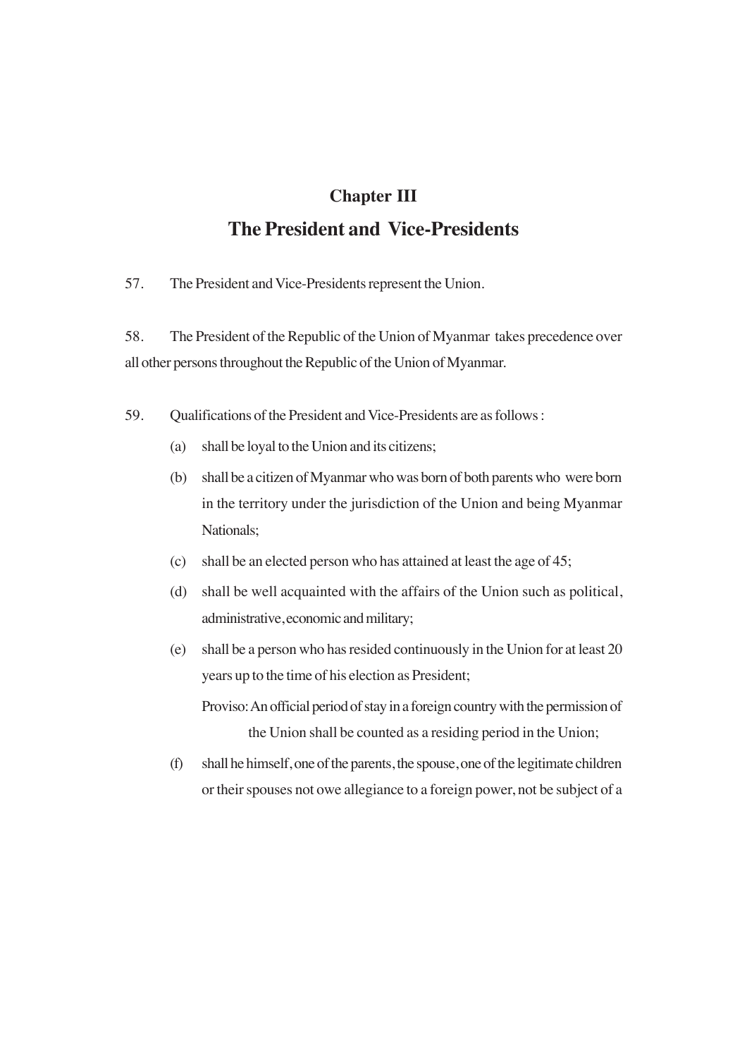## Chapter III

## The President and Vice-Presidents

57. The President and Vice-Presidents represent the Union.

58. The President of the Republic of the Union of Myanmar takes precedence over all other persons throughout the Republic of the Union of Myanmar.

59. Qualifications of the President and Vice-Presidents are as follows :

(a) shall be loyal to the Union and its citizens;

(b) shall be a citizen of Myanmar who was born of both parents who were born in the territory under the jurisdiction of the Union and being Myanmar Nationals;

(c) shall be an elected person who has attained at least the age of 45;

(d) shall be well acquainted with the affairs of the Union such as political, administrative, economic and military;

(e) shall be a person who has resided continuously in the Union for at least 20 years up to the time of his election as President;

Proviso: An official period of stay in a foreign country with the permission of the Union shall be counted as a residing period in the Union;

(f) shall he himself, one of the parents, the spouse, one of the legitimate children or their spouses not owe allegiance to a foreign power, not be subject of a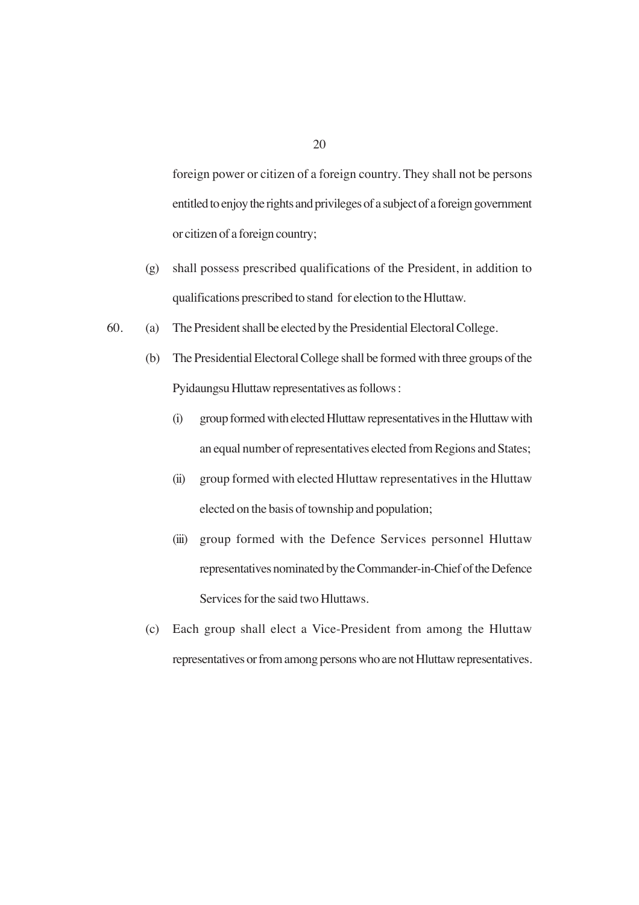foreign power or citizen of a foreign country. They shall not be persons entitled to enjoy the rights and privileges of a subject of a foreign government or citizen of a foreign country;

(g) shall possess prescribed qualifications of the President, in addition to qualifications prescribed to stand for election to the Hluttaw.

60. (a) The President shall be elected by the Presidential Electoral College.

(b) The Presidential Electoral College shall be formed with three groups of the Pyidaungsu Hluttaw representatives as follows :

(i) group formed with elected Hluttaw representatives in the Hluttaw with an equal number of representatives elected from Regions and States;

(ii) group formed with elected Hluttaw representatives in the Hluttaw elected on the basis of township and population;

(iii) group formed with the Defence Services personnel Hluttaw representatives nominated by the Commander-in-Chief of the Defence Services for the said two Hluttaws.

(c) Each group shall elect a Vice-President from among the Hluttaw representatives or from among persons who are not Hluttaw representatives.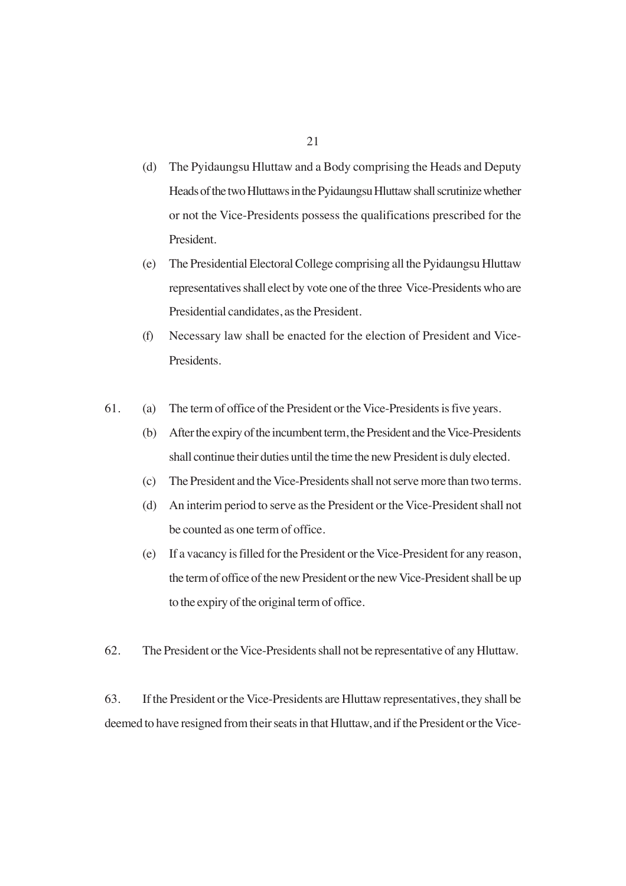(d) The Pyidaungsu Hluttaw and a Body comprising the Heads and Deputy Heads of the two Hluttaws in the Pyidaungsu Hluttaw shall scrutinize whether or not the Vice-Presidents possess the qualifications prescribed for the President.

(e) The Presidential Electoral College comprising all the Pyidaungsu Hluttaw representatives shall elect by vote one of the three Vice-Presidents who are Presidential candidates, as the President.

(f) Necessary law shall be enacted for the election of President and Vice-Presidents.

61. (a) The term of office of the President or the Vice-Presidents is five years.

(b) After the expiry of the incumbent term, the President and the Vice-Presidents shall continue their duties until the time the new President is duly elected.

(c) The President and the Vice-Presidents shall not serve more than two terms.

(d) An interim period to serve as the President or the Vice-President shall not be counted as one term of office.

(e) If a vacancy is filled for the President or the Vice-President for any reason, the term of office of the new President or the new Vice-President shall be up to the expiry of the original term of office.

62. The President or the Vice-Presidents shall not be representative of any Hluttaw.

63. If the President or the Vice-Presidents are Hluttaw representatives, they shall be deemed to have resigned from their seats in that Hluttaw, and if the President or the Vice-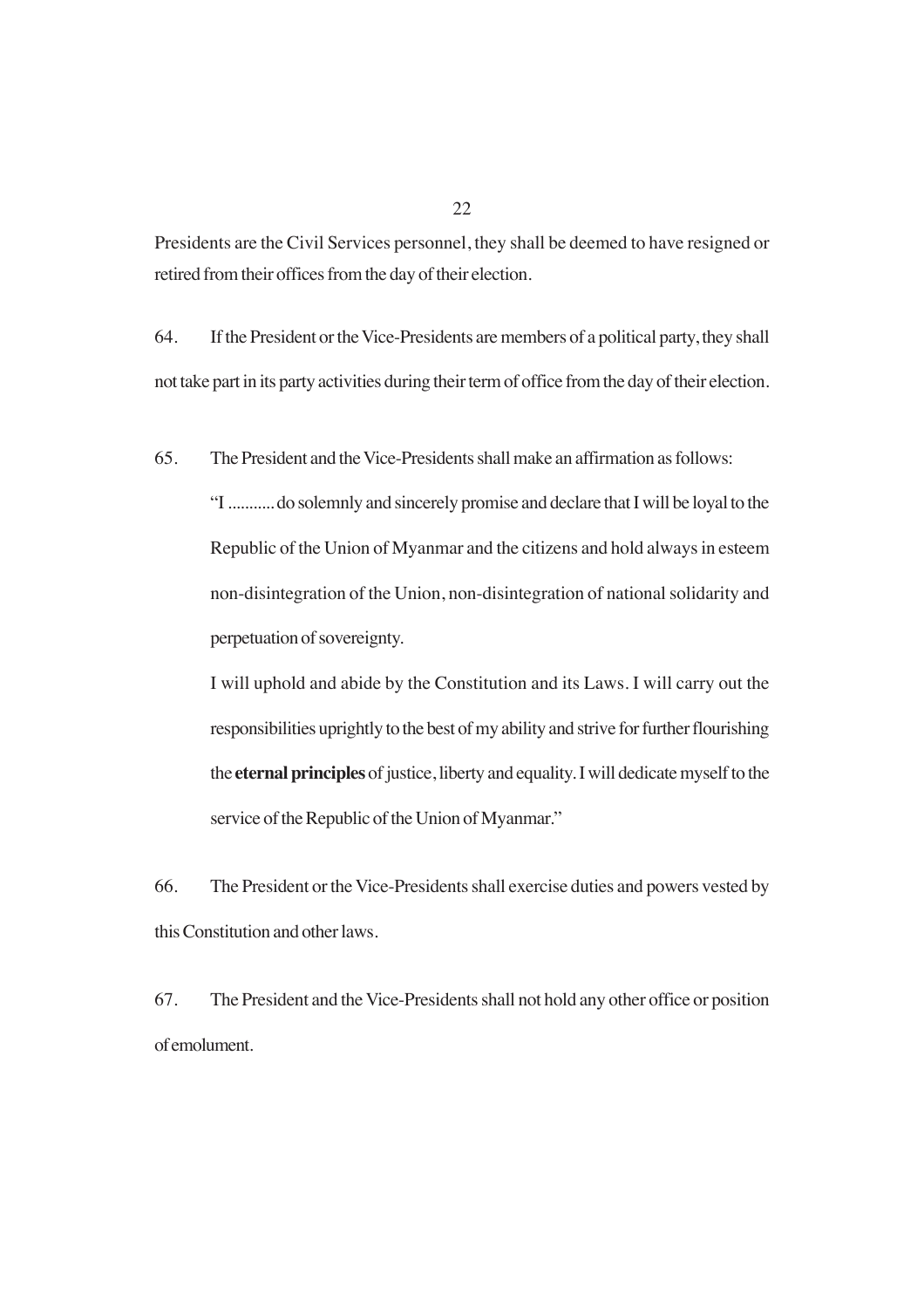Presidents are the Civil Services personnel, they shall be deemed to have resigned or retired from their offices from the day of their election.

64. If the President or the Vice-Presidents are members of a political party, they shall not take part in its party activities during their term of office from the day of their election.

65. The President and the Vice-Presidents shall make an affirmation as follows:

> "I ........... do solemnly and sincerely promise and declare that I will be loyal to the Republic of the Union of Myanmar and the citizens and hold always in esteem non-disintegration of the Union, non-disintegration of national solidarity and perpetuation of sovereignty.
>
> I will uphold and abide by the Constitution and its Laws. I will carry out the responsibilities uprightly to the best of my ability and strive for further flourishing the **eternal principles** of justice, liberty and equality. I will dedicate myself to the service of the Republic of the Union of Myanmar."

66. The President or the Vice-Presidents shall exercise duties and powers vested by this Constitution and other laws.

67. The President and the Vice-Presidents shall not hold any other office or position of emolument.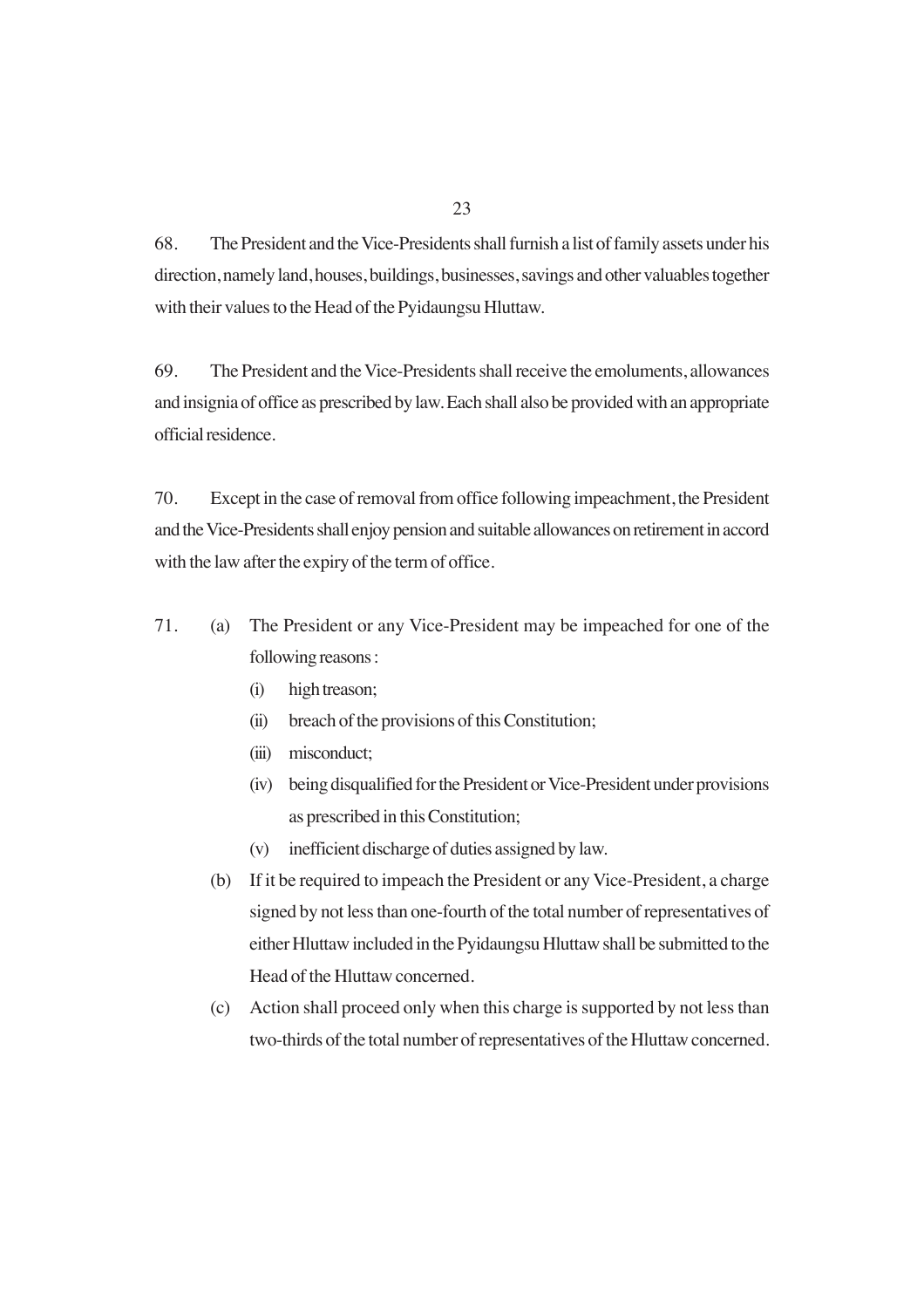68. The President and the Vice-Presidents shall furnish a list of family assets under his direction, namely land, houses, buildings, businesses, savings and other valuables together with their values to the Head of the Pyidaungsu Hluttaw.

69. The President and the Vice-Presidents shall receive the emoluments, allowances and insignia of office as prescribed by law. Each shall also be provided with an appropriate official residence.

70. Except in the case of removal from office following impeachment, the President and the Vice-Presidents shall enjoy pension and suitable allowances on retirement in accord with the law after the expiry of the term of office.

71. (a) The President or any Vice-President may be impeached for one of the following reasons :

   (i) high treason;

   (ii) breach of the provisions of this Constitution;

   (iii) misconduct;

   (iv) being disqualified for the President or Vice-President under provisions as prescribed in this Constitution;

   (v) inefficient discharge of duties assigned by law.

   (b) If it be required to impeach the President or any Vice-President, a charge signed by not less than one-fourth of the total number of representatives of either Hluttaw included in the Pyidaungsu Hluttaw shall be submitted to the Head of the Hluttaw concerned.

   (c) Action shall proceed only when this charge is supported by not less than two-thirds of the total number of representatives of the Hluttaw concerned.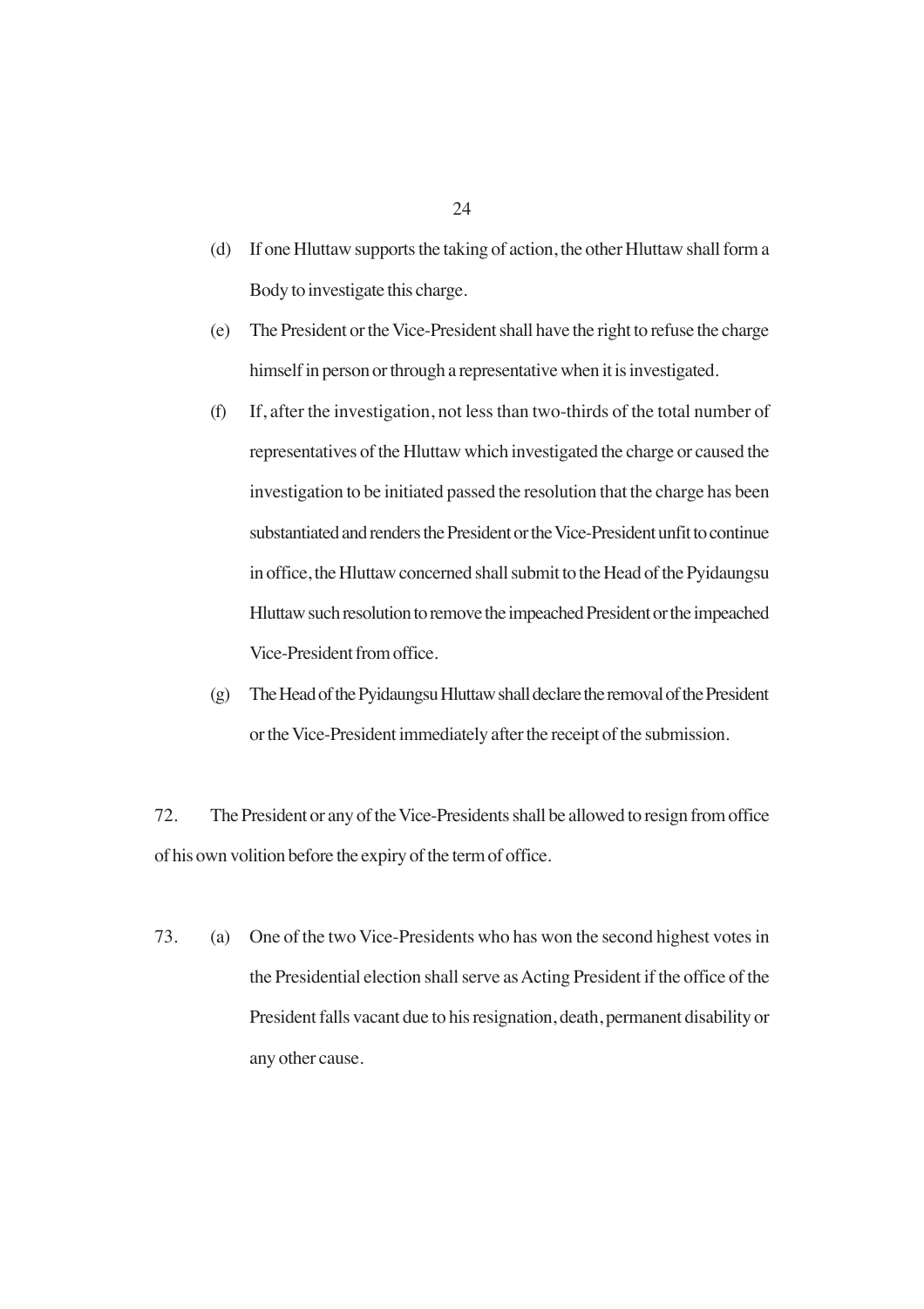(d) If one Hluttaw supports the taking of action, the other Hluttaw shall form a Body to investigate this charge.

(e) The President or the Vice-President shall have the right to refuse the charge himself in person or through a representative when it is investigated.

(f) If, after the investigation, not less than two-thirds of the total number of representatives of the Hluttaw which investigated the charge or caused the investigation to be initiated passed the resolution that the charge has been substantiated and renders the President or the Vice-President unfit to continue in office, the Hluttaw concerned shall submit to the Head of the Pyidaungsu Hluttaw such resolution to remove the impeached President or the impeached Vice-President from office.

(g) The Head of the Pyidaungsu Hluttaw shall declare the removal of the President or the Vice-President immediately after the receipt of the submission.

72. The President or any of the Vice-Presidents shall be allowed to resign from office of his own volition before the expiry of the term of office.

73. (a) One of the two Vice-Presidents who has won the second highest votes in the Presidential election shall serve as Acting President if the office of the President falls vacant due to his resignation, death, permanent disability or any other cause.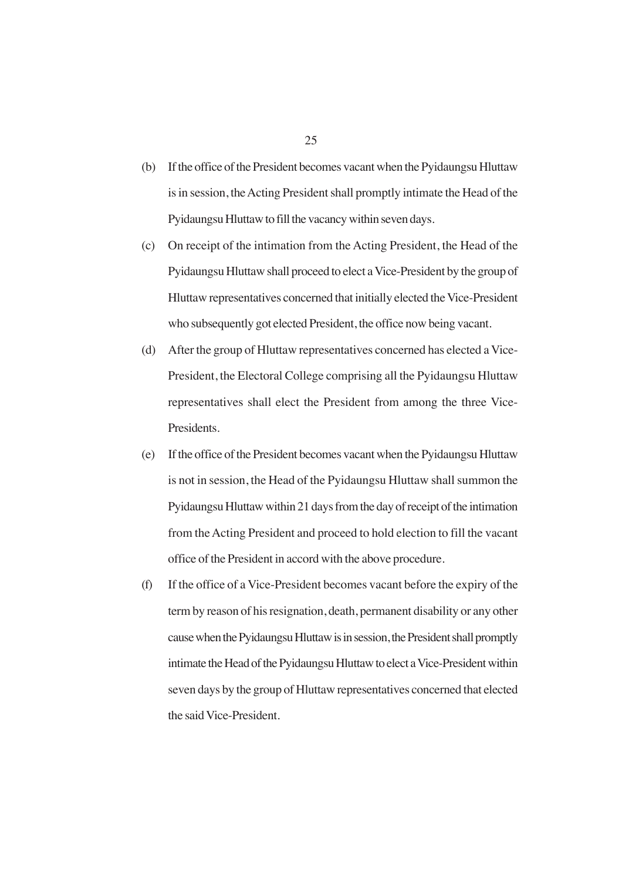(b) If the office of the President becomes vacant when the Pyidaungsu Hluttaw is in session, the Acting President shall promptly intimate the Head of the Pyidaungsu Hluttaw to fill the vacancy within seven days.

(c) On receipt of the intimation from the Acting President, the Head of the Pyidaungsu Hluttaw shall proceed to elect a Vice-President by the group of Hluttaw representatives concerned that initially elected the Vice-President who subsequently got elected President, the office now being vacant.

(d) After the group of Hluttaw representatives concerned has elected a Vice-President, the Electoral College comprising all the Pyidaungsu Hluttaw representatives shall elect the President from among the three Vice-Presidents.

(e) If the office of the President becomes vacant when the Pyidaungsu Hluttaw is not in session, the Head of the Pyidaungsu Hluttaw shall summon the Pyidaungsu Hluttaw within 21 days from the day of receipt of the intimation from the Acting President and proceed to hold election to fill the vacant office of the President in accord with the above procedure.

(f) If the office of a Vice-President becomes vacant before the expiry of the term by reason of his resignation, death, permanent disability or any other cause when the Pyidaungsu Hluttaw is in session, the President shall promptly intimate the Head of the Pyidaungsu Hluttaw to elect a Vice-President within seven days by the group of Hluttaw representatives concerned that elected the said Vice-President.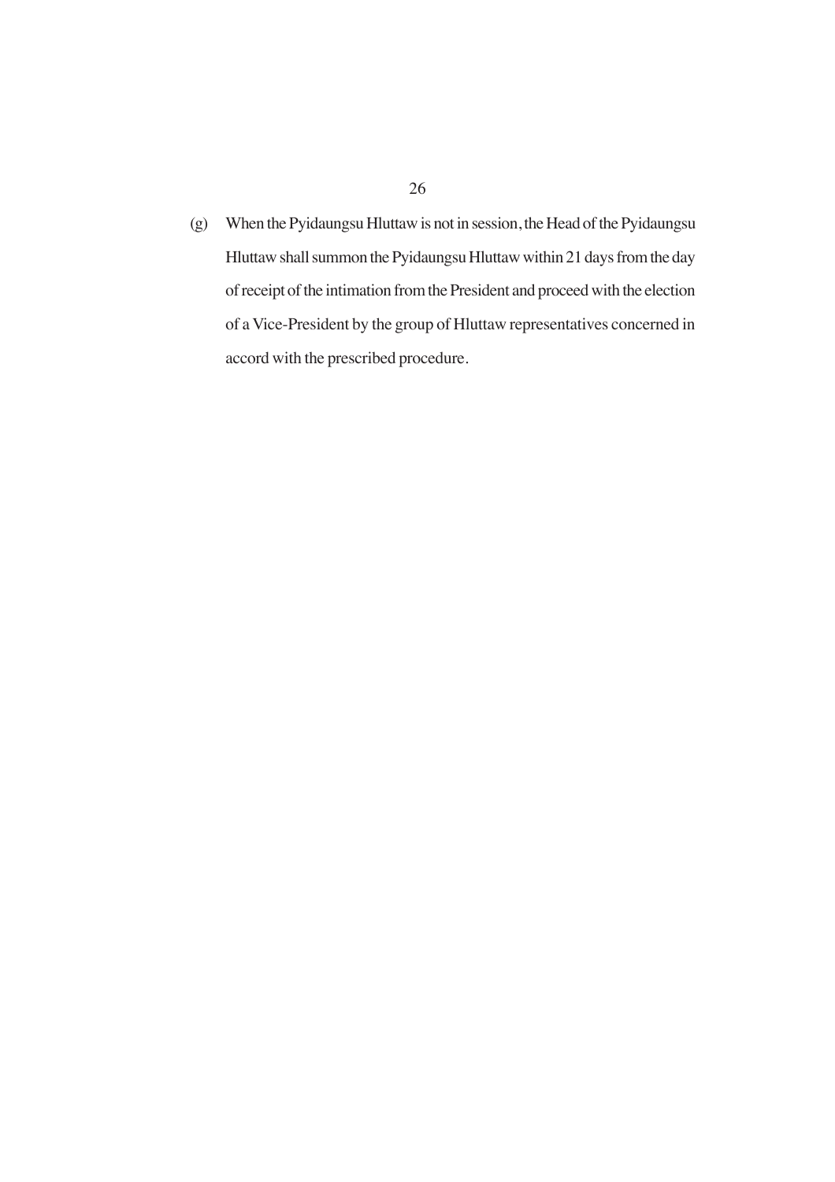(g) When the Pyidaungsu Hluttaw is not in session, the Head of the Pyidaungsu Hluttaw shall summon the Pyidaungsu Hluttaw within 21 days from the day of receipt of the intimation from the President and proceed with the election of a Vice-President by the group of Hluttaw representatives concerned in accord with the prescribed procedure.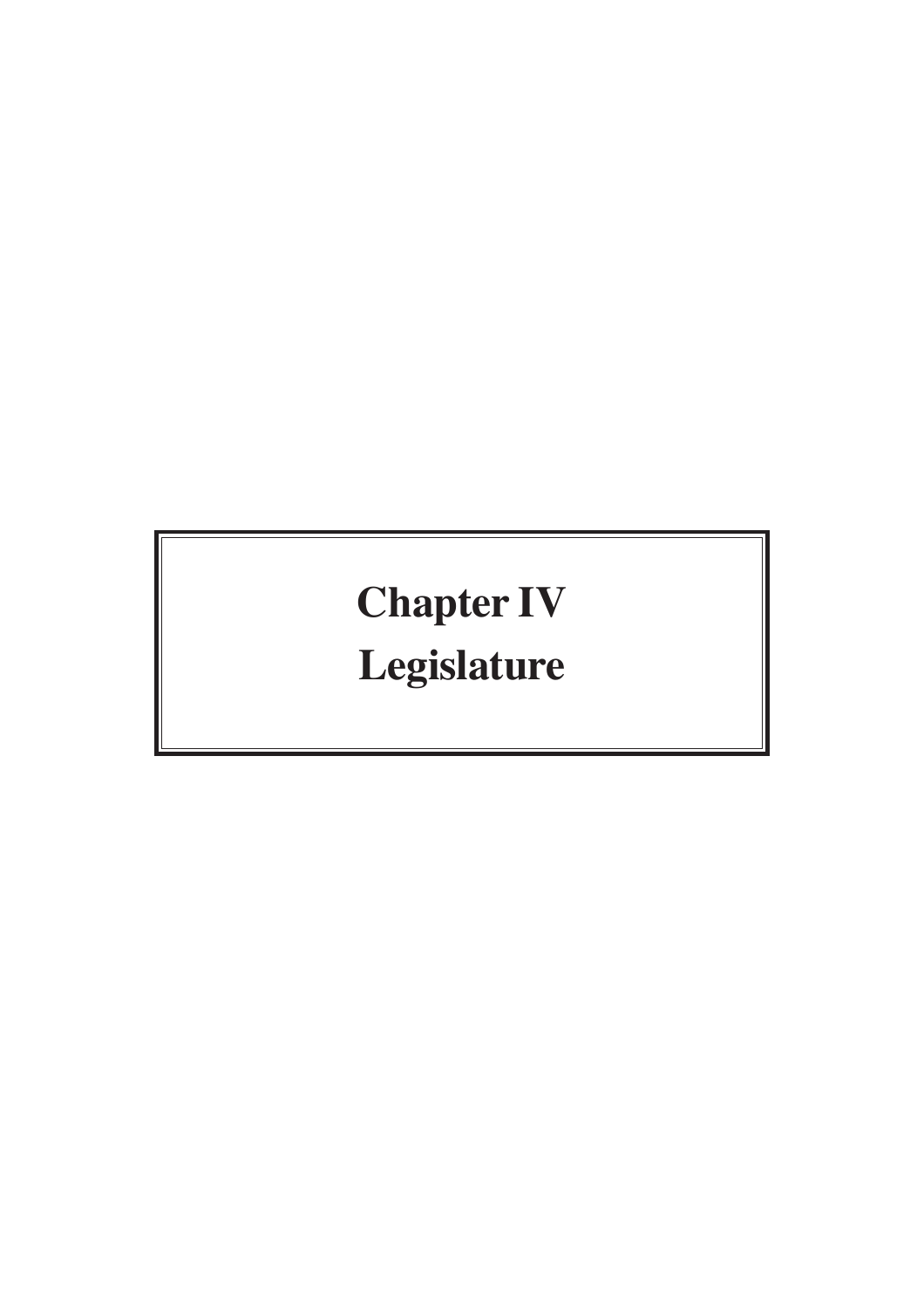# Chapter IV

# Legislature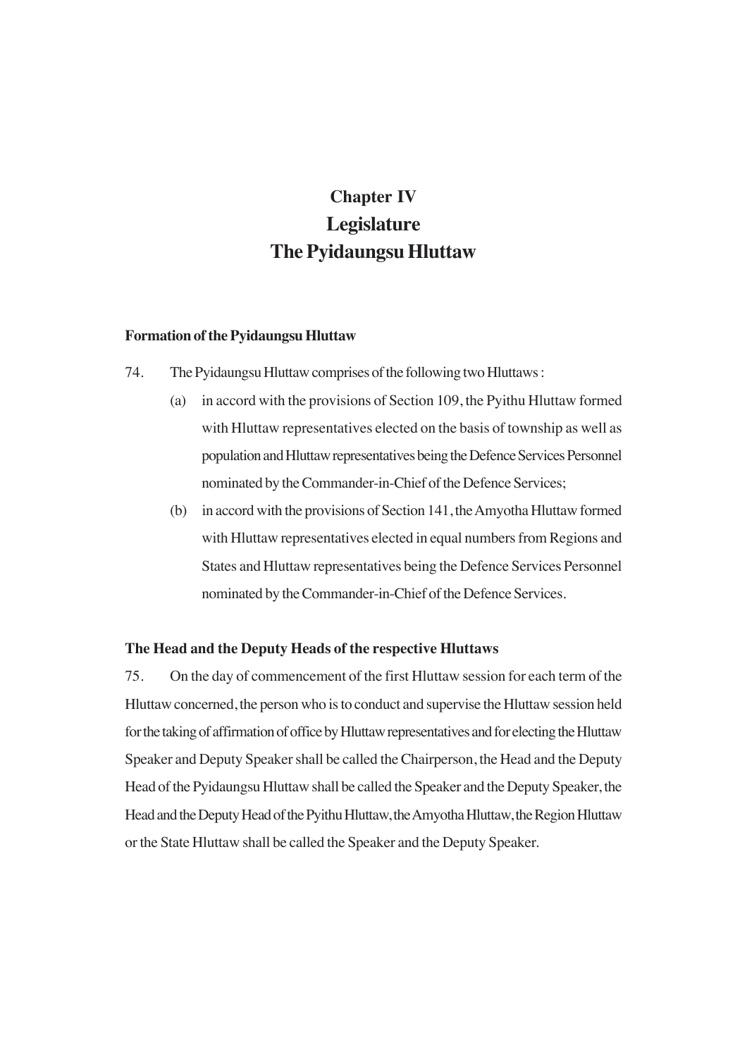# Chapter IV
# Legislature
# The Pyidaungsu Hluttaw

### Formation of the Pyidaungsu Hluttaw

74. The Pyidaungsu Hluttaw comprises of the following two Hluttaws :

   (a) in accord with the provisions of Section 109, the Pyithu Hluttaw formed with Hluttaw representatives elected on the basis of township as well as population and Hluttaw representatives being the Defence Services Personnel nominated by the Commander-in-Chief of the Defence Services;

   (b) in accord with the provisions of Section 141, the Amyotha Hluttaw formed with Hluttaw representatives elected in equal numbers from Regions and States and Hluttaw representatives being the Defence Services Personnel nominated by the Commander-in-Chief of the Defence Services.

### The Head and the Deputy Heads of the respective Hluttaws

75. On the day of commencement of the first Hluttaw session for each term of the Hluttaw concerned, the person who is to conduct and supervise the Hluttaw session held for the taking of affirmation of office by Hluttaw representatives and for electing the Hluttaw Speaker and Deputy Speaker shall be called the Chairperson, the Head and the Deputy Head of the Pyidaungsu Hluttaw shall be called the Speaker and the Deputy Speaker, the Head and the Deputy Head of the Pyithu Hluttaw, the Amyotha Hluttaw, the Region Hluttaw or the State Hluttaw shall be called the Speaker and the Deputy Speaker.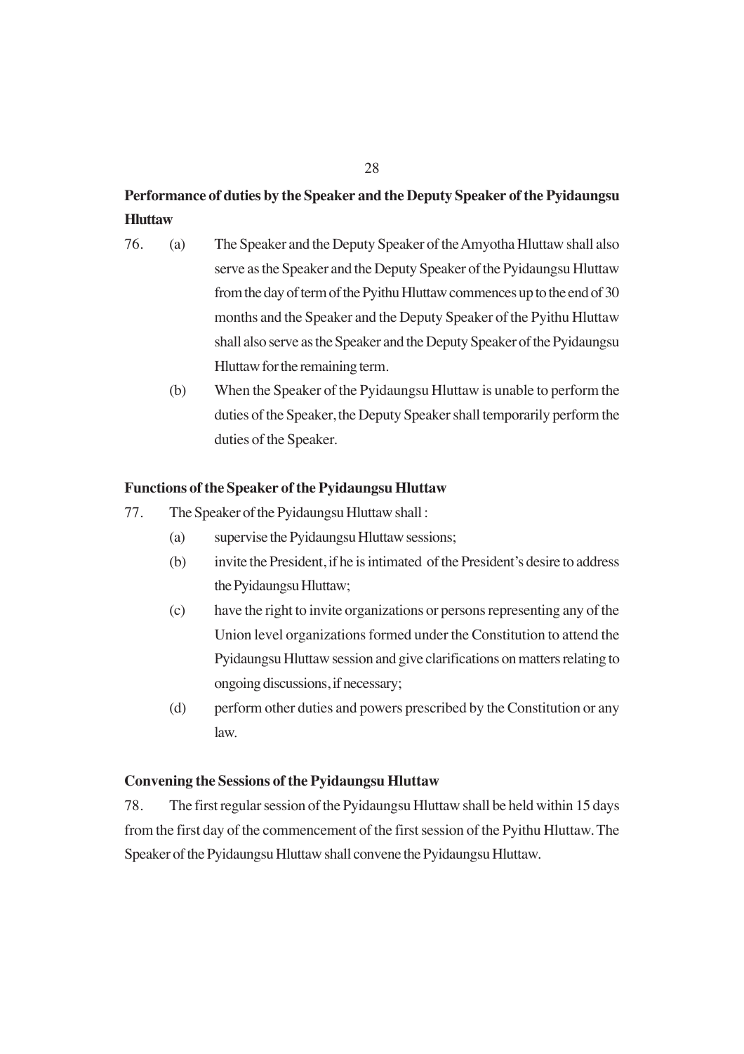**Performance of duties by the Speaker and the Deputy Speaker of the Pyidaungsu Hluttaw**

76. (a) The Speaker and the Deputy Speaker of the Amyotha Hluttaw shall also serve as the Speaker and the Deputy Speaker of the Pyidaungsu Hluttaw from the day of term of the Pyithu Hluttaw commences up to the end of 30 months and the Speaker and the Deputy Speaker of the Pyithu Hluttaw shall also serve as the Speaker and the Deputy Speaker of the Pyidaungsu Hluttaw for the remaining term.

(b) When the Speaker of the Pyidaungsu Hluttaw is unable to perform the duties of the Speaker, the Deputy Speaker shall temporarily perform the duties of the Speaker.

**Functions of the Speaker of the Pyidaungsu Hluttaw**

77. The Speaker of the Pyidaungsu Hluttaw shall :

(a) supervise the Pyidaungsu Hluttaw sessions;

(b) invite the President, if he is intimated of the President's desire to address the Pyidaungsu Hluttaw;

(c) have the right to invite organizations or persons representing any of the Union level organizations formed under the Constitution to attend the Pyidaungsu Hluttaw session and give clarifications on matters relating to ongoing discussions, if necessary;

(d) perform other duties and powers prescribed by the Constitution or any law.

**Convening the Sessions of the Pyidaungsu Hluttaw**

78. The first regular session of the Pyidaungsu Hluttaw shall be held within 15 days from the first day of the commencement of the first session of the Pyithu Hluttaw. The Speaker of the Pyidaungsu Hluttaw shall convene the Pyidaungsu Hluttaw.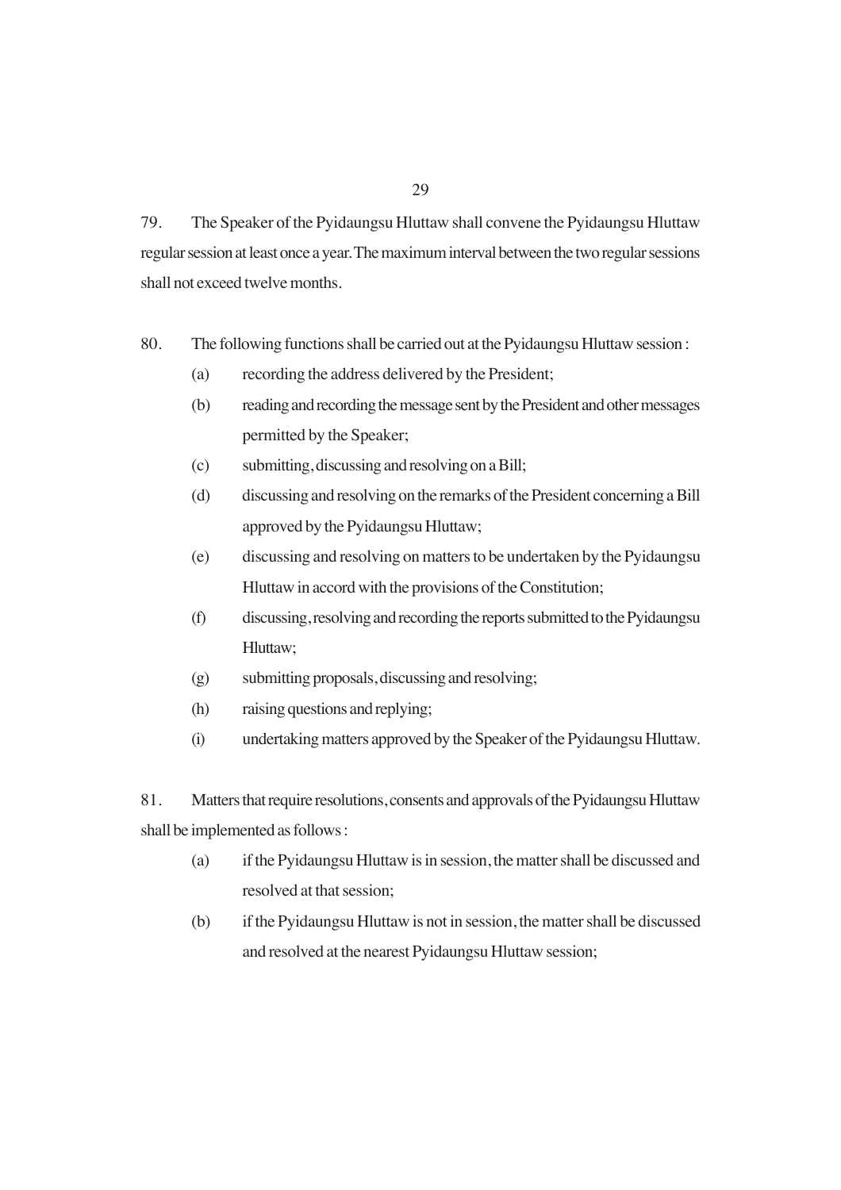79. The Speaker of the Pyidaungsu Hluttaw shall convene the Pyidaungsu Hluttaw regular session at least once a year. The maximum interval between the two regular sessions shall not exceed twelve months.

80. The following functions shall be carried out at the Pyidaungsu Hluttaw session :

(a) recording the address delivered by the President;

(b) reading and recording the message sent by the President and other messages permitted by the Speaker;

(c) submitting, discussing and resolving on a Bill;

(d) discussing and resolving on the remarks of the President concerning a Bill approved by the Pyidaungsu Hluttaw;

(e) discussing and resolving on matters to be undertaken by the Pyidaungsu Hluttaw in accord with the provisions of the Constitution;

(f) discussing, resolving and recording the reports submitted to the Pyidaungsu Hluttaw;

(g) submitting proposals, discussing and resolving;

(h) raising questions and replying;

(i) undertaking matters approved by the Speaker of the Pyidaungsu Hluttaw.

81. Matters that require resolutions, consents and approvals of the Pyidaungsu Hluttaw shall be implemented as follows :

(a) if the Pyidaungsu Hluttaw is in session, the matter shall be discussed and resolved at that session;

(b) if the Pyidaungsu Hluttaw is not in session, the matter shall be discussed and resolved at the nearest Pyidaungsu Hluttaw session;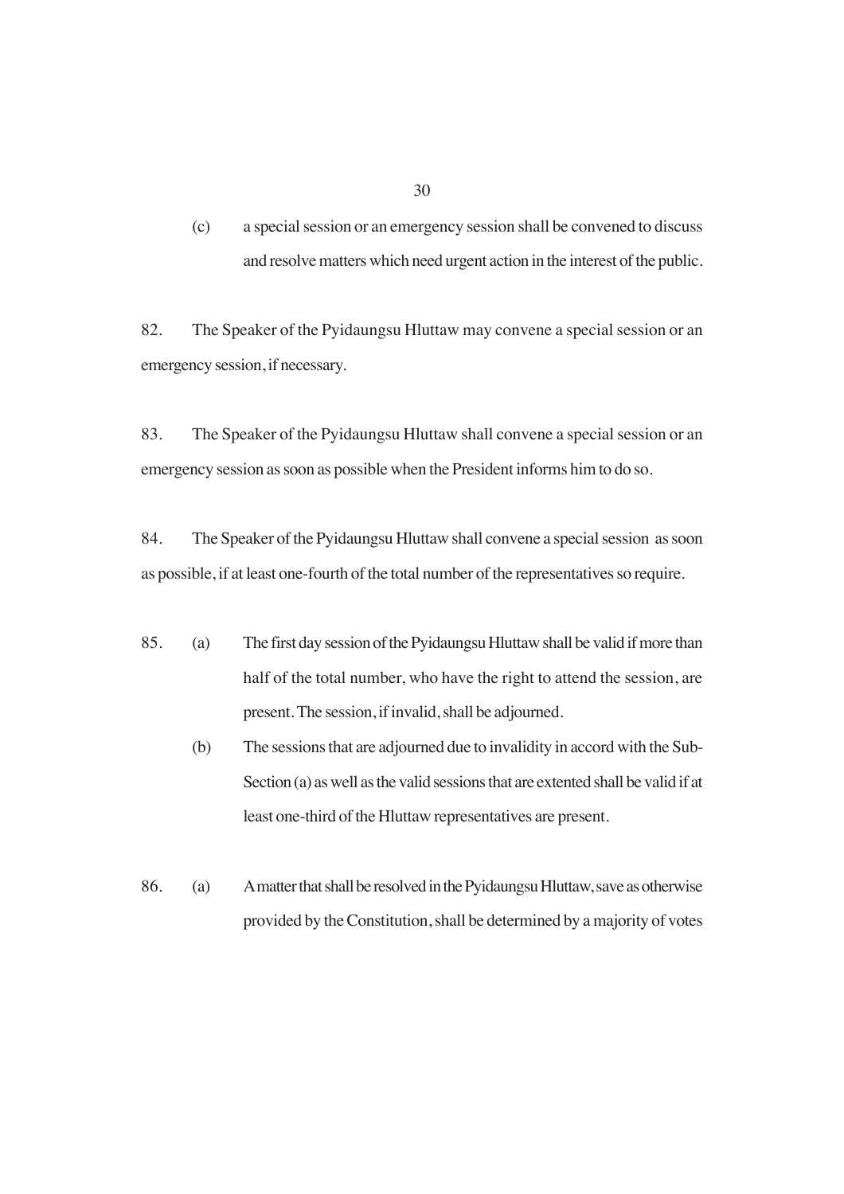(c) a special session or an emergency session shall be convened to discuss and resolve matters which need urgent action in the interest of the public.

82. The Speaker of the Pyidaungsu Hluttaw may convene a special session or an emergency session, if necessary.

83. The Speaker of the Pyidaungsu Hluttaw shall convene a special session or an emergency session as soon as possible when the President informs him to do so.

84. The Speaker of the Pyidaungsu Hluttaw shall convene a special session as soon as possible, if at least one-fourth of the total number of the representatives so require.

85. (a) The first day session of the Pyidaungsu Hluttaw shall be valid if more than half of the total number, who have the right to attend the session, are present. The session, if invalid, shall be adjourned.

(b) The sessions that are adjourned due to invalidity in accord with the Sub-Section (a) as well as the valid sessions that are extented shall be valid if at least one-third of the Hluttaw representatives are present.

86. (a) A matter that shall be resolved in the Pyidaungsu Hluttaw, save as otherwise provided by the Constitution, shall be determined by a majority of votes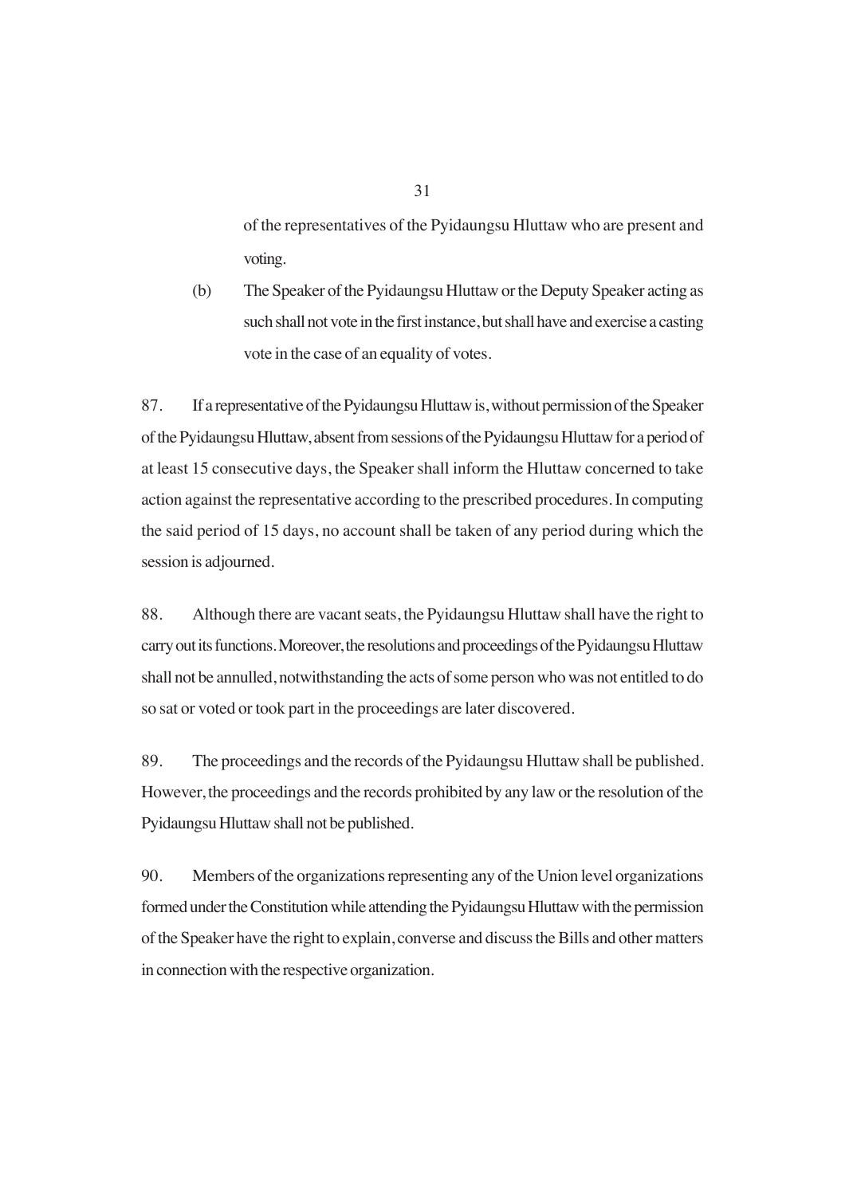of the representatives of the Pyidaungsu Hluttaw who are present and voting.

(b) The Speaker of the Pyidaungsu Hluttaw or the Deputy Speaker acting as such shall not vote in the first instance, but shall have and exercise a casting vote in the case of an equality of votes.

87. If a representative of the Pyidaungsu Hluttaw is, without permission of the Speaker of the Pyidaungsu Hluttaw, absent from sessions of the Pyidaungsu Hluttaw for a period of at least 15 consecutive days, the Speaker shall inform the Hluttaw concerned to take action against the representative according to the prescribed procedures. In computing the said period of 15 days, no account shall be taken of any period during which the session is adjourned.

88. Although there are vacant seats, the Pyidaungsu Hluttaw shall have the right to carry out its functions. Moreover, the resolutions and proceedings of the Pyidaungsu Hluttaw shall not be annulled, notwithstanding the acts of some person who was not entitled to do so sat or voted or took part in the proceedings are later discovered.

89. The proceedings and the records of the Pyidaungsu Hluttaw shall be published. However, the proceedings and the records prohibited by any law or the resolution of the Pyidaungsu Hluttaw shall not be published.

90. Members of the organizations representing any of the Union level organizations formed under the Constitution while attending the Pyidaungsu Hluttaw with the permission of the Speaker have the right to explain, converse and discuss the Bills and other matters in connection with the respective organization.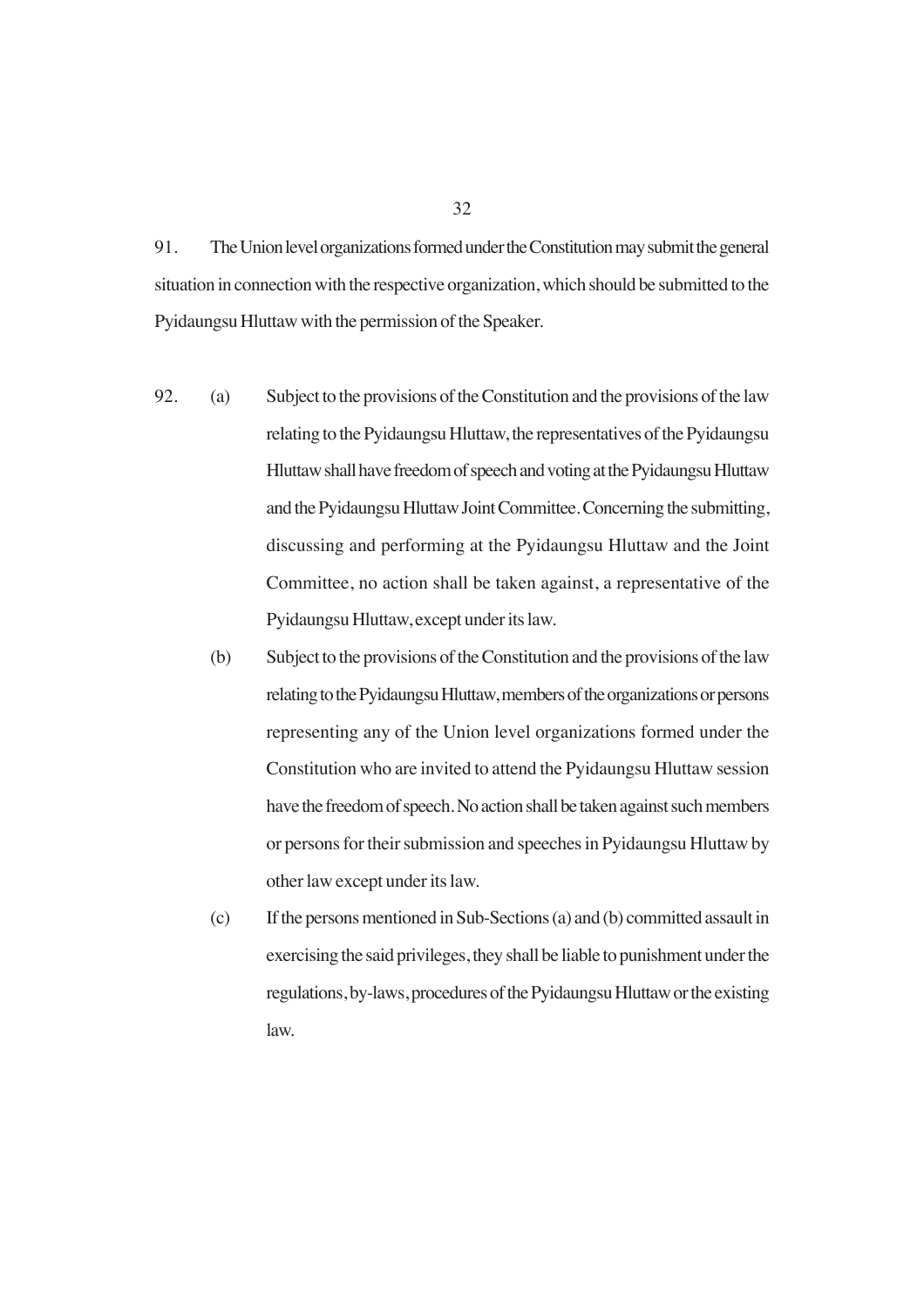91. The Union level organizations formed under the Constitution may submit the general situation in connection with the respective organization, which should be submitted to the Pyidaungsu Hluttaw with the permission of the Speaker.

92. (a) Subject to the provisions of the Constitution and the provisions of the law relating to the Pyidaungsu Hluttaw, the representatives of the Pyidaungsu Hluttaw shall have freedom of speech and voting at the Pyidaungsu Hluttaw and the Pyidaungsu Hluttaw Joint Committee. Concerning the submitting, discussing and performing at the Pyidaungsu Hluttaw and the Joint Committee, no action shall be taken against, a representative of the Pyidaungsu Hluttaw, except under its law.

(b) Subject to the provisions of the Constitution and the provisions of the law relating to the Pyidaungsu Hluttaw, members of the organizations or persons representing any of the Union level organizations formed under the Constitution who are invited to attend the Pyidaungsu Hluttaw session have the freedom of speech. No action shall be taken against such members or persons for their submission and speeches in Pyidaungsu Hluttaw by other law except under its law.

(c) If the persons mentioned in Sub-Sections (a) and (b) committed assault in exercising the said privileges, they shall be liable to punishment under the regulations, by-laws, procedures of the Pyidaungsu Hluttaw or the existing law.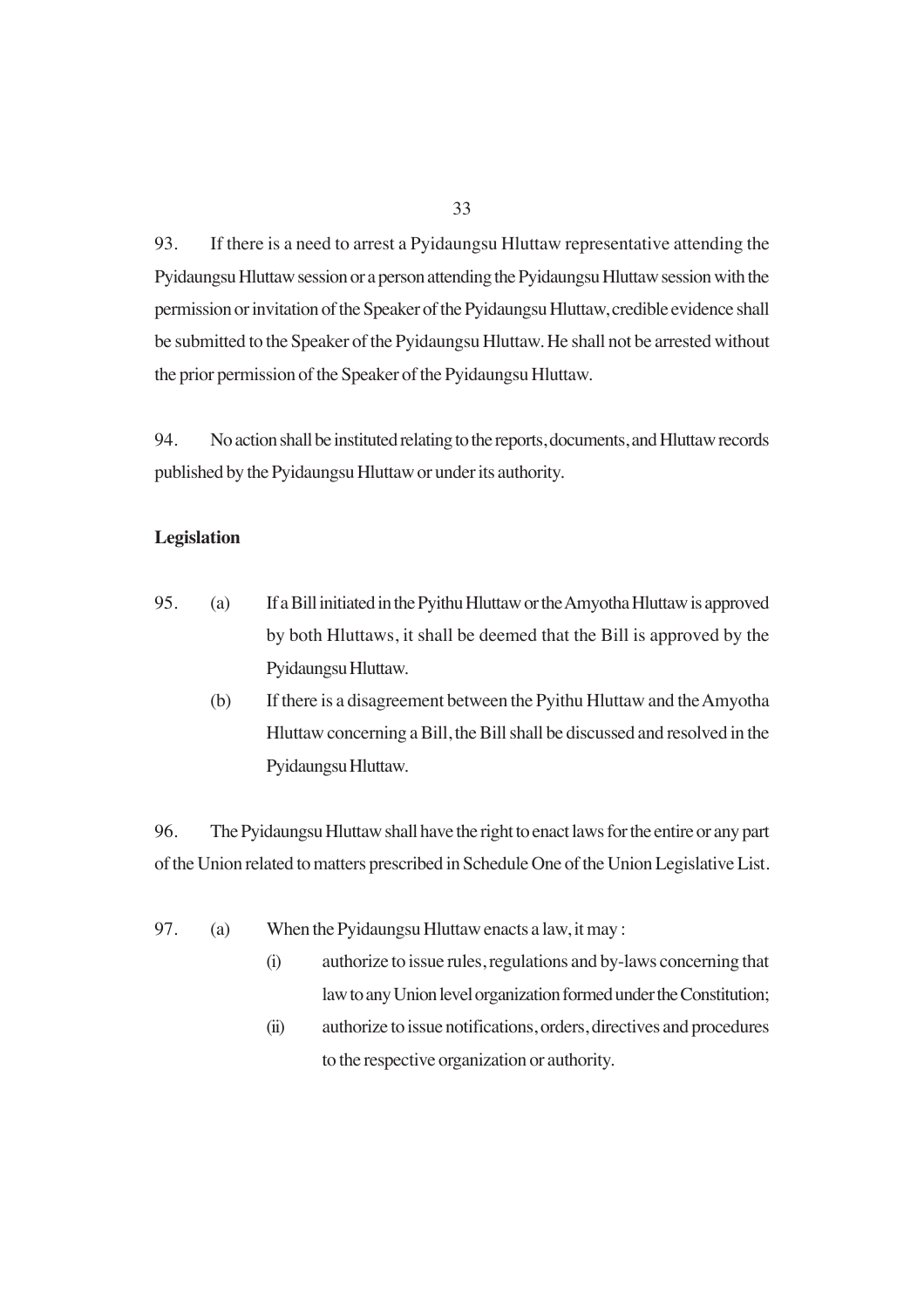93. If there is a need to arrest a Pyidaungsu Hluttaw representative attending the Pyidaungsu Hluttaw session or a person attending the Pyidaungsu Hluttaw session with the permission or invitation of the Speaker of the Pyidaungsu Hluttaw, credible evidence shall be submitted to the Speaker of the Pyidaungsu Hluttaw. He shall not be arrested without the prior permission of the Speaker of the Pyidaungsu Hluttaw.

94. No action shall be instituted relating to the reports, documents, and Hluttaw records published by the Pyidaungsu Hluttaw or under its authority.

**Legislation**

95. (a) If a Bill initiated in the Pyithu Hluttaw or the Amyotha Hluttaw is approved by both Hluttaws, it shall be deemed that the Bill is approved by the Pyidaungsu Hluttaw.

(b) If there is a disagreement between the Pyithu Hluttaw and the Amyotha Hluttaw concerning a Bill, the Bill shall be discussed and resolved in the Pyidaungsu Hluttaw.

96. The Pyidaungsu Hluttaw shall have the right to enact laws for the entire or any part of the Union related to matters prescribed in Schedule One of the Union Legislative List.

97. (a) When the Pyidaungsu Hluttaw enacts a law, it may :

(i) authorize to issue rules, regulations and by-laws concerning that law to any Union level organization formed under the Constitution;

(ii) authorize to issue notifications, orders, directives and procedures to the respective organization or authority.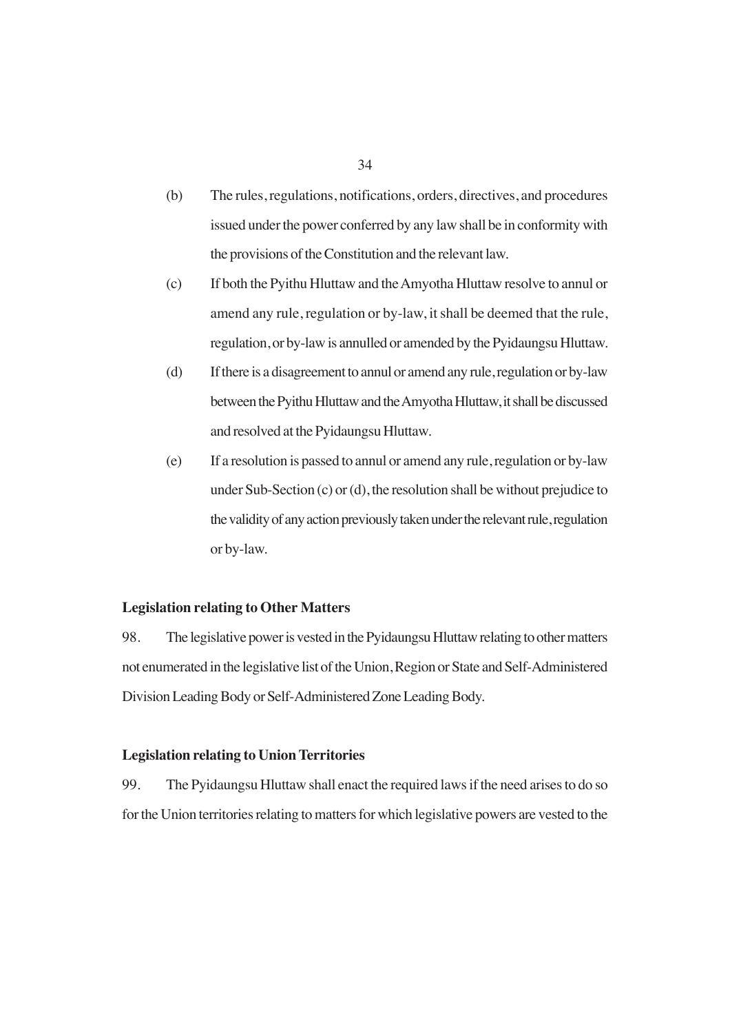(b) The rules, regulations, notifications, orders, directives, and procedures issued under the power conferred by any law shall be in conformity with the provisions of the Constitution and the relevant law.

(c) If both the Pyithu Hluttaw and the Amyotha Hluttaw resolve to annul or amend any rule, regulation or by-law, it shall be deemed that the rule, regulation, or by-law is annulled or amended by the Pyidaungsu Hluttaw.

(d) If there is a disagreement to annul or amend any rule, regulation or by-law between the Pyithu Hluttaw and the Amyotha Hluttaw, it shall be discussed and resolved at the Pyidaungsu Hluttaw.

(e) If a resolution is passed to annul or amend any rule, regulation or by-law under Sub-Section (c) or (d), the resolution shall be without prejudice to the validity of any action previously taken under the relevant rule, regulation or by-law.

**Legislation relating to Other Matters**

98. The legislative power is vested in the Pyidaungsu Hluttaw relating to other matters not enumerated in the legislative list of the Union, Region or State and Self-Administered Division Leading Body or Self-Administered Zone Leading Body.

**Legislation relating to Union Territories**

99. The Pyidaungsu Hluttaw shall enact the required laws if the need arises to do so for the Union territories relating to matters for which legislative powers are vested to the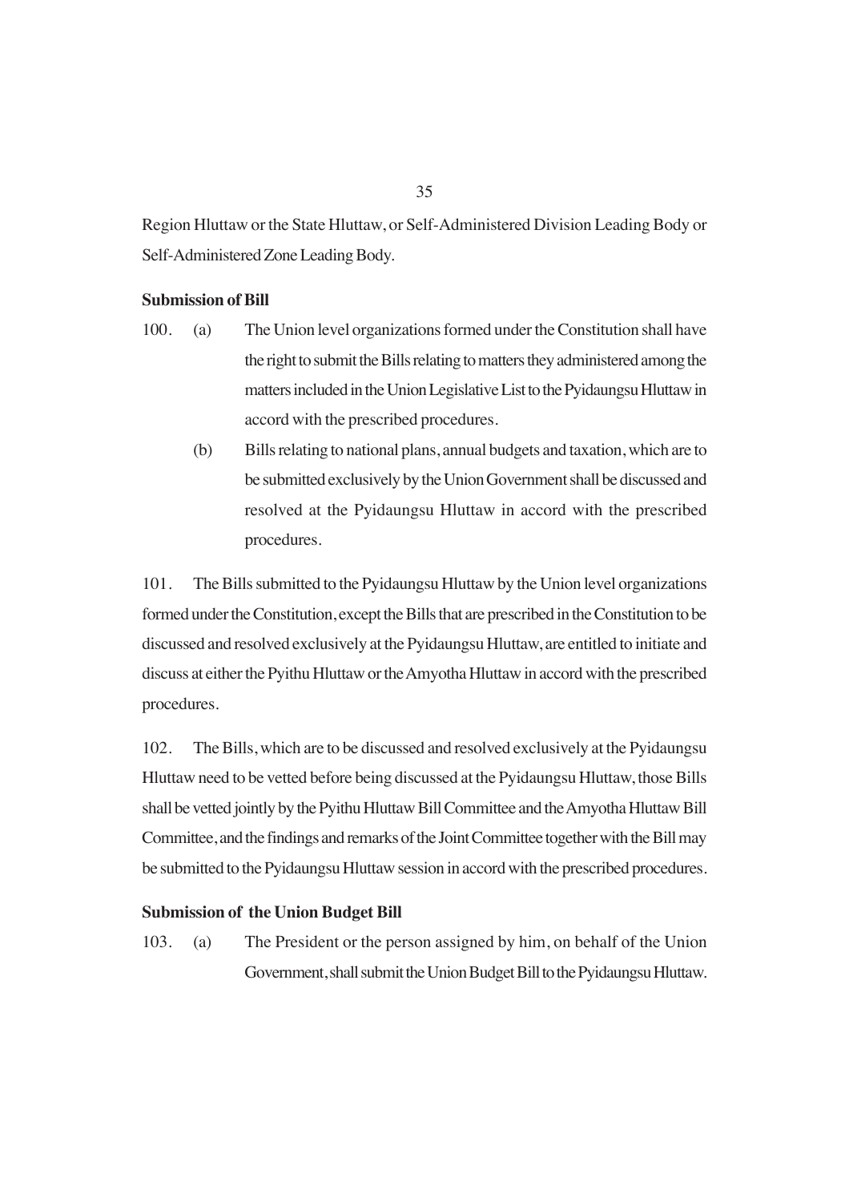Region Hluttaw or the State Hluttaw, or Self-Administered Division Leading Body or Self-Administered Zone Leading Body.

**Submission of Bill**

100. (a) The Union level organizations formed under the Constitution shall have the right to submit the Bills relating to matters they administered among the matters included in the Union Legislative List to the Pyidaungsu Hluttaw in accord with the prescribed procedures.

(b) Bills relating to national plans, annual budgets and taxation, which are to be submitted exclusively by the Union Government shall be discussed and resolved at the Pyidaungsu Hluttaw in accord with the prescribed procedures.

101. The Bills submitted to the Pyidaungsu Hluttaw by the Union level organizations formed under the Constitution, except the Bills that are prescribed in the Constitution to be discussed and resolved exclusively at the Pyidaungsu Hluttaw, are entitled to initiate and discuss at either the Pyithu Hluttaw or the Amyotha Hluttaw in accord with the prescribed procedures.

102. The Bills, which are to be discussed and resolved exclusively at the Pyidaungsu Hluttaw need to be vetted before being discussed at the Pyidaungsu Hluttaw, those Bills shall be vetted jointly by the Pyithu Hluttaw Bill Committee and the Amyotha Hluttaw Bill Committee, and the findings and remarks of the Joint Committee together with the Bill may be submitted to the Pyidaungsu Hluttaw session in accord with the prescribed procedures.

**Submission of the Union Budget Bill**

103. (a) The President or the person assigned by him, on behalf of the Union Government, shall submit the Union Budget Bill to the Pyidaungsu Hluttaw.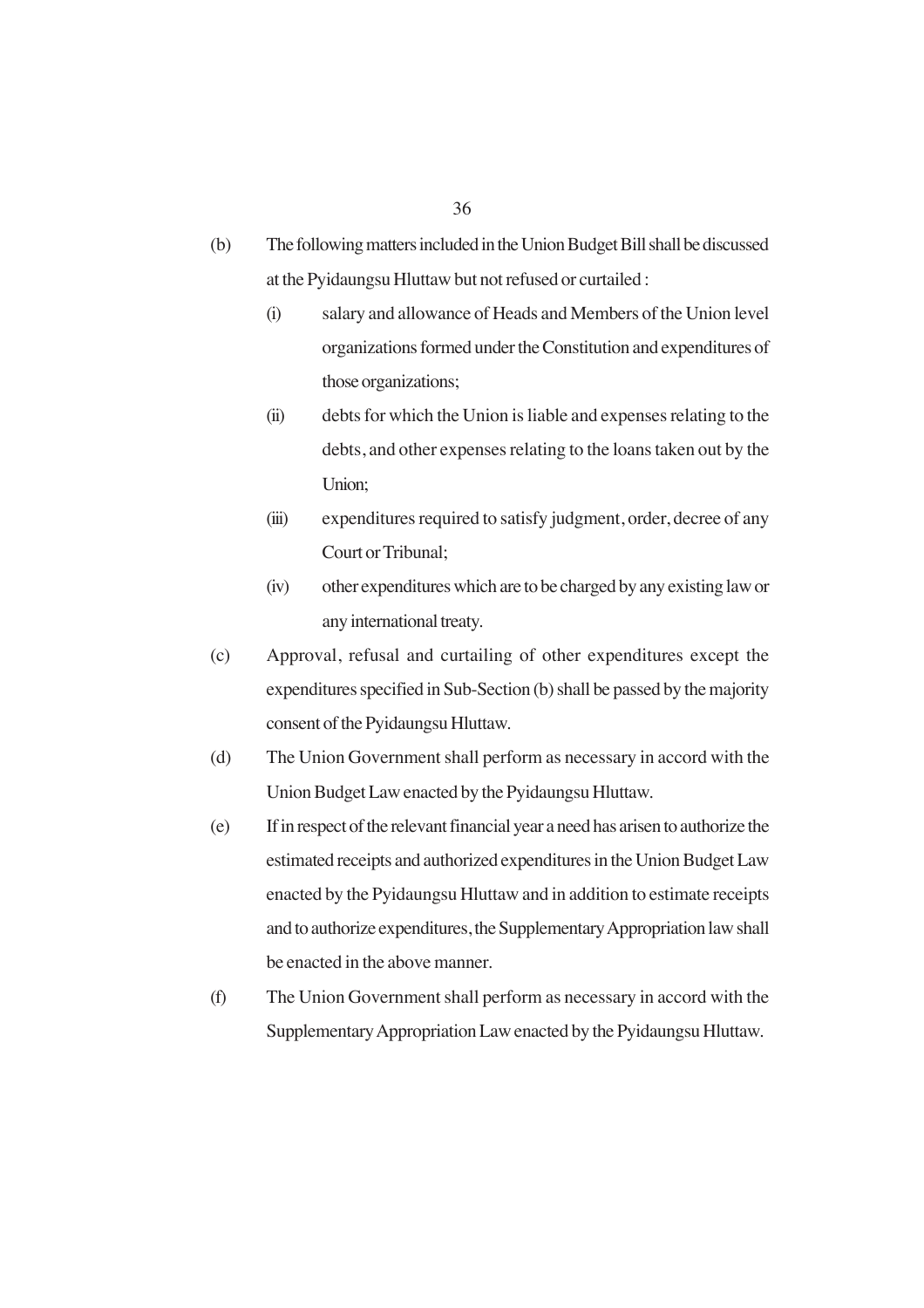(b) The following matters included in the Union Budget Bill shall be discussed at the Pyidaungsu Hluttaw but not refused or curtailed :

   (i) salary and allowance of Heads and Members of the Union level organizations formed under the Constitution and expenditures of those organizations;

   (ii) debts for which the Union is liable and expenses relating to the debts, and other expenses relating to the loans taken out by the Union;

   (iii) expenditures required to satisfy judgment, order, decree of any Court or Tribunal;

   (iv) other expenditures which are to be charged by any existing law or any international treaty.

(c) Approval, refusal and curtailing of other expenditures except the expenditures specified in Sub-Section (b) shall be passed by the majority consent of the Pyidaungsu Hluttaw.

(d) The Union Government shall perform as necessary in accord with the Union Budget Law enacted by the Pyidaungsu Hluttaw.

(e) If in respect of the relevant financial year a need has arisen to authorize the estimated receipts and authorized expenditures in the Union Budget Law enacted by the Pyidaungsu Hluttaw and in addition to estimate receipts and to authorize expenditures, the Supplementary Appropriation law shall be enacted in the above manner.

(f) The Union Government shall perform as necessary in accord with the Supplementary Appropriation Law enacted by the Pyidaungsu Hluttaw.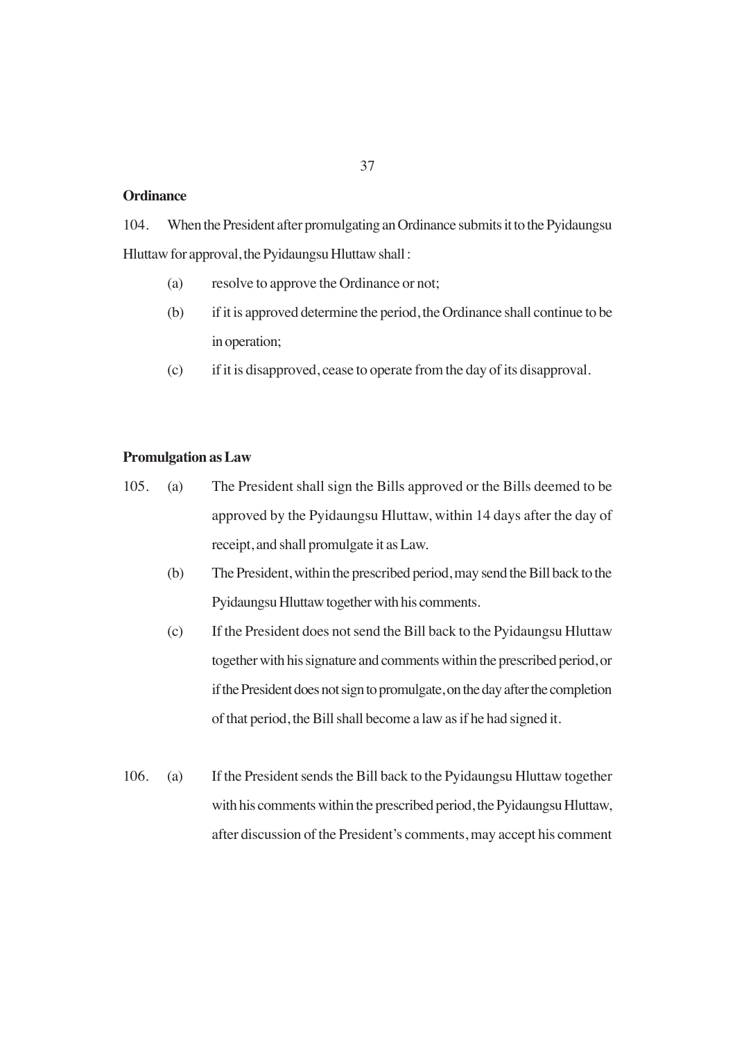**Ordinance**

104. When the President after promulgating an Ordinance submits it to the Pyidaungsu Hluttaw for approval, the Pyidaungsu Hluttaw shall :

- (a) resolve to approve the Ordinance or not;
- (b) if it is approved determine the period, the Ordinance shall continue to be in operation;
- (c) if it is disapproved, cease to operate from the day of its disapproval.

**Promulgation as Law**

105. (a) The President shall sign the Bills approved or the Bills deemed to be approved by the Pyidaungsu Hluttaw, within 14 days after the day of receipt, and shall promulgate it as Law.

(b) The President, within the prescribed period, may send the Bill back to the Pyidaungsu Hluttaw together with his comments.

(c) If the President does not send the Bill back to the Pyidaungsu Hluttaw together with his signature and comments within the prescribed period, or if the President does not sign to promulgate, on the day after the completion of that period, the Bill shall become a law as if he had signed it.

106. (a) If the President sends the Bill back to the Pyidaungsu Hluttaw together with his comments within the prescribed period, the Pyidaungsu Hluttaw, after discussion of the President's comments, may accept his comment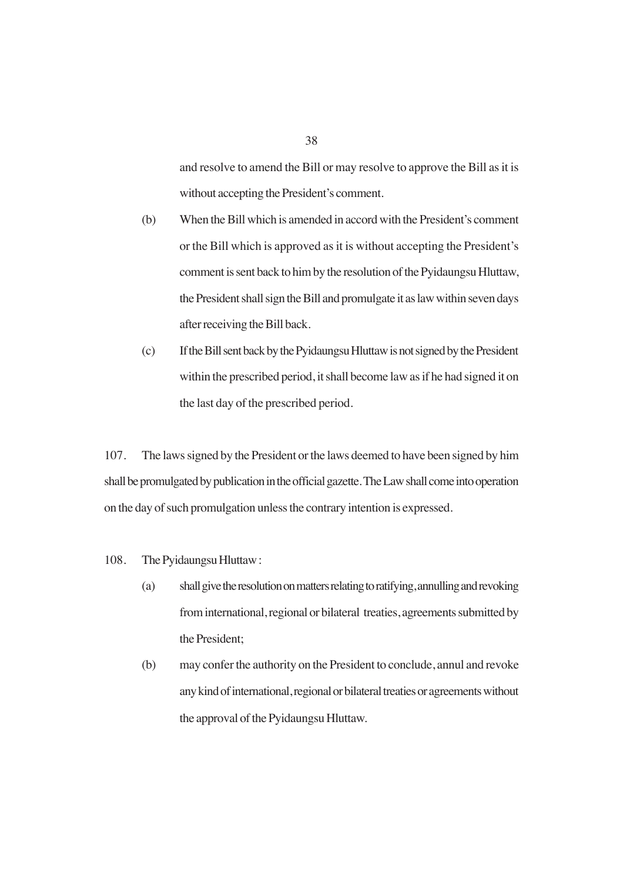and resolve to amend the Bill or may resolve to approve the Bill as it is without accepting the President's comment.

(b) When the Bill which is amended in accord with the President's comment or the Bill which is approved as it is without accepting the President's comment is sent back to him by the resolution of the Pyidaungsu Hluttaw, the President shall sign the Bill and promulgate it as law within seven days after receiving the Bill back.

(c) If the Bill sent back by the Pyidaungsu Hluttaw is not signed by the President within the prescribed period, it shall become law as if he had signed it on the last day of the prescribed period.

107. The laws signed by the President or the laws deemed to have been signed by him shall be promulgated by publication in the official gazette. The Law shall come into operation on the day of such promulgation unless the contrary intention is expressed.

108. The Pyidaungsu Hluttaw :

(a) shall give the resolution on matters relating to ratifying, annulling and revoking from international, regional or bilateral treaties, agreements submitted by the President;

(b) may confer the authority on the President to conclude, annul and revoke any kind of international, regional or bilateral treaties or agreements without the approval of the Pyidaungsu Hluttaw.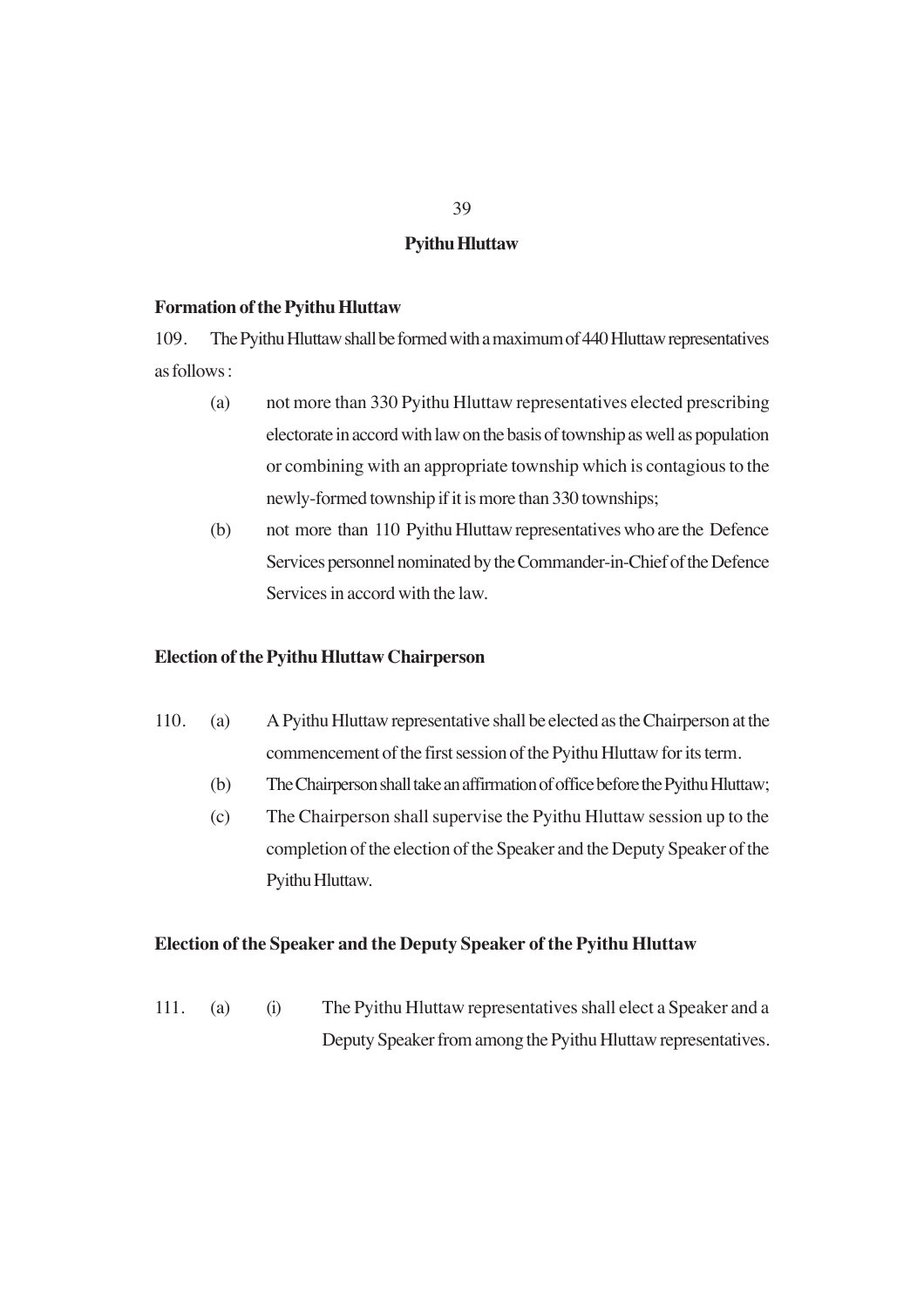## Pyithu Hluttaw

### Formation of the Pyithu Hluttaw

109. The Pyithu Hluttaw shall be formed with a maximum of 440 Hluttaw representatives as follows :

   (a) not more than 330 Pyithu Hluttaw representatives elected prescribing electorate in accord with law on the basis of township as well as population or combining with an appropriate township which is contagious to the newly-formed township if it is more than 330 townships;

   (b) not more than 110 Pyithu Hluttaw representatives who are the Defence Services personnel nominated by the Commander-in-Chief of the Defence Services in accord with the law.

### Election of the Pyithu Hluttaw Chairperson

110. (a) A Pyithu Hluttaw representative shall be elected as the Chairperson at the commencement of the first session of the Pyithu Hluttaw for its term.

   (b) The Chairperson shall take an affirmation of office before the Pyithu Hluttaw;

   (c) The Chairperson shall supervise the Pyithu Hluttaw session up to the completion of the election of the Speaker and the Deputy Speaker of the Pyithu Hluttaw.

### Election of the Speaker and the Deputy Speaker of the Pyithu Hluttaw

111. (a) (i) The Pyithu Hluttaw representatives shall elect a Speaker and a Deputy Speaker from among the Pyithu Hluttaw representatives.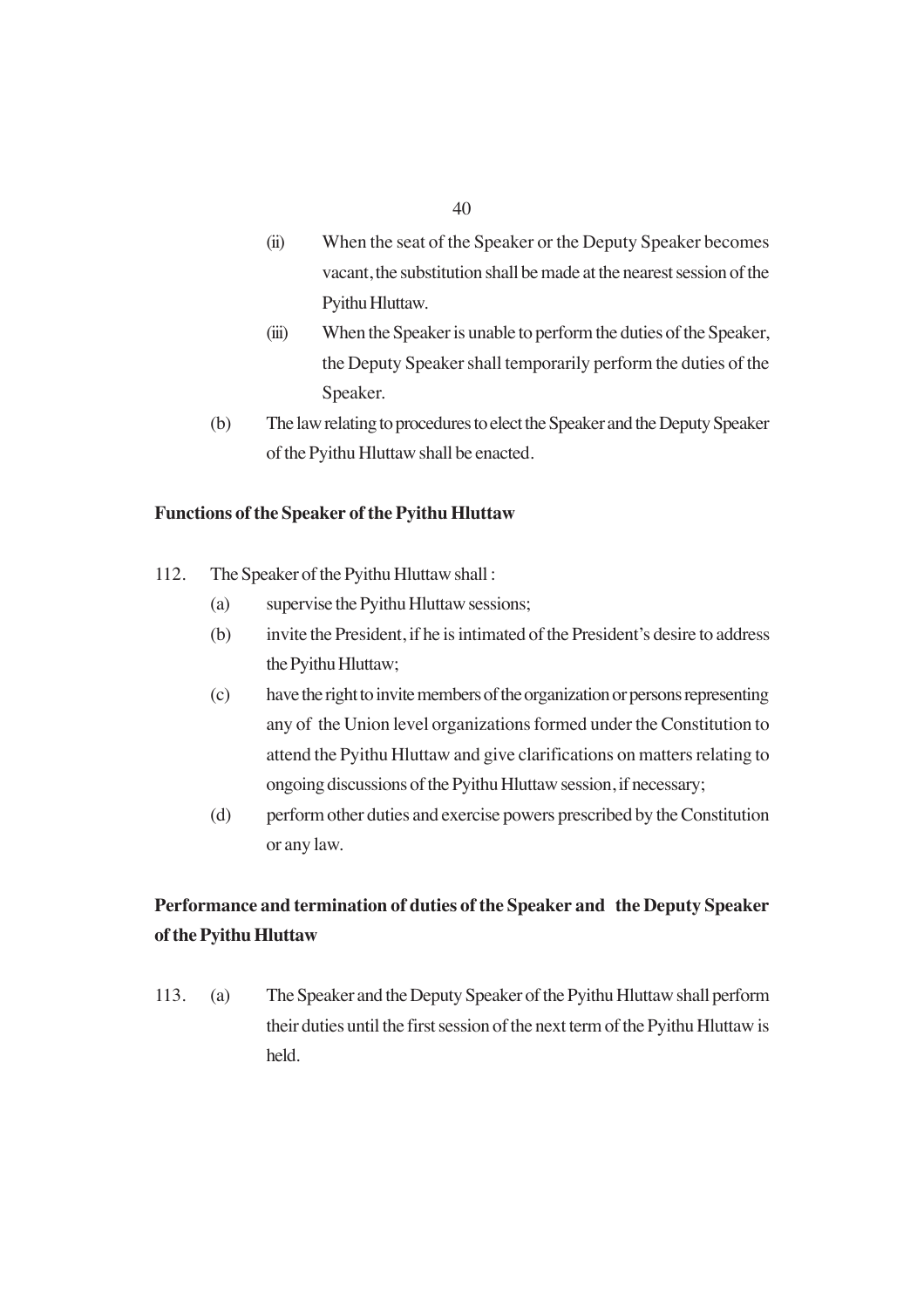(ii) When the seat of the Speaker or the Deputy Speaker becomes vacant, the substitution shall be made at the nearest session of the Pyithu Hluttaw.

(iii) When the Speaker is unable to perform the duties of the Speaker, the Deputy Speaker shall temporarily perform the duties of the Speaker.

(b) The law relating to procedures to elect the Speaker and the Deputy Speaker of the Pyithu Hluttaw shall be enacted.

**Functions of the Speaker of the Pyithu Hluttaw**

112. The Speaker of the Pyithu Hluttaw shall :

(a) supervise the Pyithu Hluttaw sessions;

(b) invite the President, if he is intimated of the President's desire to address the Pyithu Hluttaw;

(c) have the right to invite members of the organization or persons representing any of the Union level organizations formed under the Constitution to attend the Pyithu Hluttaw and give clarifications on matters relating to ongoing discussions of the Pyithu Hluttaw session, if necessary;

(d) perform other duties and exercise powers prescribed by the Constitution or any law.

**Performance and termination of duties of the Speaker and the Deputy Speaker of the Pyithu Hluttaw**

113. (a) The Speaker and the Deputy Speaker of the Pyithu Hluttaw shall perform their duties until the first session of the next term of the Pyithu Hluttaw is held.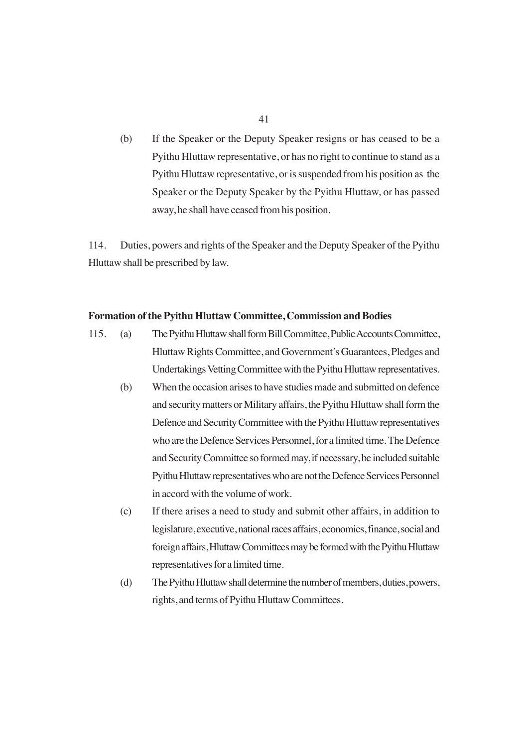(b) If the Speaker or the Deputy Speaker resigns or has ceased to be a Pyithu Hluttaw representative, or has no right to continue to stand as a Pyithu Hluttaw representative, or is suspended from his position as the Speaker or the Deputy Speaker by the Pyithu Hluttaw, or has passed away, he shall have ceased from his position.

114. Duties, powers and rights of the Speaker and the Deputy Speaker of the Pyithu Hluttaw shall be prescribed by law.

**Formation of the Pyithu Hluttaw Committee, Commission and Bodies**

115. (a) The Pyithu Hluttaw shall form Bill Committee, Public Accounts Committee, Hluttaw Rights Committee, and Government's Guarantees, Pledges and Undertakings Vetting Committee with the Pyithu Hluttaw representatives.

(b) When the occasion arises to have studies made and submitted on defence and security matters or Military affairs, the Pyithu Hluttaw shall form the Defence and Security Committee with the Pyithu Hluttaw representatives who are the Defence Services Personnel, for a limited time. The Defence and Security Committee so formed may, if necessary, be included suitable Pyithu Hluttaw representatives who are not the Defence Services Personnel in accord with the volume of work.

(c) If there arises a need to study and submit other affairs, in addition to legislature, executive, national races affairs, economics, finance, social and foreign affairs, Hluttaw Committees may be formed with the Pyithu Hluttaw representatives for a limited time.

(d) The Pyithu Hluttaw shall determine the number of members, duties, powers, rights, and terms of Pyithu Hluttaw Committees.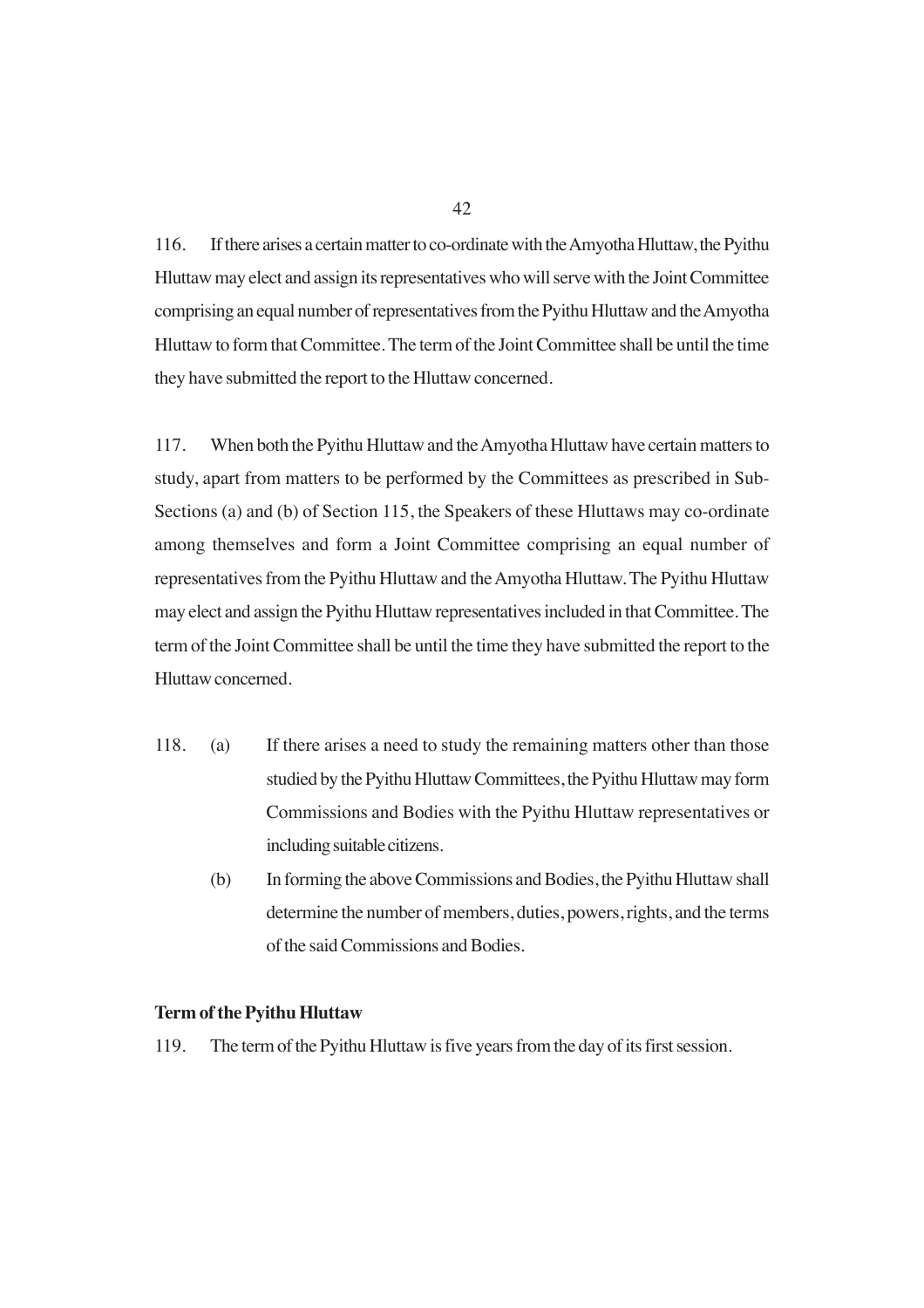116. If there arises a certain matter to co-ordinate with the Amyotha Hluttaw, the Pyithu Hluttaw may elect and assign its representatives who will serve with the Joint Committee comprising an equal number of representatives from the Pyithu Hluttaw and the Amyotha Hluttaw to form that Committee. The term of the Joint Committee shall be until the time they have submitted the report to the Hluttaw concerned.

117. When both the Pyithu Hluttaw and the Amyotha Hluttaw have certain matters to study, apart from matters to be performed by the Committees as prescribed in Sub-Sections (a) and (b) of Section 115, the Speakers of these Hluttaws may co-ordinate among themselves and form a Joint Committee comprising an equal number of representatives from the Pyithu Hluttaw and the Amyotha Hluttaw. The Pyithu Hluttaw may elect and assign the Pyithu Hluttaw representatives included in that Committee. The term of the Joint Committee shall be until the time they have submitted the report to the Hluttaw concerned.

118. (a) If there arises a need to study the remaining matters other than those studied by the Pyithu Hluttaw Committees, the Pyithu Hluttaw may form Commissions and Bodies with the Pyithu Hluttaw representatives or including suitable citizens.

(b) In forming the above Commissions and Bodies, the Pyithu Hluttaw shall determine the number of members, duties, powers, rights, and the terms of the said Commissions and Bodies.

**Term of the Pyithu Hluttaw**

119. The term of the Pyithu Hluttaw is five years from the day of its first session.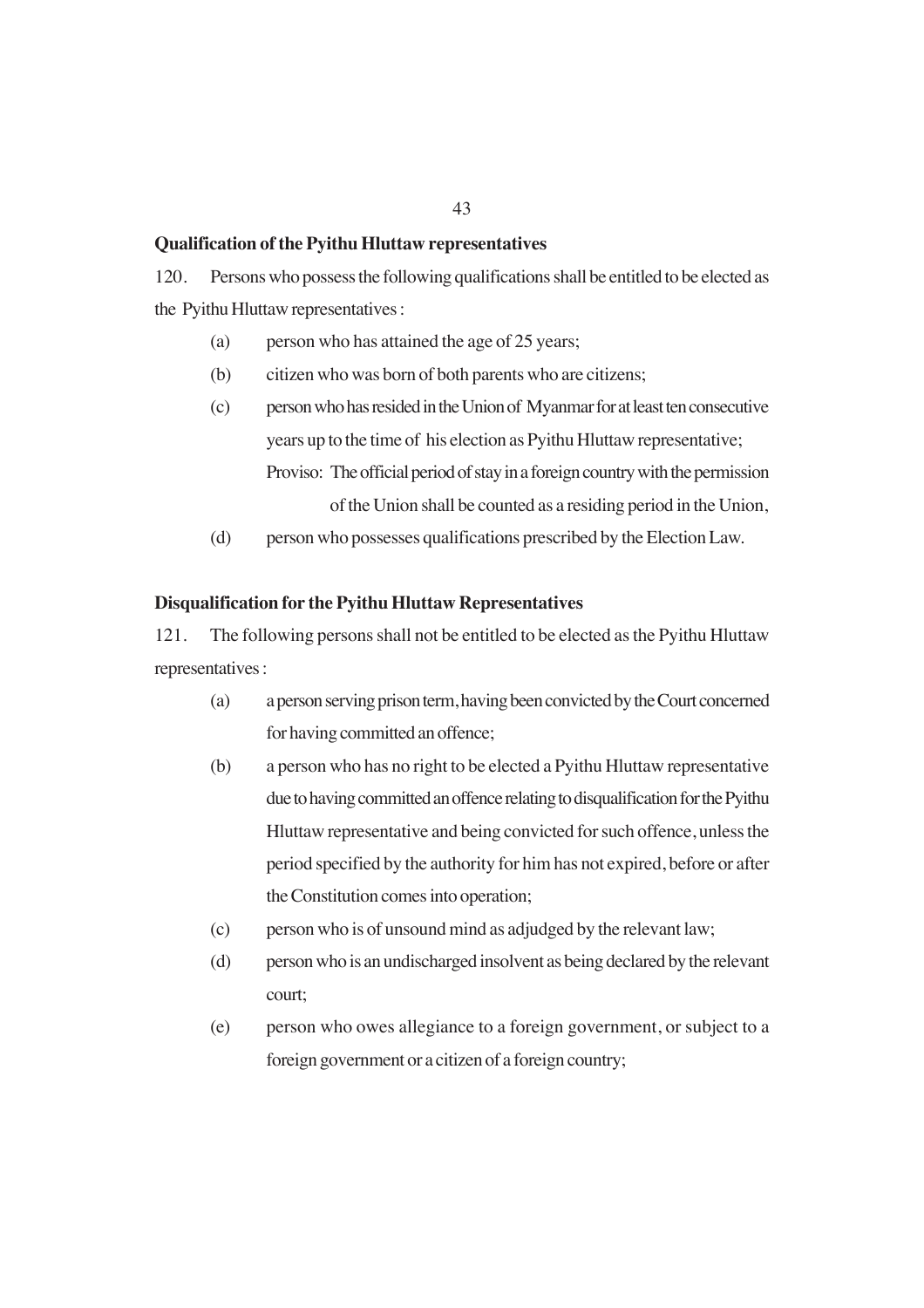**Qualification of the Pyithu Hluttaw representatives**

120. Persons who possess the following qualifications shall be entitled to be elected as the Pyithu Hluttaw representatives :

(a) person who has attained the age of 25 years;

(b) citizen who was born of both parents who are citizens;

(c) person who has resided in the Union of Myanmar for at least ten consecutive years up to the time of his election as Pyithu Hluttaw representative;

Proviso: The official period of stay in a foreign country with the permission of the Union shall be counted as a residing period in the Union,

(d) person who possesses qualifications prescribed by the Election Law.

**Disqualification for the Pyithu Hluttaw Representatives**

121. The following persons shall not be entitled to be elected as the Pyithu Hluttaw representatives :

(a) a person serving prison term, having been convicted by the Court concerned for having committed an offence;

(b) a person who has no right to be elected a Pyithu Hluttaw representative due to having committed an offence relating to disqualification for the Pyithu Hluttaw representative and being convicted for such offence, unless the period specified by the authority for him has not expired, before or after the Constitution comes into operation;

(c) person who is of unsound mind as adjudged by the relevant law;

(d) person who is an undischarged insolvent as being declared by the relevant court;

(e) person who owes allegiance to a foreign government, or subject to a foreign government or a citizen of a foreign country;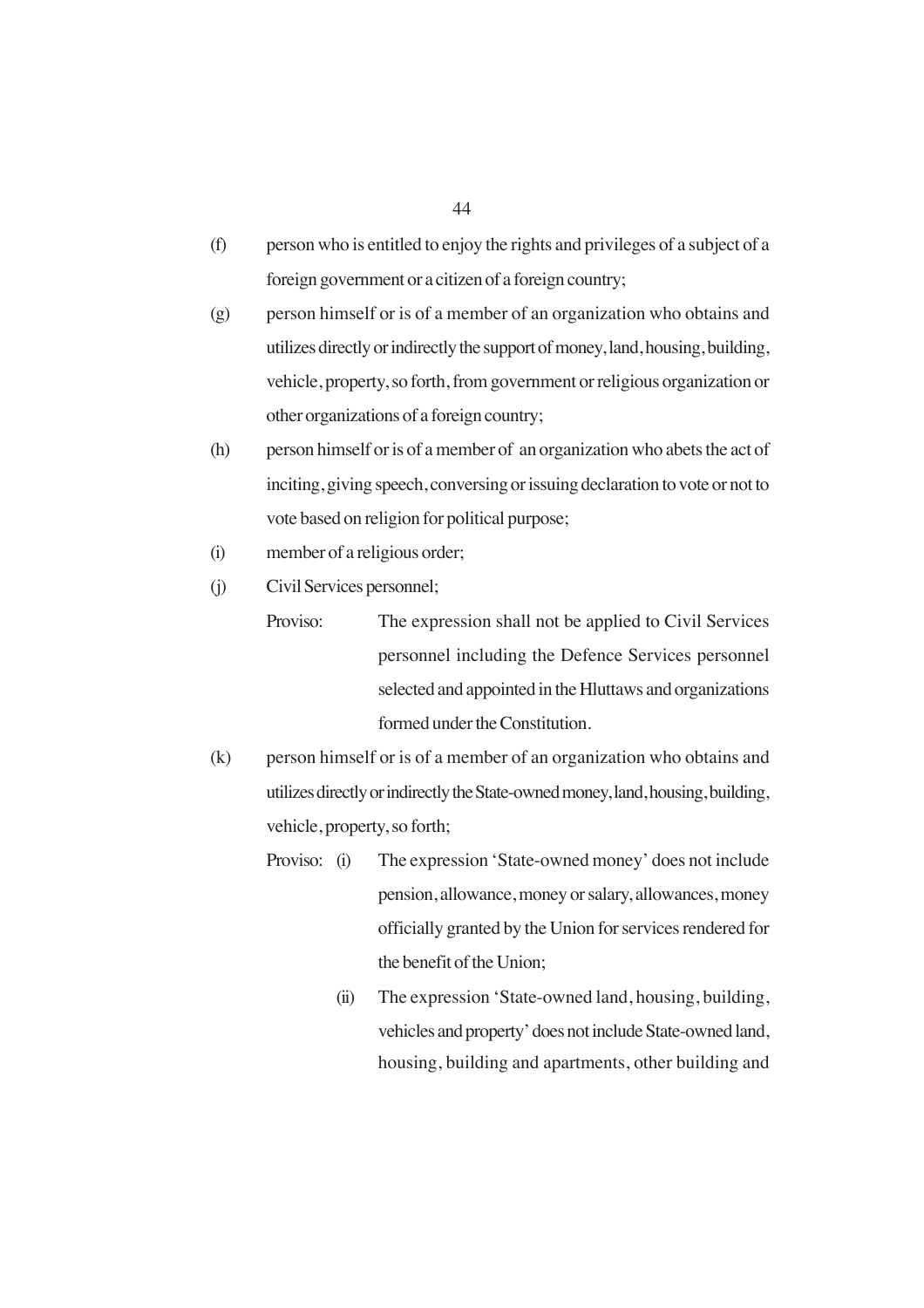(f) person who is entitled to enjoy the rights and privileges of a subject of a foreign government or a citizen of a foreign country;

(g) person himself or is of a member of an organization who obtains and utilizes directly or indirectly the support of money, land, housing, building, vehicle, property, so forth, from government or religious organization or other organizations of a foreign country;

(h) person himself or is of a member of an organization who abets the act of inciting, giving speech, conversing or issuing declaration to vote or not to vote based on religion for political purpose;

(i) member of a religious order;

(j) Civil Services personnel;

Proviso: The expression shall not be applied to Civil Services personnel including the Defence Services personnel selected and appointed in the Hluttaws and organizations formed under the Constitution.

(k) person himself or is of a member of an organization who obtains and utilizes directly or indirectly the State-owned money, land, housing, building, vehicle, property, so forth;

Proviso: (i) The expression 'State-owned money' does not include pension, allowance, money or salary, allowances, money officially granted by the Union for services rendered for the benefit of the Union;

(ii) The expression 'State-owned land, housing, building, vehicles and property' does not include State-owned land, housing, building and apartments, other building and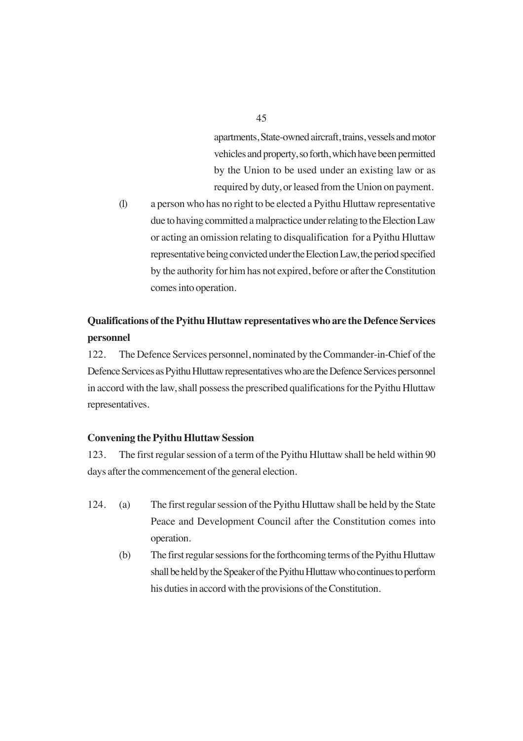apartments, State-owned aircraft, trains, vessels and motor vehicles and property, so forth, which have been permitted by the Union to be used under an existing law or as required by duty, or leased from the Union on payment.

(l) a person who has no right to be elected a Pyithu Hluttaw representative due to having committed a malpractice under relating to the Election Law or acting an omission relating to disqualification for a Pyithu Hluttaw representative being convicted under the Election Law, the period specified by the authority for him has not expired, before or after the Constitution comes into operation.

**Qualifications of the Pyithu Hluttaw representatives who are the Defence Services personnel**

122. The Defence Services personnel, nominated by the Commander-in-Chief of the Defence Services as Pyithu Hluttaw representatives who are the Defence Services personnel in accord with the law, shall possess the prescribed qualifications for the Pyithu Hluttaw representatives.

**Convening the Pyithu Hluttaw Session**

123. The first regular session of a term of the Pyithu Hluttaw shall be held within 90 days after the commencement of the general election.

124. (a) The first regular session of the Pyithu Hluttaw shall be held by the State Peace and Development Council after the Constitution comes into operation.

(b) The first regular sessions for the forthcoming terms of the Pyithu Hluttaw shall be held by the Speaker of the Pyithu Hluttaw who continues to perform his duties in accord with the provisions of the Constitution.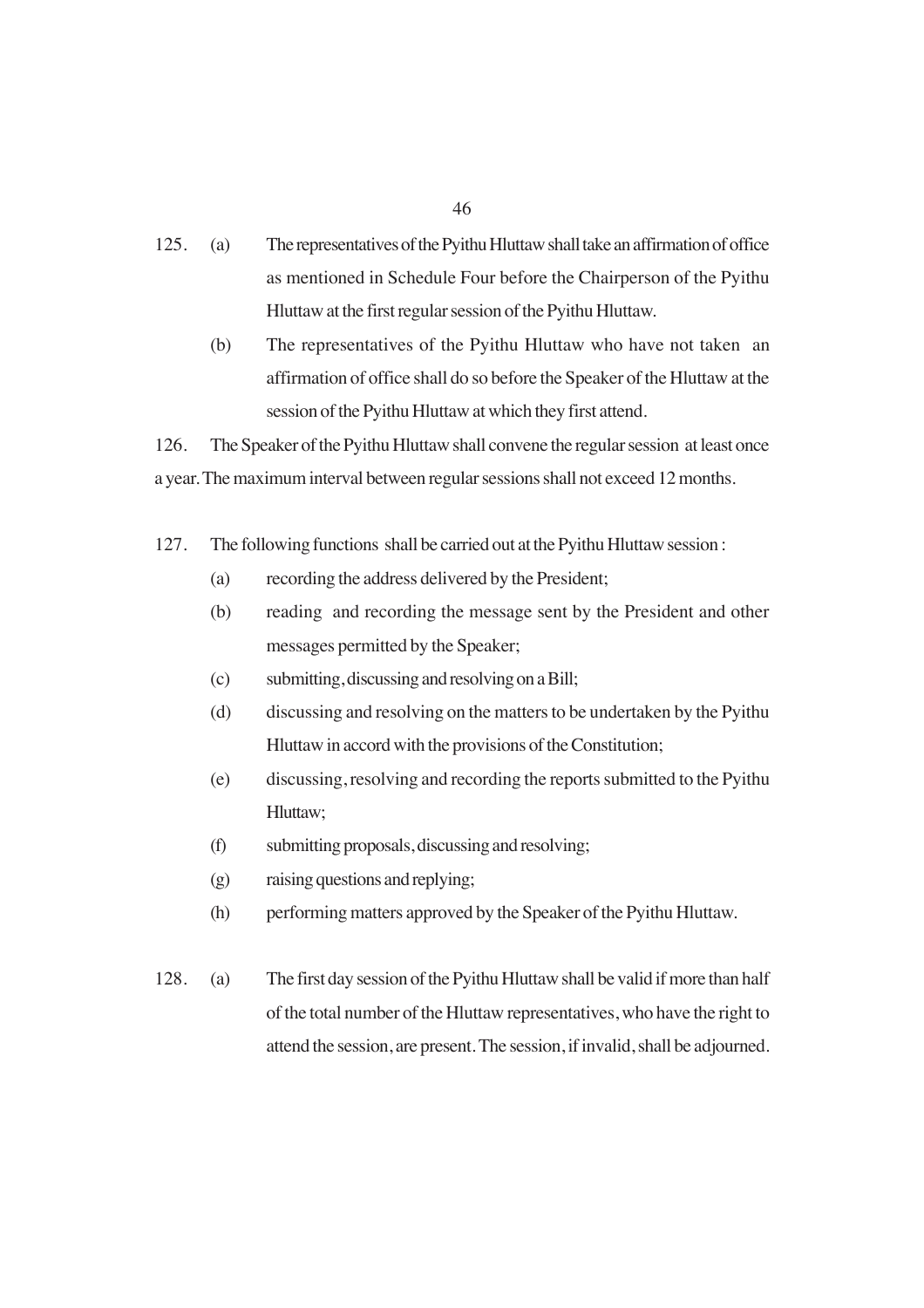125. (a) The representatives of the Pyithu Hluttaw shall take an affirmation of office as mentioned in Schedule Four before the Chairperson of the Pyithu Hluttaw at the first regular session of the Pyithu Hluttaw.

(b) The representatives of the Pyithu Hluttaw who have not taken an affirmation of office shall do so before the Speaker of the Hluttaw at the session of the Pyithu Hluttaw at which they first attend.

126. The Speaker of the Pyithu Hluttaw shall convene the regular session at least once a year. The maximum interval between regular sessions shall not exceed 12 months.

127. The following functions shall be carried out at the Pyithu Hluttaw session :

(a) recording the address delivered by the President;

(b) reading and recording the message sent by the President and other messages permitted by the Speaker;

(c) submitting, discussing and resolving on a Bill;

(d) discussing and resolving on the matters to be undertaken by the Pyithu Hluttaw in accord with the provisions of the Constitution;

(e) discussing, resolving and recording the reports submitted to the Pyithu Hluttaw;

(f) submitting proposals, discussing and resolving;

(g) raising questions and replying;

(h) performing matters approved by the Speaker of the Pyithu Hluttaw.

128. (a) The first day session of the Pyithu Hluttaw shall be valid if more than half of the total number of the Hluttaw representatives, who have the right to attend the session, are present. The session, if invalid, shall be adjourned.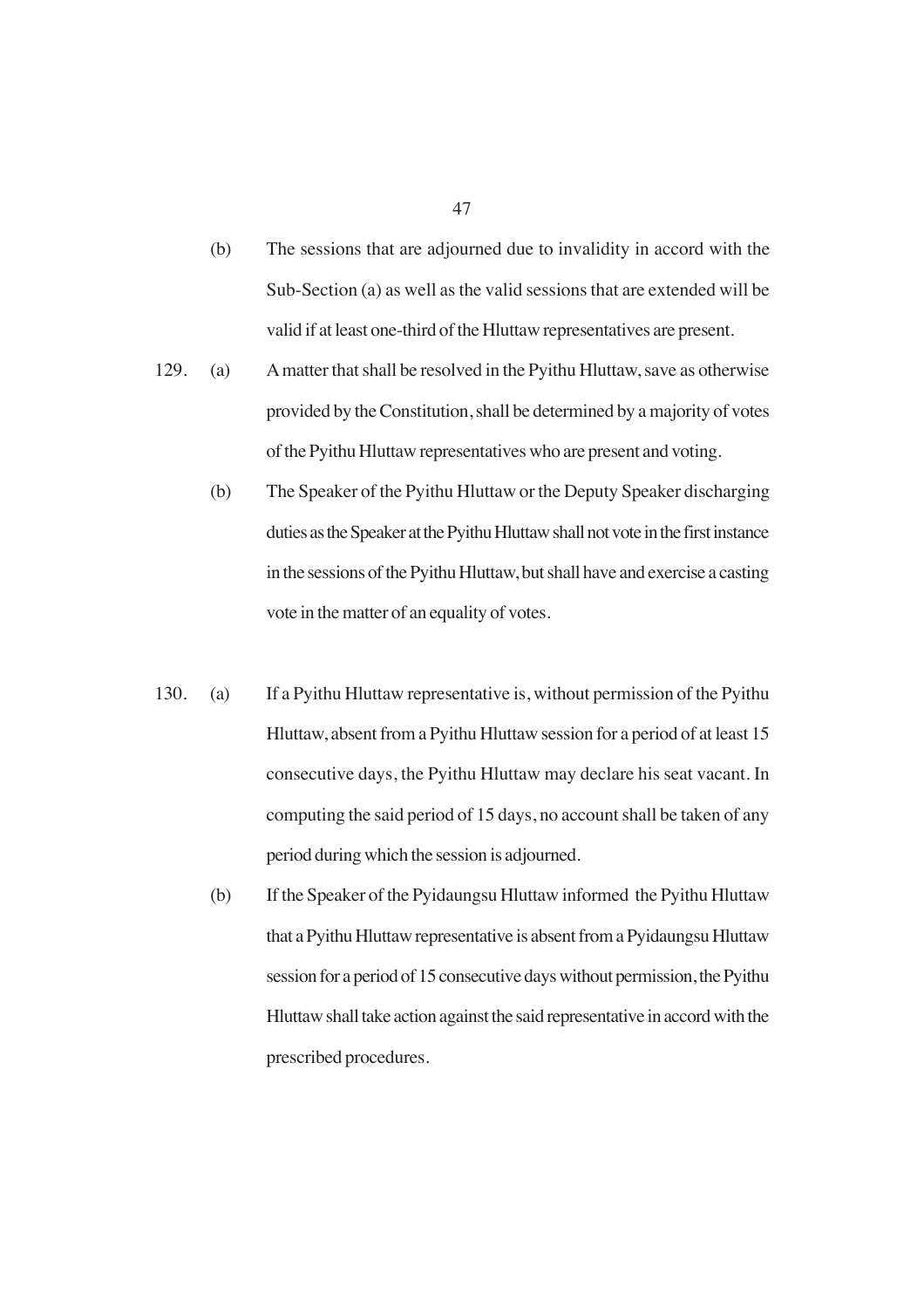(b) The sessions that are adjourned due to invalidity in accord with the Sub-Section (a) as well as the valid sessions that are extended will be valid if at least one-third of the Hluttaw representatives are present.

129. (a) A matter that shall be resolved in the Pyithu Hluttaw, save as otherwise provided by the Constitution, shall be determined by a majority of votes of the Pyithu Hluttaw representatives who are present and voting.

(b) The Speaker of the Pyithu Hluttaw or the Deputy Speaker discharging duties as the Speaker at the Pyithu Hluttaw shall not vote in the first instance in the sessions of the Pyithu Hluttaw, but shall have and exercise a casting vote in the matter of an equality of votes.

130. (a) If a Pyithu Hluttaw representative is, without permission of the Pyithu Hluttaw, absent from a Pyithu Hluttaw session for a period of at least 15 consecutive days, the Pyithu Hluttaw may declare his seat vacant. In computing the said period of 15 days, no account shall be taken of any period during which the session is adjourned.

(b) If the Speaker of the Pyidaungsu Hluttaw informed the Pyithu Hluttaw that a Pyithu Hluttaw representative is absent from a Pyidaungsu Hluttaw session for a period of 15 consecutive days without permission, the Pyithu Hluttaw shall take action against the said representative in accord with the prescribed procedures.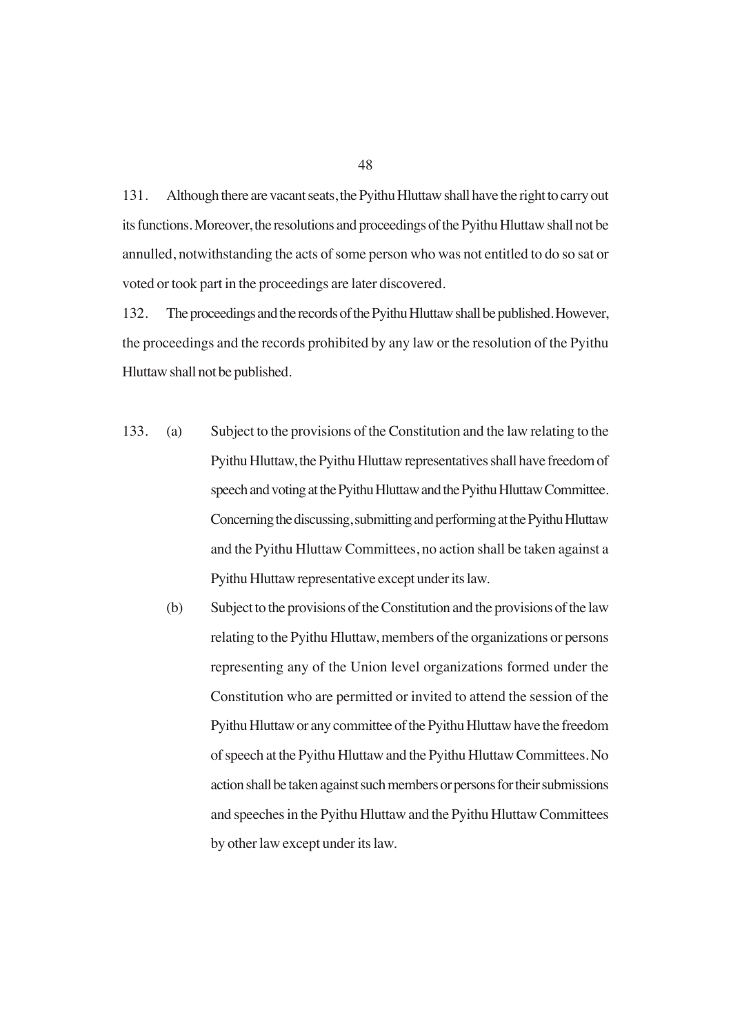131. Although there are vacant seats, the Pyithu Hluttaw shall have the right to carry out its functions. Moreover, the resolutions and proceedings of the Pyithu Hluttaw shall not be annulled, notwithstanding the acts of some person who was not entitled to do so sat or voted or took part in the proceedings are later discovered.

132. The proceedings and the records of the Pyithu Hluttaw shall be published. However, the proceedings and the records prohibited by any law or the resolution of the Pyithu Hluttaw shall not be published.

133. (a) Subject to the provisions of the Constitution and the law relating to the Pyithu Hluttaw, the Pyithu Hluttaw representatives shall have freedom of speech and voting at the Pyithu Hluttaw and the Pyithu Hluttaw Committee. Concerning the discussing, submitting and performing at the Pyithu Hluttaw and the Pyithu Hluttaw Committees, no action shall be taken against a Pyithu Hluttaw representative except under its law.

(b) Subject to the provisions of the Constitution and the provisions of the law relating to the Pyithu Hluttaw, members of the organizations or persons representing any of the Union level organizations formed under the Constitution who are permitted or invited to attend the session of the Pyithu Hluttaw or any committee of the Pyithu Hluttaw have the freedom of speech at the Pyithu Hluttaw and the Pyithu Hluttaw Committees. No action shall be taken against such members or persons for their submissions and speeches in the Pyithu Hluttaw and the Pyithu Hluttaw Committees by other law except under its law.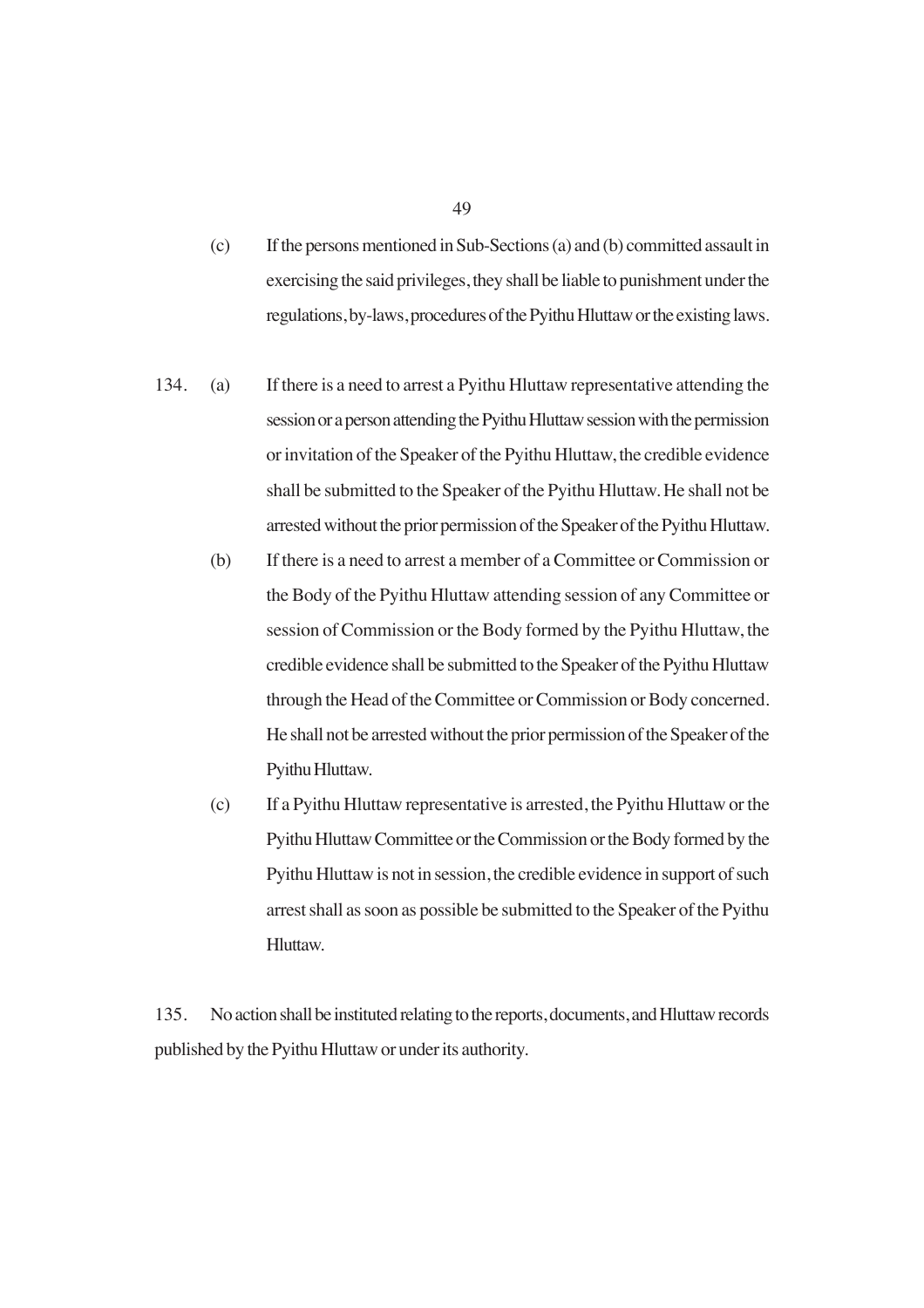(c) If the persons mentioned in Sub-Sections (a) and (b) committed assault in exercising the said privileges, they shall be liable to punishment under the regulations, by-laws, procedures of the Pyithu Hluttaw or the existing laws.

134. (a) If there is a need to arrest a Pyithu Hluttaw representative attending the session or a person attending the Pyithu Hluttaw session with the permission or invitation of the Speaker of the Pyithu Hluttaw, the credible evidence shall be submitted to the Speaker of the Pyithu Hluttaw. He shall not be arrested without the prior permission of the Speaker of the Pyithu Hluttaw.

(b) If there is a need to arrest a member of a Committee or Commission or the Body of the Pyithu Hluttaw attending session of any Committee or session of Commission or the Body formed by the Pyithu Hluttaw, the credible evidence shall be submitted to the Speaker of the Pyithu Hluttaw through the Head of the Committee or Commission or Body concerned. He shall not be arrested without the prior permission of the Speaker of the Pyithu Hluttaw.

(c) If a Pyithu Hluttaw representative is arrested, the Pyithu Hluttaw or the Pyithu Hluttaw Committee or the Commission or the Body formed by the Pyithu Hluttaw is not in session, the credible evidence in support of such arrest shall as soon as possible be submitted to the Speaker of the Pyithu Hluttaw.

135. No action shall be instituted relating to the reports, documents, and Hluttaw records published by the Pyithu Hluttaw or under its authority.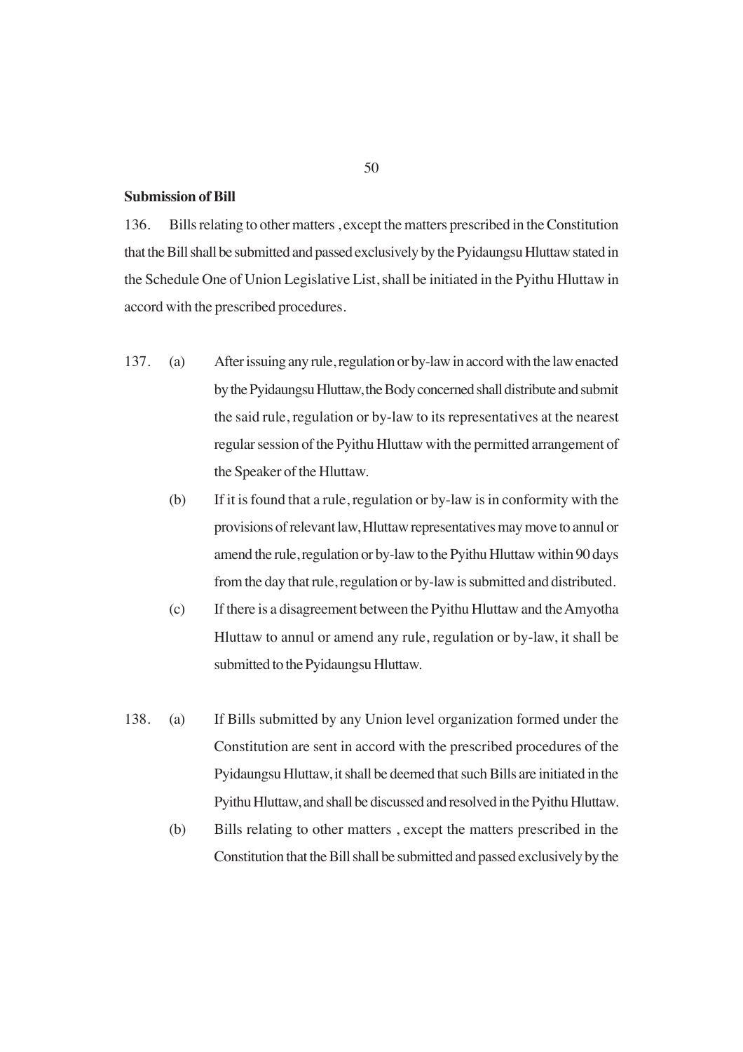**Submission of Bill**

136. Bills relating to other matters , except the matters prescribed in the Constitution that the Bill shall be submitted and passed exclusively by the Pyidaungsu Hluttaw stated in the Schedule One of Union Legislative List, shall be initiated in the Pyithu Hluttaw in accord with the prescribed procedures.

137. (a) After issuing any rule, regulation or by-law in accord with the law enacted by the Pyidaungsu Hluttaw, the Body concerned shall distribute and submit the said rule, regulation or by-law to its representatives at the nearest regular session of the Pyithu Hluttaw with the permitted arrangement of the Speaker of the Hluttaw.

(b) If it is found that a rule, regulation or by-law is in conformity with the provisions of relevant law, Hluttaw representatives may move to annul or amend the rule, regulation or by-law to the Pyithu Hluttaw within 90 days from the day that rule, regulation or by-law is submitted and distributed.

(c) If there is a disagreement between the Pyithu Hluttaw and the Amyotha Hluttaw to annul or amend any rule, regulation or by-law, it shall be submitted to the Pyidaungsu Hluttaw.

138. (a) If Bills submitted by any Union level organization formed under the Constitution are sent in accord with the prescribed procedures of the Pyidaungsu Hluttaw, it shall be deemed that such Bills are initiated in the Pyithu Hluttaw, and shall be discussed and resolved in the Pyithu Hluttaw.

(b) Bills relating to other matters , except the matters prescribed in the Constitution that the Bill shall be submitted and passed exclusively by the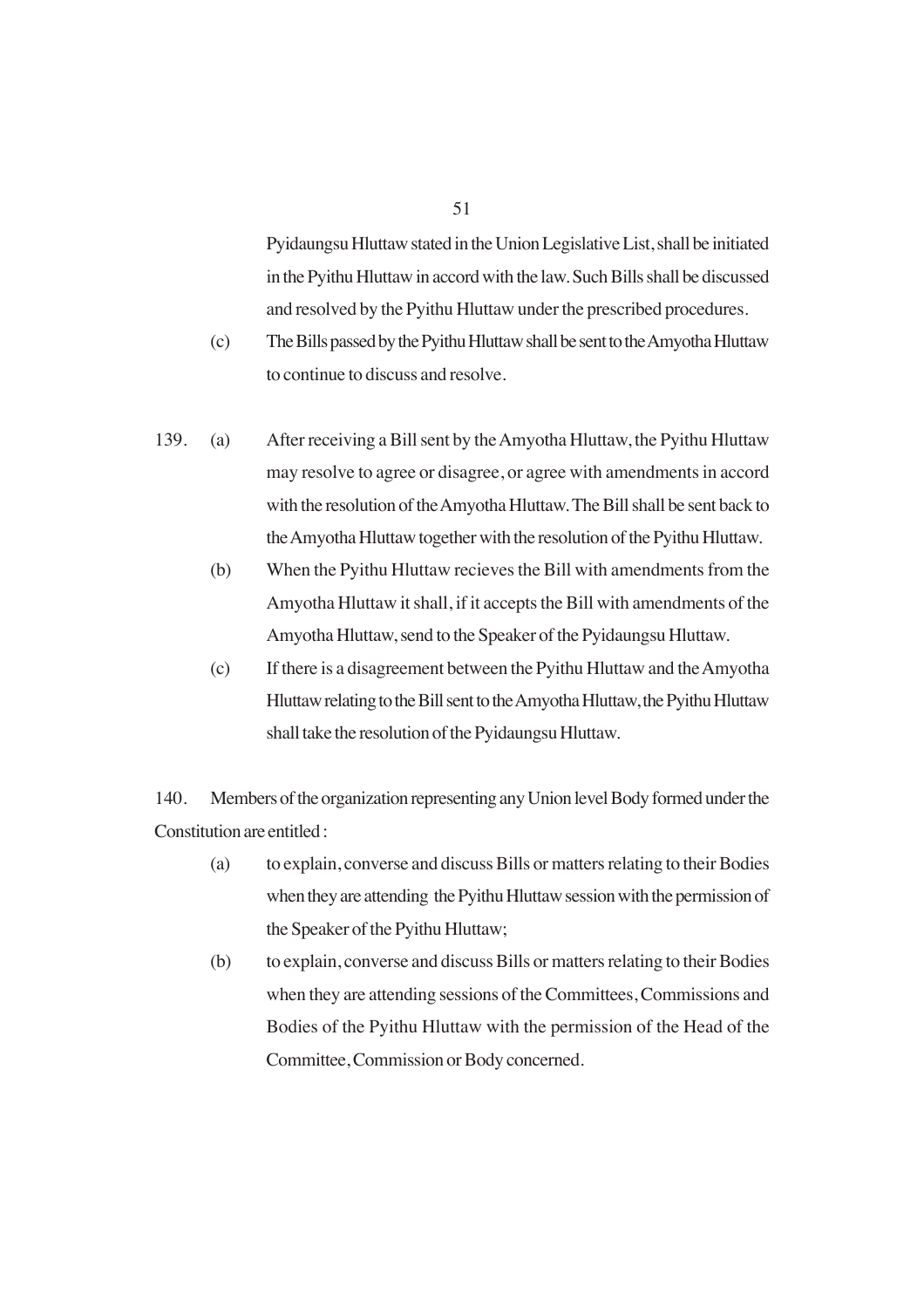Pyidaungsu Hluttaw stated in the Union Legislative List, shall be initiated in the Pyithu Hluttaw in accord with the law. Such Bills shall be discussed and resolved by the Pyithu Hluttaw under the prescribed procedures.

(c) The Bills passed by the Pyithu Hluttaw shall be sent to the Amyotha Hluttaw to continue to discuss and resolve.

139. (a) After receiving a Bill sent by the Amyotha Hluttaw, the Pyithu Hluttaw may resolve to agree or disagree, or agree with amendments in accord with the resolution of the Amyotha Hluttaw. The Bill shall be sent back to the Amyotha Hluttaw together with the resolution of the Pyithu Hluttaw.

(b) When the Pyithu Hluttaw recieves the Bill with amendments from the Amyotha Hluttaw it shall, if it accepts the Bill with amendments of the Amyotha Hluttaw, send to the Speaker of the Pyidaungsu Hluttaw.

(c) If there is a disagreement between the Pyithu Hluttaw and the Amyotha Hluttaw relating to the Bill sent to the Amyotha Hluttaw, the Pyithu Hluttaw shall take the resolution of the Pyidaungsu Hluttaw.

140. Members of the organization representing any Union level Body formed under the Constitution are entitled :

(a) to explain, converse and discuss Bills or matters relating to their Bodies when they are attending the Pyithu Hluttaw session with the permission of the Speaker of the Pyithu Hluttaw;

(b) to explain, converse and discuss Bills or matters relating to their Bodies when they are attending sessions of the Committees, Commissions and Bodies of the Pyithu Hluttaw with the permission of the Head of the Committee, Commission or Body concerned.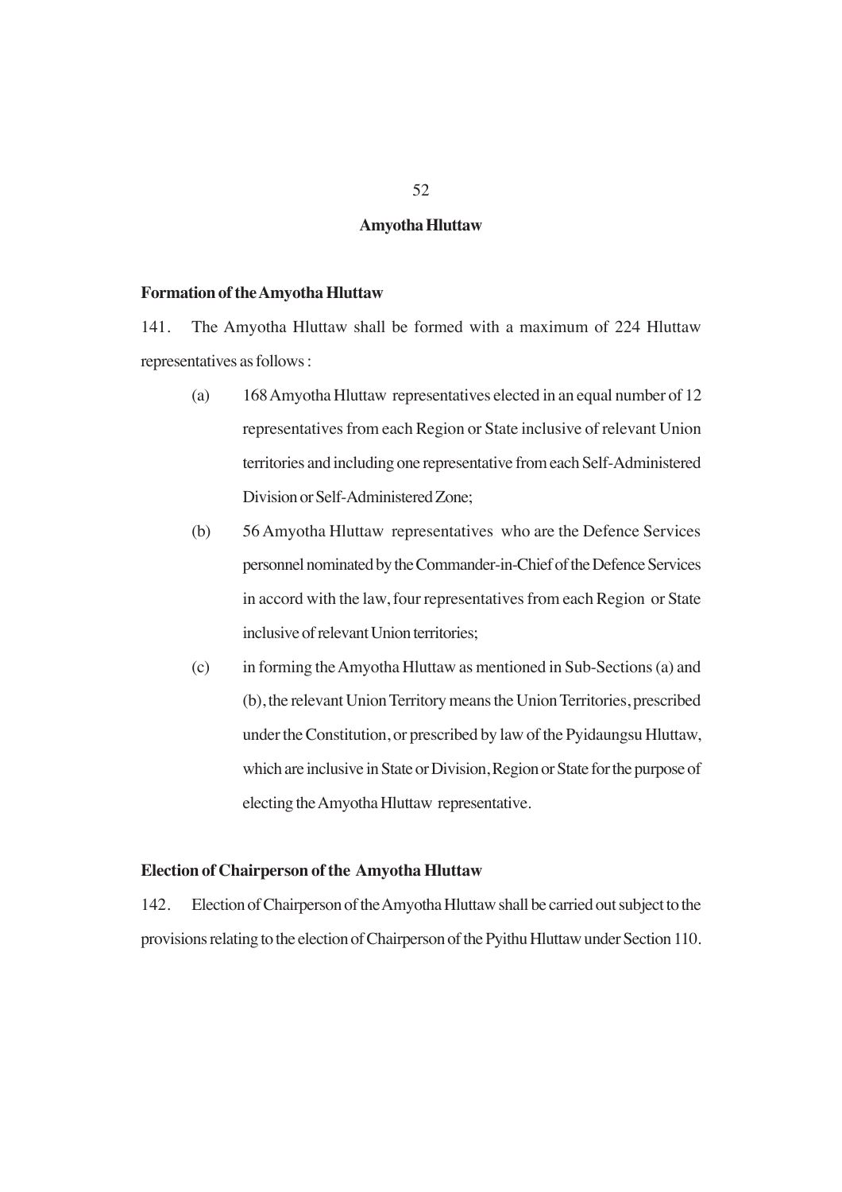## Amyotha Hluttaw

### Formation of the Amyotha Hluttaw

141. The Amyotha Hluttaw shall be formed with a maximum of 224 Hluttaw representatives as follows :

(a) 168 Amyotha Hluttaw representatives elected in an equal number of 12 representatives from each Region or State inclusive of relevant Union territories and including one representative from each Self-Administered Division or Self-Administered Zone;

(b) 56 Amyotha Hluttaw representatives who are the Defence Services personnel nominated by the Commander-in-Chief of the Defence Services in accord with the law, four representatives from each Region or State inclusive of relevant Union territories;

(c) in forming the Amyotha Hluttaw as mentioned in Sub-Sections (a) and (b), the relevant Union Territory means the Union Territories, prescribed under the Constitution, or prescribed by law of the Pyidaungsu Hluttaw, which are inclusive in State or Division, Region or State for the purpose of electing the Amyotha Hluttaw representative.

### Election of Chairperson of the Amyotha Hluttaw

142. Election of Chairperson of the Amyotha Hluttaw shall be carried out subject to the provisions relating to the election of Chairperson of the Pyithu Hluttaw under Section 110.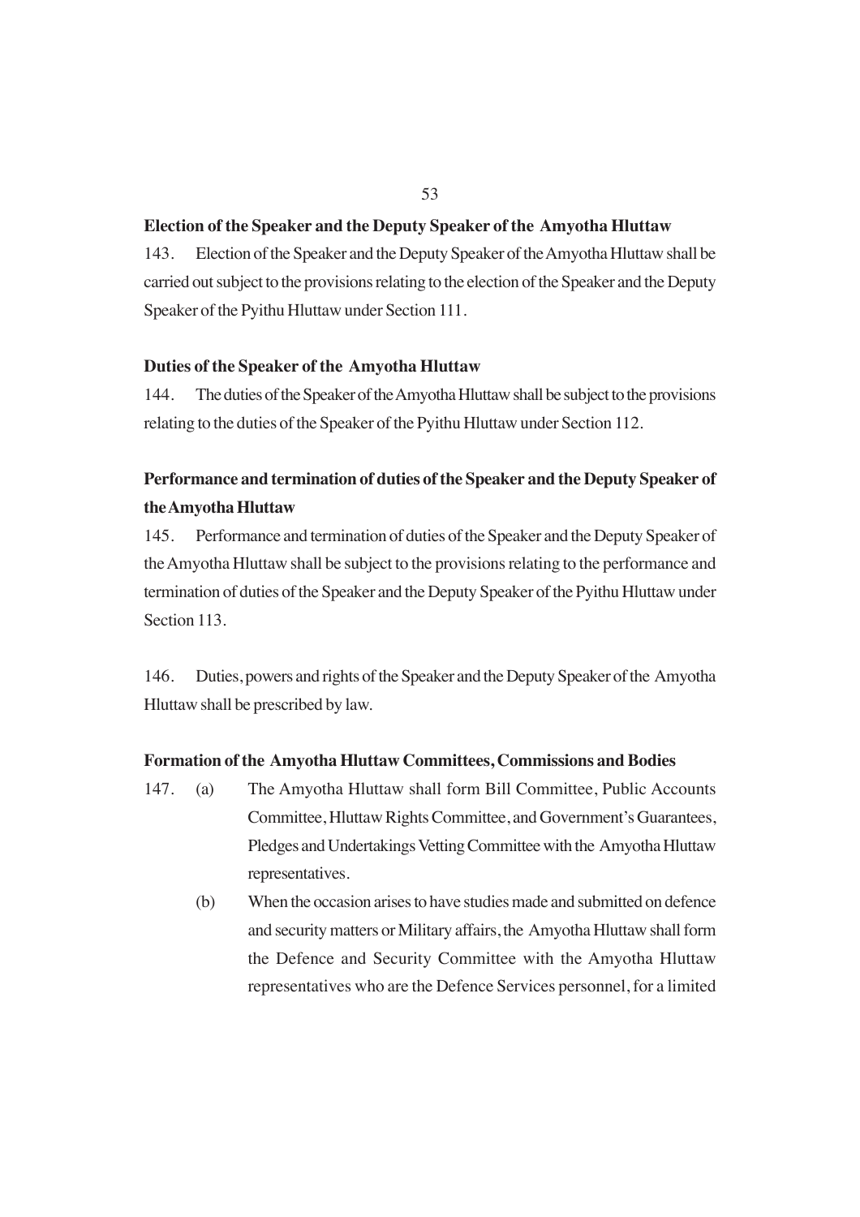**Election of the Speaker and the Deputy Speaker of the Amyotha Hluttaw**

143. Election of the Speaker and the Deputy Speaker of the Amyotha Hluttaw shall be carried out subject to the provisions relating to the election of the Speaker and the Deputy Speaker of the Pyithu Hluttaw under Section 111.

**Duties of the Speaker of the Amyotha Hluttaw**

144. The duties of the Speaker of the Amyotha Hluttaw shall be subject to the provisions relating to the duties of the Speaker of the Pyithu Hluttaw under Section 112.

**Performance and termination of duties of the Speaker and the Deputy Speaker of the Amyotha Hluttaw**

145. Performance and termination of duties of the Speaker and the Deputy Speaker of the Amyotha Hluttaw shall be subject to the provisions relating to the performance and termination of duties of the Speaker and the Deputy Speaker of the Pyithu Hluttaw under Section 113.

146. Duties, powers and rights of the Speaker and the Deputy Speaker of the Amyotha Hluttaw shall be prescribed by law.

**Formation of the Amyotha Hluttaw Committees, Commissions and Bodies**

147. (a) The Amyotha Hluttaw shall form Bill Committee, Public Accounts Committee, Hluttaw Rights Committee, and Government's Guarantees, Pledges and Undertakings Vetting Committee with the Amyotha Hluttaw representatives.

(b) When the occasion arises to have studies made and submitted on defence and security matters or Military affairs, the Amyotha Hluttaw shall form the Defence and Security Committee with the Amyotha Hluttaw representatives who are the Defence Services personnel, for a limited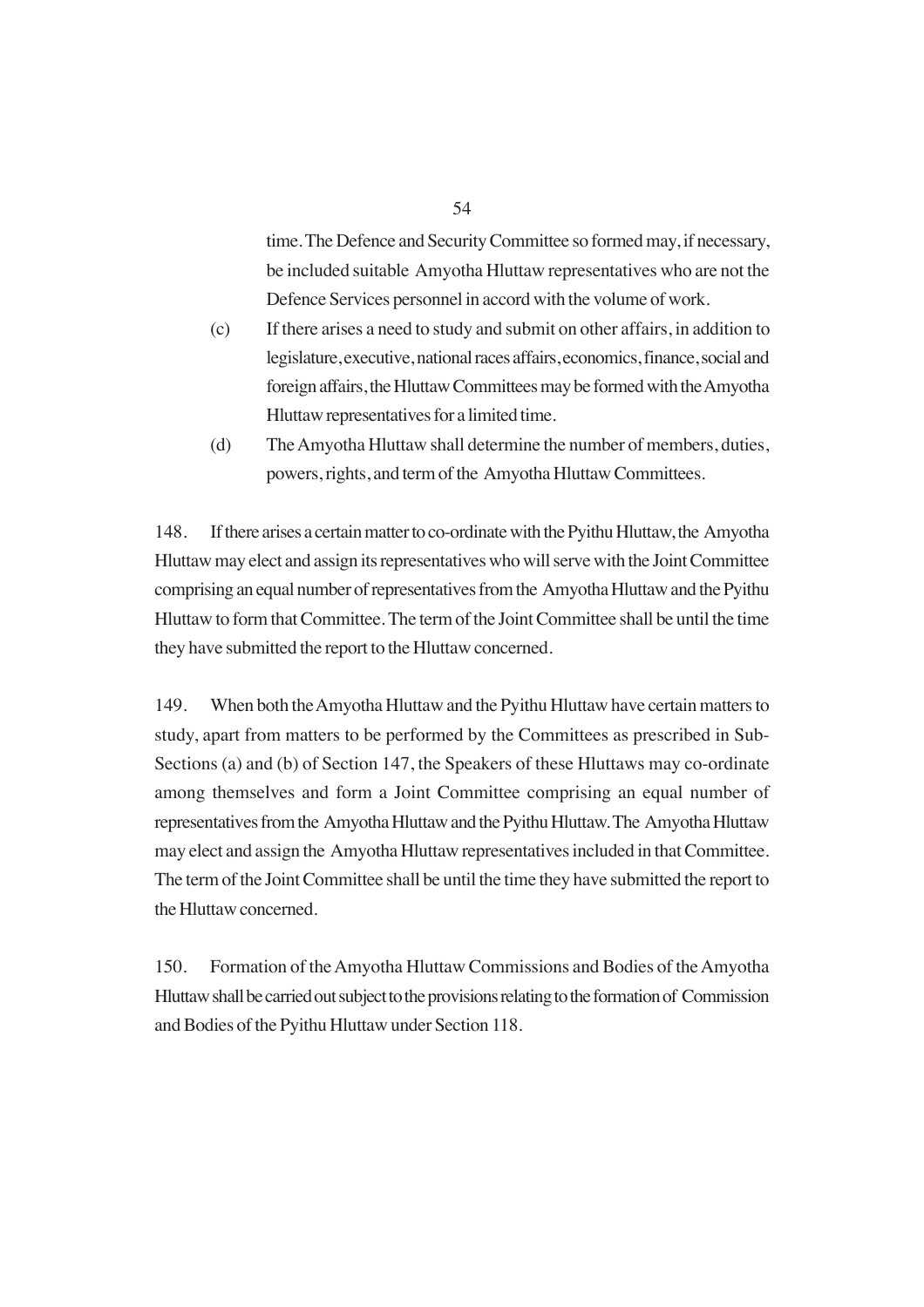time. The Defence and Security Committee so formed may, if necessary, be included suitable Amyotha Hluttaw representatives who are not the Defence Services personnel in accord with the volume of work.

(c) If there arises a need to study and submit on other affairs, in addition to legislature, executive, national races affairs, economics, finance, social and foreign affairs, the Hluttaw Committees may be formed with the Amyotha Hluttaw representatives for a limited time.

(d) The Amyotha Hluttaw shall determine the number of members, duties, powers, rights, and term of the Amyotha Hluttaw Committees.

148. If there arises a certain matter to co-ordinate with the Pyithu Hluttaw, the Amyotha Hluttaw may elect and assign its representatives who will serve with the Joint Committee comprising an equal number of representatives from the Amyotha Hluttaw and the Pyithu Hluttaw to form that Committee. The term of the Joint Committee shall be until the time they have submitted the report to the Hluttaw concerned.

149. When both the Amyotha Hluttaw and the Pyithu Hluttaw have certain matters to study, apart from matters to be performed by the Committees as prescribed in Sub-Sections (a) and (b) of Section 147, the Speakers of these Hluttaws may co-ordinate among themselves and form a Joint Committee comprising an equal number of representatives from the Amyotha Hluttaw and the Pyithu Hluttaw. The Amyotha Hluttaw may elect and assign the Amyotha Hluttaw representatives included in that Committee. The term of the Joint Committee shall be until the time they have submitted the report to the Hluttaw concerned.

150. Formation of the Amyotha Hluttaw Commissions and Bodies of the Amyotha Hluttaw shall be carried out subject to the provisions relating to the formation of Commission and Bodies of the Pyithu Hluttaw under Section 118.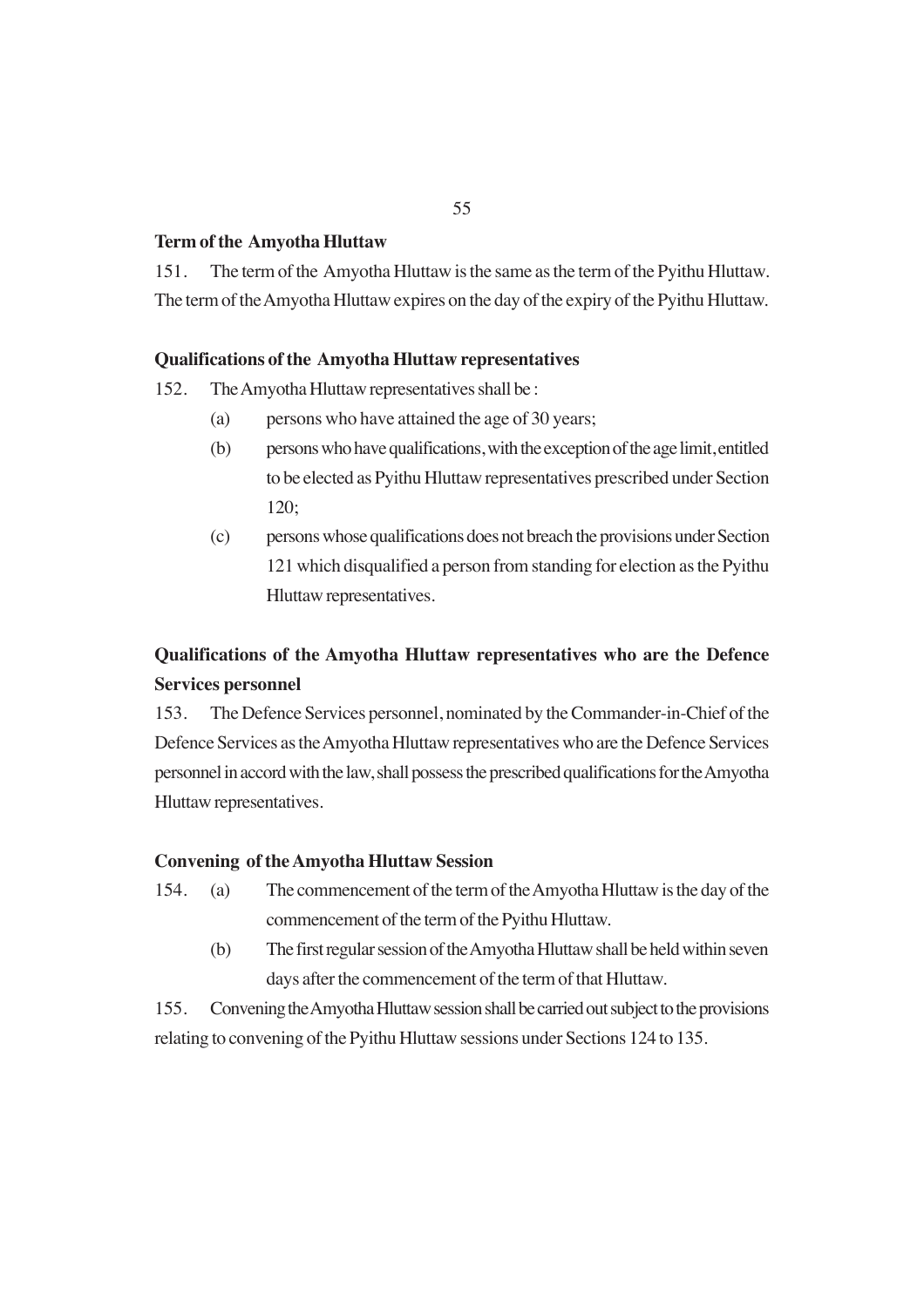**Term of the Amyotha Hluttaw**

151. The term of the Amyotha Hluttaw is the same as the term of the Pyithu Hluttaw. The term of the Amyotha Hluttaw expires on the day of the expiry of the Pyithu Hluttaw.

**Qualifications of the Amyotha Hluttaw representatives**

152. The Amyotha Hluttaw representatives shall be :

- (a) persons who have attained the age of 30 years;
- (b) persons who have qualifications, with the exception of the age limit, entitled to be elected as Pyithu Hluttaw representatives prescribed under Section 120;
- (c) persons whose qualifications does not breach the provisions under Section 121 which disqualified a person from standing for election as the Pyithu Hluttaw representatives.

**Qualifications of the Amyotha Hluttaw representatives who are the Defence Services personnel**

153. The Defence Services personnel, nominated by the Commander-in-Chief of the Defence Services as the Amyotha Hluttaw representatives who are the Defence Services personnel in accord with the law, shall possess the prescribed qualifications for the Amyotha Hluttaw representatives.

**Convening of the Amyotha Hluttaw Session**

154. (a) The commencement of the term of the Amyotha Hluttaw is the day of the commencement of the term of the Pyithu Hluttaw.

(b) The first regular session of the Amyotha Hluttaw shall be held within seven days after the commencement of the term of that Hluttaw.

155. Convening the Amyotha Hluttaw session shall be carried out subject to the provisions relating to convening of the Pyithu Hluttaw sessions under Sections 124 to 135.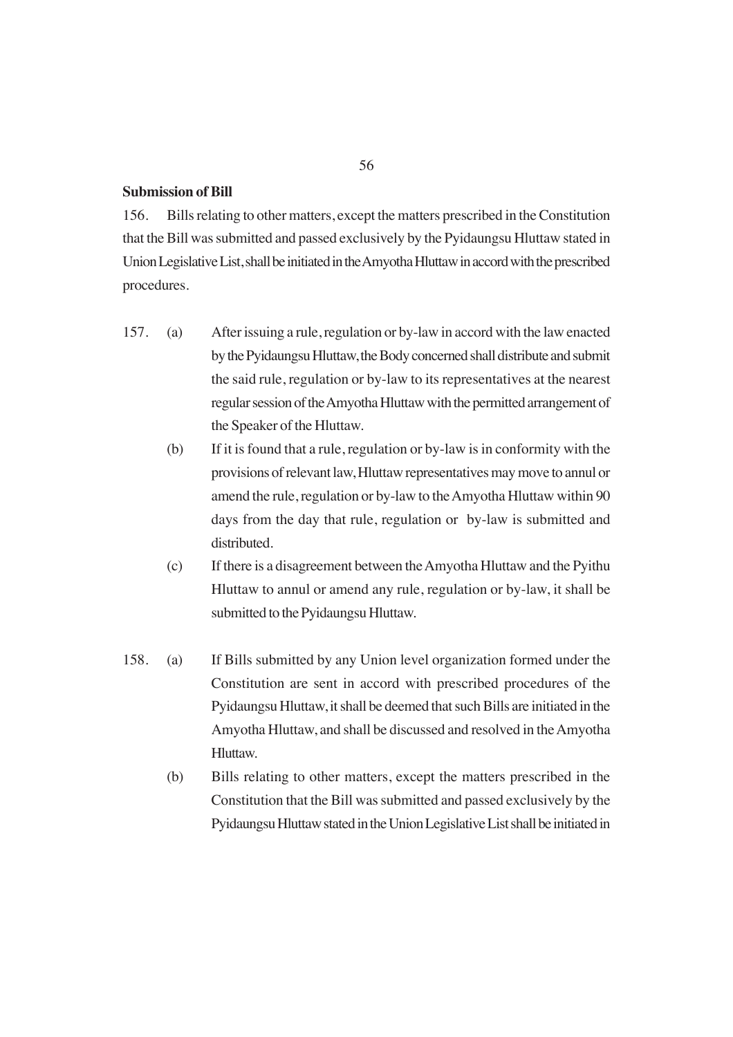**Submission of Bill**

156. Bills relating to other matters, except the matters prescribed in the Constitution that the Bill was submitted and passed exclusively by the Pyidaungsu Hluttaw stated in Union Legislative List, shall be initiated in the Amyotha Hluttaw in accord with the prescribed procedures.

157. (a) After issuing a rule, regulation or by-law in accord with the law enacted by the Pyidaungsu Hluttaw, the Body concerned shall distribute and submit the said rule, regulation or by-law to its representatives at the nearest regular session of the Amyotha Hluttaw with the permitted arrangement of the Speaker of the Hluttaw.

(b) If it is found that a rule, regulation or by-law is in conformity with the provisions of relevant law, Hluttaw representatives may move to annul or amend the rule, regulation or by-law to the Amyotha Hluttaw within 90 days from the day that rule, regulation or by-law is submitted and distributed.

(c) If there is a disagreement between the Amyotha Hluttaw and the Pyithu Hluttaw to annul or amend any rule, regulation or by-law, it shall be submitted to the Pyidaungsu Hluttaw.

158. (a) If Bills submitted by any Union level organization formed under the Constitution are sent in accord with prescribed procedures of the Pyidaungsu Hluttaw, it shall be deemed that such Bills are initiated in the Amyotha Hluttaw, and shall be discussed and resolved in the Amyotha Hluttaw.

(b) Bills relating to other matters, except the matters prescribed in the Constitution that the Bill was submitted and passed exclusively by the Pyidaungsu Hluttaw stated in the Union Legislative List shall be initiated in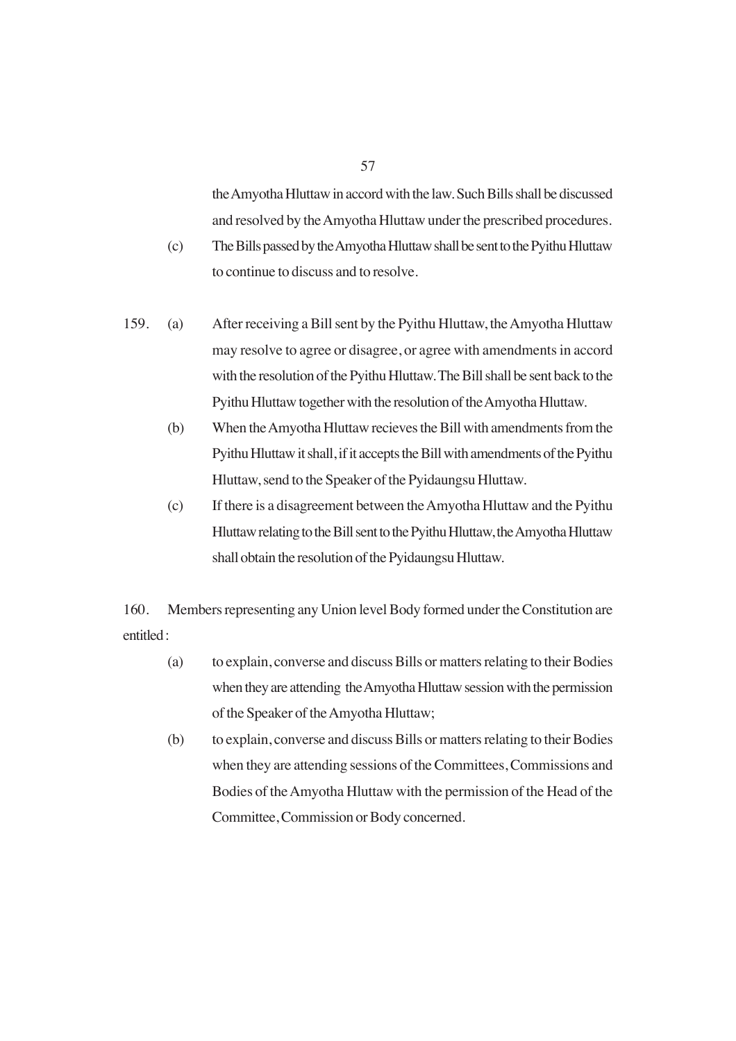the Amyotha Hluttaw in accord with the law. Such Bills shall be discussed and resolved by the Amyotha Hluttaw under the prescribed procedures.

(c) The Bills passed by the Amyotha Hluttaw shall be sent to the Pyithu Hluttaw to continue to discuss and to resolve.

159. (a) After receiving a Bill sent by the Pyithu Hluttaw, the Amyotha Hluttaw may resolve to agree or disagree, or agree with amendments in accord with the resolution of the Pyithu Hluttaw. The Bill shall be sent back to the Pyithu Hluttaw together with the resolution of the Amyotha Hluttaw.

(b) When the Amyotha Hluttaw recieves the Bill with amendments from the Pyithu Hluttaw it shall, if it accepts the Bill with amendments of the Pyithu Hluttaw, send to the Speaker of the Pyidaungsu Hluttaw.

(c) If there is a disagreement between the Amyotha Hluttaw and the Pyithu Hluttaw relating to the Bill sent to the Pyithu Hluttaw, the Amyotha Hluttaw shall obtain the resolution of the Pyidaungsu Hluttaw.

160. Members representing any Union level Body formed under the Constitution are entitled :

(a) to explain, converse and discuss Bills or matters relating to their Bodies when they are attending the Amyotha Hluttaw session with the permission of the Speaker of the Amyotha Hluttaw;

(b) to explain, converse and discuss Bills or matters relating to their Bodies when they are attending sessions of the Committees, Commissions and Bodies of the Amyotha Hluttaw with the permission of the Head of the Committee, Commission or Body concerned.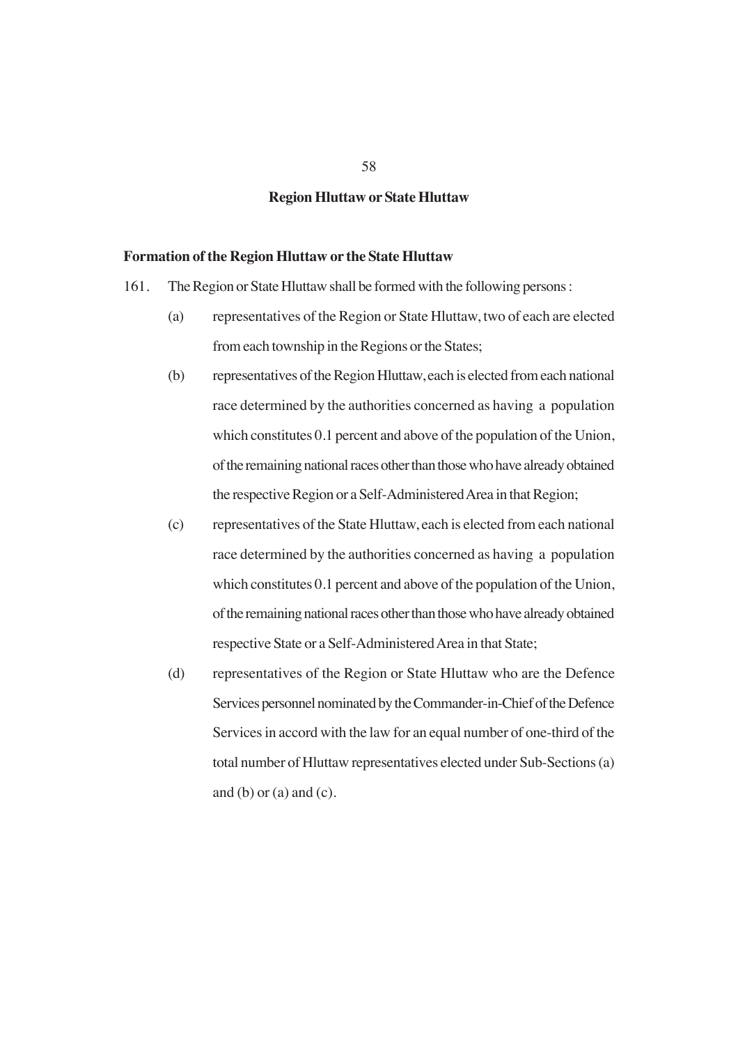## Region Hluttaw or State Hluttaw

### Formation of the Region Hluttaw or the State Hluttaw

161. The Region or State Hluttaw shall be formed with the following persons :

    (a) representatives of the Region or State Hluttaw, two of each are elected from each township in the Regions or the States;

    (b) representatives of the Region Hluttaw, each is elected from each national race determined by the authorities concerned as having a population which constitutes 0.1 percent and above of the population of the Union, of the remaining national races other than those who have already obtained the respective Region or a Self-Administered Area in that Region;

    (c) representatives of the State Hluttaw, each is elected from each national race determined by the authorities concerned as having a population which constitutes 0.1 percent and above of the population of the Union, of the remaining national races other than those who have already obtained respective State or a Self-Administered Area in that State;

    (d) representatives of the Region or State Hluttaw who are the Defence Services personnel nominated by the Commander-in-Chief of the Defence Services in accord with the law for an equal number of one-third of the total number of Hluttaw representatives elected under Sub-Sections (a) and (b) or (a) and (c).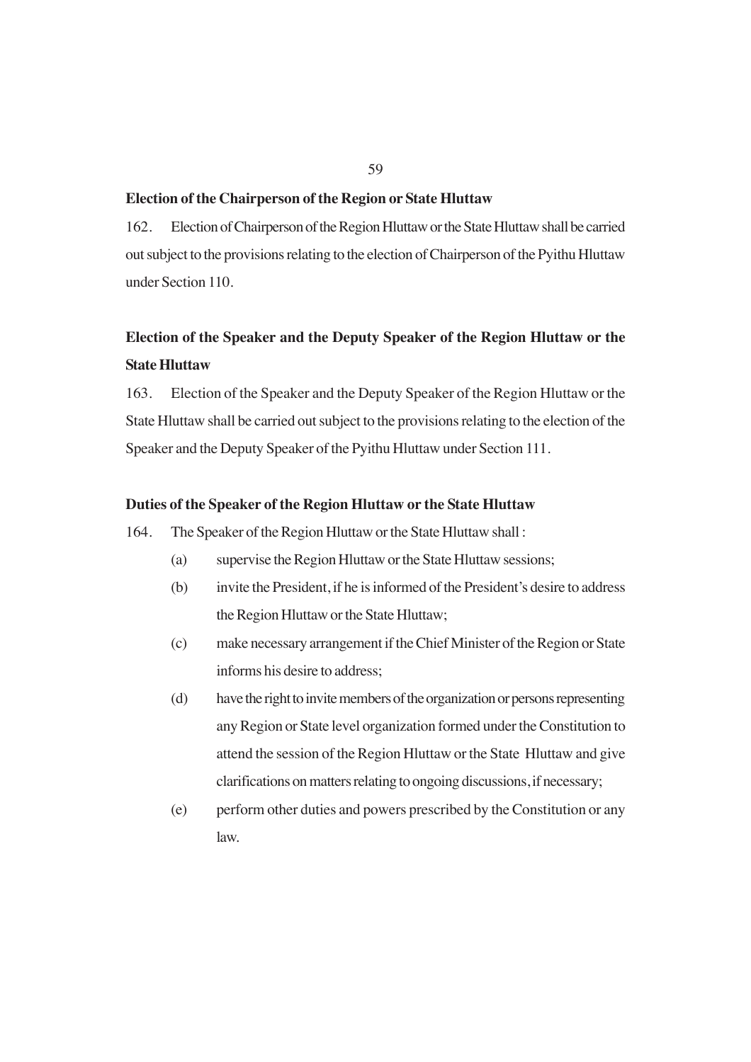**Election of the Chairperson of the Region or State Hluttaw**

162. Election of Chairperson of the Region Hluttaw or the State Hluttaw shall be carried out subject to the provisions relating to the election of Chairperson of the Pyithu Hluttaw under Section 110.

**Election of the Speaker and the Deputy Speaker of the Region Hluttaw or the State Hluttaw**

163. Election of the Speaker and the Deputy Speaker of the Region Hluttaw or the State Hluttaw shall be carried out subject to the provisions relating to the election of the Speaker and the Deputy Speaker of the Pyithu Hluttaw under Section 111.

**Duties of the Speaker of the Region Hluttaw or the State Hluttaw**

164. The Speaker of the Region Hluttaw or the State Hluttaw shall :

(a) supervise the Region Hluttaw or the State Hluttaw sessions;

(b) invite the President, if he is informed of the President's desire to address the Region Hluttaw or the State Hluttaw;

(c) make necessary arrangement if the Chief Minister of the Region or State informs his desire to address;

(d) have the right to invite members of the organization or persons representing any Region or State level organization formed under the Constitution to attend the session of the Region Hluttaw or the State Hluttaw and give clarifications on matters relating to ongoing discussions, if necessary;

(e) perform other duties and powers prescribed by the Constitution or any law.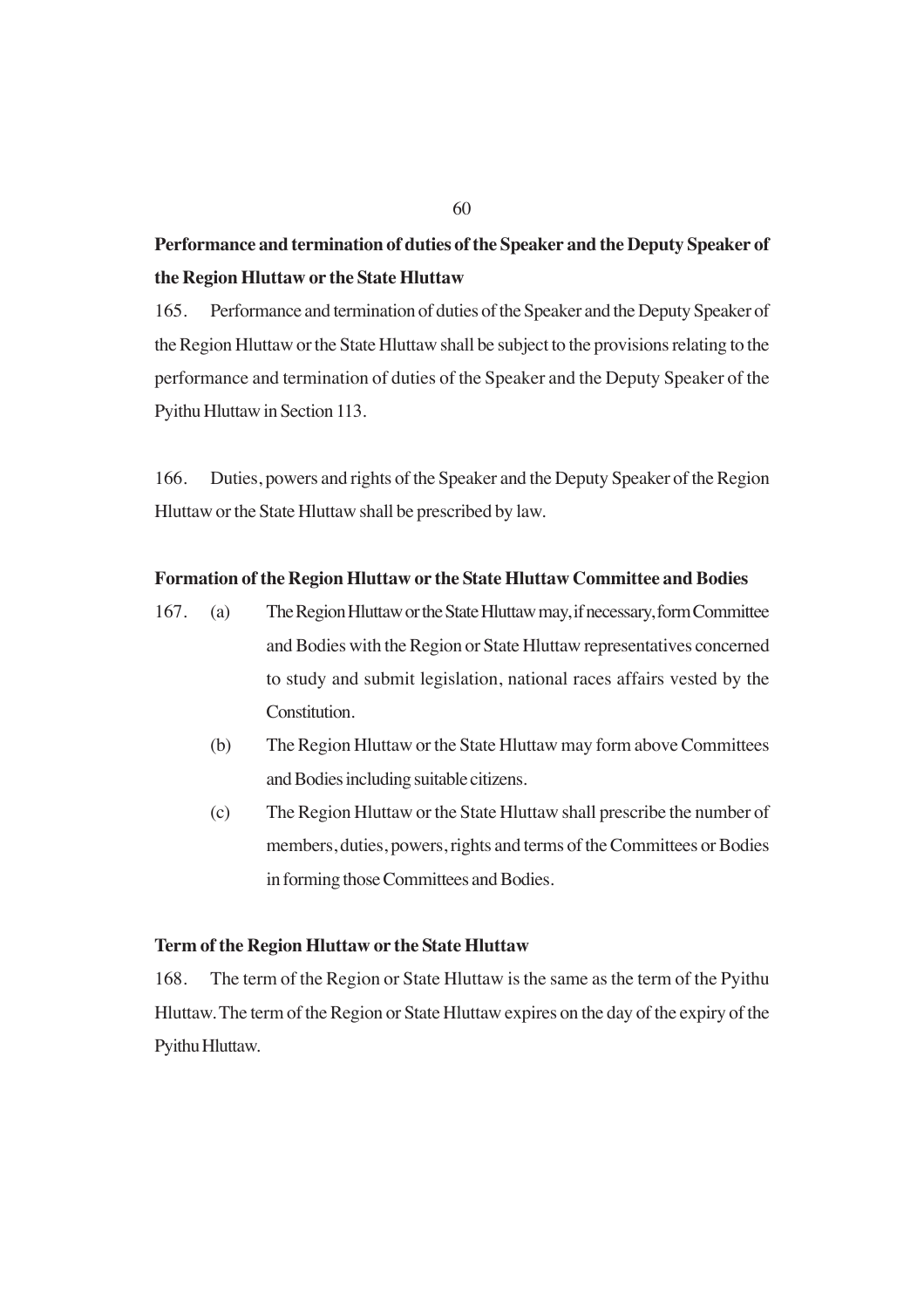**Performance and termination of duties of the Speaker and the Deputy Speaker of the Region Hluttaw or the State Hluttaw**

165. Performance and termination of duties of the Speaker and the Deputy Speaker of the Region Hluttaw or the State Hluttaw shall be subject to the provisions relating to the performance and termination of duties of the Speaker and the Deputy Speaker of the Pyithu Hluttaw in Section 113.

166. Duties, powers and rights of the Speaker and the Deputy Speaker of the Region Hluttaw or the State Hluttaw shall be prescribed by law.

**Formation of the Region Hluttaw or the State Hluttaw Committee and Bodies**

167. (a) The Region Hluttaw or the State Hluttaw may, if necessary, form Committee and Bodies with the Region or State Hluttaw representatives concerned to study and submit legislation, national races affairs vested by the Constitution.

(b) The Region Hluttaw or the State Hluttaw may form above Committees and Bodies including suitable citizens.

(c) The Region Hluttaw or the State Hluttaw shall prescribe the number of members, duties, powers, rights and terms of the Committees or Bodies in forming those Committees and Bodies.

**Term of the Region Hluttaw or the State Hluttaw**

168. The term of the Region or State Hluttaw is the same as the term of the Pyithu Hluttaw. The term of the Region or State Hluttaw expires on the day of the expiry of the Pyithu Hluttaw.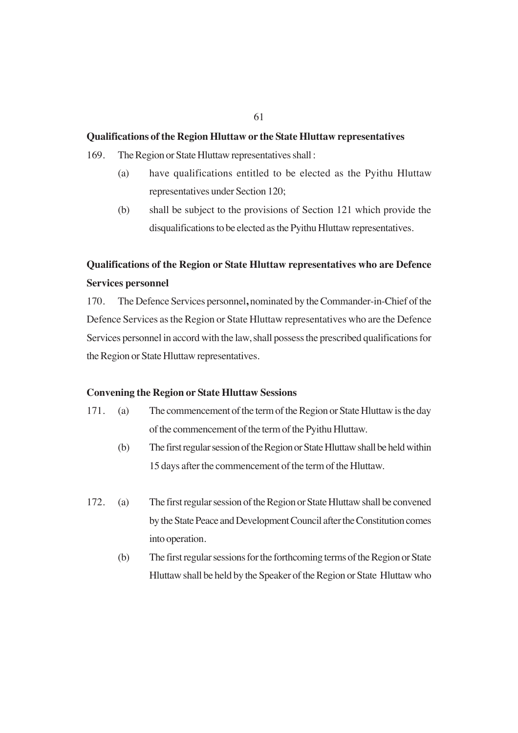**Qualifications of the Region Hluttaw or the State Hluttaw representatives**

169. The Region or State Hluttaw representatives shall :

(a) have qualifications entitled to be elected as the Pyithu Hluttaw representatives under Section 120;

(b) shall be subject to the provisions of Section 121 which provide the disqualifications to be elected as the Pyithu Hluttaw representatives.

**Qualifications of the Region or State Hluttaw representatives who are Defence Services personnel**

170. The Defence Services personnel**,** nominated by the Commander-in-Chief of the Defence Services as the Region or State Hluttaw representatives who are the Defence Services personnel in accord with the law, shall possess the prescribed qualifications for the Region or State Hluttaw representatives.

**Convening the Region or State Hluttaw Sessions**

171. (a) The commencement of the term of the Region or State Hluttaw is the day of the commencement of the term of the Pyithu Hluttaw.

(b) The first regular session of the Region or State Hluttaw shall be held within 15 days after the commencement of the term of the Hluttaw.

172. (a) The first regular session of the Region or State Hluttaw shall be convened by the State Peace and Development Council after the Constitution comes into operation.

(b) The first regular sessions for the forthcoming terms of the Region or State Hluttaw shall be held by the Speaker of the Region or State Hluttaw who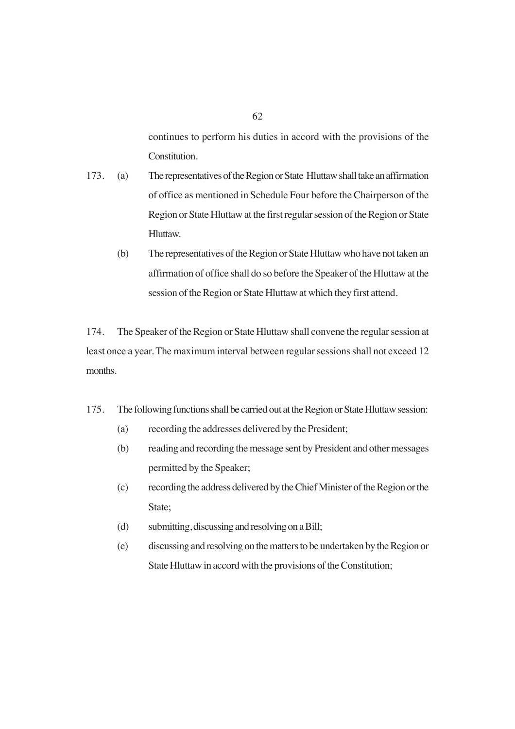continues to perform his duties in accord with the provisions of the Constitution.

173. (a) The representatives of the Region or State Hluttaw shall take an affirmation of office as mentioned in Schedule Four before the Chairperson of the Region or State Hluttaw at the first regular session of the Region or State Hluttaw.

(b) The representatives of the Region or State Hluttaw who have not taken an affirmation of office shall do so before the Speaker of the Hluttaw at the session of the Region or State Hluttaw at which they first attend.

174. The Speaker of the Region or State Hluttaw shall convene the regular session at least once a year. The maximum interval between regular sessions shall not exceed 12 months.

175. The following functions shall be carried out at the Region or State Hluttaw session:

(a) recording the addresses delivered by the President;

(b) reading and recording the message sent by President and other messages permitted by the Speaker;

(c) recording the address delivered by the Chief Minister of the Region or the State;

(d) submitting, discussing and resolving on a Bill;

(e) discussing and resolving on the matters to be undertaken by the Region or State Hluttaw in accord with the provisions of the Constitution;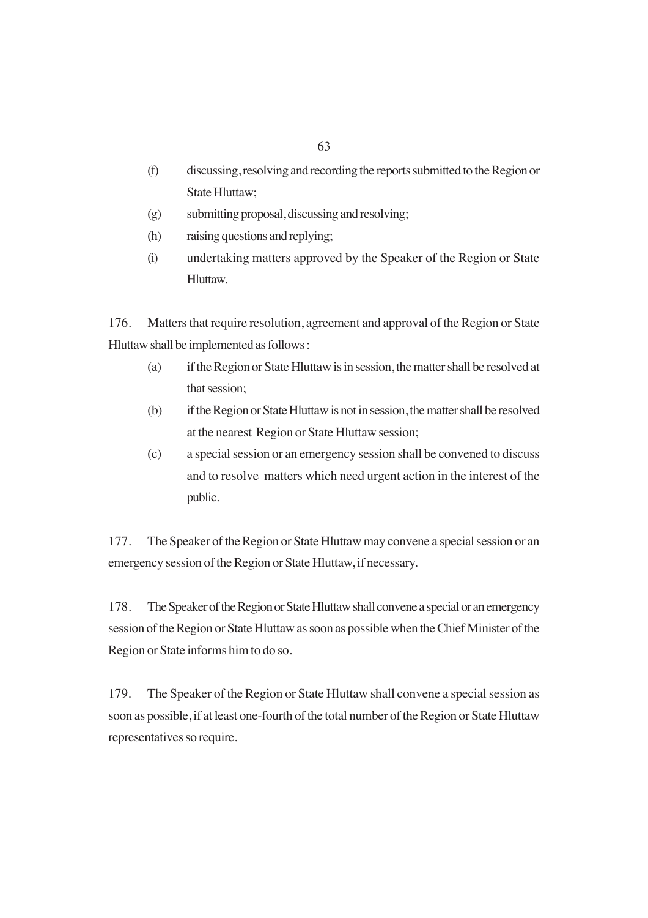(f) discussing, resolving and recording the reports submitted to the Region or State Hluttaw;

(g) submitting proposal, discussing and resolving;

(h) raising questions and replying;

(i) undertaking matters approved by the Speaker of the Region or State Hluttaw.

176. Matters that require resolution, agreement and approval of the Region or State Hluttaw shall be implemented as follows :

(a) if the Region or State Hluttaw is in session, the matter shall be resolved at that session;

(b) if the Region or State Hluttaw is not in session, the matter shall be resolved at the nearest Region or State Hluttaw session;

(c) a special session or an emergency session shall be convened to discuss and to resolve matters which need urgent action in the interest of the public.

177. The Speaker of the Region or State Hluttaw may convene a special session or an emergency session of the Region or State Hluttaw, if necessary.

178. The Speaker of the Region or State Hluttaw shall convene a special or an emergency session of the Region or State Hluttaw as soon as possible when the Chief Minister of the Region or State informs him to do so.

179. The Speaker of the Region or State Hluttaw shall convene a special session as soon as possible, if at least one-fourth of the total number of the Region or State Hluttaw representatives so require.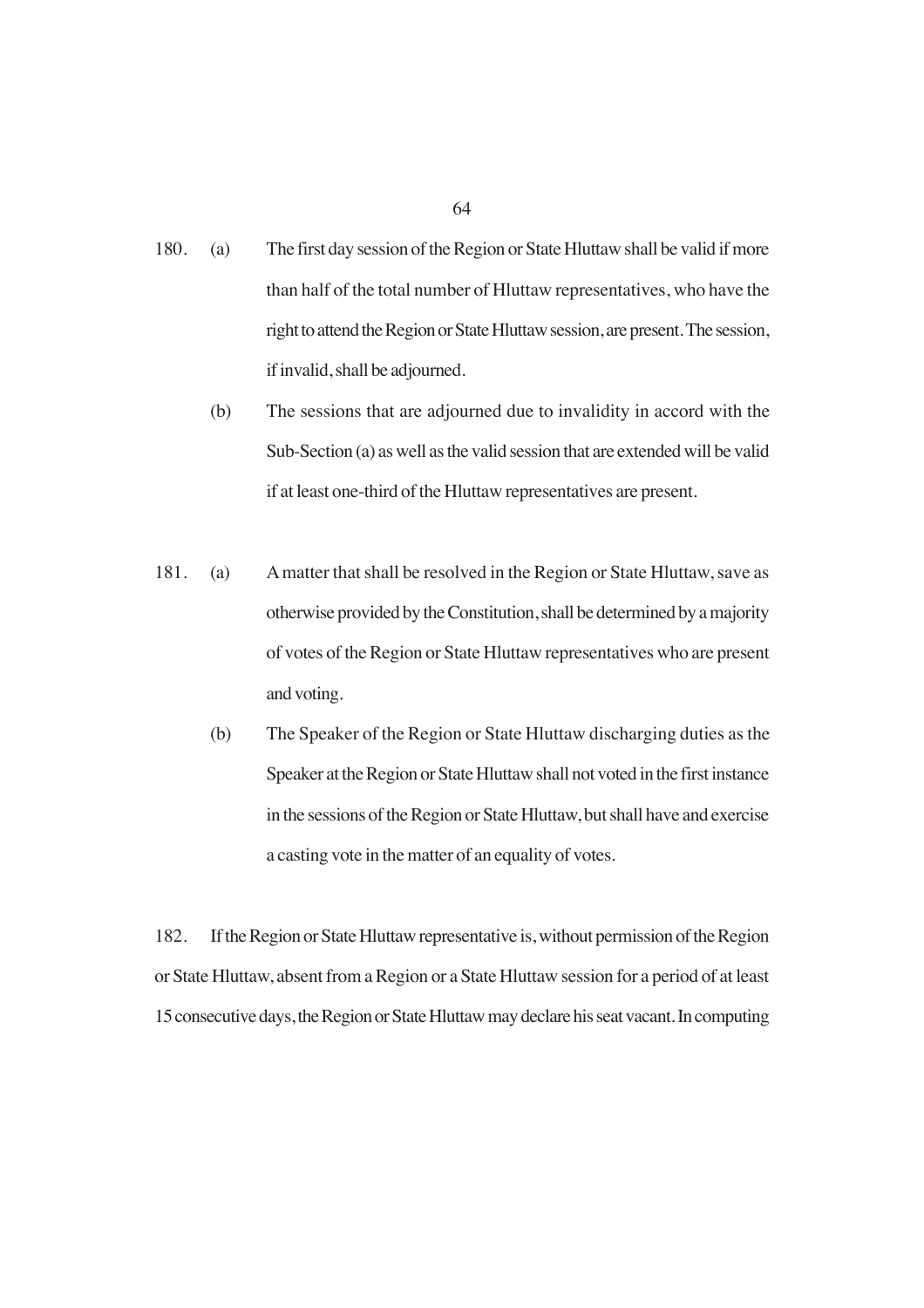180. (a) The first day session of the Region or State Hluttaw shall be valid if more than half of the total number of Hluttaw representatives, who have the right to attend the Region or State Hluttaw session, are present. The session, if invalid, shall be adjourned.

(b) The sessions that are adjourned due to invalidity in accord with the Sub-Section (a) as well as the valid session that are extended will be valid if at least one-third of the Hluttaw representatives are present.

181. (a) A matter that shall be resolved in the Region or State Hluttaw, save as otherwise provided by the Constitution, shall be determined by a majority of votes of the Region or State Hluttaw representatives who are present and voting.

(b) The Speaker of the Region or State Hluttaw discharging duties as the Speaker at the Region or State Hluttaw shall not voted in the first instance in the sessions of the Region or State Hluttaw, but shall have and exercise a casting vote in the matter of an equality of votes.

182. If the Region or State Hluttaw representative is, without permission of the Region or State Hluttaw, absent from a Region or a State Hluttaw session for a period of at least 15 consecutive days, the Region or State Hluttaw may declare his seat vacant. In computing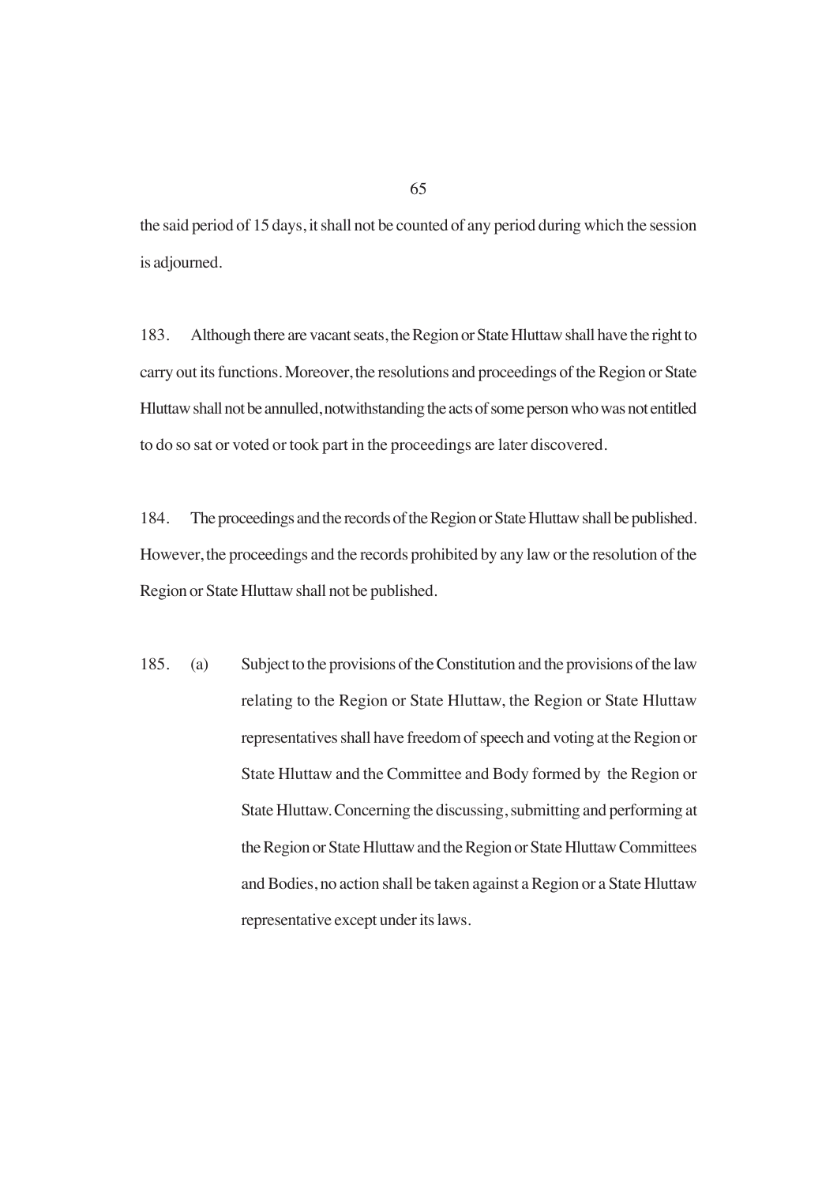the said period of 15 days, it shall not be counted of any period during which the session is adjourned.

183. Although there are vacant seats, the Region or State Hluttaw shall have the right to carry out its functions. Moreover, the resolutions and proceedings of the Region or State Hluttaw shall not be annulled, notwithstanding the acts of some person who was not entitled to do so sat or voted or took part in the proceedings are later discovered.

184. The proceedings and the records of the Region or State Hluttaw shall be published. However, the proceedings and the records prohibited by any law or the resolution of the Region or State Hluttaw shall not be published.

185. (a) Subject to the provisions of the Constitution and the provisions of the law relating to the Region or State Hluttaw, the Region or State Hluttaw representatives shall have freedom of speech and voting at the Region or State Hluttaw and the Committee and Body formed by the Region or State Hluttaw. Concerning the discussing, submitting and performing at the Region or State Hluttaw and the Region or State Hluttaw Committees and Bodies, no action shall be taken against a Region or a State Hluttaw representative except under its laws.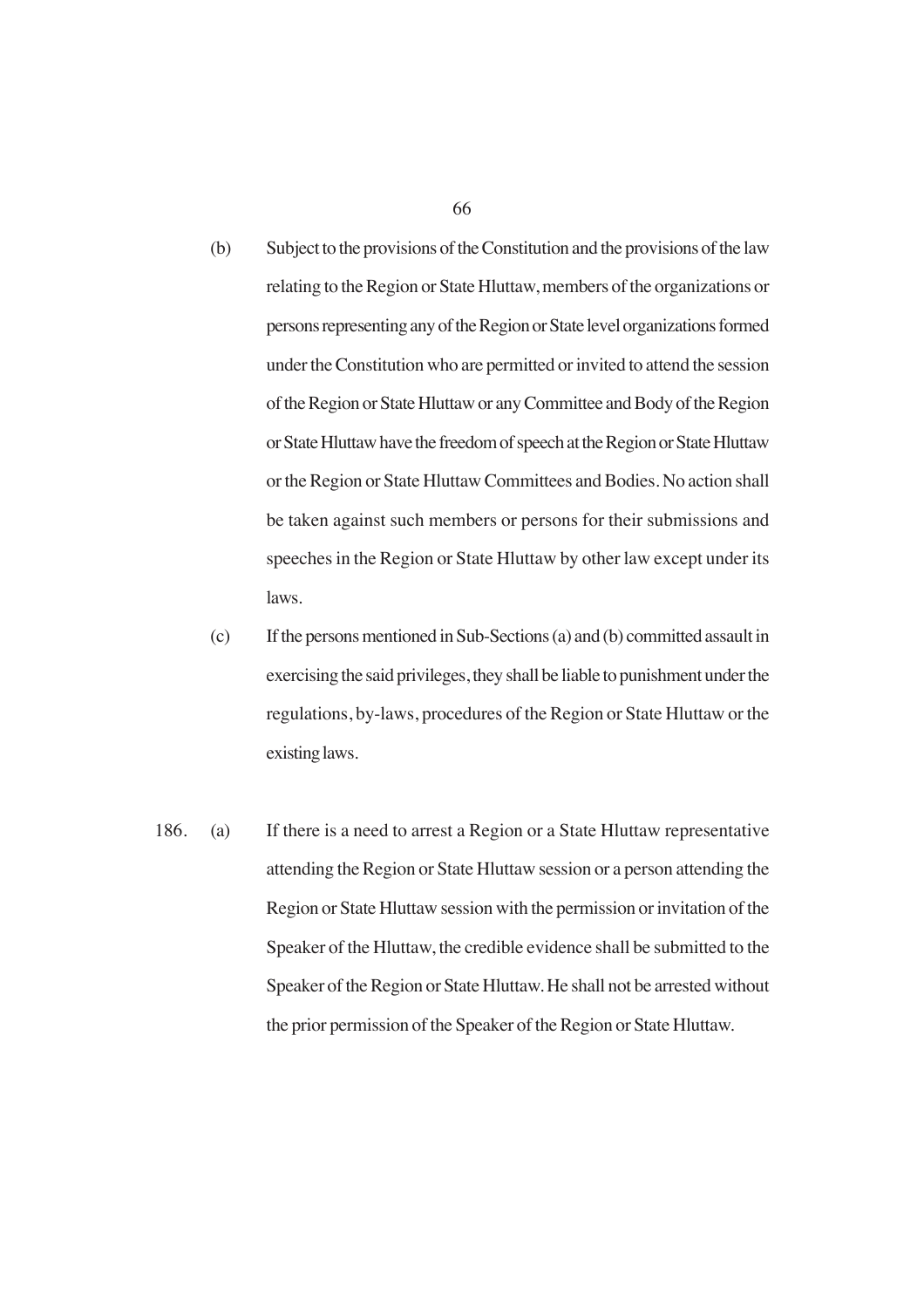(b) Subject to the provisions of the Constitution and the provisions of the law relating to the Region or State Hluttaw, members of the organizations or persons representing any of the Region or State level organizations formed under the Constitution who are permitted or invited to attend the session of the Region or State Hluttaw or any Committee and Body of the Region or State Hluttaw have the freedom of speech at the Region or State Hluttaw or the Region or State Hluttaw Committees and Bodies. No action shall be taken against such members or persons for their submissions and speeches in the Region or State Hluttaw by other law except under its laws.

(c) If the persons mentioned in Sub-Sections (a) and (b) committed assault in exercising the said privileges, they shall be liable to punishment under the regulations, by-laws, procedures of the Region or State Hluttaw or the existing laws.

186. (a) If there is a need to arrest a Region or a State Hluttaw representative attending the Region or State Hluttaw session or a person attending the Region or State Hluttaw session with the permission or invitation of the Speaker of the Hluttaw, the credible evidence shall be submitted to the Speaker of the Region or State Hluttaw. He shall not be arrested without the prior permission of the Speaker of the Region or State Hluttaw.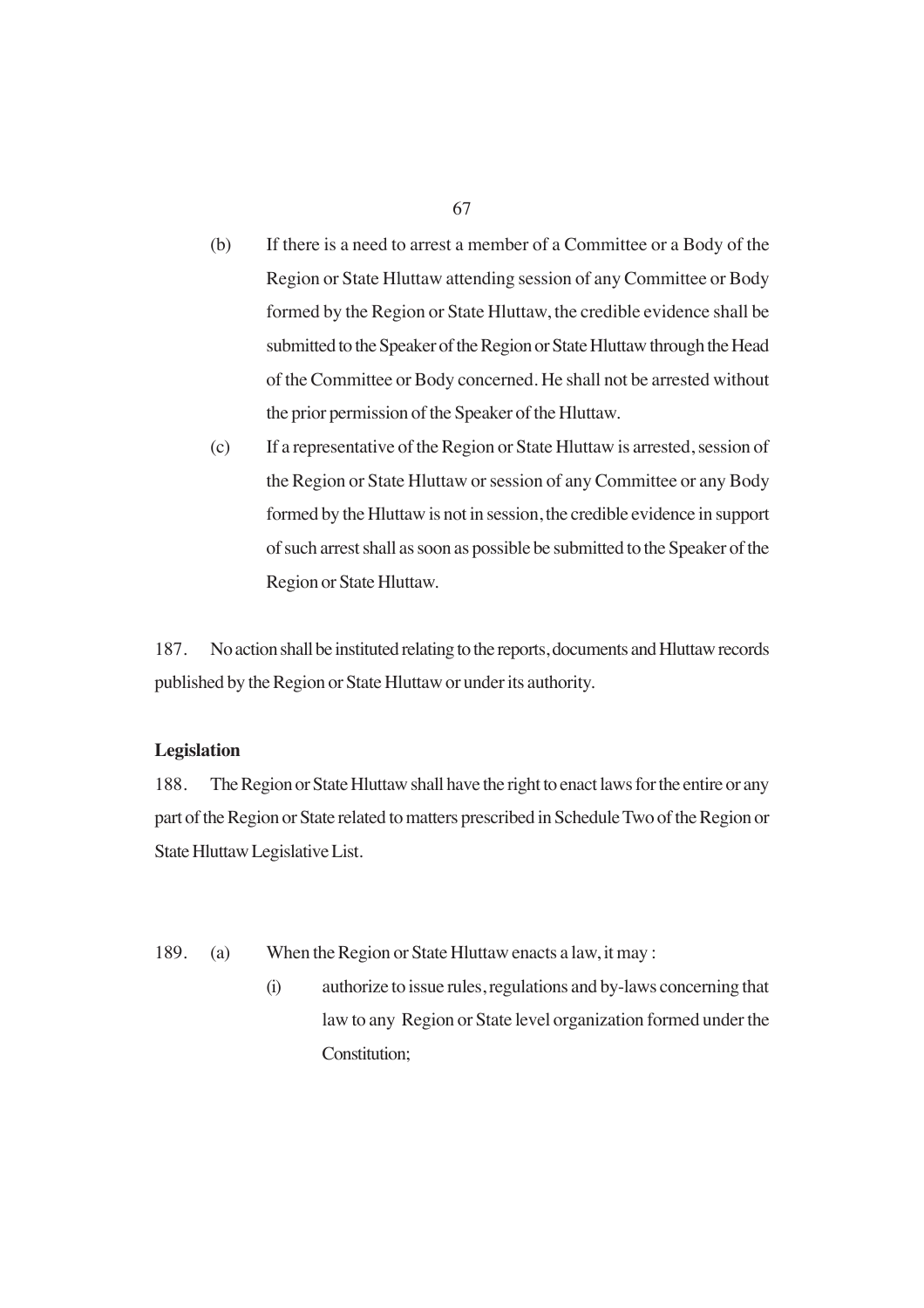(b) If there is a need to arrest a member of a Committee or a Body of the Region or State Hluttaw attending session of any Committee or Body formed by the Region or State Hluttaw, the credible evidence shall be submitted to the Speaker of the Region or State Hluttaw through the Head of the Committee or Body concerned. He shall not be arrested without the prior permission of the Speaker of the Hluttaw.

(c) If a representative of the Region or State Hluttaw is arrested, session of the Region or State Hluttaw or session of any Committee or any Body formed by the Hluttaw is not in session, the credible evidence in support of such arrest shall as soon as possible be submitted to the Speaker of the Region or State Hluttaw.

187. No action shall be instituted relating to the reports, documents and Hluttaw records published by the Region or State Hluttaw or under its authority.

**Legislation**

188. The Region or State Hluttaw shall have the right to enact laws for the entire or any part of the Region or State related to matters prescribed in Schedule Two of the Region or State Hluttaw Legislative List.

189. (a) When the Region or State Hluttaw enacts a law, it may :

(i) authorize to issue rules, regulations and by-laws concerning that law to any Region or State level organization formed under the Constitution;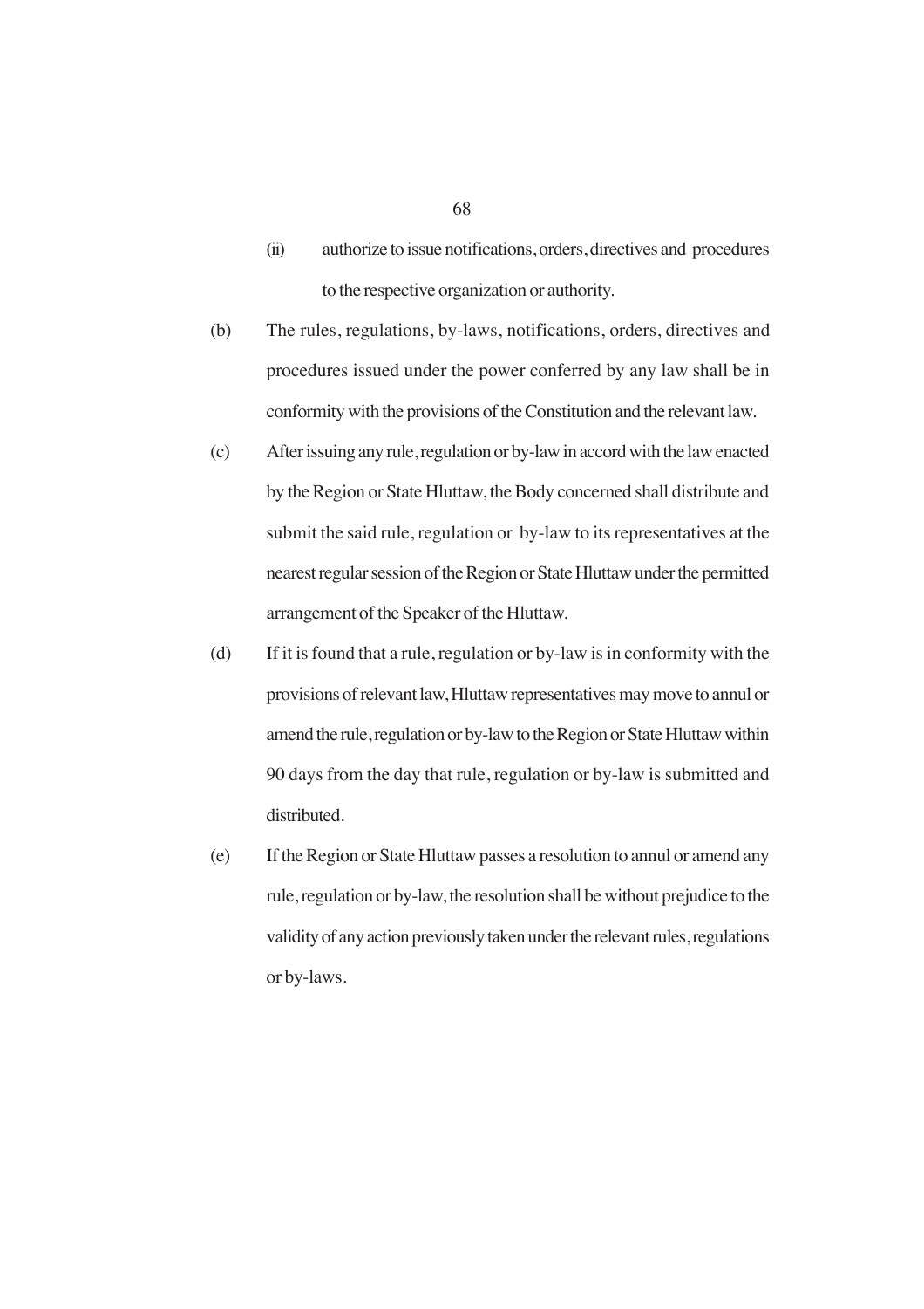(ii) authorize to issue notifications, orders, directives and procedures to the respective organization or authority.

(b) The rules, regulations, by-laws, notifications, orders, directives and procedures issued under the power conferred by any law shall be in conformity with the provisions of the Constitution and the relevant law.

(c) After issuing any rule, regulation or by-law in accord with the law enacted by the Region or State Hluttaw, the Body concerned shall distribute and submit the said rule, regulation or by-law to its representatives at the nearest regular session of the Region or State Hluttaw under the permitted arrangement of the Speaker of the Hluttaw.

(d) If it is found that a rule, regulation or by-law is in conformity with the provisions of relevant law, Hluttaw representatives may move to annul or amend the rule, regulation or by-law to the Region or State Hluttaw within 90 days from the day that rule, regulation or by-law is submitted and distributed.

(e) If the Region or State Hluttaw passes a resolution to annul or amend any rule, regulation or by-law, the resolution shall be without prejudice to the validity of any action previously taken under the relevant rules, regulations or by-laws.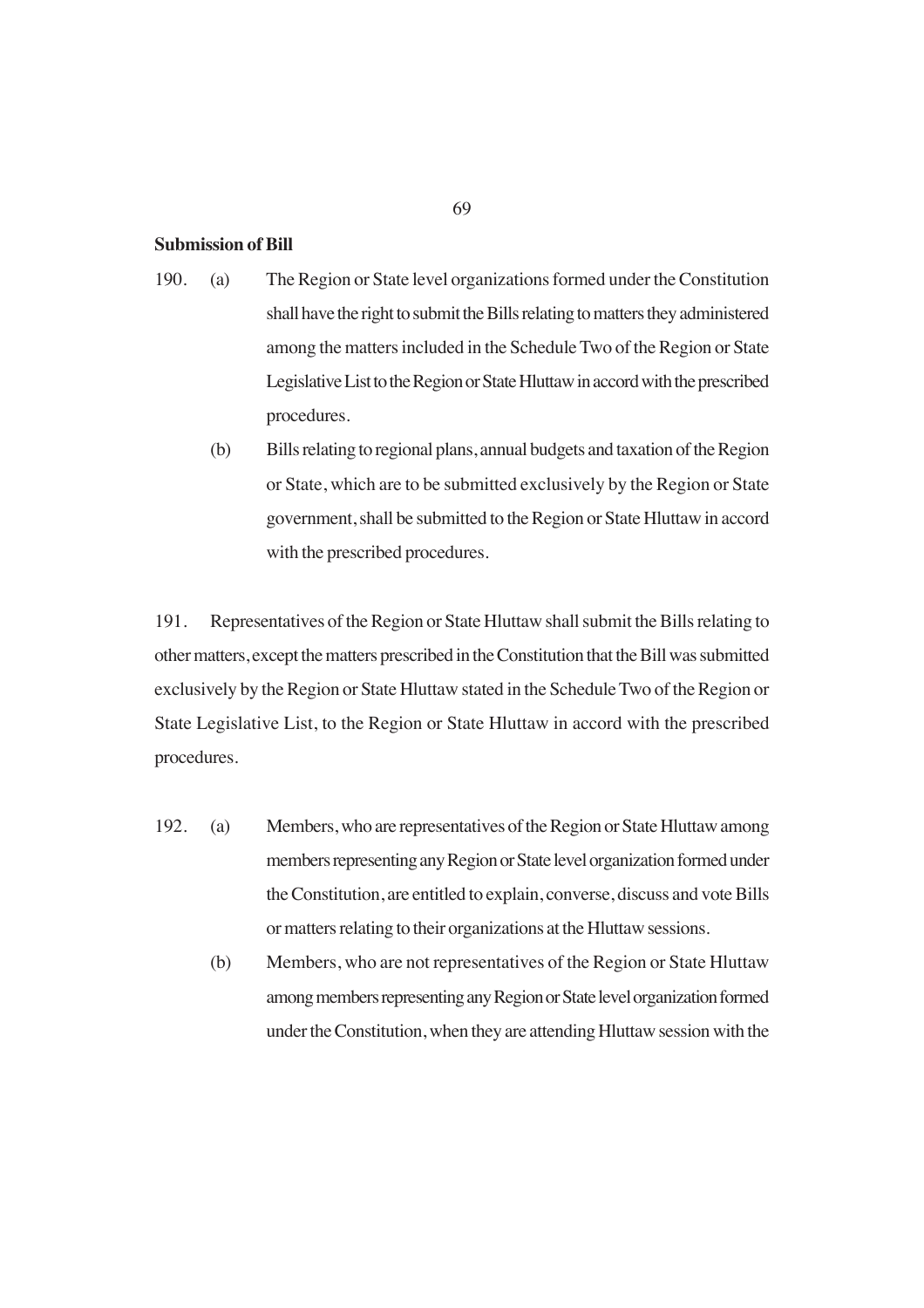**Submission of Bill**

190. (a) The Region or State level organizations formed under the Constitution shall have the right to submit the Bills relating to matters they administered among the matters included in the Schedule Two of the Region or State Legislative List to the Region or State Hluttaw in accord with the prescribed procedures.

(b) Bills relating to regional plans, annual budgets and taxation of the Region or State, which are to be submitted exclusively by the Region or State government, shall be submitted to the Region or State Hluttaw in accord with the prescribed procedures.

191. Representatives of the Region or State Hluttaw shall submit the Bills relating to other matters, except the matters prescribed in the Constitution that the Bill was submitted exclusively by the Region or State Hluttaw stated in the Schedule Two of the Region or State Legislative List, to the Region or State Hluttaw in accord with the prescribed procedures.

192. (a) Members, who are representatives of the Region or State Hluttaw among members representing any Region or State level organization formed under the Constitution, are entitled to explain, converse, discuss and vote Bills or matters relating to their organizations at the Hluttaw sessions.

(b) Members, who are not representatives of the Region or State Hluttaw among members representing any Region or State level organization formed under the Constitution, when they are attending Hluttaw session with the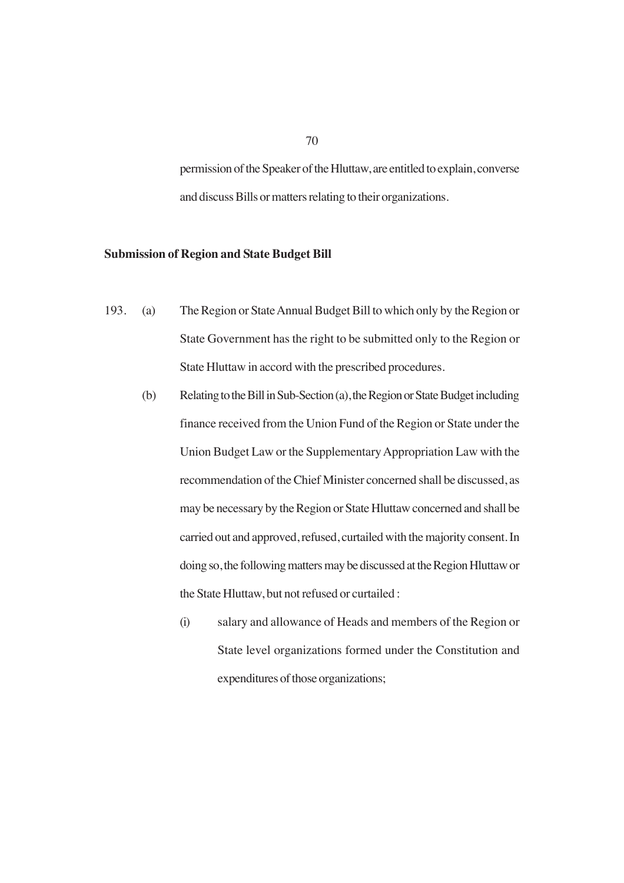permission of the Speaker of the Hluttaw, are entitled to explain, converse and discuss Bills or matters relating to their organizations.

**Submission of Region and State Budget Bill**

193. (a) The Region or State Annual Budget Bill to which only by the Region or State Government has the right to be submitted only to the Region or State Hluttaw in accord with the prescribed procedures.

(b) Relating to the Bill in Sub-Section (a), the Region or State Budget including finance received from the Union Fund of the Region or State under the Union Budget Law or the Supplementary Appropriation Law with the recommendation of the Chief Minister concerned shall be discussed, as may be necessary by the Region or State Hluttaw concerned and shall be carried out and approved, refused, curtailed with the majority consent. In doing so, the following matters may be discussed at the Region Hluttaw or the State Hluttaw, but not refused or curtailed :

(i) salary and allowance of Heads and members of the Region or State level organizations formed under the Constitution and expenditures of those organizations;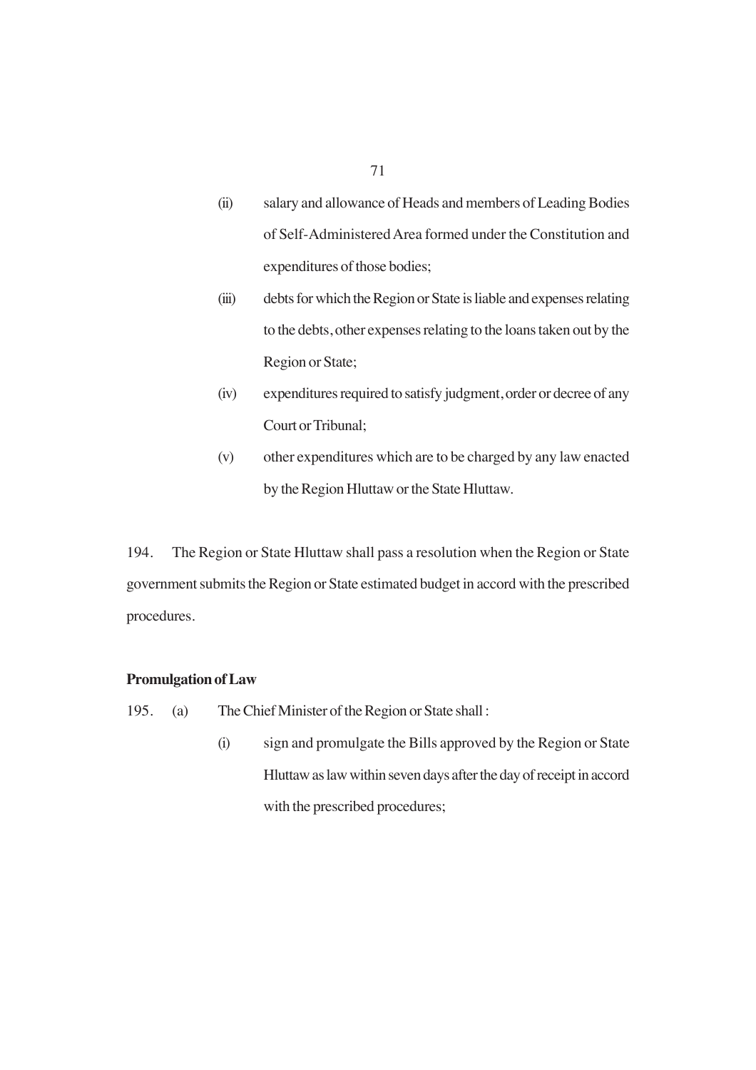(ii) salary and allowance of Heads and members of Leading Bodies of Self-Administered Area formed under the Constitution and expenditures of those bodies;

(iii) debts for which the Region or State is liable and expenses relating to the debts, other expenses relating to the loans taken out by the Region or State;

(iv) expenditures required to satisfy judgment, order or decree of any Court or Tribunal;

(v) other expenditures which are to be charged by any law enacted by the Region Hluttaw or the State Hluttaw.

194. The Region or State Hluttaw shall pass a resolution when the Region or State government submits the Region or State estimated budget in accord with the prescribed procedures.

**Promulgation of Law**

195. (a) The Chief Minister of the Region or State shall :

(i) sign and promulgate the Bills approved by the Region or State Hluttaw as law within seven days after the day of receipt in accord with the prescribed procedures;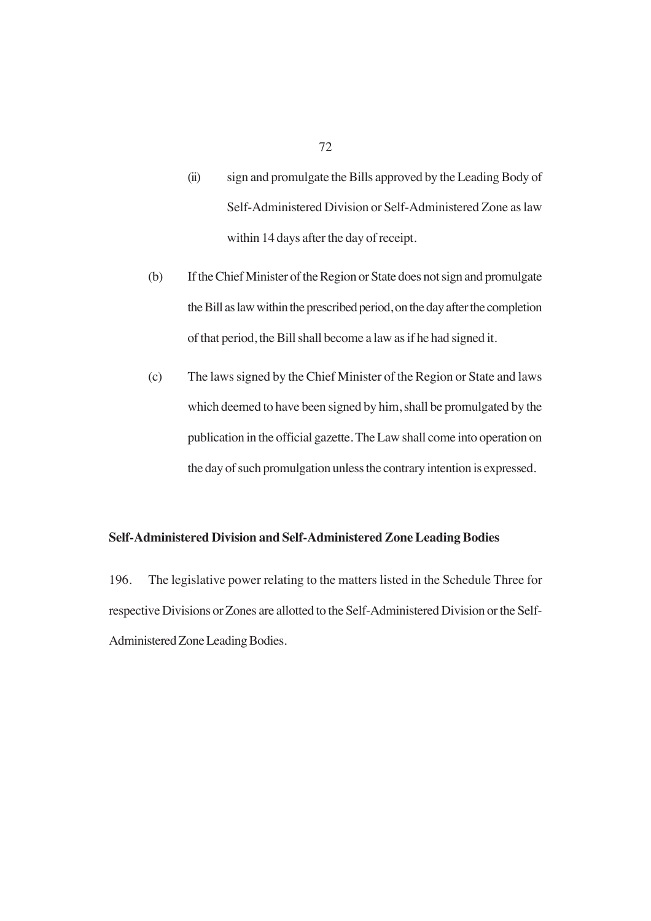(ii) sign and promulgate the Bills approved by the Leading Body of Self-Administered Division or Self-Administered Zone as law within 14 days after the day of receipt.

(b) If the Chief Minister of the Region or State does not sign and promulgate the Bill as law within the prescribed period, on the day after the completion of that period, the Bill shall become a law as if he had signed it.

(c) The laws signed by the Chief Minister of the Region or State and laws which deemed to have been signed by him, shall be promulgated by the publication in the official gazette. The Law shall come into operation on the day of such promulgation unless the contrary intention is expressed.

**Self-Administered Division and Self-Administered Zone Leading Bodies**

196. The legislative power relating to the matters listed in the Schedule Three for respective Divisions or Zones are allotted to the Self-Administered Division or the Self-Administered Zone Leading Bodies.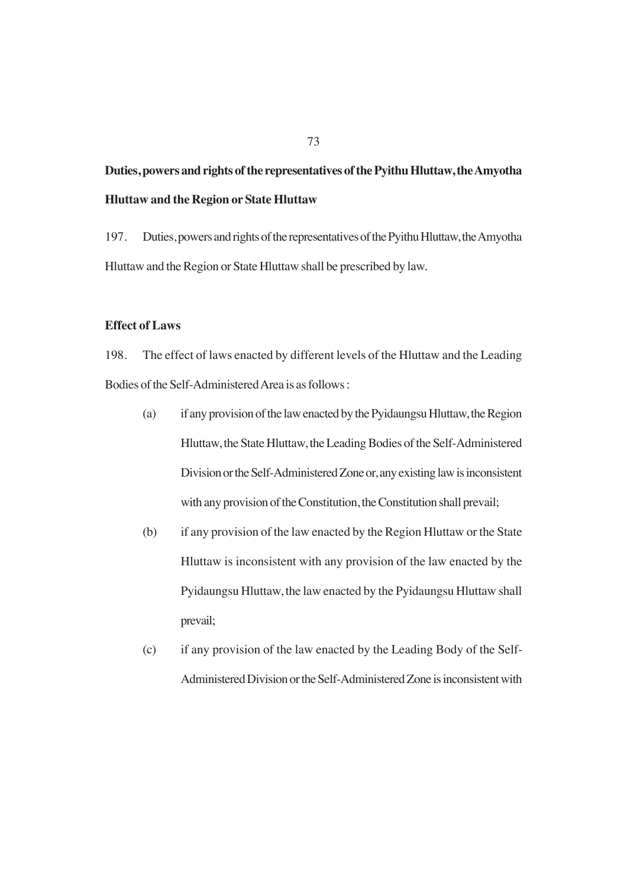**Duties, powers and rights of the representatives of the Pyithu Hluttaw, the Amyotha Hluttaw and the Region or State Hluttaw**

197. Duties, powers and rights of the representatives of the Pyithu Hluttaw, the Amyotha Hluttaw and the Region or State Hluttaw shall be prescribed by law.

**Effect of Laws**

198. The effect of laws enacted by different levels of the Hluttaw and the Leading Bodies of the Self-Administered Area is as follows :

(a) if any provision of the law enacted by the Pyidaungsu Hluttaw, the Region Hluttaw, the State Hluttaw, the Leading Bodies of the Self-Administered Division or the Self-Administered Zone or, any existing law is inconsistent with any provision of the Constitution, the Constitution shall prevail;

(b) if any provision of the law enacted by the Region Hluttaw or the State Hluttaw is inconsistent with any provision of the law enacted by the Pyidaungsu Hluttaw, the law enacted by the Pyidaungsu Hluttaw shall prevail;

(c) if any provision of the law enacted by the Leading Body of the Self-Administered Division or the Self-Administered Zone is inconsistent with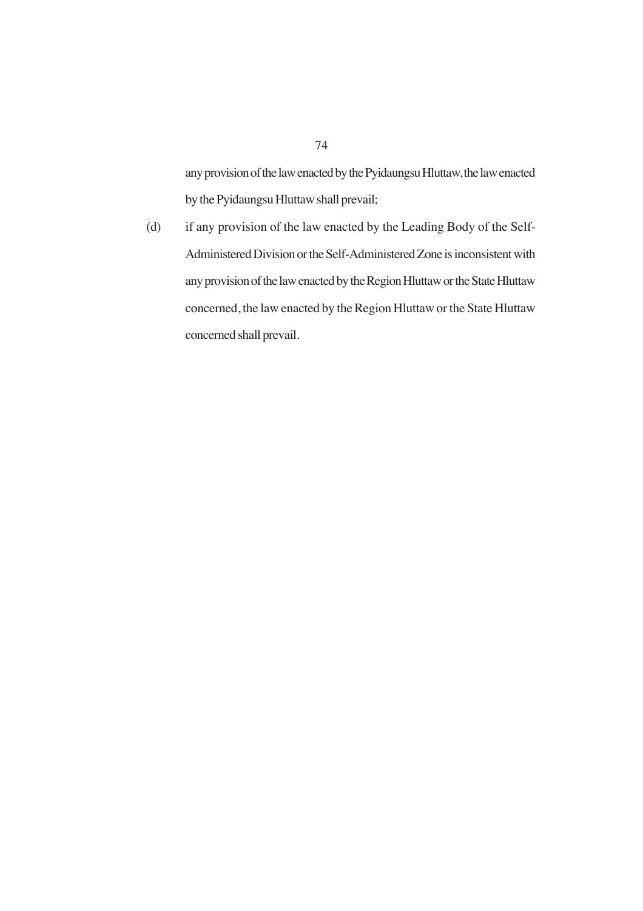any provision of the law enacted by the Pyidaungsu Hluttaw, the law enacted by the Pyidaungsu Hluttaw shall prevail;

(d) if any provision of the law enacted by the Leading Body of the Self-Administered Division or the Self-Administered Zone is inconsistent with any provision of the law enacted by the Region Hluttaw or the State Hluttaw concerned, the law enacted by the Region Hluttaw or the State Hluttaw concerned shall prevail.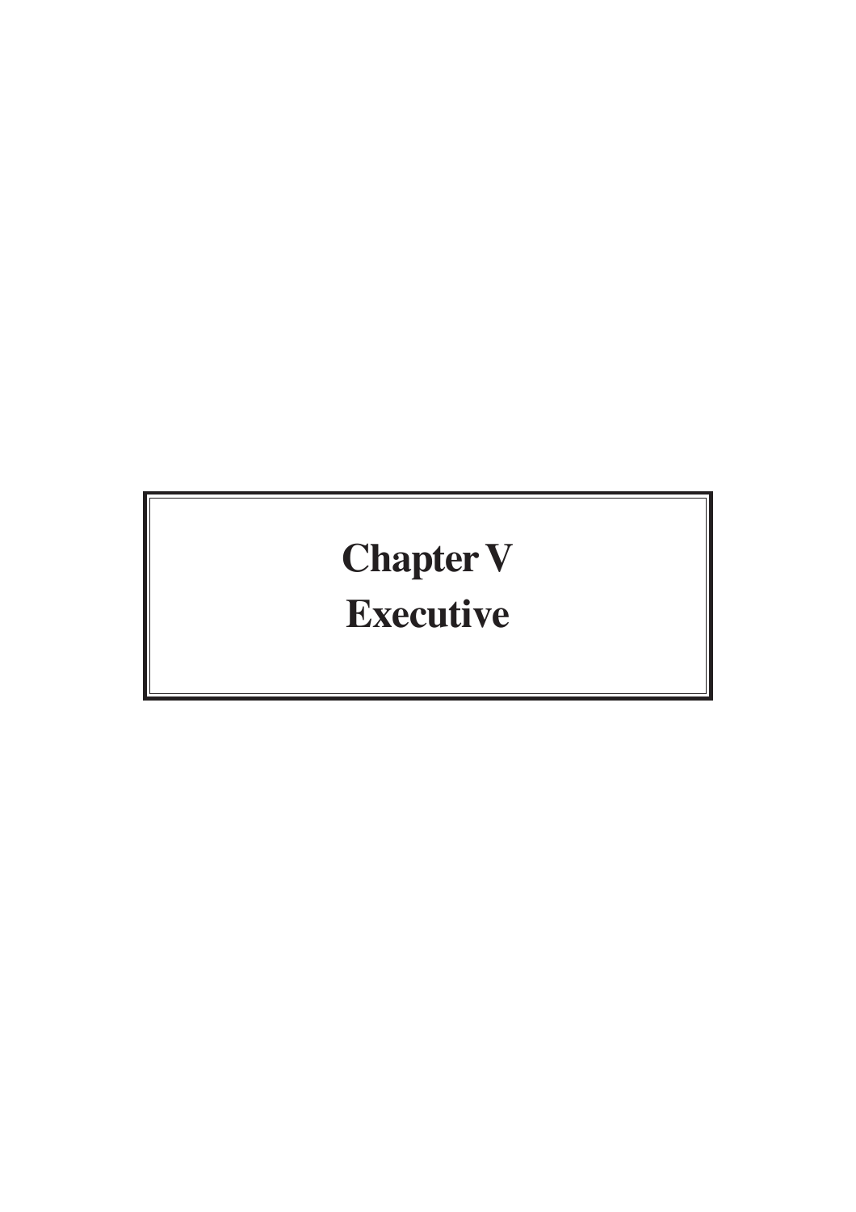# Chapter V
# Executive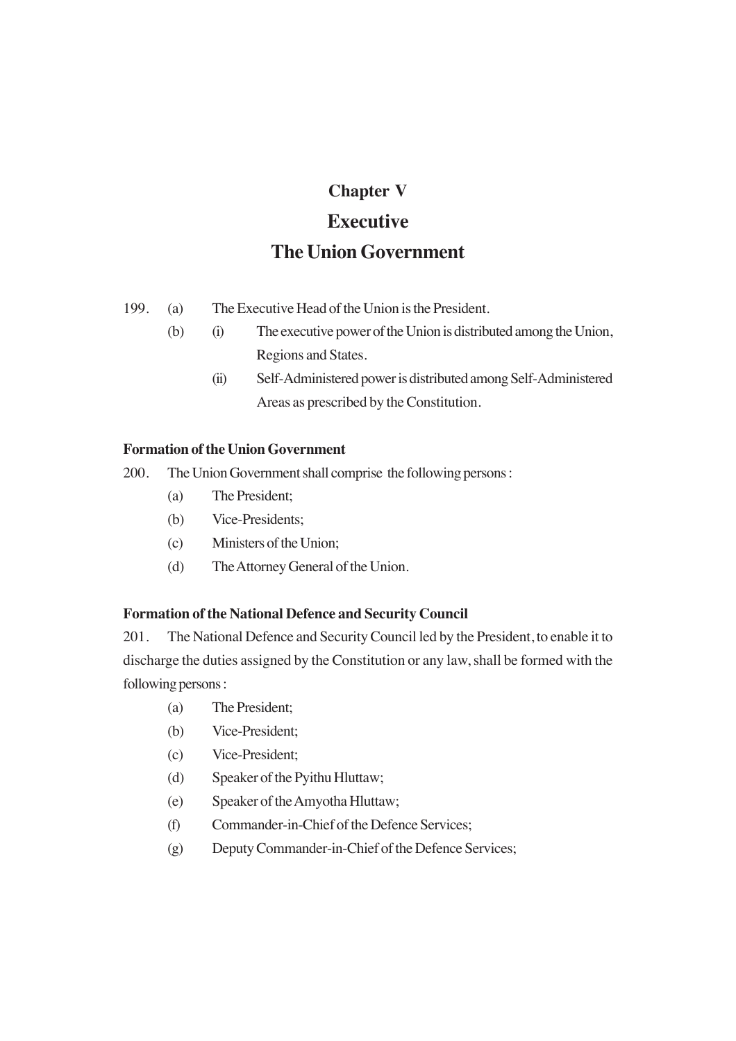# Chapter V

# Executive

## The Union Government

199. (a) The Executive Head of the Union is the President.

     (b) (i) The executive power of the Union is distributed among the Union, Regions and States.

         (ii) Self-Administered power is distributed among Self-Administered Areas as prescribed by the Constitution.

### Formation of the Union Government

200. The Union Government shall comprise the following persons :

     (a) The President;

     (b) Vice-Presidents;

     (c) Ministers of the Union;

     (d) The Attorney General of the Union.

### Formation of the National Defence and Security Council

201. The National Defence and Security Council led by the President, to enable it to discharge the duties assigned by the Constitution or any law, shall be formed with the following persons :

     (a) The President;

     (b) Vice-President;

     (c) Vice-President;

     (d) Speaker of the Pyithu Hluttaw;

     (e) Speaker of the Amyotha Hluttaw;

     (f) Commander-in-Chief of the Defence Services;

     (g) Deputy Commander-in-Chief of the Defence Services;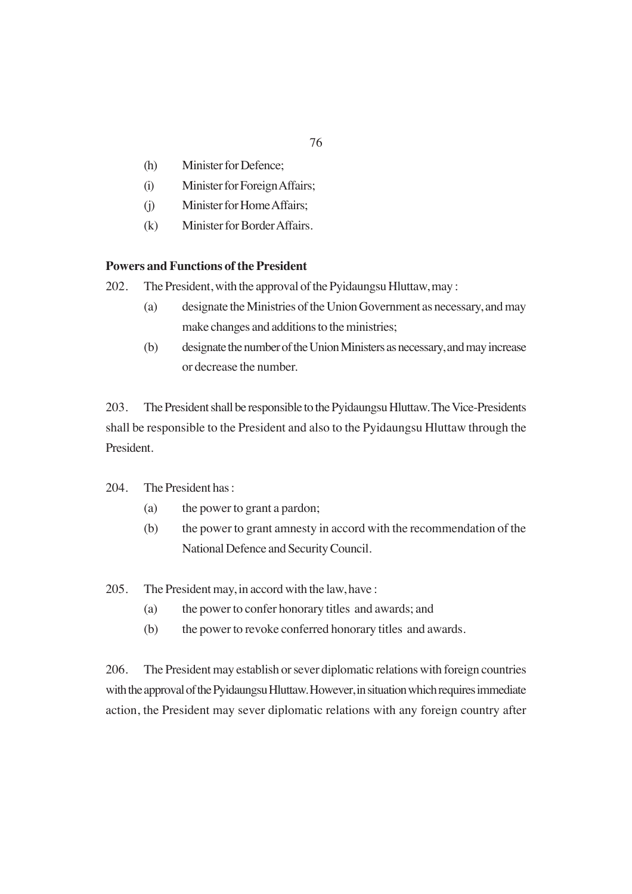(h) Minister for Defence;

(i) Minister for Foreign Affairs;

(j) Minister for Home Affairs;

(k) Minister for Border Affairs.

**Powers and Functions of the President**

202. The President, with the approval of the Pyidaungsu Hluttaw, may :

(a) designate the Ministries of the Union Government as necessary, and may make changes and additions to the ministries;

(b) designate the number of the Union Ministers as necessary, and may increase or decrease the number.

203. The President shall be responsible to the Pyidaungsu Hluttaw. The Vice-Presidents shall be responsible to the President and also to the Pyidaungsu Hluttaw through the President.

204. The President has :

(a) the power to grant a pardon;

(b) the power to grant amnesty in accord with the recommendation of the National Defence and Security Council.

205. The President may, in accord with the law, have :

(a) the power to confer honorary titles and awards; and

(b) the power to revoke conferred honorary titles and awards.

206. The President may establish or sever diplomatic relations with foreign countries with the approval of the Pyidaungsu Hluttaw. However, in situation which requires immediate action, the President may sever diplomatic relations with any foreign country after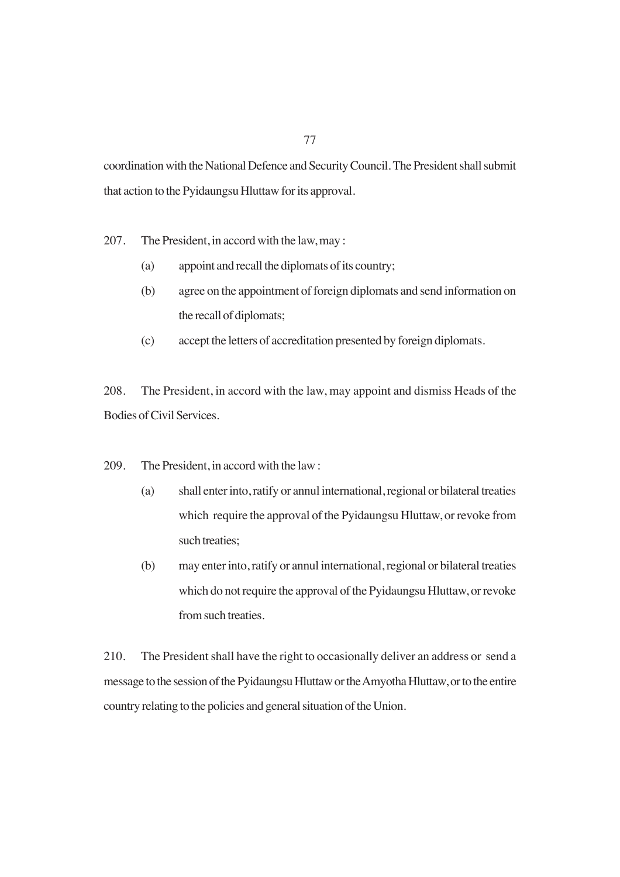coordination with the National Defence and Security Council. The President shall submit that action to the Pyidaungsu Hluttaw for its approval.

207. The President, in accord with the law, may :

(a) appoint and recall the diplomats of its country;

(b) agree on the appointment of foreign diplomats and send information on the recall of diplomats;

(c) accept the letters of accreditation presented by foreign diplomats.

208. The President, in accord with the law, may appoint and dismiss Heads of the Bodies of Civil Services.

209. The President, in accord with the law :

(a) shall enter into, ratify or annul international, regional or bilateral treaties which require the approval of the Pyidaungsu Hluttaw, or revoke from such treaties;

(b) may enter into, ratify or annul international, regional or bilateral treaties which do not require the approval of the Pyidaungsu Hluttaw, or revoke from such treaties.

210. The President shall have the right to occasionally deliver an address or send a message to the session of the Pyidaungsu Hluttaw or the Amyotha Hluttaw, or to the entire country relating to the policies and general situation of the Union.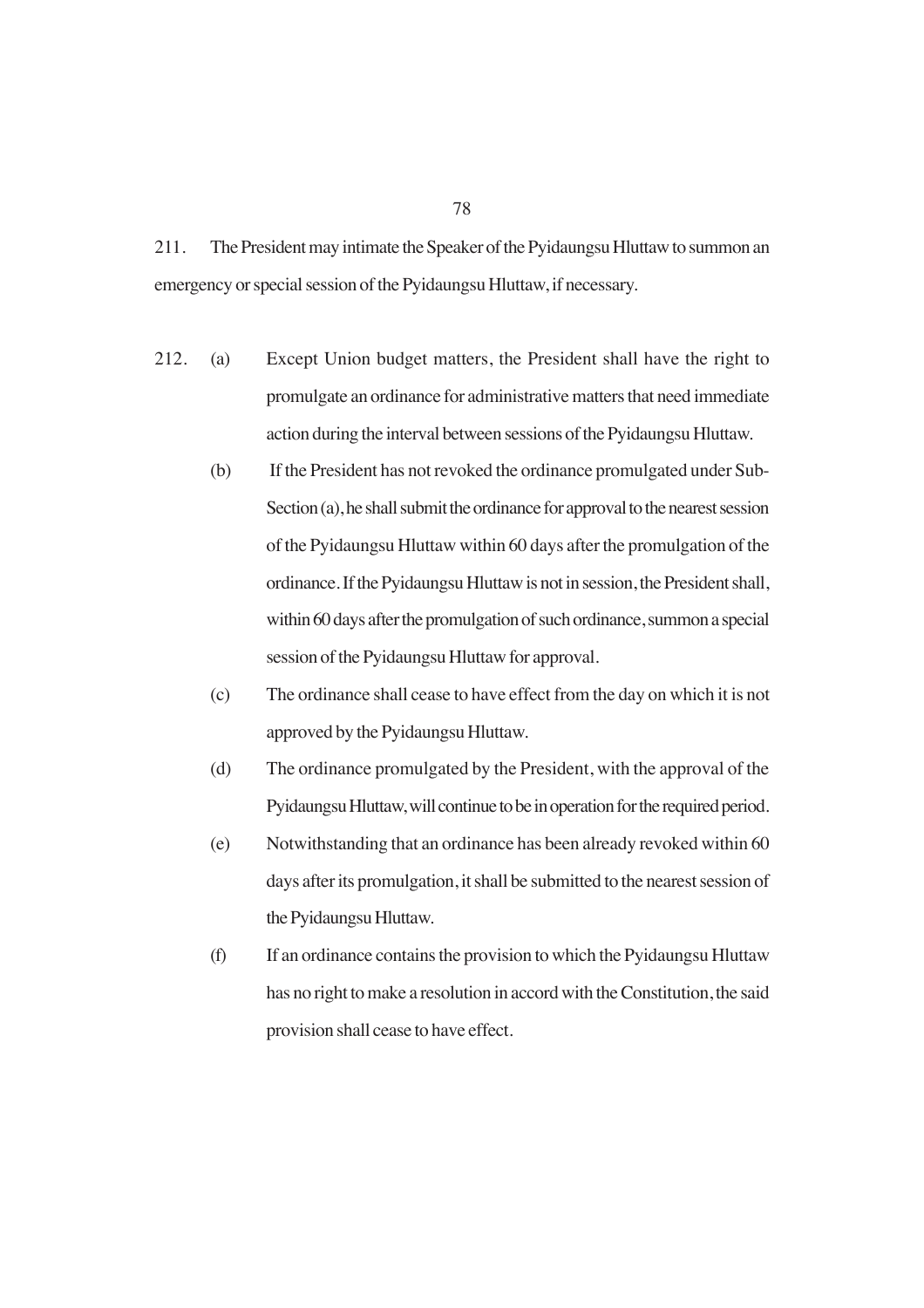211. The President may intimate the Speaker of the Pyidaungsu Hluttaw to summon an emergency or special session of the Pyidaungsu Hluttaw, if necessary.

212. (a) Except Union budget matters, the President shall have the right to promulgate an ordinance for administrative matters that need immediate action during the interval between sessions of the Pyidaungsu Hluttaw.

(b) If the President has not revoked the ordinance promulgated under Sub-Section (a), he shall submit the ordinance for approval to the nearest session of the Pyidaungsu Hluttaw within 60 days after the promulgation of the ordinance. If the Pyidaungsu Hluttaw is not in session, the President shall, within 60 days after the promulgation of such ordinance, summon a special session of the Pyidaungsu Hluttaw for approval.

(c) The ordinance shall cease to have effect from the day on which it is not approved by the Pyidaungsu Hluttaw.

(d) The ordinance promulgated by the President, with the approval of the Pyidaungsu Hluttaw, will continue to be in operation for the required period.

(e) Notwithstanding that an ordinance has been already revoked within 60 days after its promulgation, it shall be submitted to the nearest session of the Pyidaungsu Hluttaw.

(f) If an ordinance contains the provision to which the Pyidaungsu Hluttaw has no right to make a resolution in accord with the Constitution, the said provision shall cease to have effect.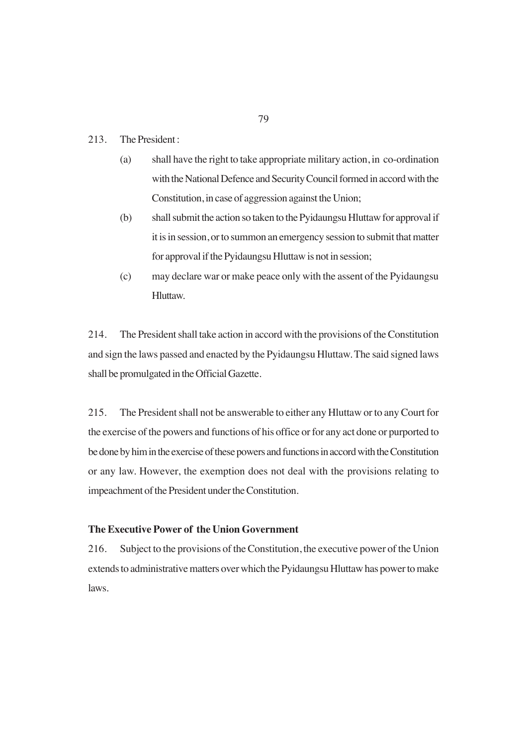213. The President :

(a) shall have the right to take appropriate military action, in co-ordination with the National Defence and Security Council formed in accord with the Constitution, in case of aggression against the Union;

(b) shall submit the action so taken to the Pyidaungsu Hluttaw for approval if it is in session, or to summon an emergency session to submit that matter for approval if the Pyidaungsu Hluttaw is not in session;

(c) may declare war or make peace only with the assent of the Pyidaungsu Hluttaw.

214. The President shall take action in accord with the provisions of the Constitution and sign the laws passed and enacted by the Pyidaungsu Hluttaw. The said signed laws shall be promulgated in the Official Gazette.

215. The President shall not be answerable to either any Hluttaw or to any Court for the exercise of the powers and functions of his office or for any act done or purported to be done by him in the exercise of these powers and functions in accord with the Constitution or any law. However, the exemption does not deal with the provisions relating to impeachment of the President under the Constitution.

**The Executive Power of the Union Government**

216. Subject to the provisions of the Constitution, the executive power of the Union extends to administrative matters over which the Pyidaungsu Hluttaw has power to make laws.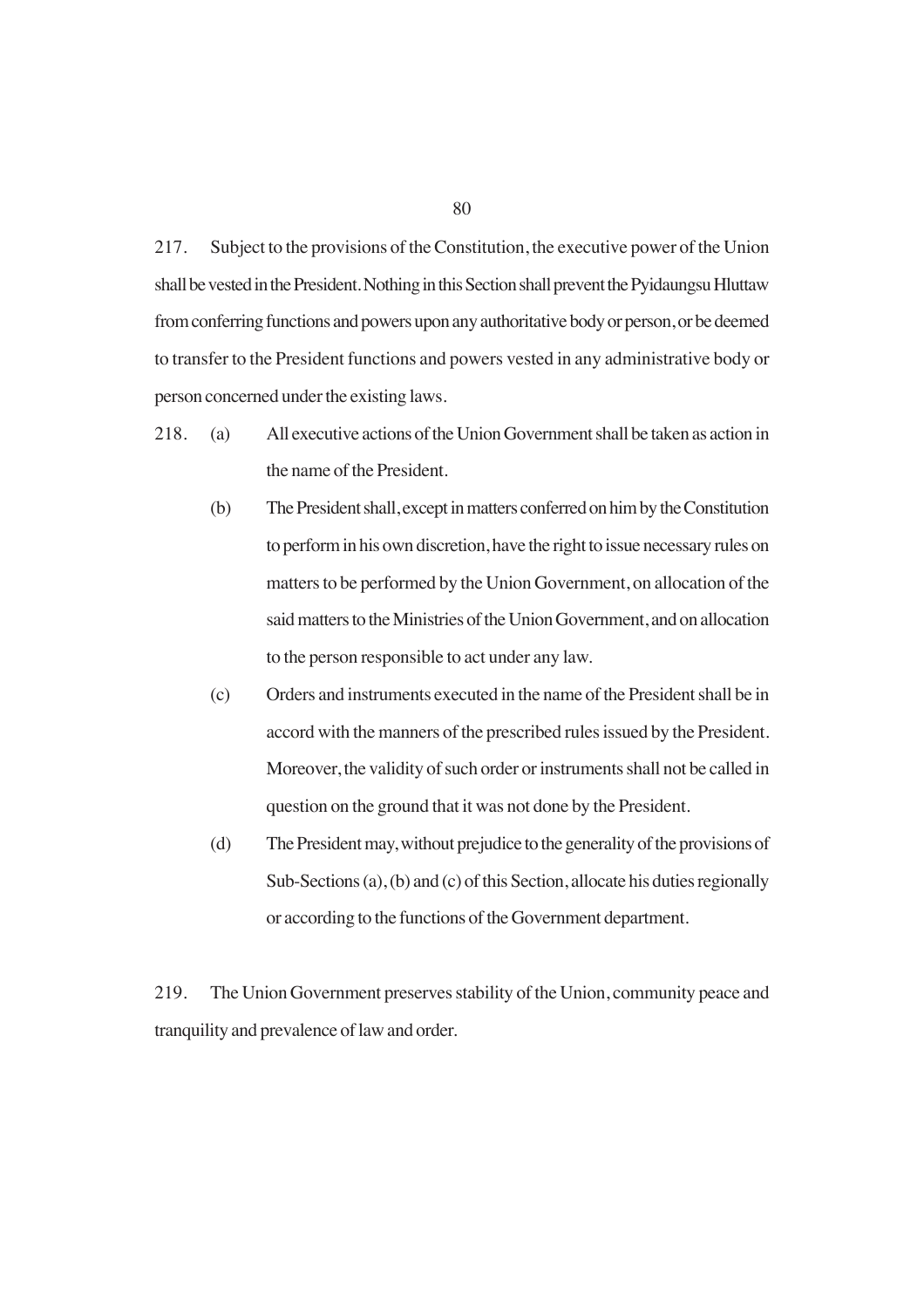217. Subject to the provisions of the Constitution, the executive power of the Union shall be vested in the President. Nothing in this Section shall prevent the Pyidaungsu Hluttaw from conferring functions and powers upon any authoritative body or person, or be deemed to transfer to the President functions and powers vested in any administrative body or person concerned under the existing laws.

218. (a) All executive actions of the Union Government shall be taken as action in the name of the President.

(b) The President shall, except in matters conferred on him by the Constitution to perform in his own discretion, have the right to issue necessary rules on matters to be performed by the Union Government, on allocation of the said matters to the Ministries of the Union Government, and on allocation to the person responsible to act under any law.

(c) Orders and instruments executed in the name of the President shall be in accord with the manners of the prescribed rules issued by the President. Moreover, the validity of such order or instruments shall not be called in question on the ground that it was not done by the President.

(d) The President may, without prejudice to the generality of the provisions of Sub-Sections (a), (b) and (c) of this Section, allocate his duties regionally or according to the functions of the Government department.

219. The Union Government preserves stability of the Union, community peace and tranquility and prevalence of law and order.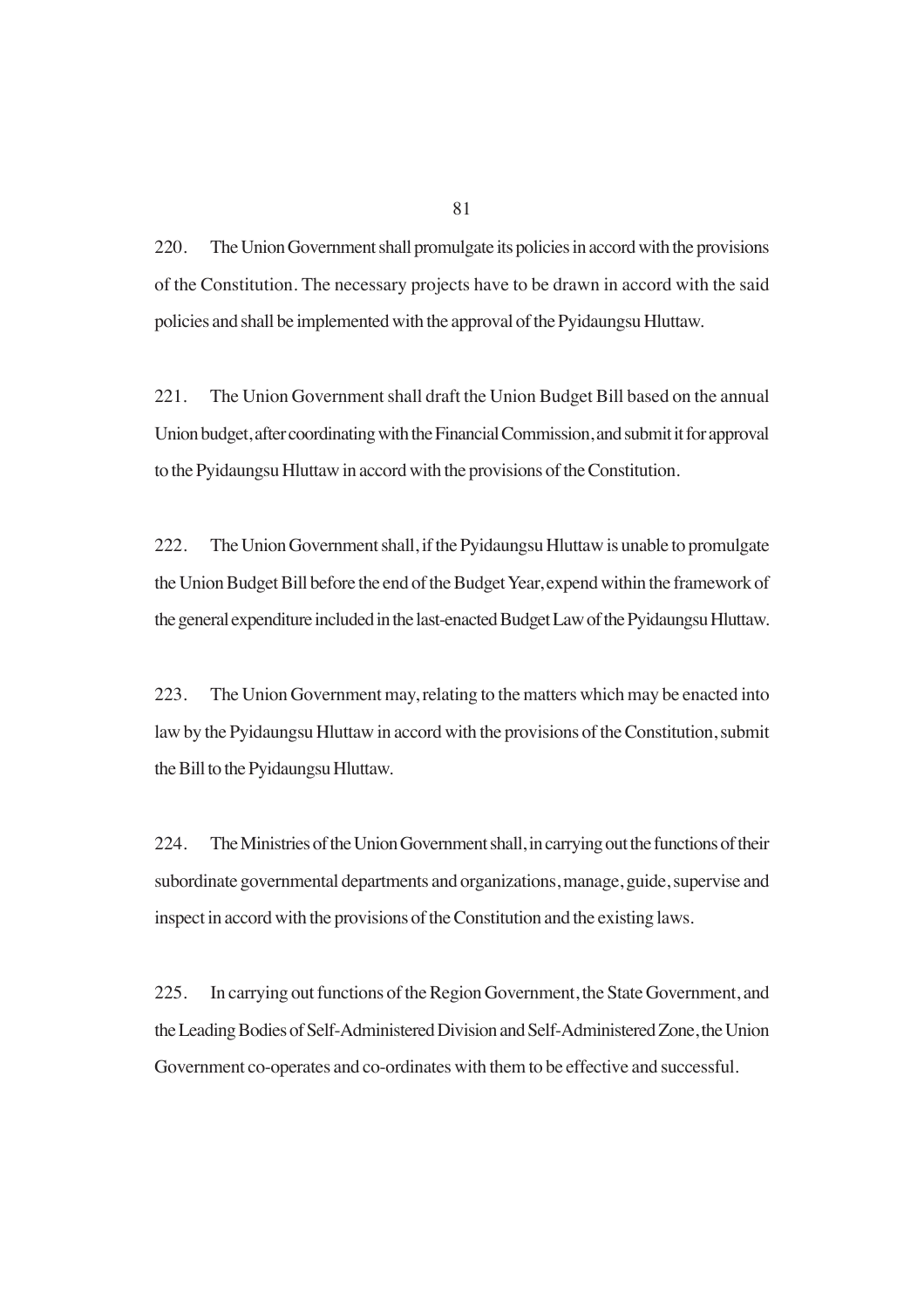220. The Union Government shall promulgate its policies in accord with the provisions of the Constitution. The necessary projects have to be drawn in accord with the said policies and shall be implemented with the approval of the Pyidaungsu Hluttaw.

221. The Union Government shall draft the Union Budget Bill based on the annual Union budget, after coordinating with the Financial Commission, and submit it for approval to the Pyidaungsu Hluttaw in accord with the provisions of the Constitution.

222. The Union Government shall, if the Pyidaungsu Hluttaw is unable to promulgate the Union Budget Bill before the end of the Budget Year, expend within the framework of the general expenditure included in the last-enacted Budget Law of the Pyidaungsu Hluttaw.

223. The Union Government may, relating to the matters which may be enacted into law by the Pyidaungsu Hluttaw in accord with the provisions of the Constitution, submit the Bill to the Pyidaungsu Hluttaw.

224. The Ministries of the Union Government shall, in carrying out the functions of their subordinate governmental departments and organizations, manage, guide, supervise and inspect in accord with the provisions of the Constitution and the existing laws.

225. In carrying out functions of the Region Government, the State Government, and the Leading Bodies of Self-Administered Division and Self-Administered Zone, the Union Government co-operates and co-ordinates with them to be effective and successful.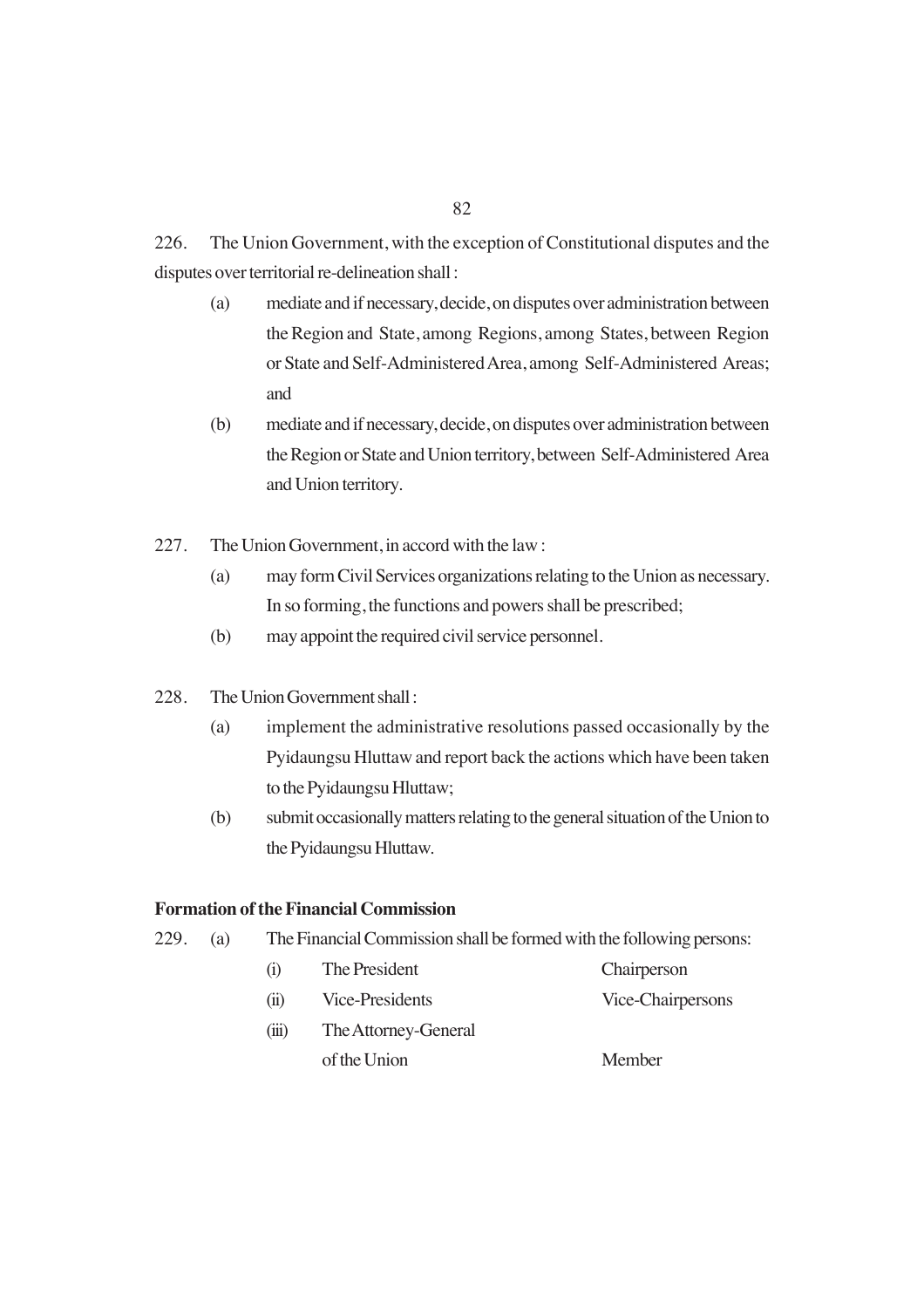226. The Union Government, with the exception of Constitutional disputes and the disputes over territorial re-delineation shall :

(a) mediate and if necessary, decide, on disputes over administration between the Region and State, among Regions, among States, between Region or State and Self-Administered Area, among Self-Administered Areas; and

(b) mediate and if necessary, decide, on disputes over administration between the Region or State and Union territory, between Self-Administered Area and Union territory.

227. The Union Government, in accord with the law :

(a) may form Civil Services organizations relating to the Union as necessary. In so forming, the functions and powers shall be prescribed;

(b) may appoint the required civil service personnel.

228. The Union Government shall :

(a) implement the administrative resolutions passed occasionally by the Pyidaungsu Hluttaw and report back the actions which have been taken to the Pyidaungsu Hluttaw;

(b) submit occasionally matters relating to the general situation of the Union to the Pyidaungsu Hluttaw.

**Formation of the Financial Commission**

229. (a) The Financial Commission shall be formed with the following persons:

| | | |
|---|---|---|
| (i) | The President | Chairperson |
| (ii) | Vice-Presidents | Vice-Chairpersons |
| (iii) | The Attorney-General of the Union | Member |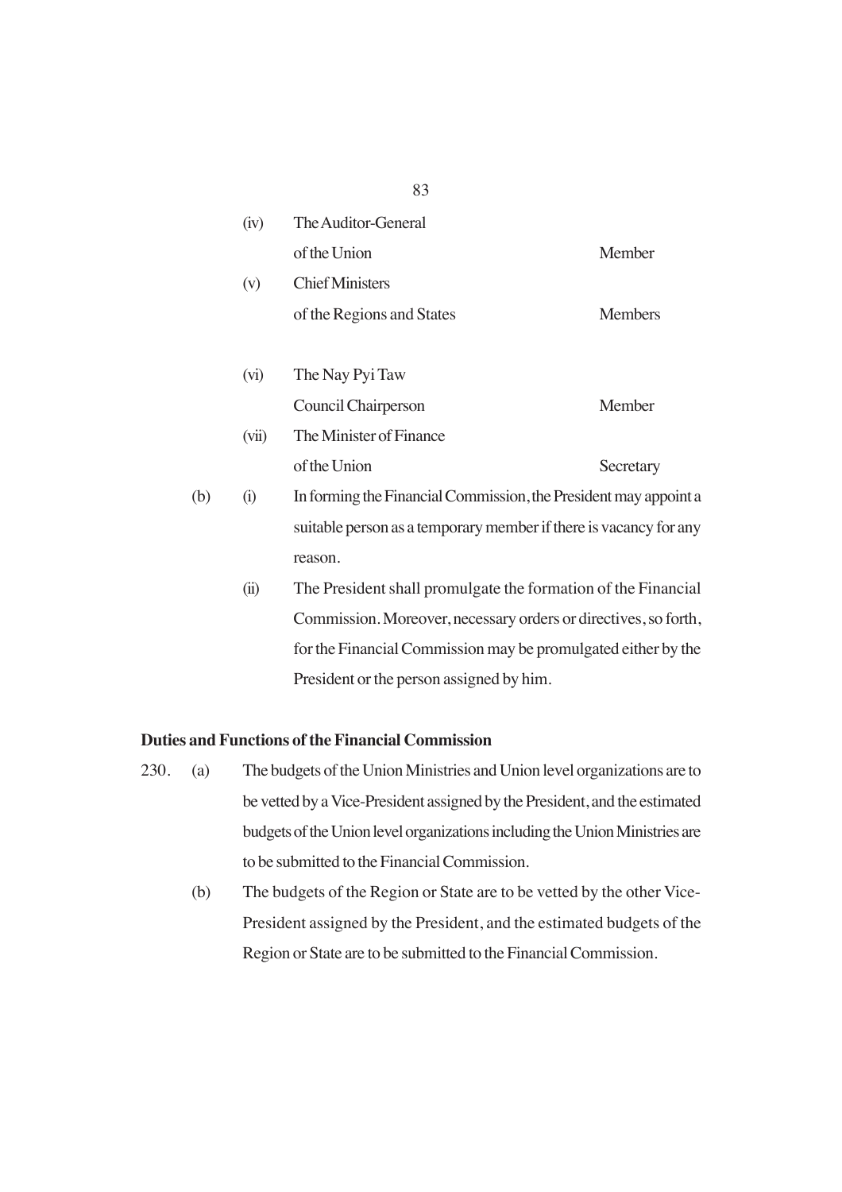(iv) The Auditor-General of the Union — Member

(v) Chief Ministers of the Regions and States — Members

(vi) The Nay Pyi Taw Council Chairperson — Member

(vii) The Minister of Finance of the Union — Secretary

(b) (i) In forming the Financial Commission, the President may appoint a suitable person as a temporary member if there is vacancy for any reason.

(ii) The President shall promulgate the formation of the Financial Commission. Moreover, necessary orders or directives, so forth, for the Financial Commission may be promulgated either by the President or the person assigned by him.

**Duties and Functions of the Financial Commission**

230. (a) The budgets of the Union Ministries and Union level organizations are to be vetted by a Vice-President assigned by the President, and the estimated budgets of the Union level organizations including the Union Ministries are to be submitted to the Financial Commission.

(b) The budgets of the Region or State are to be vetted by the other Vice-President assigned by the President, and the estimated budgets of the Region or State are to be submitted to the Financial Commission.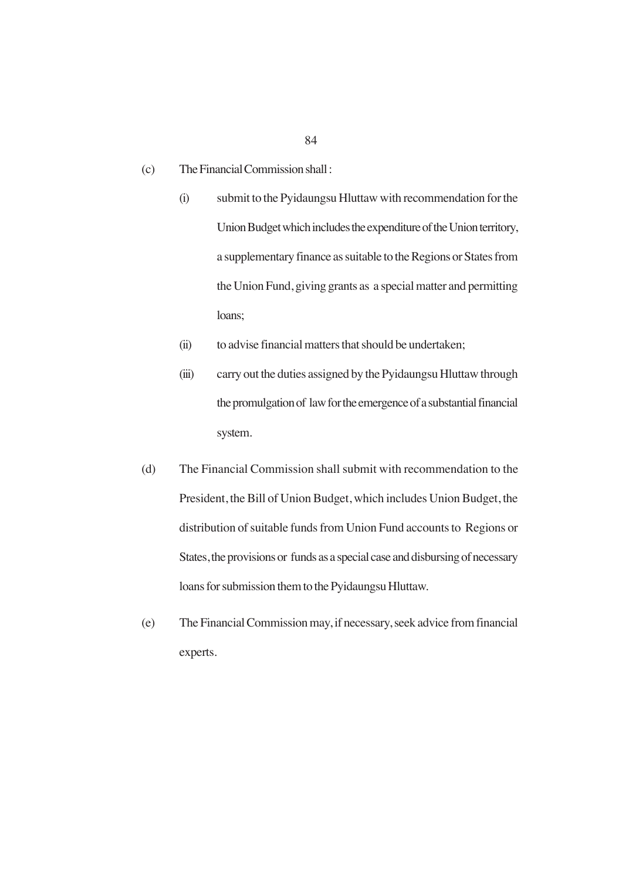(c) The Financial Commission shall :

 (i) submit to the Pyidaungsu Hluttaw with recommendation for the Union Budget which includes the expenditure of the Union territory, a supplementary finance as suitable to the Regions or States from the Union Fund, giving grants as a special matter and permitting loans;

 (ii) to advise financial matters that should be undertaken;

 (iii) carry out the duties assigned by the Pyidaungsu Hluttaw through the promulgation of law for the emergence of a substantial financial system.

(d) The Financial Commission shall submit with recommendation to the President, the Bill of Union Budget, which includes Union Budget, the distribution of suitable funds from Union Fund accounts to Regions or States, the provisions or funds as a special case and disbursing of necessary loans for submission them to the Pyidaungsu Hluttaw.

(e) The Financial Commission may, if necessary, seek advice from financial experts.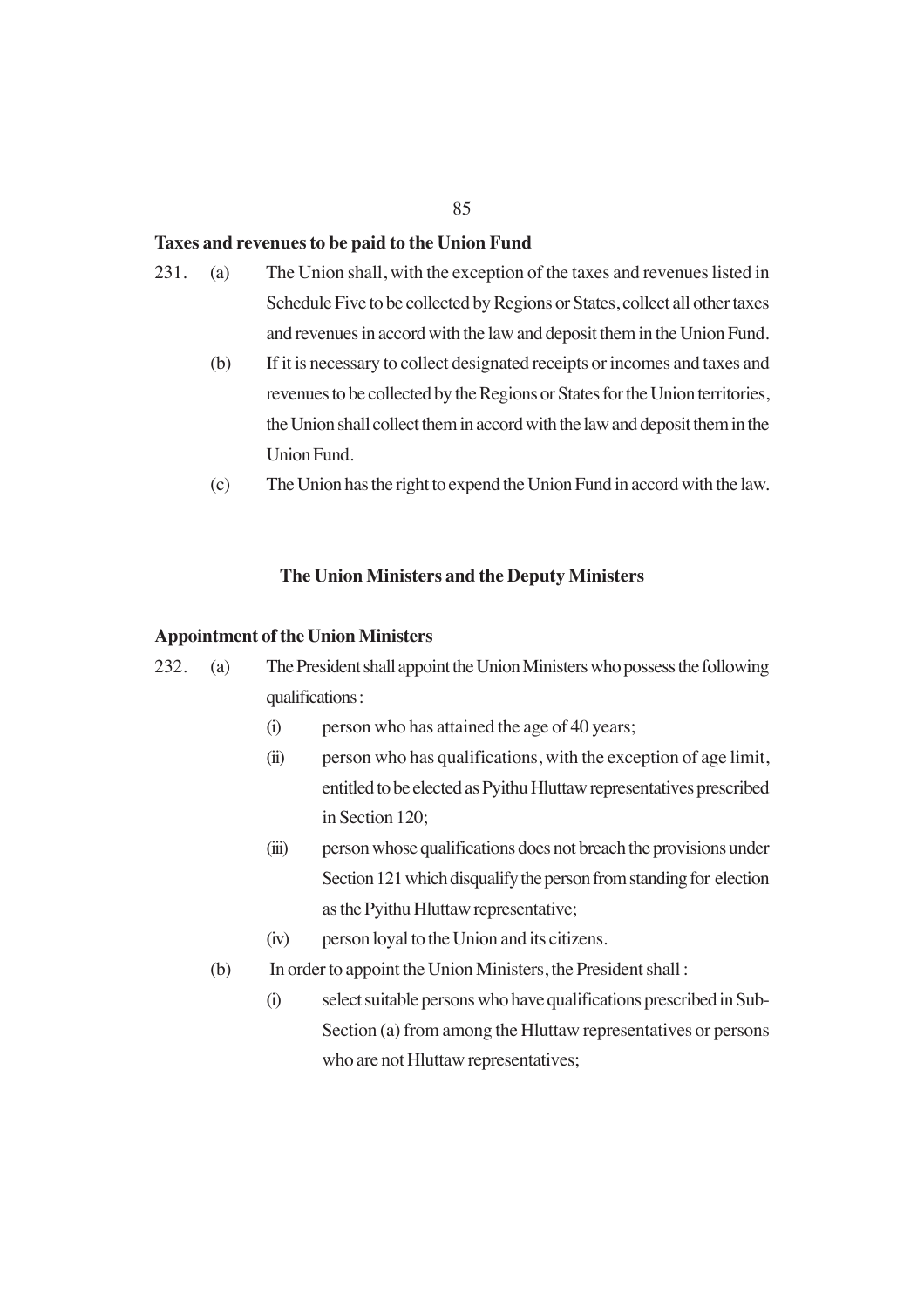**Taxes and revenues to be paid to the Union Fund**

231. (a) The Union shall, with the exception of the taxes and revenues listed in Schedule Five to be collected by Regions or States, collect all other taxes and revenues in accord with the law and deposit them in the Union Fund.

(b) If it is necessary to collect designated receipts or incomes and taxes and revenues to be collected by the Regions or States for the Union territories, the Union shall collect them in accord with the law and deposit them in the Union Fund.

(c) The Union has the right to expend the Union Fund in accord with the law.

## The Union Ministers and the Deputy Ministers

**Appointment of the Union Ministers**

232. (a) The President shall appoint the Union Ministers who possess the following qualifications :

(i) person who has attained the age of 40 years;

(ii) person who has qualifications, with the exception of age limit, entitled to be elected as Pyithu Hluttaw representatives prescribed in Section 120;

(iii) person whose qualifications does not breach the provisions under Section 121 which disqualify the person from standing for election as the Pyithu Hluttaw representative;

(iv) person loyal to the Union and its citizens.

(b) In order to appoint the Union Ministers, the President shall :

(i) select suitable persons who have qualifications prescribed in Sub-Section (a) from among the Hluttaw representatives or persons who are not Hluttaw representatives;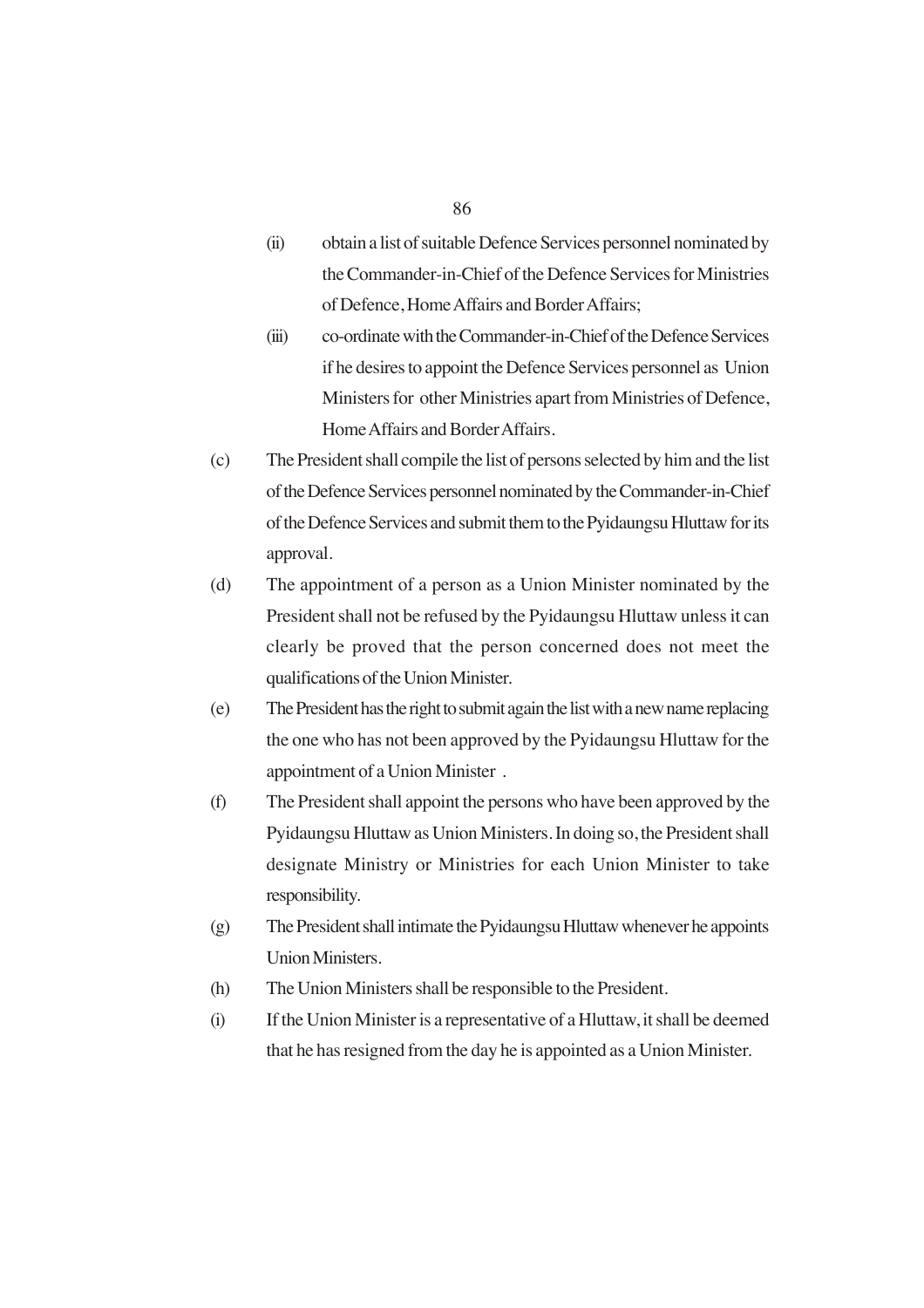(ii) obtain a list of suitable Defence Services personnel nominated by the Commander-in-Chief of the Defence Services for Ministries of Defence, Home Affairs and Border Affairs;

(iii) co-ordinate with the Commander-in-Chief of the Defence Services if he desires to appoint the Defence Services personnel as Union Ministers for other Ministries apart from Ministries of Defence, Home Affairs and Border Affairs.

(c) The President shall compile the list of persons selected by him and the list of the Defence Services personnel nominated by the Commander-in-Chief of the Defence Services and submit them to the Pyidaungsu Hluttaw for its approval.

(d) The appointment of a person as a Union Minister nominated by the President shall not be refused by the Pyidaungsu Hluttaw unless it can clearly be proved that the person concerned does not meet the qualifications of the Union Minister.

(e) The President has the right to submit again the list with a new name replacing the one who has not been approved by the Pyidaungsu Hluttaw for the appointment of a Union Minister .

(f) The President shall appoint the persons who have been approved by the Pyidaungsu Hluttaw as Union Ministers. In doing so, the President shall designate Ministry or Ministries for each Union Minister to take responsibility.

(g) The President shall intimate the Pyidaungsu Hluttaw whenever he appoints Union Ministers.

(h) The Union Ministers shall be responsible to the President.

(i) If the Union Minister is a representative of a Hluttaw, it shall be deemed that he has resigned from the day he is appointed as a Union Minister.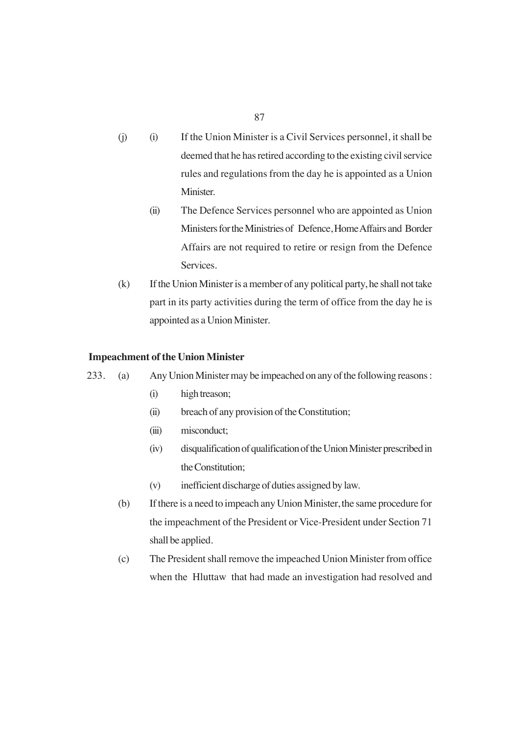(j) (i) If the Union Minister is a Civil Services personnel, it shall be deemed that he has retired according to the existing civil service rules and regulations from the day he is appointed as a Union Minister.

(ii) The Defence Services personnel who are appointed as Union Ministers for the Ministries of Defence, Home Affairs and Border Affairs are not required to retire or resign from the Defence Services.

(k) If the Union Minister is a member of any political party, he shall not take part in its party activities during the term of office from the day he is appointed as a Union Minister.

**Impeachment of the Union Minister**

233. (a) Any Union Minister may be impeached on any of the following reasons :

(i) high treason;

(ii) breach of any provision of the Constitution;

(iii) misconduct;

(iv) disqualification of qualification of the Union Minister prescribed in the Constitution;

(v) inefficient discharge of duties assigned by law.

(b) If there is a need to impeach any Union Minister, the same procedure for the impeachment of the President or Vice-President under Section 71 shall be applied.

(c) The President shall remove the impeached Union Minister from office when the Hluttaw that had made an investigation had resolved and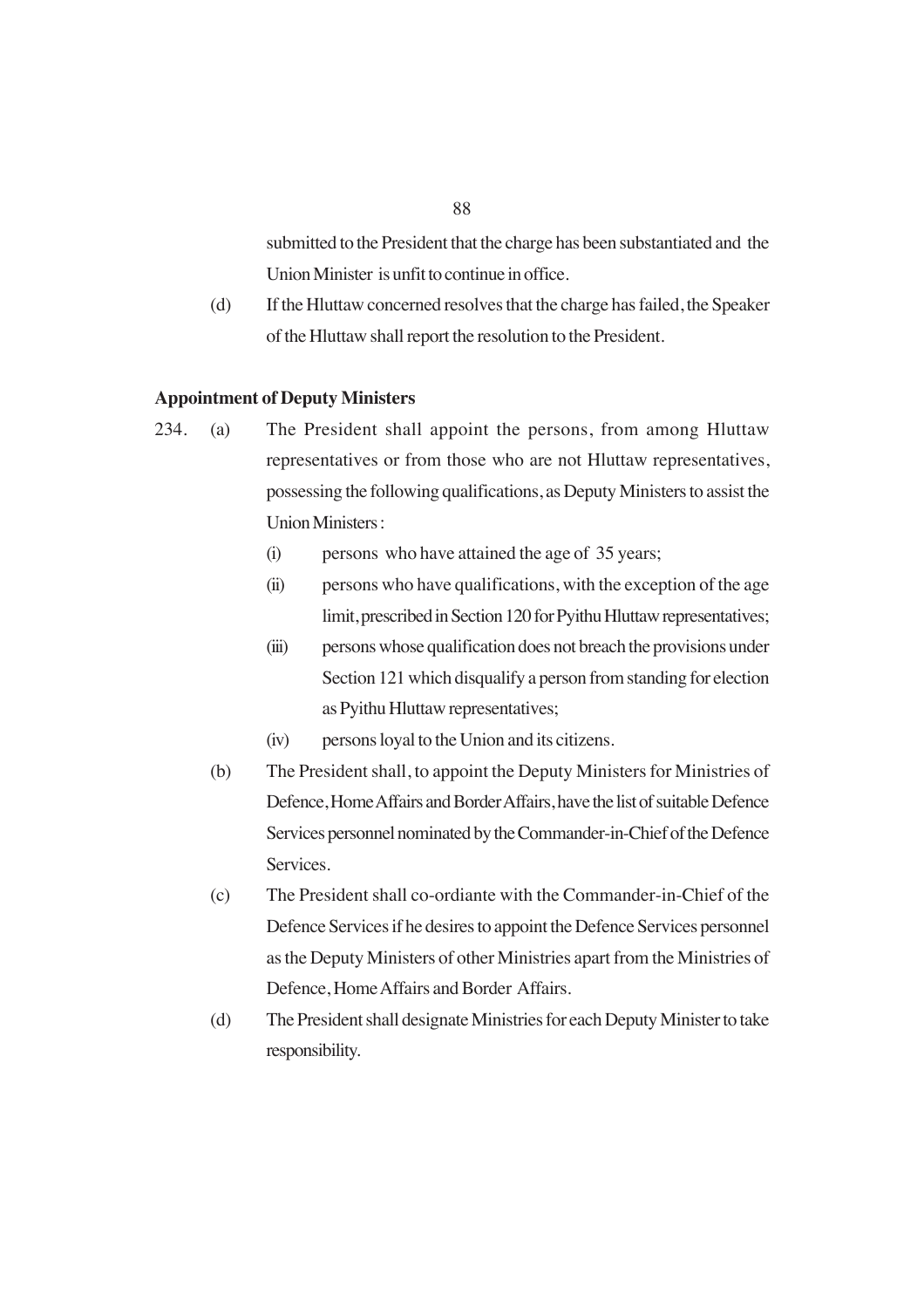submitted to the President that the charge has been substantiated and the Union Minister is unfit to continue in office.

(d) If the Hluttaw concerned resolves that the charge has failed, the Speaker of the Hluttaw shall report the resolution to the President.

**Appointment of Deputy Ministers**

234. (a) The President shall appoint the persons, from among Hluttaw representatives or from those who are not Hluttaw representatives, possessing the following qualifications, as Deputy Ministers to assist the Union Ministers :

(i) persons who have attained the age of 35 years;

(ii) persons who have qualifications, with the exception of the age limit, prescribed in Section 120 for Pyithu Hluttaw representatives;

(iii) persons whose qualification does not breach the provisions under Section 121 which disqualify a person from standing for election as Pyithu Hluttaw representatives;

(iv) persons loyal to the Union and its citizens.

(b) The President shall, to appoint the Deputy Ministers for Ministries of Defence, Home Affairs and Border Affairs, have the list of suitable Defence Services personnel nominated by the Commander-in-Chief of the Defence Services.

(c) The President shall co-ordiante with the Commander-in-Chief of the Defence Services if he desires to appoint the Defence Services personnel as the Deputy Ministers of other Ministries apart from the Ministries of Defence, Home Affairs and Border Affairs.

(d) The President shall designate Ministries for each Deputy Minister to take responsibility.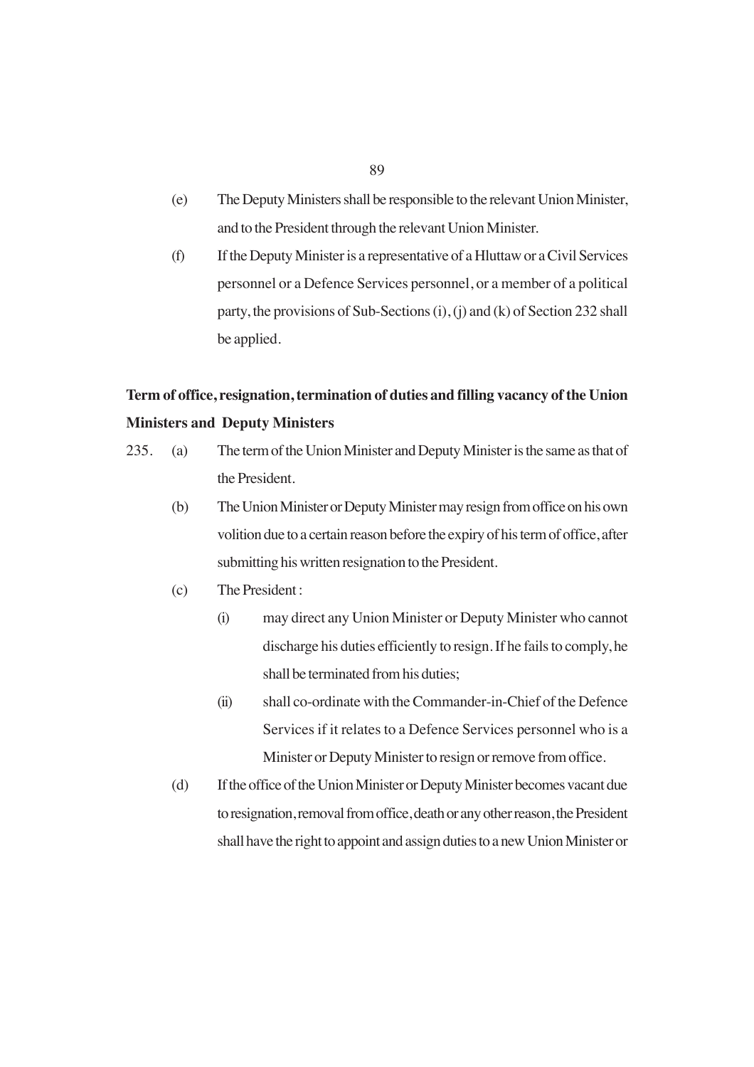(e) The Deputy Ministers shall be responsible to the relevant Union Minister, and to the President through the relevant Union Minister.

(f) If the Deputy Minister is a representative of a Hluttaw or a Civil Services personnel or a Defence Services personnel, or a member of a political party, the provisions of Sub-Sections (i), (j) and (k) of Section 232 shall be applied.

**Term of office, resignation, termination of duties and filling vacancy of the Union Ministers and Deputy Ministers**

235. (a) The term of the Union Minister and Deputy Minister is the same as that of the President.

(b) The Union Minister or Deputy Minister may resign from office on his own volition due to a certain reason before the expiry of his term of office, after submitting his written resignation to the President.

(c) The President :

(i) may direct any Union Minister or Deputy Minister who cannot discharge his duties efficiently to resign. If he fails to comply, he shall be terminated from his duties;

(ii) shall co-ordinate with the Commander-in-Chief of the Defence Services if it relates to a Defence Services personnel who is a Minister or Deputy Minister to resign or remove from office.

(d) If the office of the Union Minister or Deputy Minister becomes vacant due to resignation, removal from office, death or any other reason, the President shall have the right to appoint and assign duties to a new Union Minister or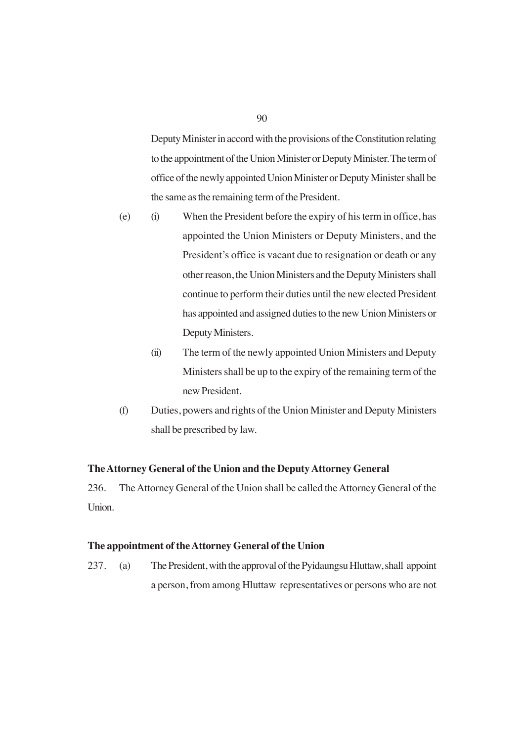Deputy Minister in accord with the provisions of the Constitution relating to the appointment of the Union Minister or Deputy Minister. The term of office of the newly appointed Union Minister or Deputy Minister shall be the same as the remaining term of the President.

(e) (i) When the President before the expiry of his term in office, has appointed the Union Ministers or Deputy Ministers, and the President's office is vacant due to resignation or death or any other reason, the Union Ministers and the Deputy Ministers shall continue to perform their duties until the new elected President has appointed and assigned duties to the new Union Ministers or Deputy Ministers.

(ii) The term of the newly appointed Union Ministers and Deputy Ministers shall be up to the expiry of the remaining term of the new President.

(f) Duties, powers and rights of the Union Minister and Deputy Ministers shall be prescribed by law.

**The Attorney General of the Union and the Deputy Attorney General**

236. The Attorney General of the Union shall be called the Attorney General of the Union.

**The appointment of the Attorney General of the Union**

237. (a) The President, with the approval of the Pyidaungsu Hluttaw, shall appoint a person, from among Hluttaw representatives or persons who are not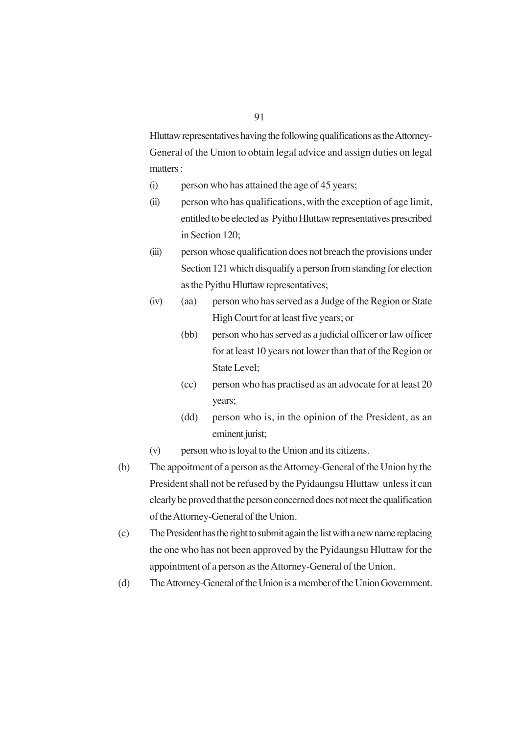Hluttaw representatives having the following qualifications as the Attorney-General of the Union to obtain legal advice and assign duties on legal matters :

(i) person who has attained the age of 45 years;

(ii) person who has qualifications, with the exception of age limit, entitled to be elected as Pyithu Hluttaw representatives prescribed in Section 120;

(iii) person whose qualification does not breach the provisions under Section 121 which disqualify a person from standing for election as the Pyithu Hluttaw representatives;

(iv) (aa) person who has served as a Judge of the Region or State High Court for at least five years; or

(bb) person who has served as a judicial officer or law officer for at least 10 years not lower than that of the Region or State Level;

(cc) person who has practised as an advocate for at least 20 years;

(dd) person who is, in the opinion of the President, as an eminent jurist;

(v) person who is loyal to the Union and its citizens.

(b) The appoitment of a person as the Attorney-General of the Union by the President shall not be refused by the Pyidaungsu Hluttaw unless it can clearly be proved that the person concerned does not meet the qualification of the Attorney-General of the Union.

(c) The President has the right to submit again the list with a new name replacing the one who has not been approved by the Pyidaungsu Hluttaw for the appointment of a person as the Attorney-General of the Union.

(d) The Attorney-General of the Union is a member of the Union Government.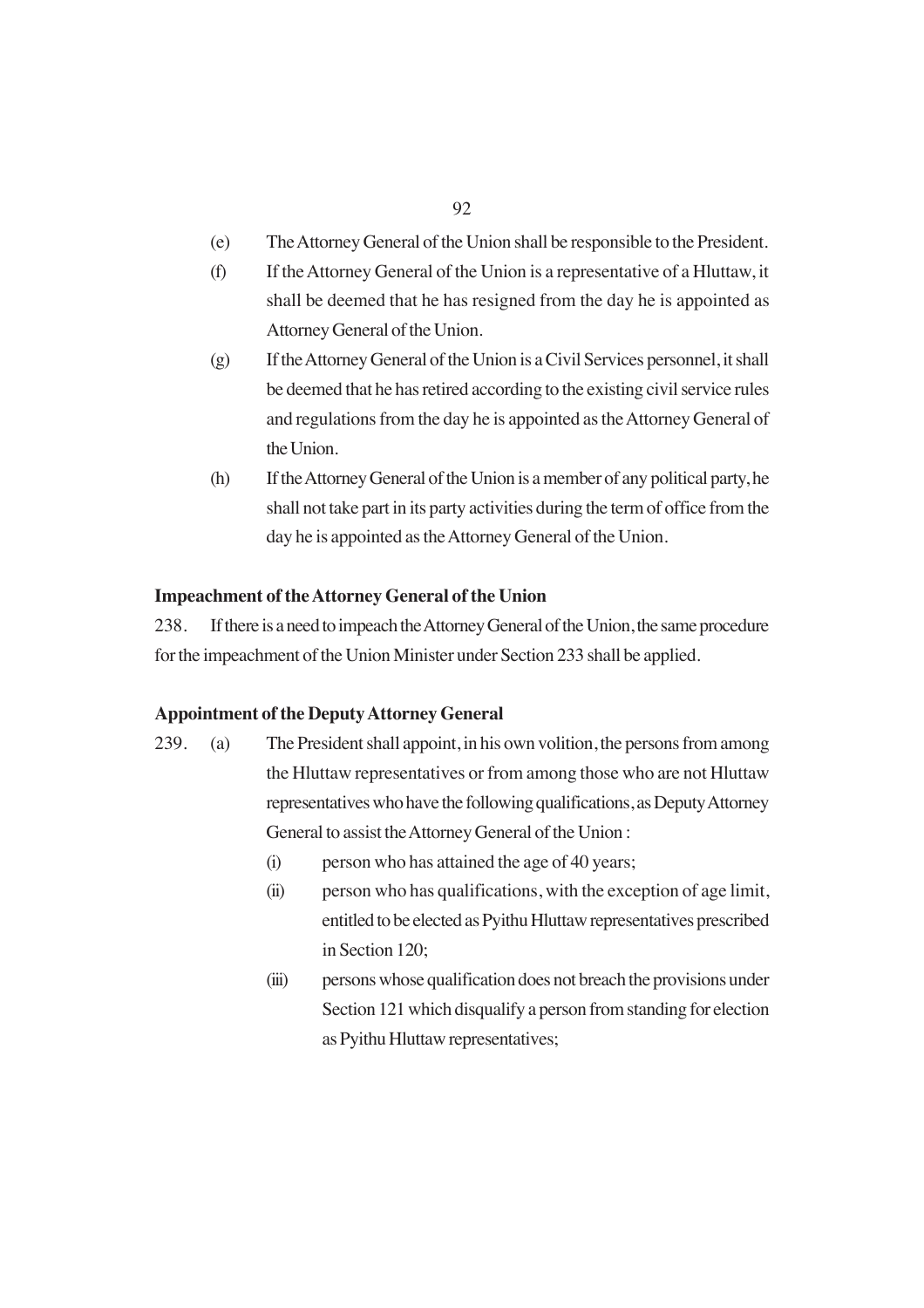(e) The Attorney General of the Union shall be responsible to the President.

(f) If the Attorney General of the Union is a representative of a Hluttaw, it shall be deemed that he has resigned from the day he is appointed as Attorney General of the Union.

(g) If the Attorney General of the Union is a Civil Services personnel, it shall be deemed that he has retired according to the existing civil service rules and regulations from the day he is appointed as the Attorney General of the Union.

(h) If the Attorney General of the Union is a member of any political party, he shall not take part in its party activities during the term of office from the day he is appointed as the Attorney General of the Union.

**Impeachment of the Attorney General of the Union**

238. If there is a need to impeach the Attorney General of the Union, the same procedure for the impeachment of the Union Minister under Section 233 shall be applied.

**Appointment of the Deputy Attorney General**

239. (a) The President shall appoint, in his own volition, the persons from among the Hluttaw representatives or from among those who are not Hluttaw representatives who have the following qualifications, as Deputy Attorney General to assist the Attorney General of the Union :

   (i) person who has attained the age of 40 years;

   (ii) person who has qualifications, with the exception of age limit, entitled to be elected as Pyithu Hluttaw representatives prescribed in Section 120;

   (iii) persons whose qualification does not breach the provisions under Section 121 which disqualify a person from standing for election as Pyithu Hluttaw representatives;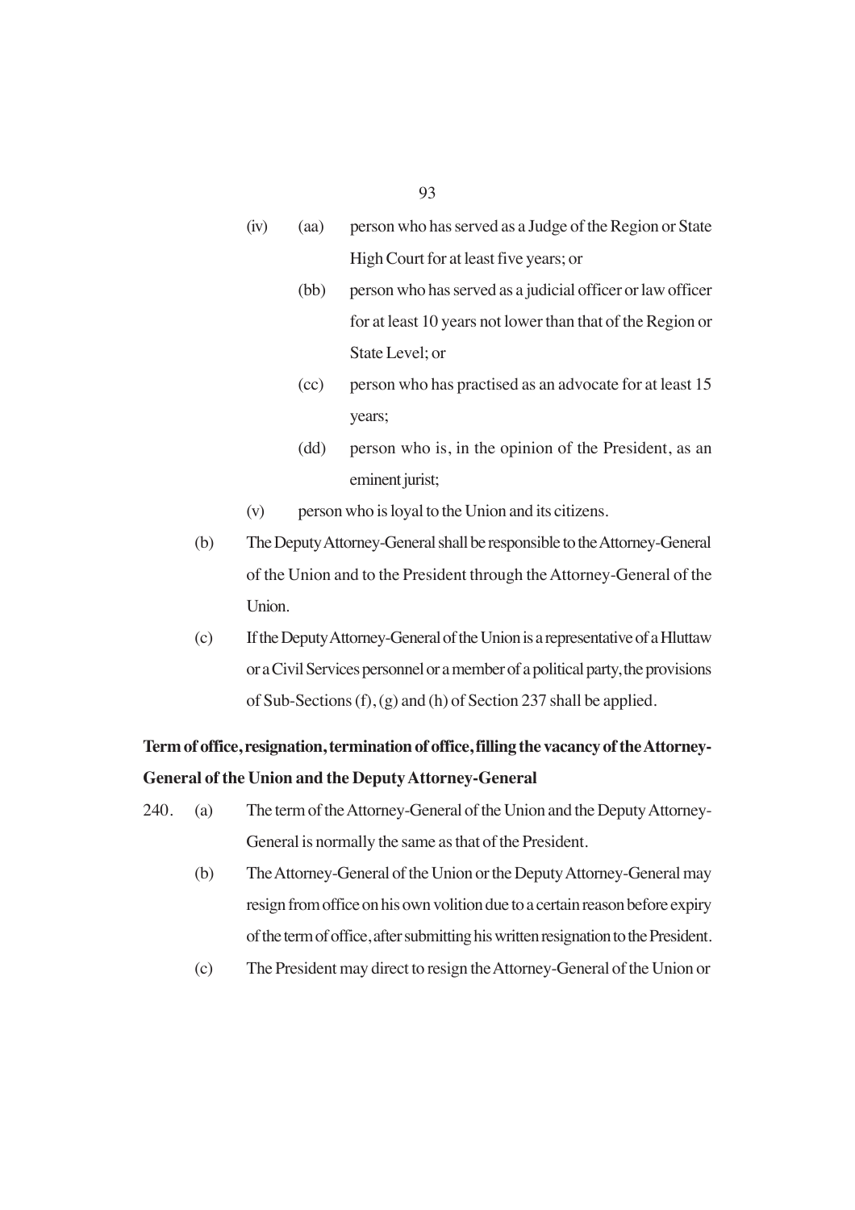(iv) (aa) person who has served as a Judge of the Region or State High Court for at least five years; or

(bb) person who has served as a judicial officer or law officer for at least 10 years not lower than that of the Region or State Level; or

(cc) person who has practised as an advocate for at least 15 years;

(dd) person who is, in the opinion of the President, as an eminent jurist;

(v) person who is loyal to the Union and its citizens.

(b) The Deputy Attorney-General shall be responsible to the Attorney-General of the Union and to the President through the Attorney-General of the Union.

(c) If the Deputy Attorney-General of the Union is a representative of a Hluttaw or a Civil Services personnel or a member of a political party, the provisions of Sub-Sections (f), (g) and (h) of Section 237 shall be applied.

**Term of office, resignation, termination of office, filling the vacancy of the Attorney-General of the Union and the Deputy Attorney-General**

240. (a) The term of the Attorney-General of the Union and the Deputy Attorney-General is normally the same as that of the President.

(b) The Attorney-General of the Union or the Deputy Attorney-General may resign from office on his own volition due to a certain reason before expiry of the term of office, after submitting his written resignation to the President.

(c) The President may direct to resign the Attorney-General of the Union or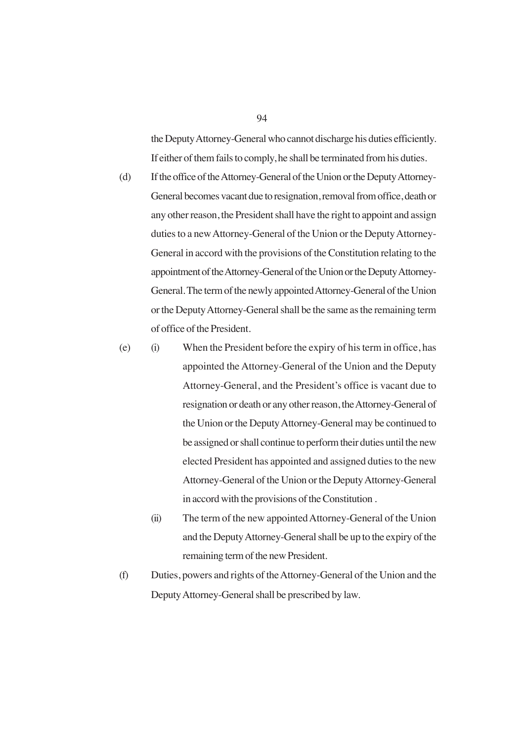the Deputy Attorney-General who cannot discharge his duties efficiently. If either of them fails to comply, he shall be terminated from his duties.

(d) If the office of the Attorney-General of the Union or the Deputy Attorney-General becomes vacant due to resignation, removal from office, death or any other reason, the President shall have the right to appoint and assign duties to a new Attorney-General of the Union or the Deputy Attorney-General in accord with the provisions of the Constitution relating to the appointment of the Attorney-General of the Union or the Deputy Attorney-General. The term of the newly appointed Attorney-General of the Union or the Deputy Attorney-General shall be the same as the remaining term of office of the President.

(e) (i) When the President before the expiry of his term in office, has appointed the Attorney-General of the Union and the Deputy Attorney-General, and the President's office is vacant due to resignation or death or any other reason, the Attorney-General of the Union or the Deputy Attorney-General may be continued to be assigned or shall continue to perform their duties until the new elected President has appointed and assigned duties to the new Attorney-General of the Union or the Deputy Attorney-General in accord with the provisions of the Constitution .

(ii) The term of the new appointed Attorney-General of the Union and the Deputy Attorney-General shall be up to the expiry of the remaining term of the new President.

(f) Duties, powers and rights of the Attorney-General of the Union and the Deputy Attorney-General shall be prescribed by law.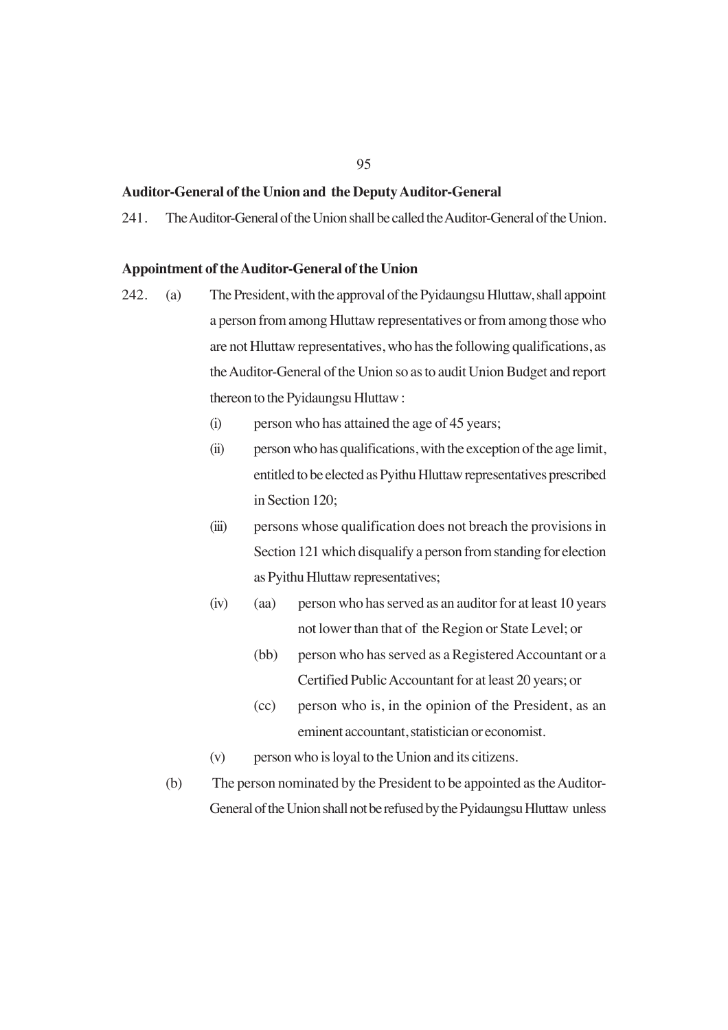**Auditor-General of the Union and the Deputy Auditor-General**

241. The Auditor-General of the Union shall be called the Auditor-General of the Union.

**Appointment of the Auditor-General of the Union**

242. (a) The President, with the approval of the Pyidaungsu Hluttaw, shall appoint a person from among Hluttaw representatives or from among those who are not Hluttaw representatives, who has the following qualifications, as the Auditor-General of the Union so as to audit Union Budget and report thereon to the Pyidaungsu Hluttaw :

(i) person who has attained the age of 45 years;

(ii) person who has qualifications, with the exception of the age limit, entitled to be elected as Pyithu Hluttaw representatives prescribed in Section 120;

(iii) persons whose qualification does not breach the provisions in Section 121 which disqualify a person from standing for election as Pyithu Hluttaw representatives;

(iv) (aa) person who has served as an auditor for at least 10 years not lower than that of the Region or State Level; or

(bb) person who has served as a Registered Accountant or a Certified Public Accountant for at least 20 years; or

(cc) person who is, in the opinion of the President, as an eminent accountant, statistician or economist.

(v) person who is loyal to the Union and its citizens.

(b) The person nominated by the President to be appointed as the Auditor-General of the Union shall not be refused by the Pyidaungsu Hluttaw unless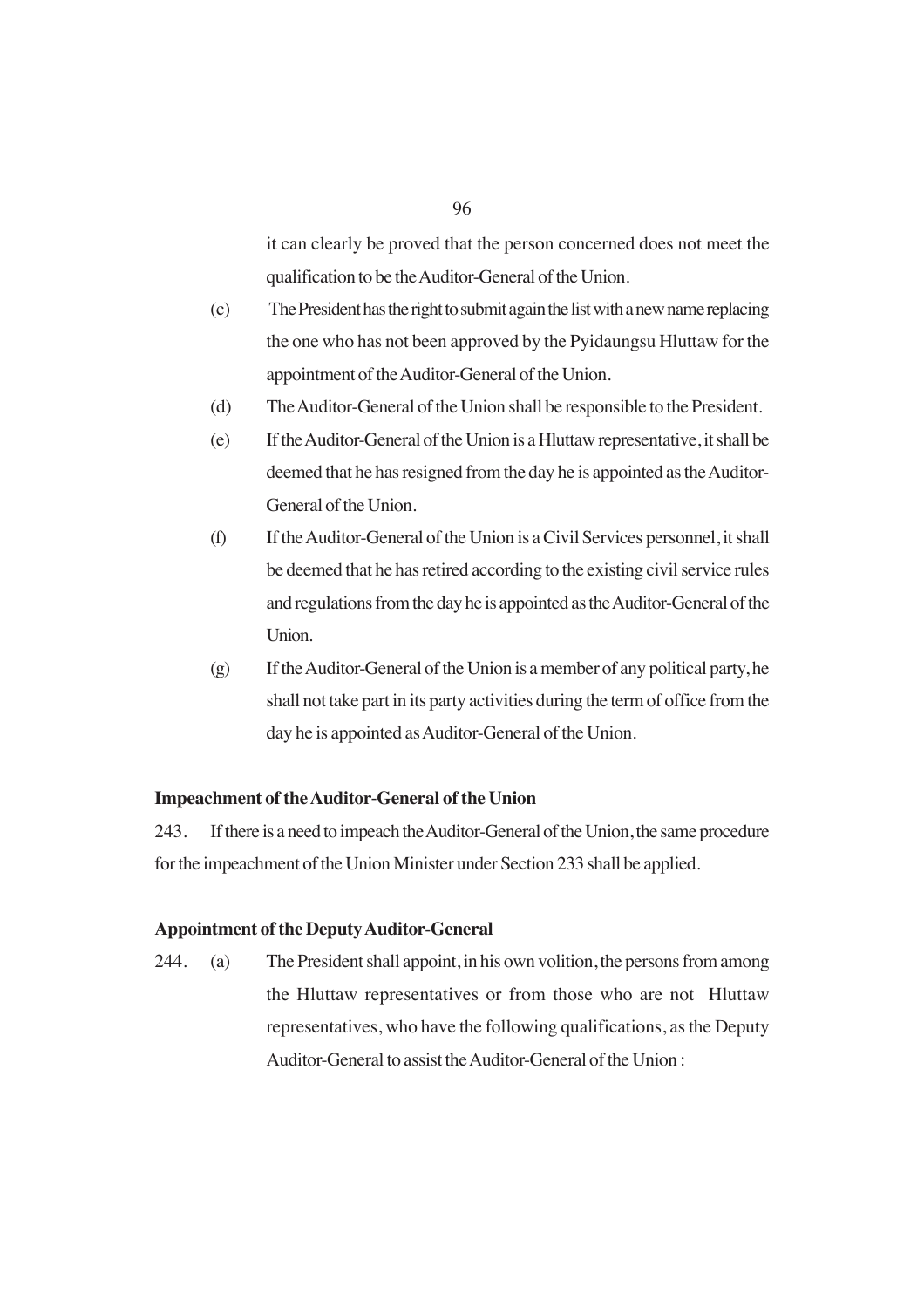it can clearly be proved that the person concerned does not meet the qualification to be the Auditor-General of the Union.

(c) The President has the right to submit again the list with a new name replacing the one who has not been approved by the Pyidaungsu Hluttaw for the appointment of the Auditor-General of the Union.

(d) The Auditor-General of the Union shall be responsible to the President.

(e) If the Auditor-General of the Union is a Hluttaw representative, it shall be deemed that he has resigned from the day he is appointed as the Auditor-General of the Union.

(f) If the Auditor-General of the Union is a Civil Services personnel, it shall be deemed that he has retired according to the existing civil service rules and regulations from the day he is appointed as the Auditor-General of the Union.

(g) If the Auditor-General of the Union is a member of any political party, he shall not take part in its party activities during the term of office from the day he is appointed as Auditor-General of the Union.

**Impeachment of the Auditor-General of the Union**

243. If there is a need to impeach the Auditor-General of the Union, the same procedure for the impeachment of the Union Minister under Section 233 shall be applied.

**Appointment of the Deputy Auditor-General**

244. (a) The President shall appoint, in his own volition, the persons from among the Hluttaw representatives or from those who are not Hluttaw representatives, who have the following qualifications, as the Deputy Auditor-General to assist the Auditor-General of the Union :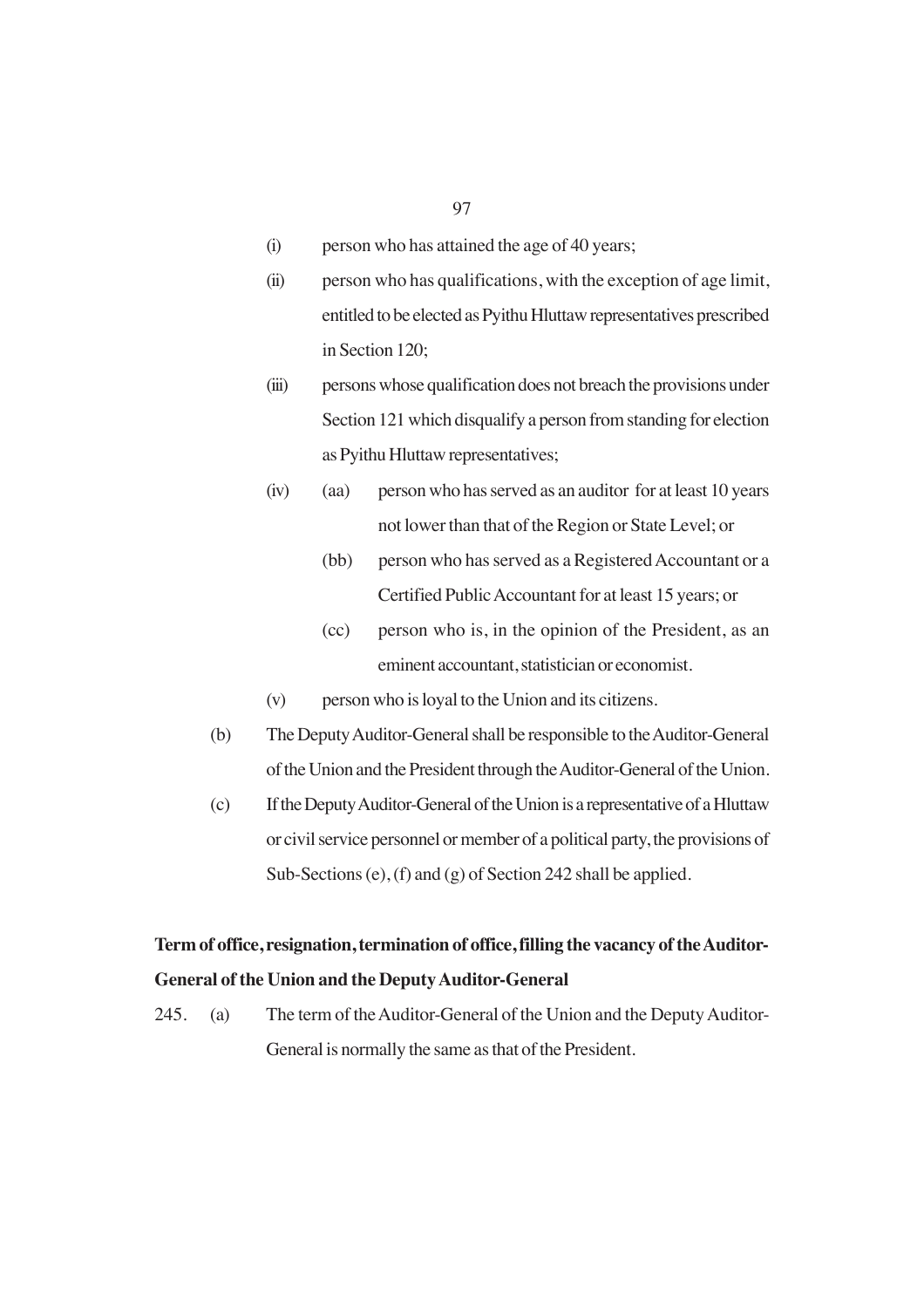(i) person who has attained the age of 40 years;

(ii) person who has qualifications, with the exception of age limit, entitled to be elected as Pyithu Hluttaw representatives prescribed in Section 120;

(iii) persons whose qualification does not breach the provisions under Section 121 which disqualify a person from standing for election as Pyithu Hluttaw representatives;

(iv) (aa) person who has served as an auditor for at least 10 years not lower than that of the Region or State Level; or

(bb) person who has served as a Registered Accountant or a Certified Public Accountant for at least 15 years; or

(cc) person who is, in the opinion of the President, as an eminent accountant, statistician or economist.

(v) person who is loyal to the Union and its citizens.

(b) The Deputy Auditor-General shall be responsible to the Auditor-General of the Union and the President through the Auditor-General of the Union.

(c) If the Deputy Auditor-General of the Union is a representative of a Hluttaw or civil service personnel or member of a political party, the provisions of Sub-Sections (e), (f) and (g) of Section 242 shall be applied.

**Term of office, resignation, termination of office, filling the vacancy of the Auditor-General of the Union and the Deputy Auditor-General**

245. (a) The term of the Auditor-General of the Union and the Deputy Auditor-General is normally the same as that of the President.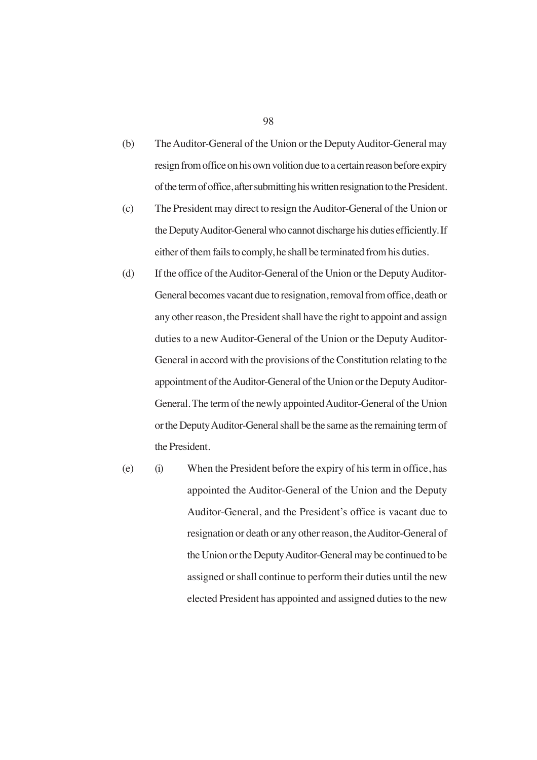(b) The Auditor-General of the Union or the Deputy Auditor-General may resign from office on his own volition due to a certain reason before expiry of the term of office, after submitting his written resignation to the President.

(c) The President may direct to resign the Auditor-General of the Union or the Deputy Auditor-General who cannot discharge his duties efficiently. If either of them fails to comply, he shall be terminated from his duties.

(d) If the office of the Auditor-General of the Union or the Deputy Auditor-General becomes vacant due to resignation, removal from office, death or any other reason, the President shall have the right to appoint and assign duties to a new Auditor-General of the Union or the Deputy Auditor-General in accord with the provisions of the Constitution relating to the appointment of the Auditor-General of the Union or the Deputy Auditor-General. The term of the newly appointed Auditor-General of the Union or the Deputy Auditor-General shall be the same as the remaining term of the President.

(e) (i) When the President before the expiry of his term in office, has appointed the Auditor-General of the Union and the Deputy Auditor-General, and the President's office is vacant due to resignation or death or any other reason, the Auditor-General of the Union or the Deputy Auditor-General may be continued to be assigned or shall continue to perform their duties until the new elected President has appointed and assigned duties to the new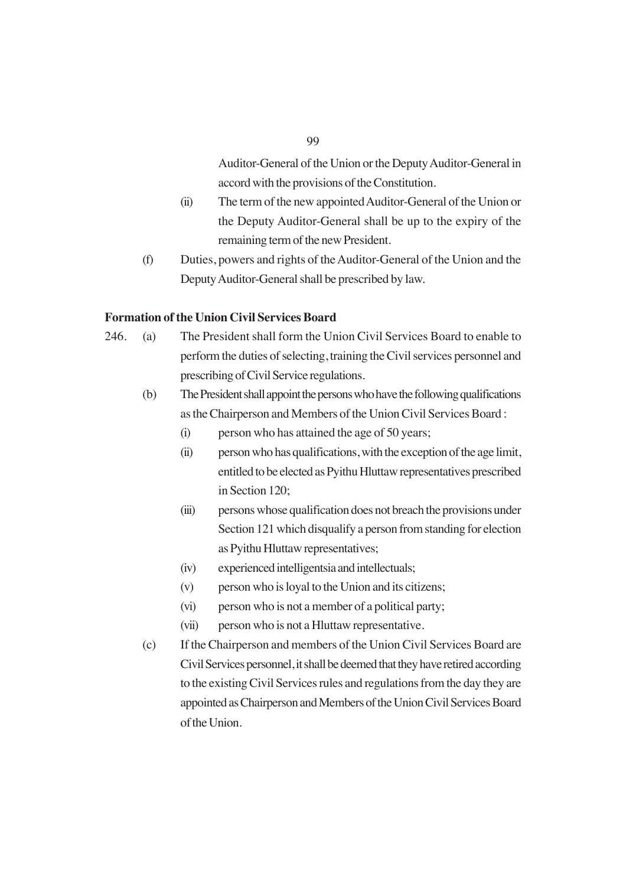Auditor-General of the Union or the Deputy Auditor-General in accord with the provisions of the Constitution.

(ii) The term of the new appointed Auditor-General of the Union or the Deputy Auditor-General shall be up to the expiry of the remaining term of the new President.

(f) Duties, powers and rights of the Auditor-General of the Union and the Deputy Auditor-General shall be prescribed by law.

**Formation of the Union Civil Services Board**

246. (a) The President shall form the Union Civil Services Board to enable to perform the duties of selecting, training the Civil services personnel and prescribing of Civil Service regulations.

(b) The President shall appoint the persons who have the following qualifications as the Chairperson and Members of the Union Civil Services Board :

(i) person who has attained the age of 50 years;

(ii) person who has qualifications, with the exception of the age limit, entitled to be elected as Pyithu Hluttaw representatives prescribed in Section 120;

(iii) persons whose qualification does not breach the provisions under Section 121 which disqualify a person from standing for election as Pyithu Hluttaw representatives;

(iv) experienced intelligentsia and intellectuals;

(v) person who is loyal to the Union and its citizens;

(vi) person who is not a member of a political party;

(vii) person who is not a Hluttaw representative.

(c) If the Chairperson and members of the Union Civil Services Board are Civil Services personnel, it shall be deemed that they have retired according to the existing Civil Services rules and regulations from the day they are appointed as Chairperson and Members of the Union Civil Services Board of the Union.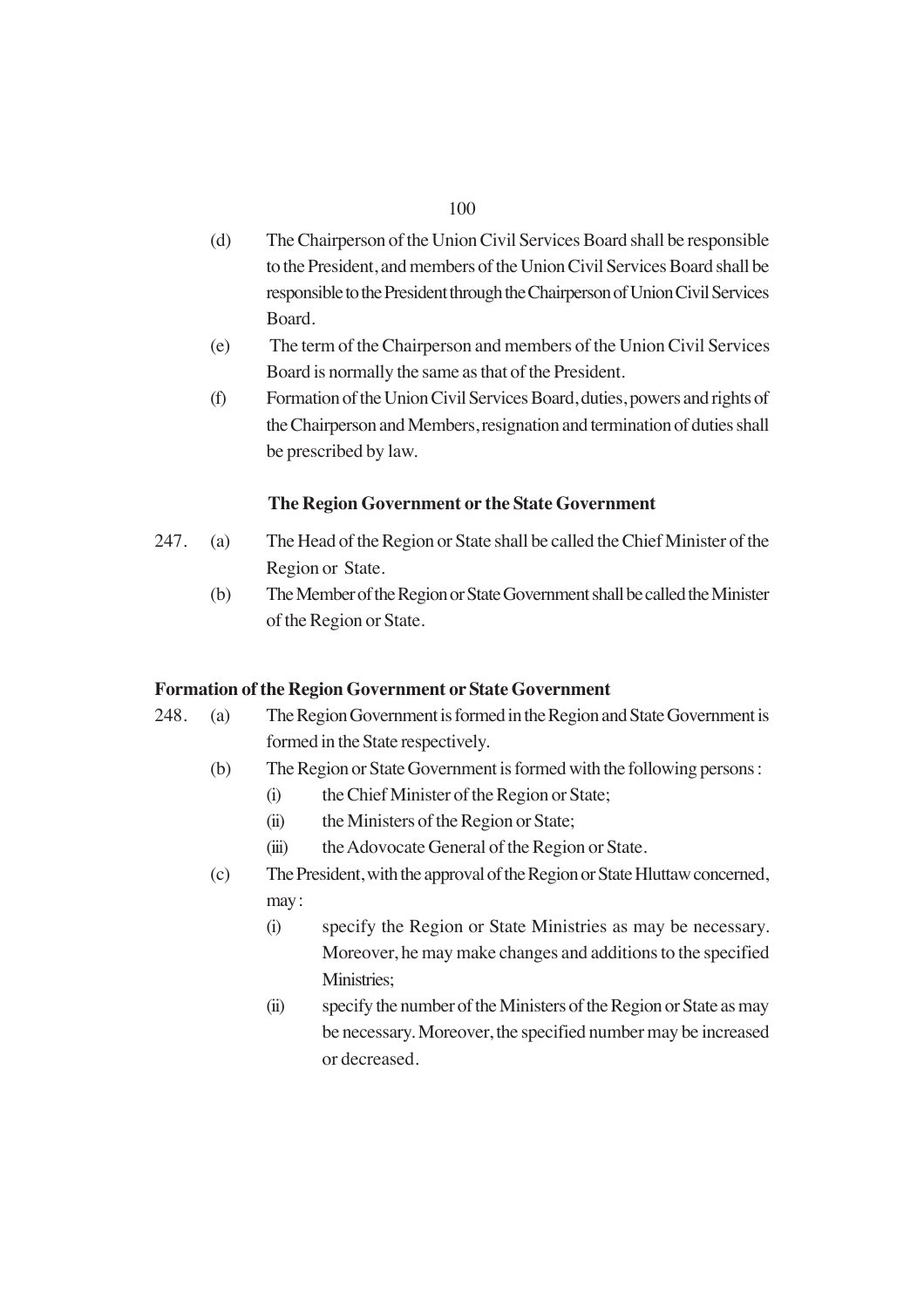(d) The Chairperson of the Union Civil Services Board shall be responsible to the President, and members of the Union Civil Services Board shall be responsible to the President through the Chairperson of Union Civil Services Board.

(e) The term of the Chairperson and members of the Union Civil Services Board is normally the same as that of the President.

(f) Formation of the Union Civil Services Board, duties, powers and rights of the Chairperson and Members, resignation and termination of duties shall be prescribed by law.

### The Region Government or the State Government

247. (a) The Head of the Region or State shall be called the Chief Minister of the Region or State.

(b) The Member of the Region or State Government shall be called the Minister of the Region or State.

### Formation of the Region Government or State Government

248. (a) The Region Government is formed in the Region and State Government is formed in the State respectively.

(b) The Region or State Government is formed with the following persons :

(i) the Chief Minister of the Region or State;

(ii) the Ministers of the Region or State;

(iii) the Adovocate General of the Region or State.

(c) The President, with the approval of the Region or State Hluttaw concerned, may :

(i) specify the Region or State Ministries as may be necessary. Moreover, he may make changes and additions to the specified Ministries;

(ii) specify the number of the Ministers of the Region or State as may be necessary. Moreover, the specified number may be increased or decreased.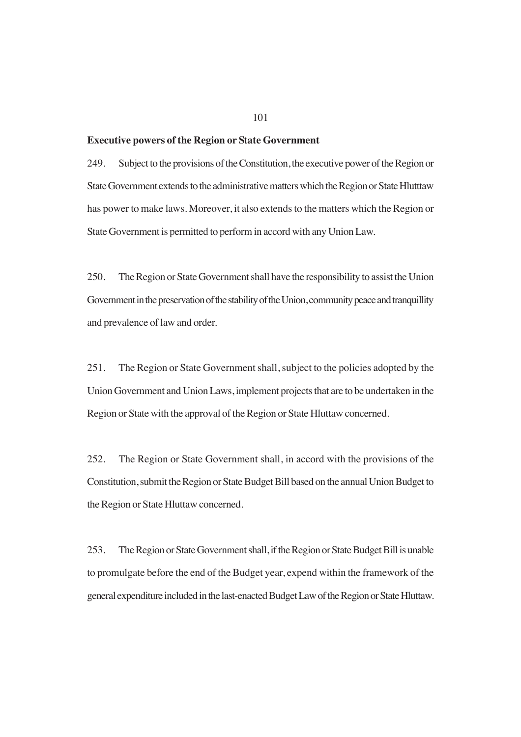**Executive powers of the Region or State Government**

249. Subject to the provisions of the Constitution, the executive power of the Region or State Government extends to the administrative matters which the Region or State Hlutttaw has power to make laws. Moreover, it also extends to the matters which the Region or State Government is permitted to perform in accord with any Union Law.

250. The Region or State Government shall have the responsibility to assist the Union Government in the preservation of the stability of the Union, community peace and tranquillity and prevalence of law and order.

251. The Region or State Government shall, subject to the policies adopted by the Union Government and Union Laws, implement projects that are to be undertaken in the Region or State with the approval of the Region or State Hluttaw concerned.

252. The Region or State Government shall, in accord with the provisions of the Constitution, submit the Region or State Budget Bill based on the annual Union Budget to the Region or State Hluttaw concerned.

253. The Region or State Government shall, if the Region or State Budget Bill is unable to promulgate before the end of the Budget year, expend within the framework of the general expenditure included in the last-enacted Budget Law of the Region or State Hluttaw.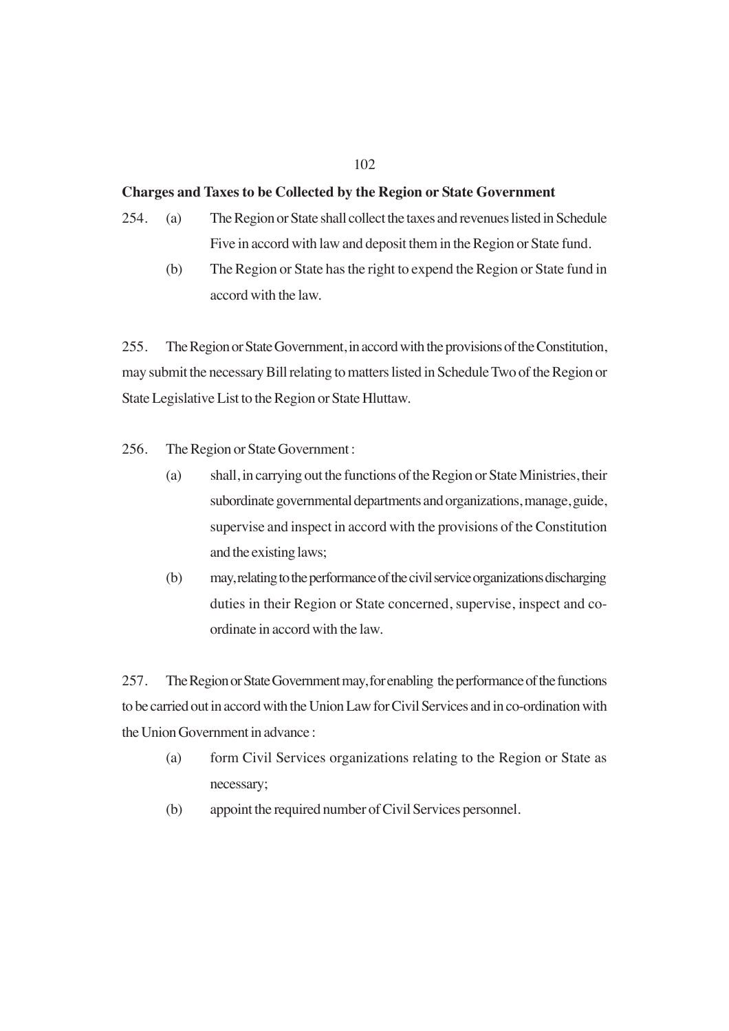**Charges and Taxes to be Collected by the Region or State Government**

254. (a) The Region or State shall collect the taxes and revenues listed in Schedule Five in accord with law and deposit them in the Region or State fund.

(b) The Region or State has the right to expend the Region or State fund in accord with the law.

255. The Region or State Government, in accord with the provisions of the Constitution, may submit the necessary Bill relating to matters listed in Schedule Two of the Region or State Legislative List to the Region or State Hluttaw.

256. The Region or State Government :

(a) shall, in carrying out the functions of the Region or State Ministries, their subordinate governmental departments and organizations, manage, guide, supervise and inspect in accord with the provisions of the Constitution and the existing laws;

(b) may, relating to the performance of the civil service organizations discharging duties in their Region or State concerned, supervise, inspect and co-ordinate in accord with the law.

257. The Region or State Government may, for enabling the performance of the functions to be carried out in accord with the Union Law for Civil Services and in co-ordination with the Union Government in advance :

(a) form Civil Services organizations relating to the Region or State as necessary;

(b) appoint the required number of Civil Services personnel.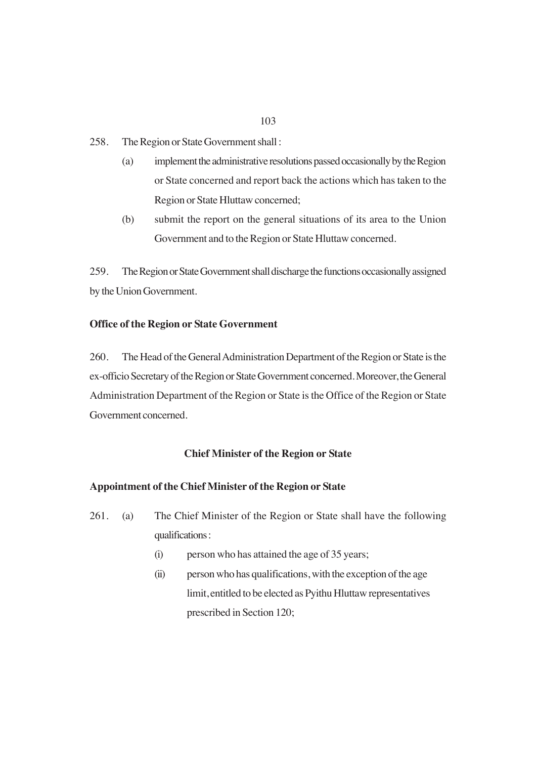258. The Region or State Government shall :

(a) implement the administrative resolutions passed occasionally by the Region or State concerned and report back the actions which has taken to the Region or State Hluttaw concerned;

(b) submit the report on the general situations of its area to the Union Government and to the Region or State Hluttaw concerned.

259. The Region or State Government shall discharge the functions occasionally assigned by the Union Government.

**Office of the Region or State Government**

260. The Head of the General Administration Department of the Region or State is the ex-officio Secretary of the Region or State Government concerned. Moreover, the General Administration Department of the Region or State is the Office of the Region or State Government concerned.

## Chief Minister of the Region or State

**Appointment of the Chief Minister of the Region or State**

261. (a) The Chief Minister of the Region or State shall have the following qualifications :

(i) person who has attained the age of 35 years;

(ii) person who has qualifications, with the exception of the age limit, entitled to be elected as Pyithu Hluttaw representatives prescribed in Section 120;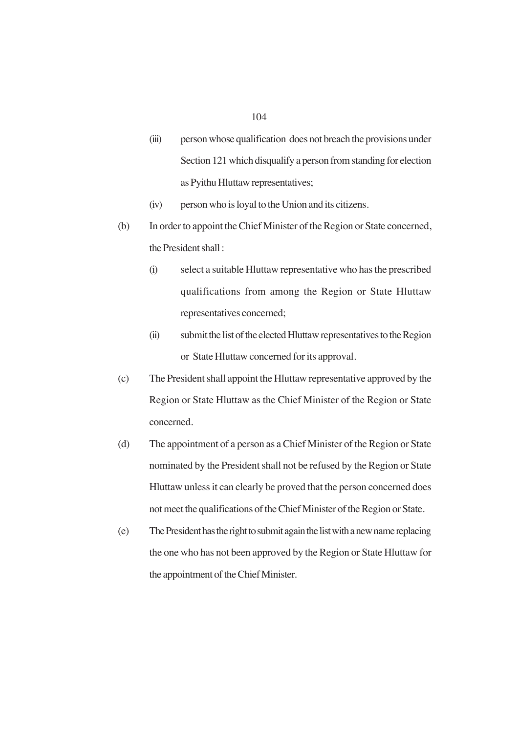(iii) person whose qualification does not breach the provisions under Section 121 which disqualify a person from standing for election as Pyithu Hluttaw representatives;

(iv) person who is loyal to the Union and its citizens.

(b) In order to appoint the Chief Minister of the Region or State concerned, the President shall :

(i) select a suitable Hluttaw representative who has the prescribed qualifications from among the Region or State Hluttaw representatives concerned;

(ii) submit the list of the elected Hluttaw representatives to the Region or State Hluttaw concerned for its approval.

(c) The President shall appoint the Hluttaw representative approved by the Region or State Hluttaw as the Chief Minister of the Region or State concerned.

(d) The appointment of a person as a Chief Minister of the Region or State nominated by the President shall not be refused by the Region or State Hluttaw unless it can clearly be proved that the person concerned does not meet the qualifications of the Chief Minister of the Region or State.

(e) The President has the right to submit again the list with a new name replacing the one who has not been approved by the Region or State Hluttaw for the appointment of the Chief Minister.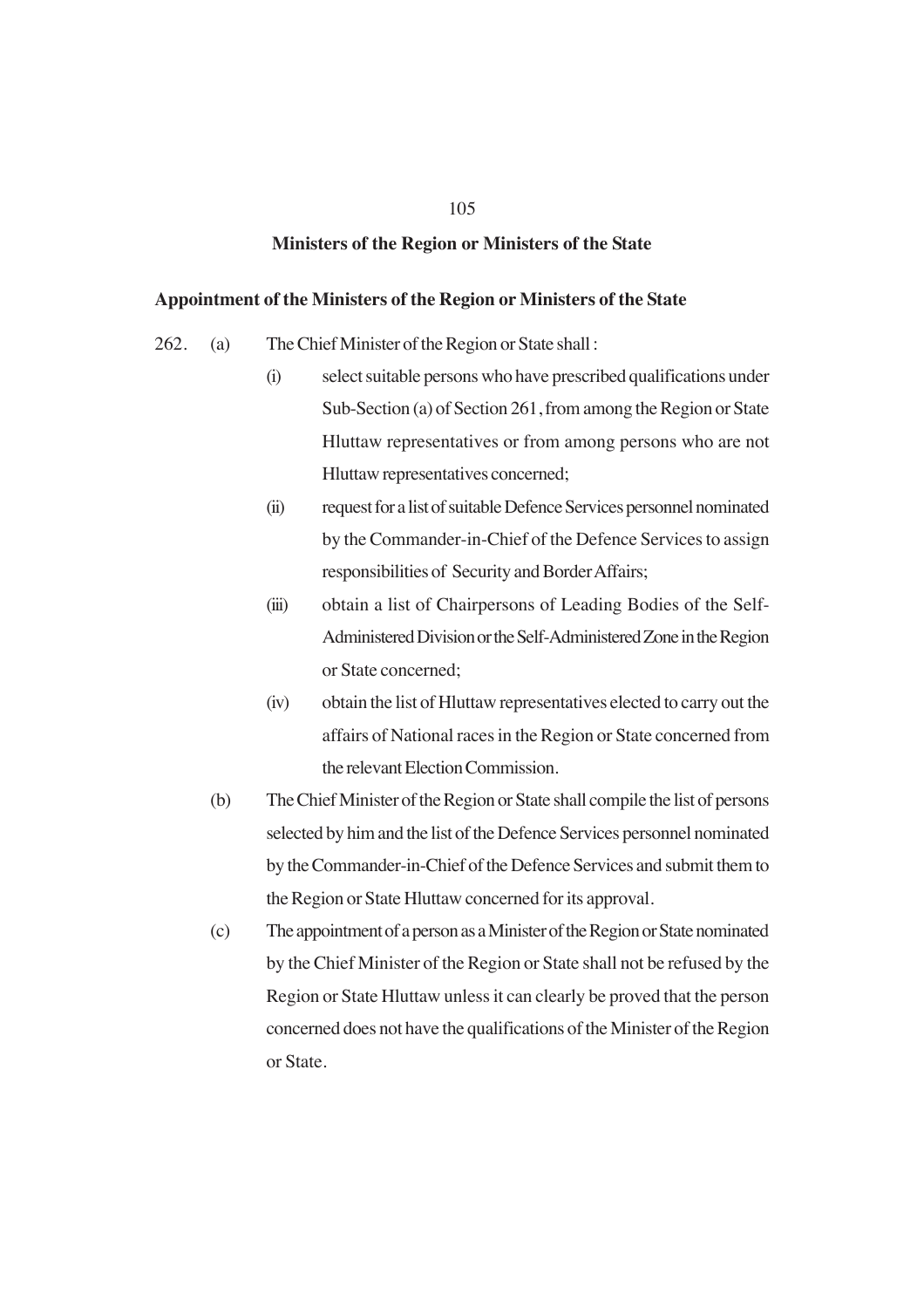## Ministers of the Region or Ministers of the State

### Appointment of the Ministers of the Region or Ministers of the State

262. (a) The Chief Minister of the Region or State shall :

  (i) select suitable persons who have prescribed qualifications under Sub-Section (a) of Section 261, from among the Region or State Hluttaw representatives or from among persons who are not Hluttaw representatives concerned;

  (ii) request for a list of suitable Defence Services personnel nominated by the Commander-in-Chief of the Defence Services to assign responsibilities of Security and Border Affairs;

  (iii) obtain a list of Chairpersons of Leading Bodies of the Self-Administered Division or the Self-Administered Zone in the Region or State concerned;

  (iv) obtain the list of Hluttaw representatives elected to carry out the affairs of National races in the Region or State concerned from the relevant Election Commission.

(b) The Chief Minister of the Region or State shall compile the list of persons selected by him and the list of the Defence Services personnel nominated by the Commander-in-Chief of the Defence Services and submit them to the Region or State Hluttaw concerned for its approval.

(c) The appointment of a person as a Minister of the Region or State nominated by the Chief Minister of the Region or State shall not be refused by the Region or State Hluttaw unless it can clearly be proved that the person concerned does not have the qualifications of the Minister of the Region or State.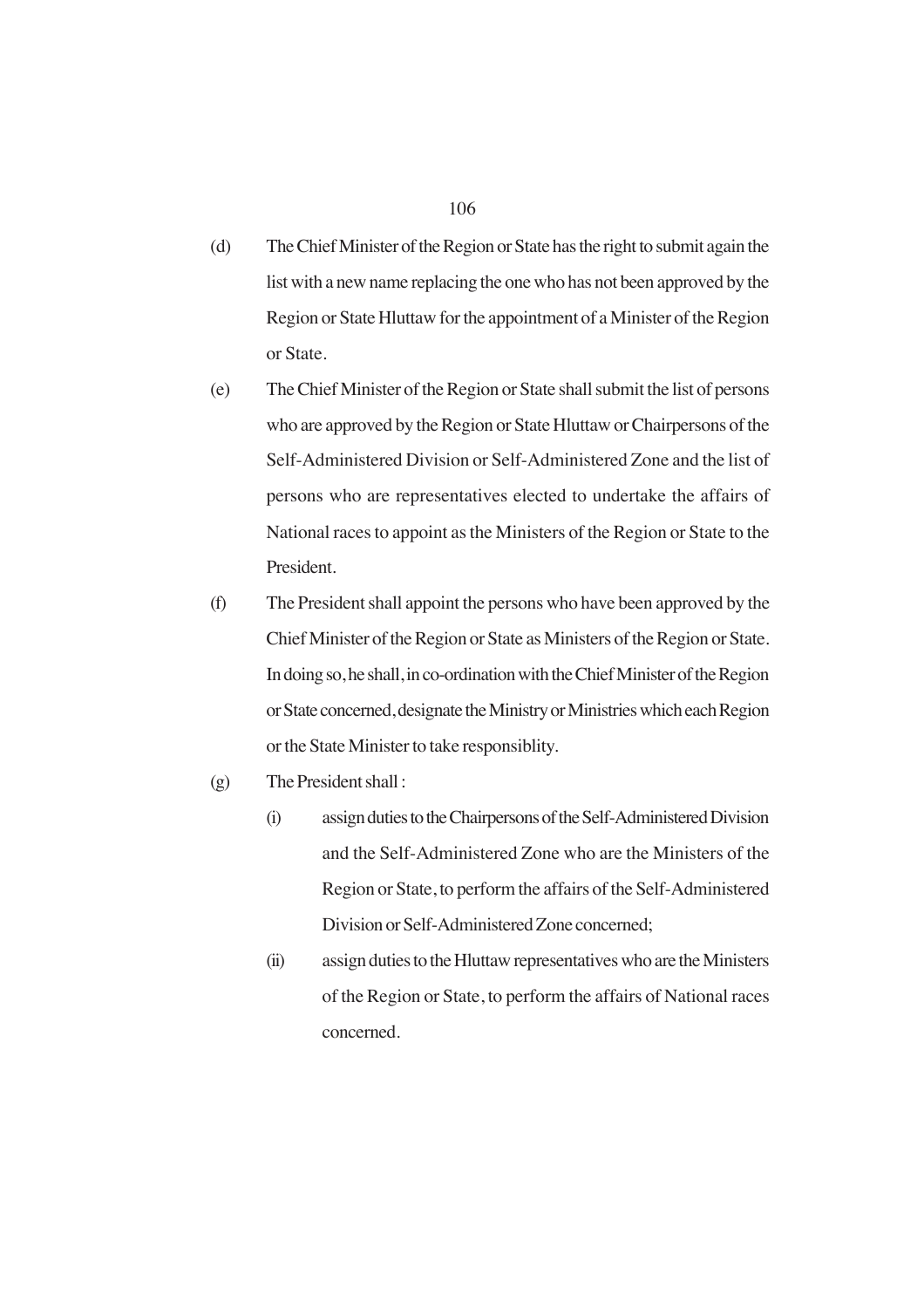(d) The Chief Minister of the Region or State has the right to submit again the list with a new name replacing the one who has not been approved by the Region or State Hluttaw for the appointment of a Minister of the Region or State.

(e) The Chief Minister of the Region or State shall submit the list of persons who are approved by the Region or State Hluttaw or Chairpersons of the Self-Administered Division or Self-Administered Zone and the list of persons who are representatives elected to undertake the affairs of National races to appoint as the Ministers of the Region or State to the President.

(f) The President shall appoint the persons who have been approved by the Chief Minister of the Region or State as Ministers of the Region or State. In doing so, he shall, in co-ordination with the Chief Minister of the Region or State concerned, designate the Ministry or Ministries which each Region or the State Minister to take responsiblity.

(g) The President shall :

   (i) assign duties to the Chairpersons of the Self-Administered Division and the Self-Administered Zone who are the Ministers of the Region or State, to perform the affairs of the Self-Administered Division or Self-Administered Zone concerned;

   (ii) assign duties to the Hluttaw representatives who are the Ministers of the Region or State, to perform the affairs of National races concerned.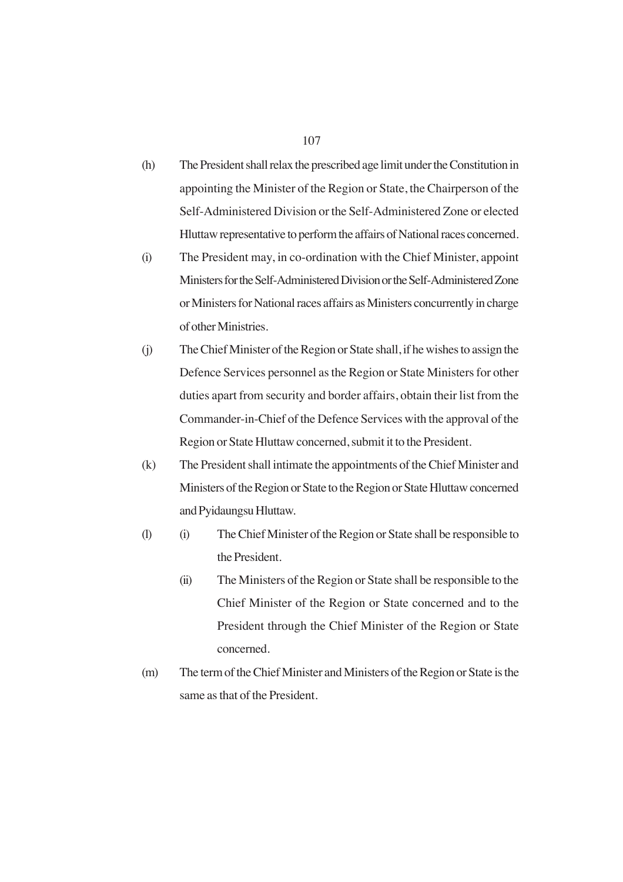(h) The President shall relax the prescribed age limit under the Constitution in appointing the Minister of the Region or State, the Chairperson of the Self-Administered Division or the Self-Administered Zone or elected Hluttaw representative to perform the affairs of National races concerned.

(i) The President may, in co-ordination with the Chief Minister, appoint Ministers for the Self-Administered Division or the Self-Administered Zone or Ministers for National races affairs as Ministers concurrently in charge of other Ministries.

(j) The Chief Minister of the Region or State shall, if he wishes to assign the Defence Services personnel as the Region or State Ministers for other duties apart from security and border affairs, obtain their list from the Commander-in-Chief of the Defence Services with the approval of the Region or State Hluttaw concerned, submit it to the President.

(k) The President shall intimate the appointments of the Chief Minister and Ministers of the Region or State to the Region or State Hluttaw concerned and Pyidaungsu Hluttaw.

(l) (i) The Chief Minister of the Region or State shall be responsible to the President.

 (ii) The Ministers of the Region or State shall be responsible to the Chief Minister of the Region or State concerned and to the President through the Chief Minister of the Region or State concerned.

(m) The term of the Chief Minister and Ministers of the Region or State is the same as that of the President.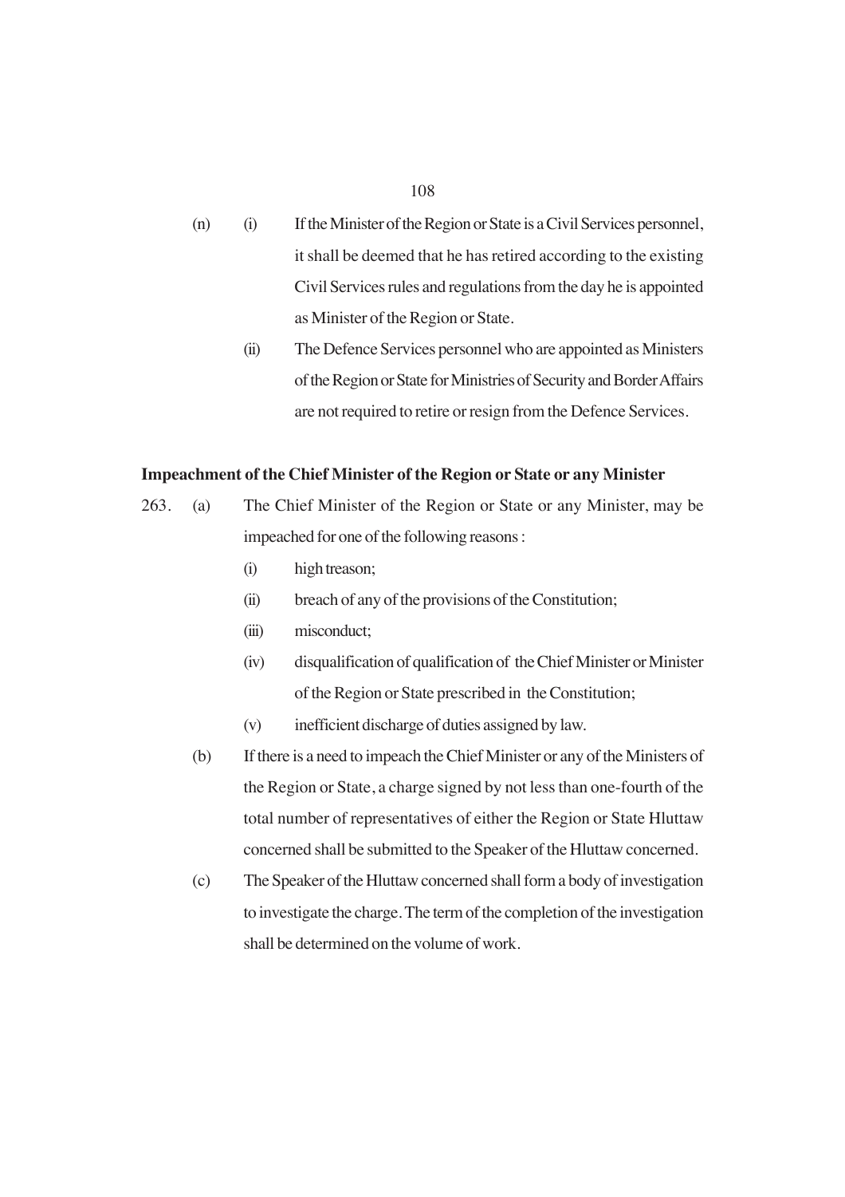(n) (i) If the Minister of the Region or State is a Civil Services personnel, it shall be deemed that he has retired according to the existing Civil Services rules and regulations from the day he is appointed as Minister of the Region or State.

(ii) The Defence Services personnel who are appointed as Ministers of the Region or State for Ministries of Security and Border Affairs are not required to retire or resign from the Defence Services.

**Impeachment of the Chief Minister of the Region or State or any Minister**

263. (a) The Chief Minister of the Region or State or any Minister, may be impeached for one of the following reasons :

(i) high treason;

(ii) breach of any of the provisions of the Constitution;

(iii) misconduct;

(iv) disqualification of qualification of the Chief Minister or Minister of the Region or State prescribed in the Constitution;

(v) inefficient discharge of duties assigned by law.

(b) If there is a need to impeach the Chief Minister or any of the Ministers of the Region or State, a charge signed by not less than one-fourth of the total number of representatives of either the Region or State Hluttaw concerned shall be submitted to the Speaker of the Hluttaw concerned.

(c) The Speaker of the Hluttaw concerned shall form a body of investigation to investigate the charge. The term of the completion of the investigation shall be determined on the volume of work.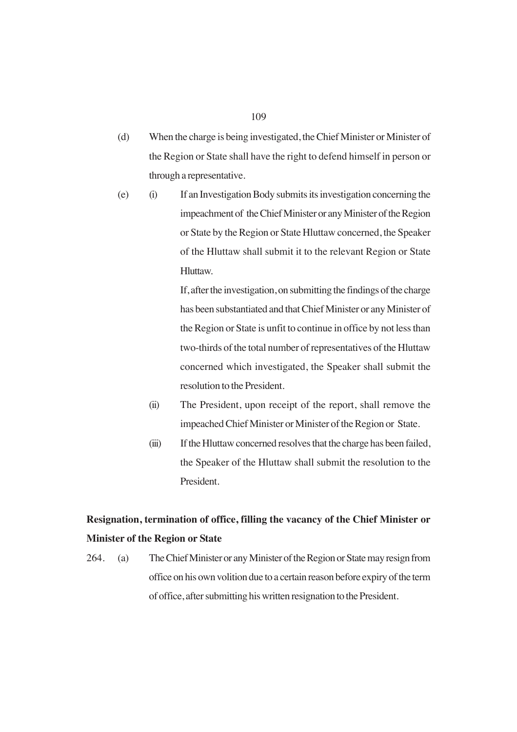(d) When the charge is being investigated, the Chief Minister or Minister of the Region or State shall have the right to defend himself in person or through a representative.

(e) (i) If an Investigation Body submits its investigation concerning the impeachment of the Chief Minister or any Minister of the Region or State by the Region or State Hluttaw concerned, the Speaker of the Hluttaw shall submit it to the relevant Region or State Hluttaw.

If, after the investigation, on submitting the findings of the charge has been substantiated and that Chief Minister or any Minister of the Region or State is unfit to continue in office by not less than two-thirds of the total number of representatives of the Hluttaw concerned which investigated, the Speaker shall submit the resolution to the President.

(ii) The President, upon receipt of the report, shall remove the impeached Chief Minister or Minister of the Region or State.

(iii) If the Hluttaw concerned resolves that the charge has been failed, the Speaker of the Hluttaw shall submit the resolution to the President.

**Resignation, termination of office, filling the vacancy of the Chief Minister or Minister of the Region or State**

264. (a) The Chief Minister or any Minister of the Region or State may resign from office on his own volition due to a certain reason before expiry of the term of office, after submitting his written resignation to the President.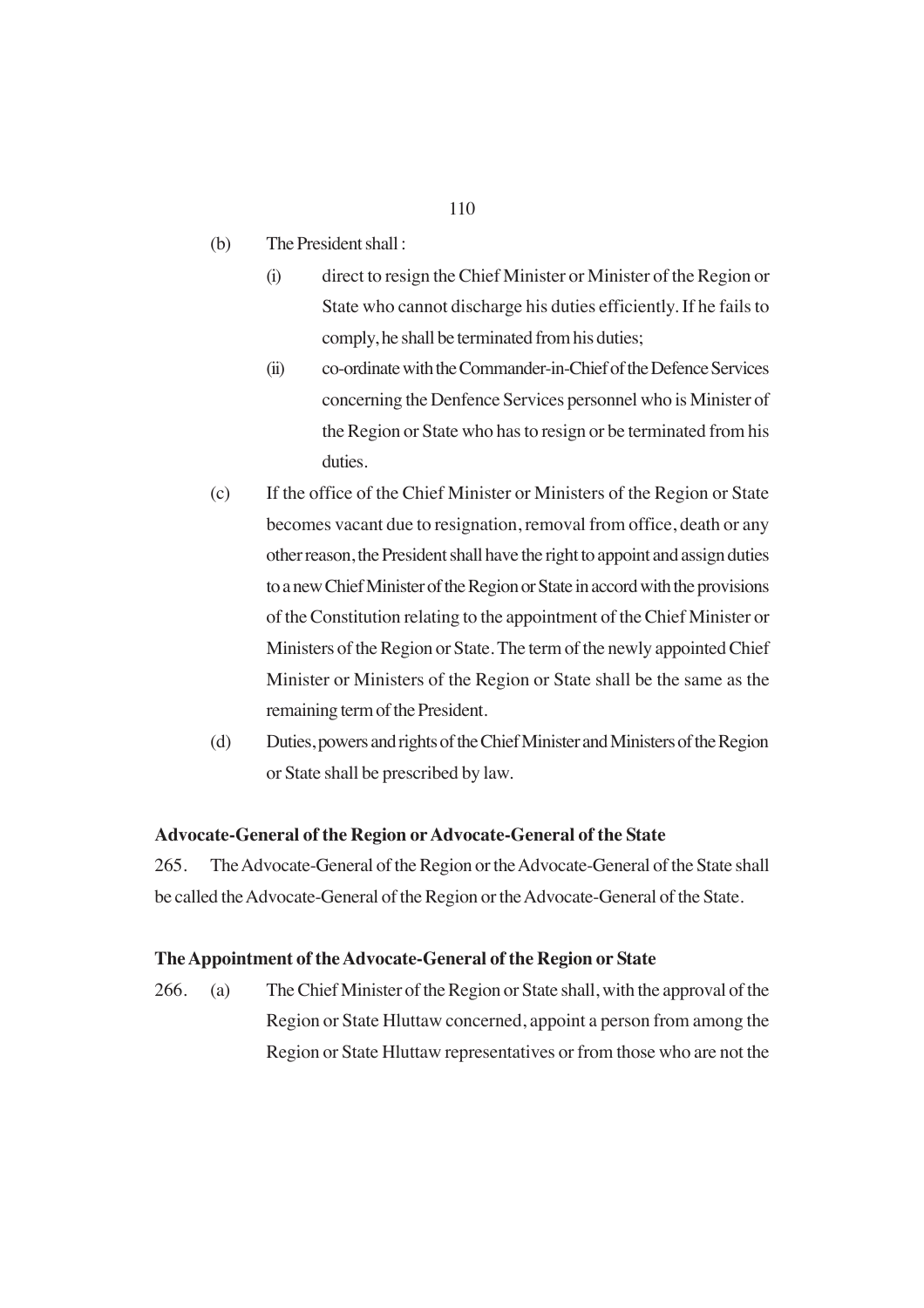(b) The President shall :

  (i) direct to resign the Chief Minister or Minister of the Region or State who cannot discharge his duties efficiently. If he fails to comply, he shall be terminated from his duties;

  (ii) co-ordinate with the Commander-in-Chief of the Defence Services concerning the Denfence Services personnel who is Minister of the Region or State who has to resign or be terminated from his duties.

(c) If the office of the Chief Minister or Ministers of the Region or State becomes vacant due to resignation, removal from office, death or any other reason, the President shall have the right to appoint and assign duties to a new Chief Minister of the Region or State in accord with the provisions of the Constitution relating to the appointment of the Chief Minister or Ministers of the Region or State. The term of the newly appointed Chief Minister or Ministers of the Region or State shall be the same as the remaining term of the President.

(d) Duties, powers and rights of the Chief Minister and Ministers of the Region or State shall be prescribed by law.

**Advocate-General of the Region or Advocate-General of the State**

265. The Advocate-General of the Region or the Advocate-General of the State shall be called the Advocate-General of the Region or the Advocate-General of the State.

**The Appointment of the Advocate-General of the Region or State**

266. (a) The Chief Minister of the Region or State shall, with the approval of the Region or State Hluttaw concerned, appoint a person from among the Region or State Hluttaw representatives or from those who are not the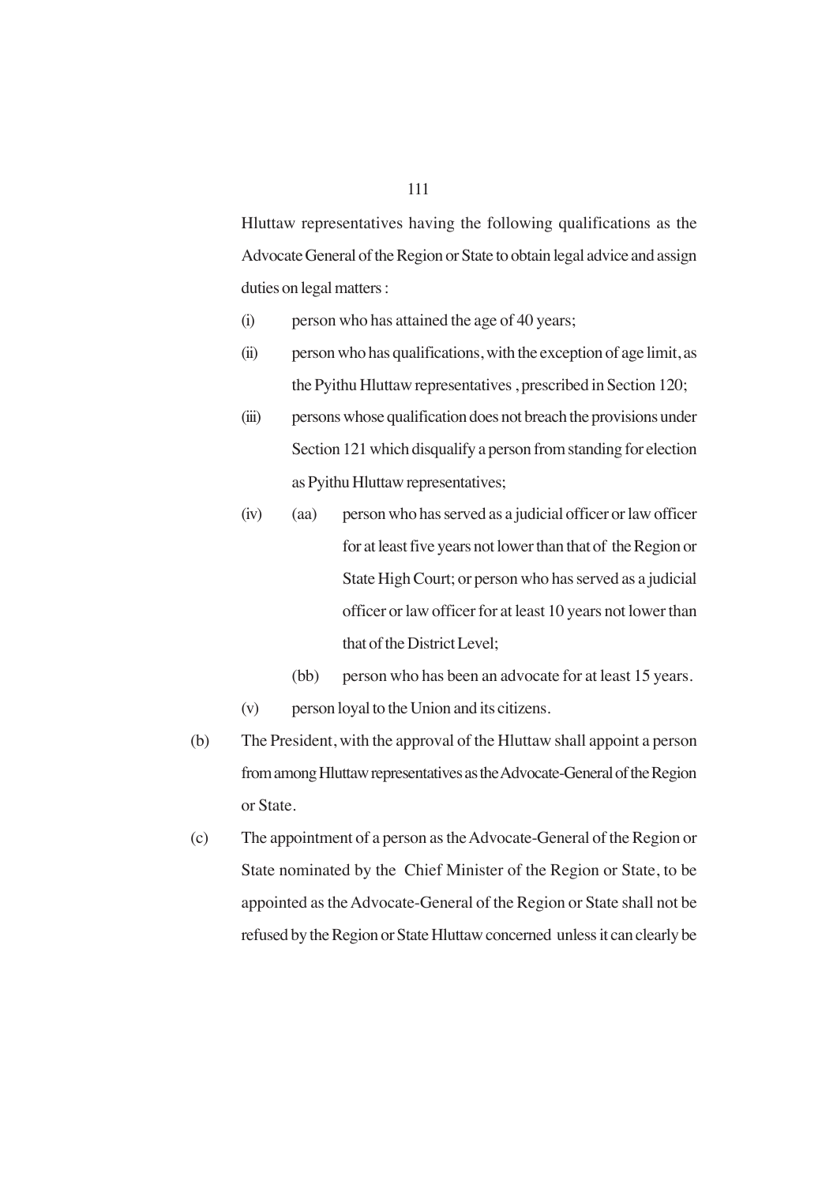Hluttaw representatives having the following qualifications as the Advocate General of the Region or State to obtain legal advice and assign duties on legal matters :

(i) person who has attained the age of 40 years;

(ii) person who has qualifications, with the exception of age limit, as the Pyithu Hluttaw representatives , prescribed in Section 120;

(iii) persons whose qualification does not breach the provisions under Section 121 which disqualify a person from standing for election as Pyithu Hluttaw representatives;

(iv) (aa) person who has served as a judicial officer or law officer for at least five years not lower than that of the Region or State High Court; or person who has served as a judicial officer or law officer for at least 10 years not lower than that of the District Level;

(bb) person who has been an advocate for at least 15 years.

(v) person loyal to the Union and its citizens.

(b) The President, with the approval of the Hluttaw shall appoint a person from among Hluttaw representatives as the Advocate-General of the Region or State.

(c) The appointment of a person as the Advocate-General of the Region or State nominated by the Chief Minister of the Region or State, to be appointed as the Advocate-General of the Region or State shall not be refused by the Region or State Hluttaw concerned unless it can clearly be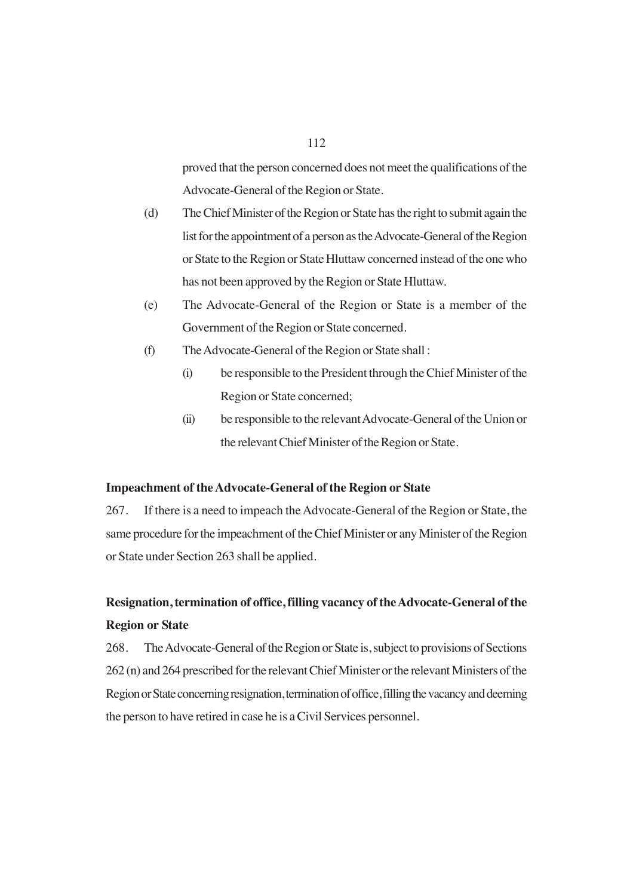proved that the person concerned does not meet the qualifications of the Advocate-General of the Region or State.

(d) The Chief Minister of the Region or State has the right to submit again the list for the appointment of a person as the Advocate-General of the Region or State to the Region or State Hluttaw concerned instead of the one who has not been approved by the Region or State Hluttaw.

(e) The Advocate-General of the Region or State is a member of the Government of the Region or State concerned.

(f) The Advocate-General of the Region or State shall :

(i) be responsible to the President through the Chief Minister of the Region or State concerned;

(ii) be responsible to the relevant Advocate-General of the Union or the relevant Chief Minister of the Region or State.

**Impeachment of the Advocate-General of the Region or State**

267. If there is a need to impeach the Advocate-General of the Region or State, the same procedure for the impeachment of the Chief Minister or any Minister of the Region or State under Section 263 shall be applied.

**Resignation, termination of office, filling vacancy of the Advocate-General of the Region or State**

268. The Advocate-General of the Region or State is, subject to provisions of Sections 262 (n) and 264 prescribed for the relevant Chief Minister or the relevant Ministers of the Region or State concerning resignation, termination of office, filling the vacancy and deeming the person to have retired in case he is a Civil Services personnel.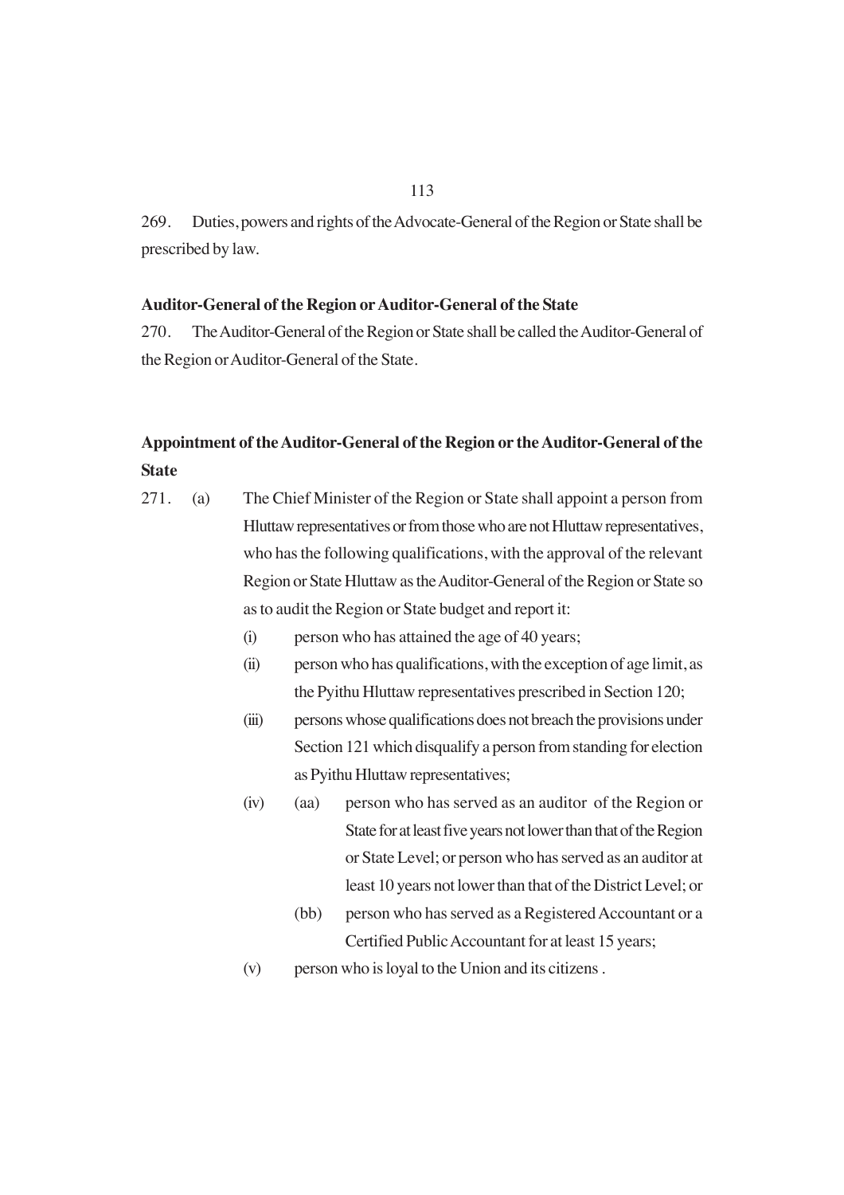269. Duties, powers and rights of the Advocate-General of the Region or State shall be prescribed by law.

**Auditor-General of the Region or Auditor-General of the State**

270. The Auditor-General of the Region or State shall be called the Auditor-General of the Region or Auditor-General of the State.

**Appointment of the Auditor-General of the Region or the Auditor-General of the State**

271. (a) The Chief Minister of the Region or State shall appoint a person from Hluttaw representatives or from those who are not Hluttaw representatives, who has the following qualifications, with the approval of the relevant Region or State Hluttaw as the Auditor-General of the Region or State so as to audit the Region or State budget and report it:

- (i) person who has attained the age of 40 years;
- (ii) person who has qualifications, with the exception of age limit, as the Pyithu Hluttaw representatives prescribed in Section 120;
- (iii) persons whose qualifications does not breach the provisions under Section 121 which disqualify a person from standing for election as Pyithu Hluttaw representatives;
- (iv) (aa) person who has served as an auditor of the Region or State for at least five years not lower than that of the Region or State Level; or person who has served as an auditor at least 10 years not lower than that of the District Level; or
  - (bb) person who has served as a Registered Accountant or a Certified Public Accountant for at least 15 years;
- (v) person who is loyal to the Union and its citizens .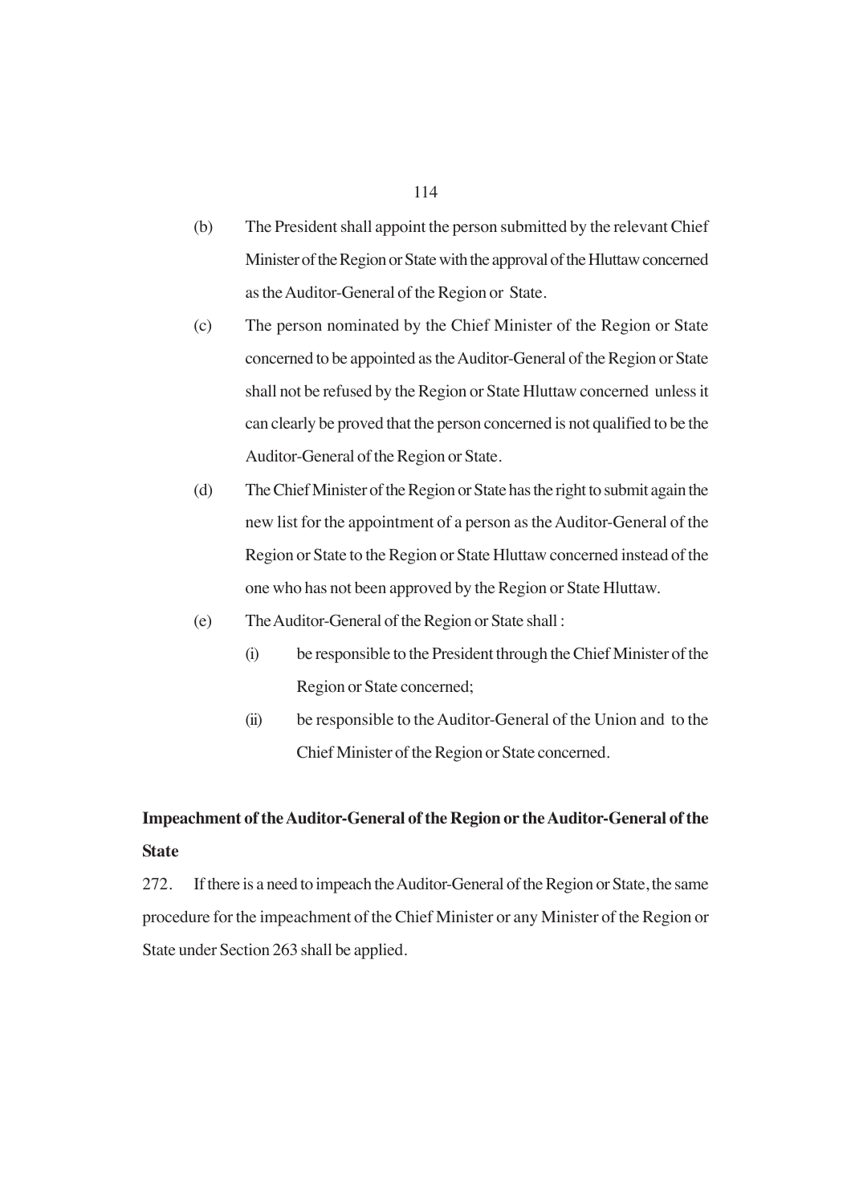(b) The President shall appoint the person submitted by the relevant Chief Minister of the Region or State with the approval of the Hluttaw concerned as the Auditor-General of the Region or State.

(c) The person nominated by the Chief Minister of the Region or State concerned to be appointed as the Auditor-General of the Region or State shall not be refused by the Region or State Hluttaw concerned unless it can clearly be proved that the person concerned is not qualified to be the Auditor-General of the Region or State.

(d) The Chief Minister of the Region or State has the right to submit again the new list for the appointment of a person as the Auditor-General of the Region or State to the Region or State Hluttaw concerned instead of the one who has not been approved by the Region or State Hluttaw.

(e) The Auditor-General of the Region or State shall :

  (i) be responsible to the President through the Chief Minister of the Region or State concerned;

  (ii) be responsible to the Auditor-General of the Union and to the Chief Minister of the Region or State concerned.

**Impeachment of the Auditor-General of the Region or the Auditor-General of the State**

272. If there is a need to impeach the Auditor-General of the Region or State, the same procedure for the impeachment of the Chief Minister or any Minister of the Region or State under Section 263 shall be applied.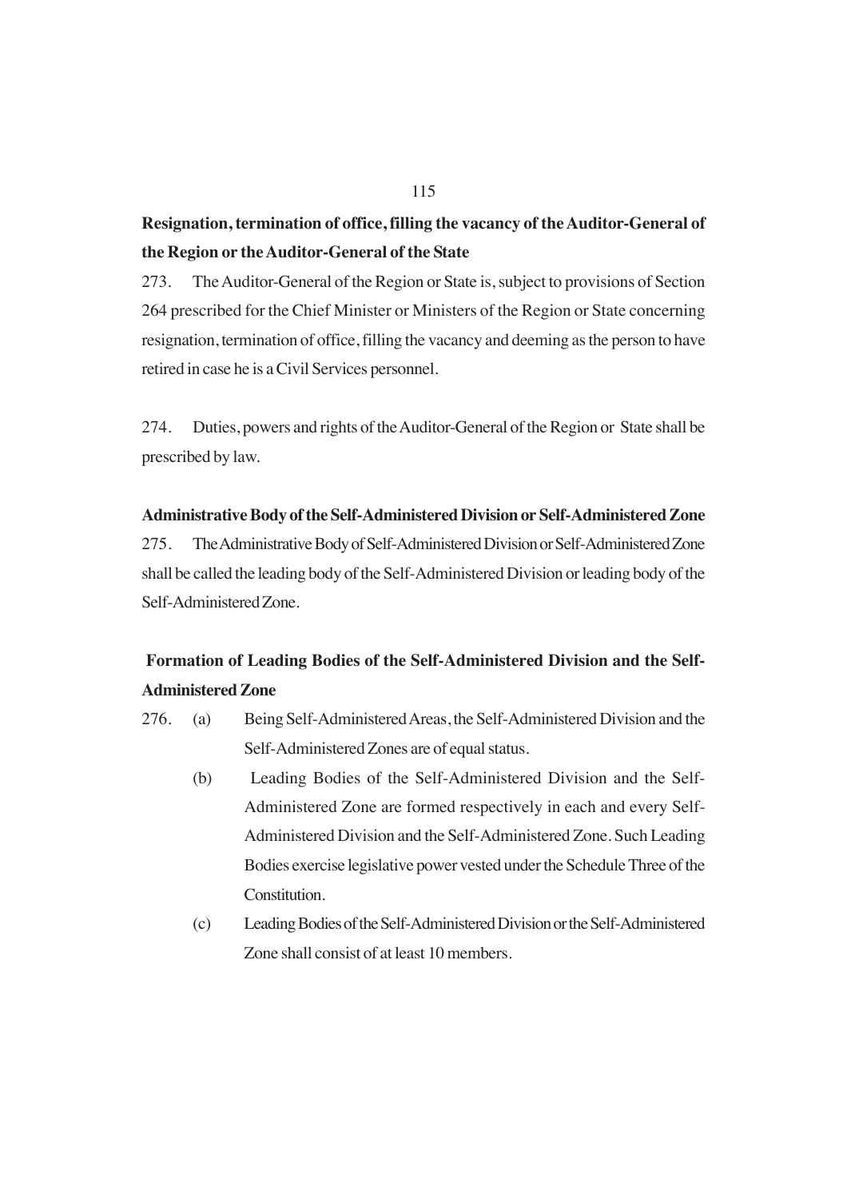**Resignation, termination of office, filling the vacancy of the Auditor-General of the Region or the Auditor-General of the State**

273. The Auditor-General of the Region or State is, subject to provisions of Section 264 prescribed for the Chief Minister or Ministers of the Region or State concerning resignation, termination of office, filling the vacancy and deeming as the person to have retired in case he is a Civil Services personnel.

274. Duties, powers and rights of the Auditor-General of the Region or State shall be prescribed by law.

**Administrative Body of the Self-Administered Division or Self-Administered Zone**

275. The Administrative Body of Self-Administered Division or Self-Administered Zone shall be called the leading body of the Self-Administered Division or leading body of the Self-Administered Zone.

**Formation of Leading Bodies of the Self-Administered Division and the Self-Administered Zone**

276. (a) Being Self-Administered Areas, the Self-Administered Division and the Self-Administered Zones are of equal status.

(b) Leading Bodies of the Self-Administered Division and the Self-Administered Zone are formed respectively in each and every Self-Administered Division and the Self-Administered Zone. Such Leading Bodies exercise legislative power vested under the Schedule Three of the Constitution.

(c) Leading Bodies of the Self-Administered Division or the Self-Administered Zone shall consist of at least 10 members.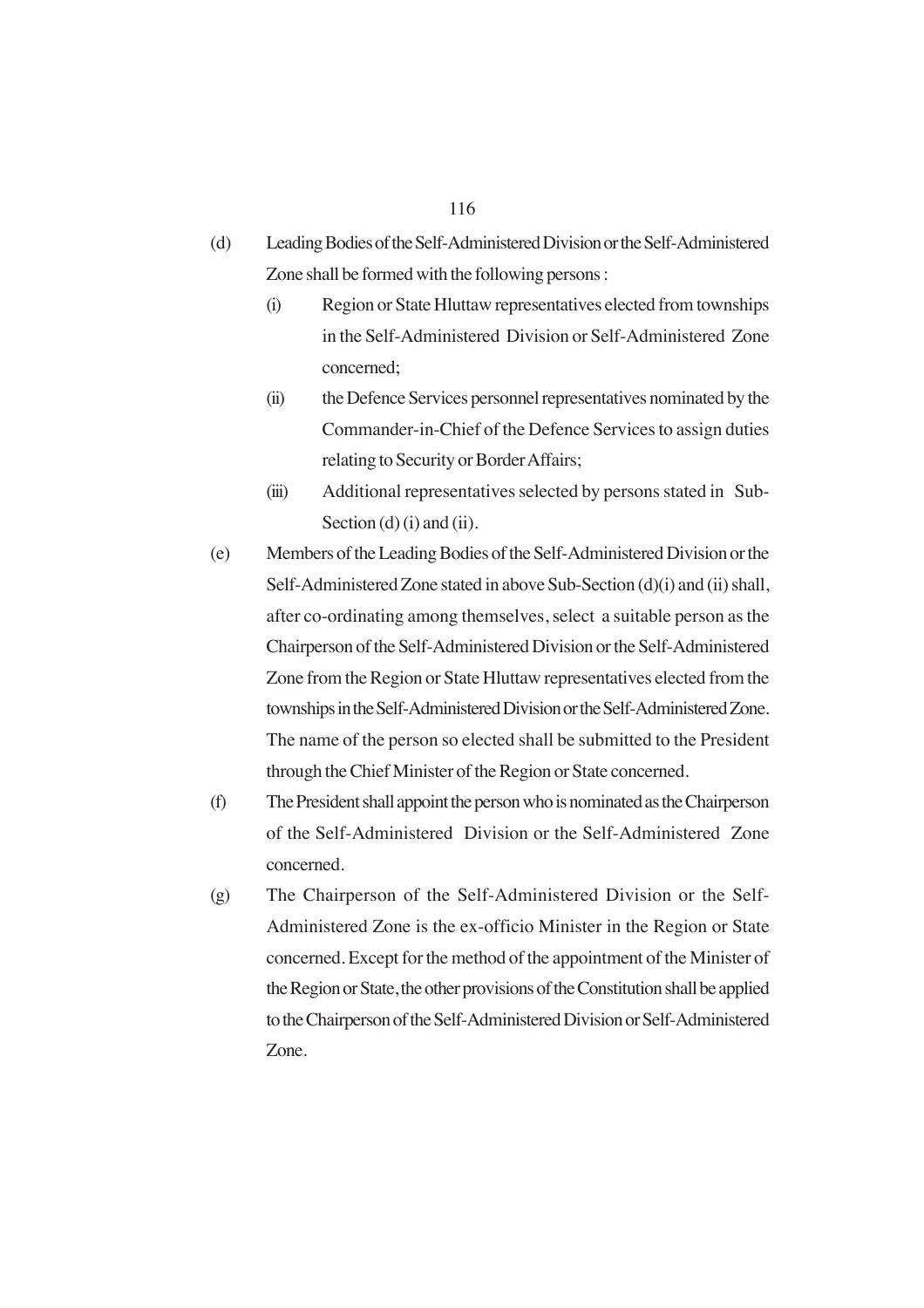(d) Leading Bodies of the Self-Administered Division or the Self-Administered Zone shall be formed with the following persons :

   (i) Region or State Hluttaw representatives elected from townships in the Self-Administered Division or Self-Administered Zone concerned;

   (ii) the Defence Services personnel representatives nominated by the Commander-in-Chief of the Defence Services to assign duties relating to Security or Border Affairs;

   (iii) Additional representatives selected by persons stated in Sub-Section (d) (i) and (ii).

(e) Members of the Leading Bodies of the Self-Administered Division or the Self-Administered Zone stated in above Sub-Section (d)(i) and (ii) shall, after co-ordinating among themselves, select a suitable person as the Chairperson of the Self-Administered Division or the Self-Administered Zone from the Region or State Hluttaw representatives elected from the townships in the Self-Administered Division or the Self-Administered Zone. The name of the person so elected shall be submitted to the President through the Chief Minister of the Region or State concerned.

(f) The President shall appoint the person who is nominated as the Chairperson of the Self-Administered Division or the Self-Administered Zone concerned.

(g) The Chairperson of the Self-Administered Division or the Self-Administered Zone is the ex-officio Minister in the Region or State concerned. Except for the method of the appointment of the Minister of the Region or State, the other provisions of the Constitution shall be applied to the Chairperson of the Self-Administered Division or Self-Administered Zone.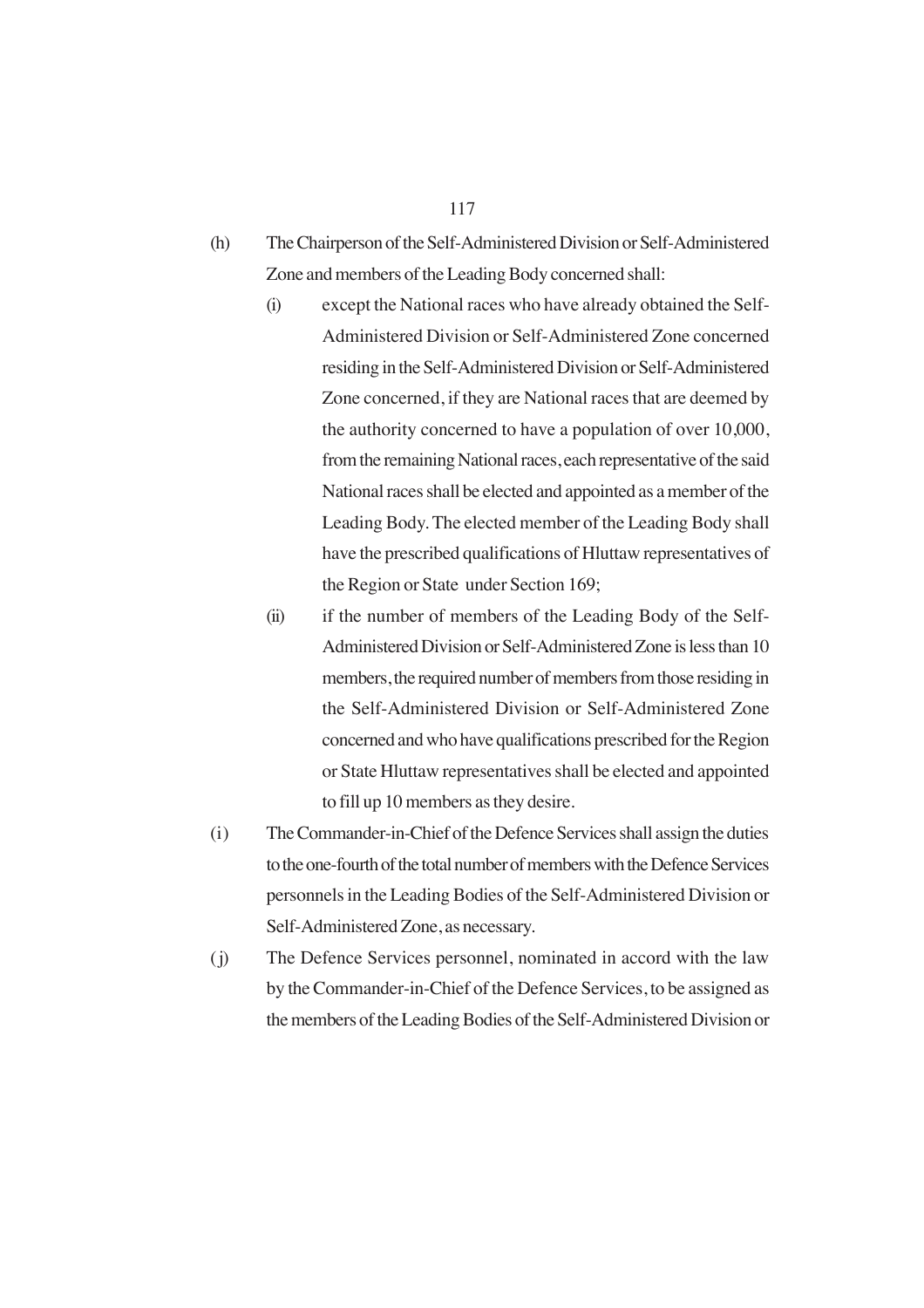(h) The Chairperson of the Self-Administered Division or Self-Administered Zone and members of the Leading Body concerned shall:

  (i) except the National races who have already obtained the Self-Administered Division or Self-Administered Zone concerned residing in the Self-Administered Division or Self-Administered Zone concerned, if they are National races that are deemed by the authority concerned to have a population of over 10,000, from the remaining National races, each representative of the said National races shall be elected and appointed as a member of the Leading Body. The elected member of the Leading Body shall have the prescribed qualifications of Hluttaw representatives of the Region or State under Section 169;

  (ii) if the number of members of the Leading Body of the Self-Administered Division or Self-Administered Zone is less than 10 members, the required number of members from those residing in the Self-Administered Division or Self-Administered Zone concerned and who have qualifications prescribed for the Region or State Hluttaw representatives shall be elected and appointed to fill up 10 members as they desire.

(i) The Commander-in-Chief of the Defence Services shall assign the duties to the one-fourth of the total number of members with the Defence Services personnels in the Leading Bodies of the Self-Administered Division or Self-Administered Zone, as necessary.

(j) The Defence Services personnel, nominated in accord with the law by the Commander-in-Chief of the Defence Services, to be assigned as the members of the Leading Bodies of the Self-Administered Division or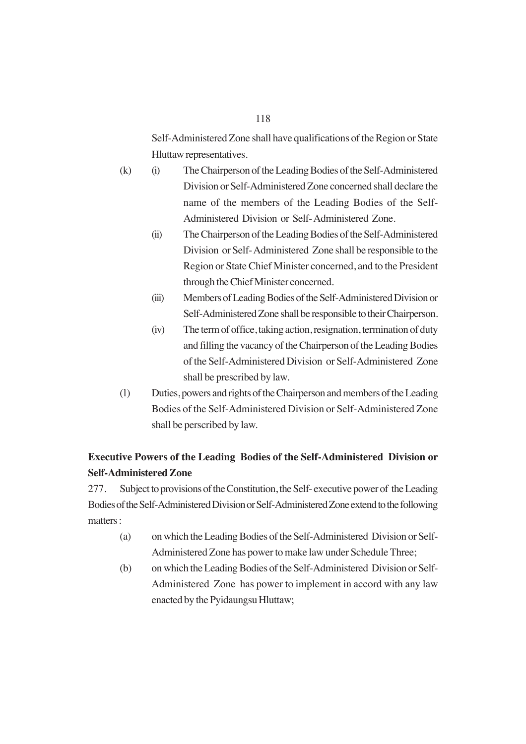Self-Administered Zone shall have qualifications of the Region or State Hluttaw representatives.

(k) (i) The Chairperson of the Leading Bodies of the Self-Administered Division or Self-Administered Zone concerned shall declare the name of the members of the Leading Bodies of the Self-Administered Division or Self-Administered Zone.

(ii) The Chairperson of the Leading Bodies of the Self-Administered Division or Self-Administered Zone shall be responsible to the Region or State Chief Minister concerned, and to the President through the Chief Minister concerned.

(iii) Members of Leading Bodies of the Self-Administered Division or Self-Administered Zone shall be responsible to their Chairperson.

(iv) The term of office, taking action, resignation, termination of duty and filling the vacancy of the Chairperson of the Leading Bodies of the Self-Administered Division or Self-Administered Zone shall be prescribed by law.

(l) Duties, powers and rights of the Chairperson and members of the Leading Bodies of the Self-Administered Division or Self-Administered Zone shall be perscribed by law.

**Executive Powers of the Leading Bodies of the Self-Administered Division or Self-Administered Zone**

277. Subject to provisions of the Constitution, the Self- executive power of the Leading Bodies of the Self-Administered Division or Self-Administered Zone extend to the following matters :

(a) on which the Leading Bodies of the Self-Administered Division or Self-Administered Zone has power to make law under Schedule Three;

(b) on which the Leading Bodies of the Self-Administered Division or Self-Administered Zone has power to implement in accord with any law enacted by the Pyidaungsu Hluttaw;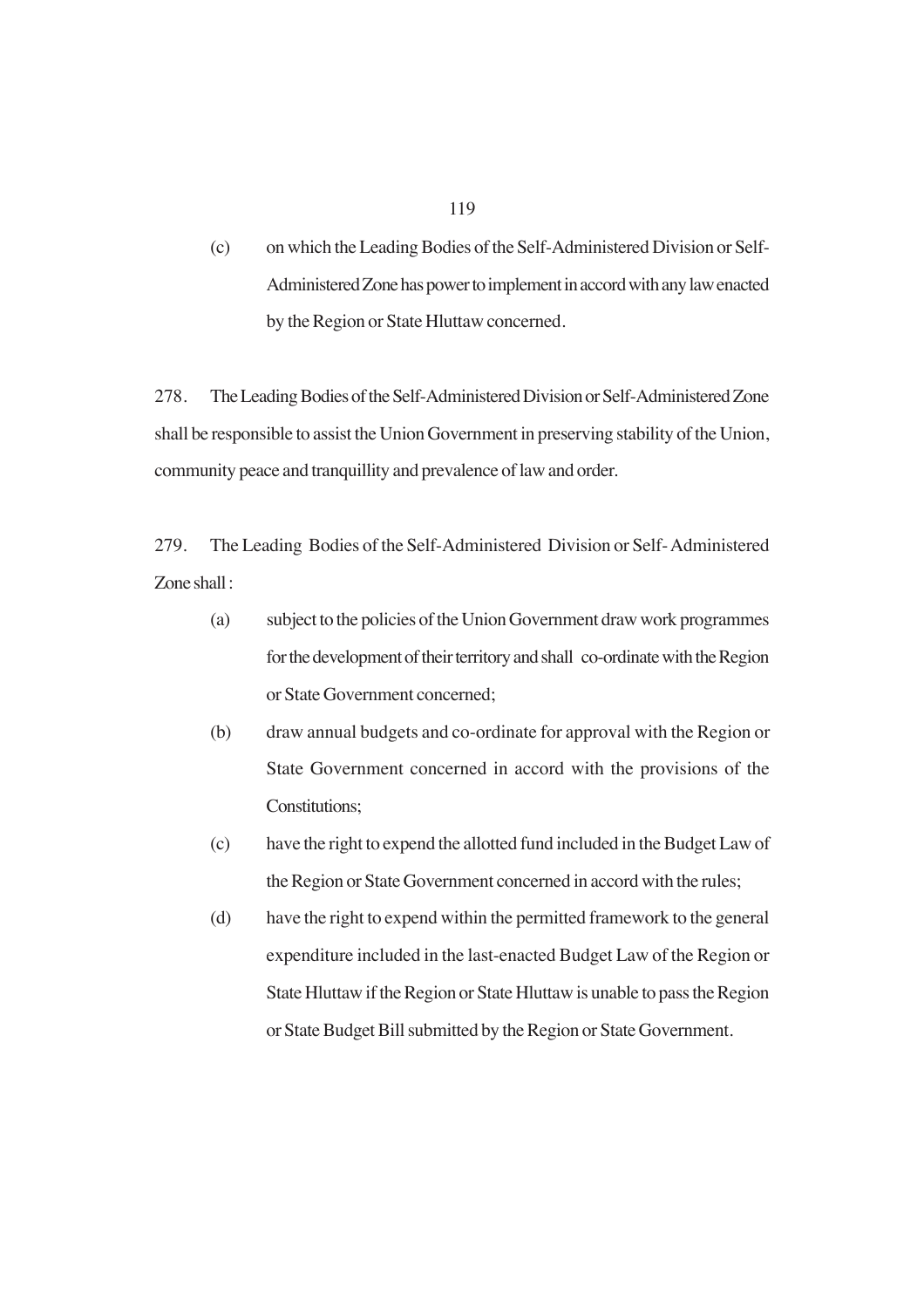(c) on which the Leading Bodies of the Self-Administered Division or Self-Administered Zone has power to implement in accord with any law enacted by the Region or State Hluttaw concerned.

278. The Leading Bodies of the Self-Administered Division or Self-Administered Zone shall be responsible to assist the Union Government in preserving stability of the Union, community peace and tranquillity and prevalence of law and order.

279. The Leading Bodies of the Self-Administered Division or Self- Administered Zone shall :

(a) subject to the policies of the Union Government draw work programmes for the development of their territory and shall co-ordinate with the Region or State Government concerned;

(b) draw annual budgets and co-ordinate for approval with the Region or State Government concerned in accord with the provisions of the Constitutions;

(c) have the right to expend the allotted fund included in the Budget Law of the Region or State Government concerned in accord with the rules;

(d) have the right to expend within the permitted framework to the general expenditure included in the last-enacted Budget Law of the Region or State Hluttaw if the Region or State Hluttaw is unable to pass the Region or State Budget Bill submitted by the Region or State Government.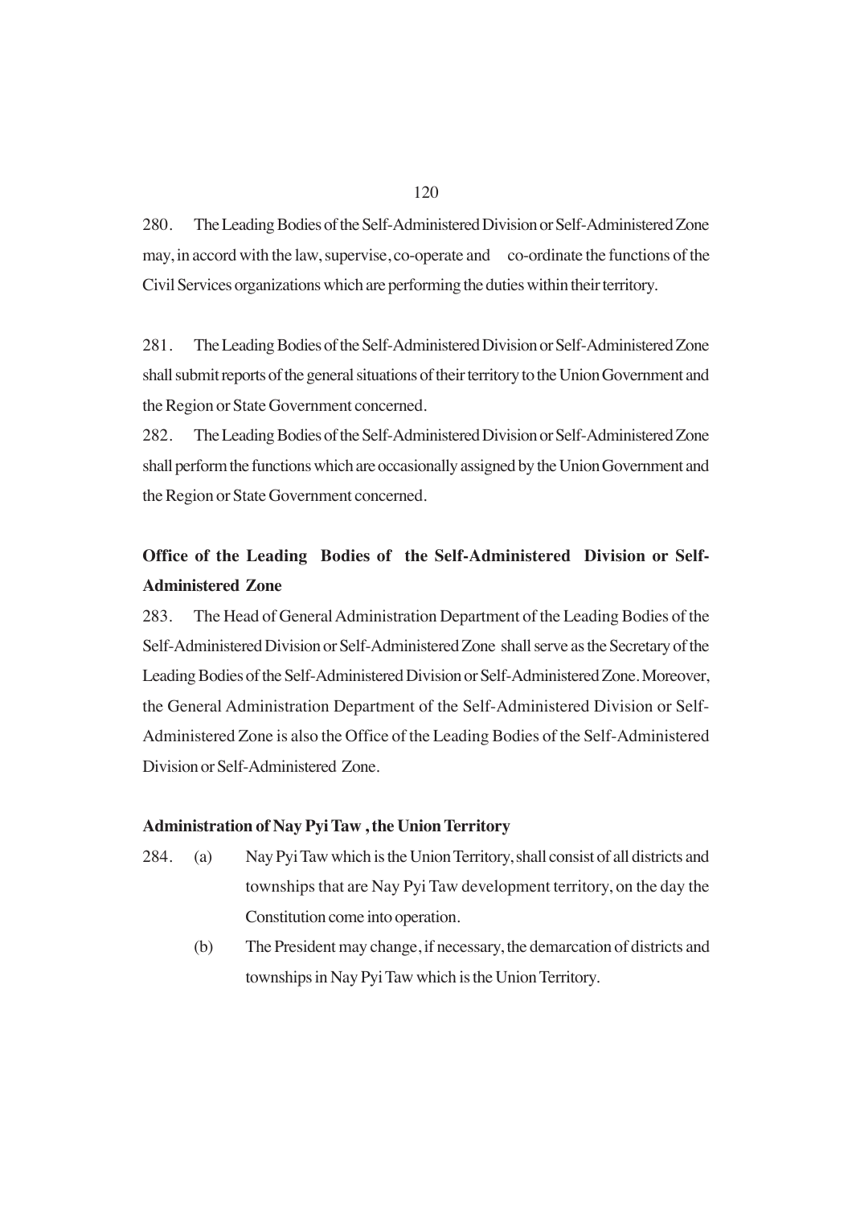280. The Leading Bodies of the Self-Administered Division or Self-Administered Zone may, in accord with the law, supervise, co-operate and co-ordinate the functions of the Civil Services organizations which are performing the duties within their territory.

281. The Leading Bodies of the Self-Administered Division or Self-Administered Zone shall submit reports of the general situations of their territory to the Union Government and the Region or State Government concerned.

282. The Leading Bodies of the Self-Administered Division or Self-Administered Zone shall perform the functions which are occasionally assigned by the Union Government and the Region or State Government concerned.

### Office of the Leading Bodies of the Self-Administered Division or Self-Administered Zone

283. The Head of General Administration Department of the Leading Bodies of the Self-Administered Division or Self-Administered Zone shall serve as the Secretary of the Leading Bodies of the Self-Administered Division or Self-Administered Zone. Moreover, the General Administration Department of the Self-Administered Division or Self-Administered Zone is also the Office of the Leading Bodies of the Self-Administered Division or Self-Administered Zone.

### Administration of Nay Pyi Taw , the Union Territory

284. (a) Nay Pyi Taw which is the Union Territory, shall consist of all districts and townships that are Nay Pyi Taw development territory, on the day the Constitution come into operation.

(b) The President may change, if necessary, the demarcation of districts and townships in Nay Pyi Taw which is the Union Territory.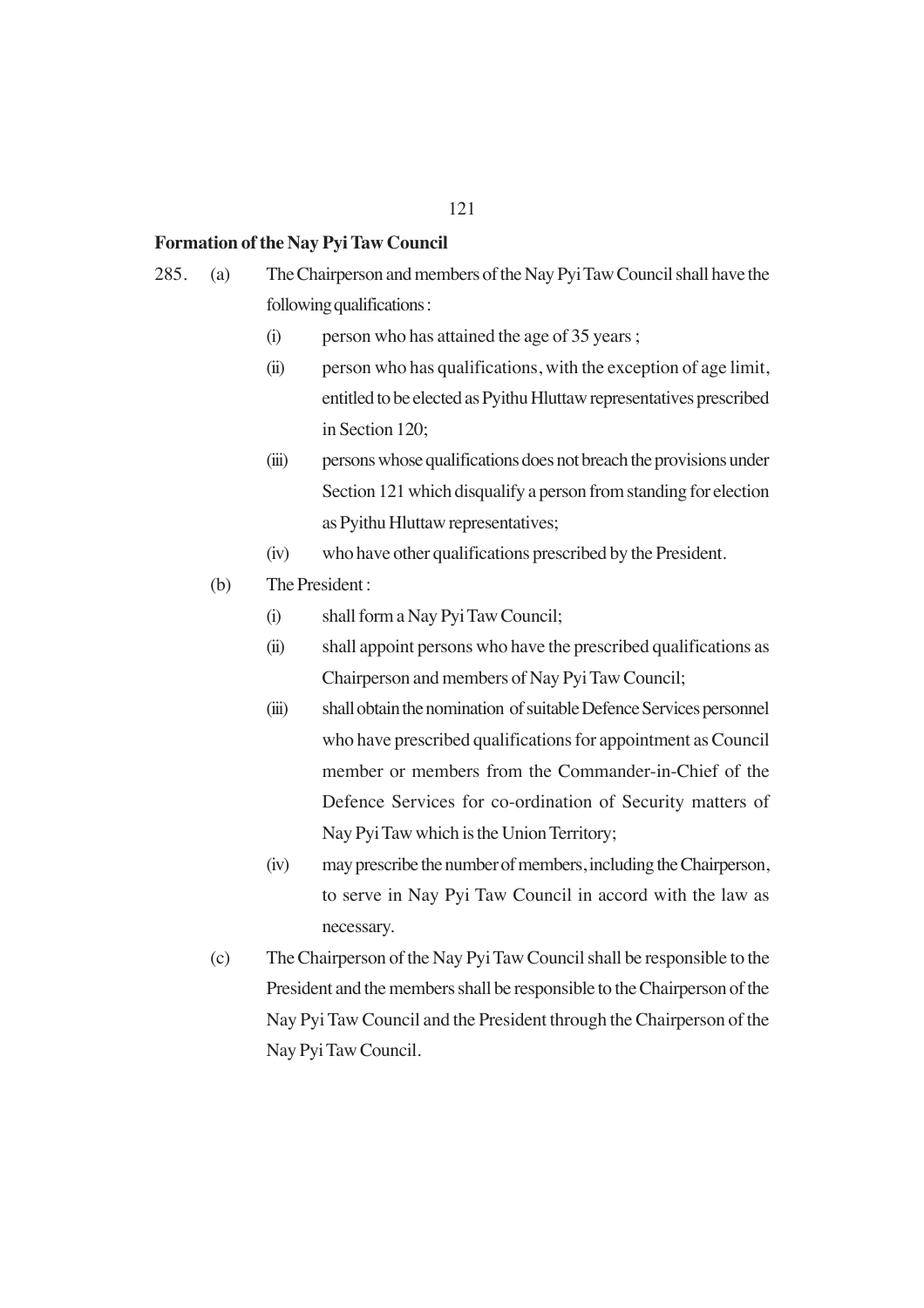**Formation of the Nay Pyi Taw Council**

285. (a) The Chairperson and members of the Nay Pyi Taw Council shall have the following qualifications :

   (i) person who has attained the age of 35 years ;

   (ii) person who has qualifications, with the exception of age limit, entitled to be elected as Pyithu Hluttaw representatives prescribed in Section 120;

   (iii) persons whose qualifications does not breach the provisions under Section 121 which disqualify a person from standing for election as Pyithu Hluttaw representatives;

   (iv) who have other qualifications prescribed by the President.

(b) The President :

   (i) shall form a Nay Pyi Taw Council;

   (ii) shall appoint persons who have the prescribed qualifications as Chairperson and members of Nay Pyi Taw Council;

   (iii) shall obtain the nomination of suitable Defence Services personnel who have prescribed qualifications for appointment as Council member or members from the Commander-in-Chief of the Defence Services for co-ordination of Security matters of Nay Pyi Taw which is the Union Territory;

   (iv) may prescribe the number of members, including the Chairperson, to serve in Nay Pyi Taw Council in accord with the law as necessary.

(c) The Chairperson of the Nay Pyi Taw Council shall be responsible to the President and the members shall be responsible to the Chairperson of the Nay Pyi Taw Council and the President through the Chairperson of the Nay Pyi Taw Council.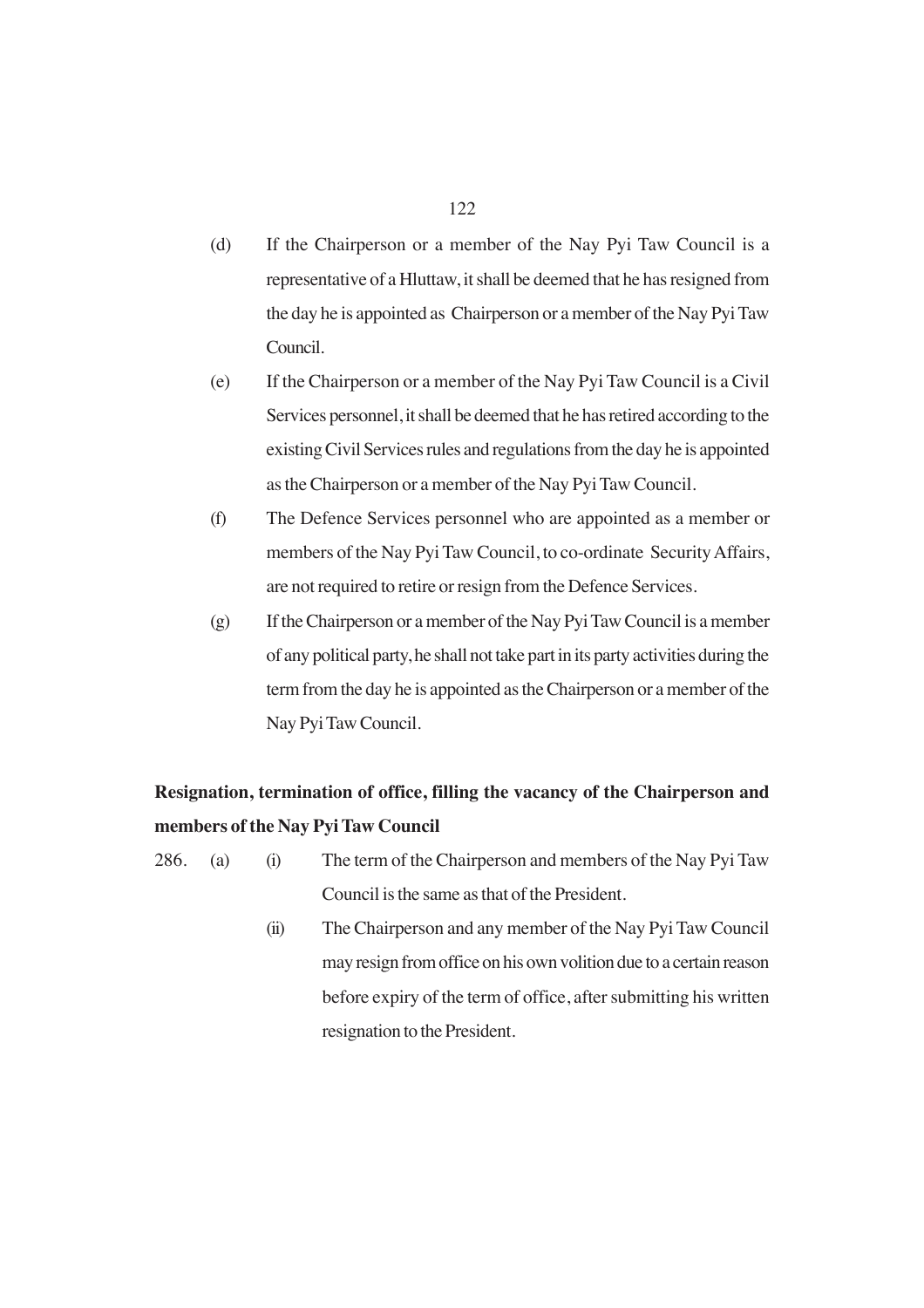(d) If the Chairperson or a member of the Nay Pyi Taw Council is a representative of a Hluttaw, it shall be deemed that he has resigned from the day he is appointed as Chairperson or a member of the Nay Pyi Taw Council.

(e) If the Chairperson or a member of the Nay Pyi Taw Council is a Civil Services personnel, it shall be deemed that he has retired according to the existing Civil Services rules and regulations from the day he is appointed as the Chairperson or a member of the Nay Pyi Taw Council.

(f) The Defence Services personnel who are appointed as a member or members of the Nay Pyi Taw Council, to co-ordinate Security Affairs, are not required to retire or resign from the Defence Services.

(g) If the Chairperson or a member of the Nay Pyi Taw Council is a member of any political party, he shall not take part in its party activities during the term from the day he is appointed as the Chairperson or a member of the Nay Pyi Taw Council.

**Resignation, termination of office, filling the vacancy of the Chairperson and members of the Nay Pyi Taw Council**

286. (a) (i) The term of the Chairperson and members of the Nay Pyi Taw Council is the same as that of the President.

(ii) The Chairperson and any member of the Nay Pyi Taw Council may resign from office on his own volition due to a certain reason before expiry of the term of office, after submitting his written resignation to the President.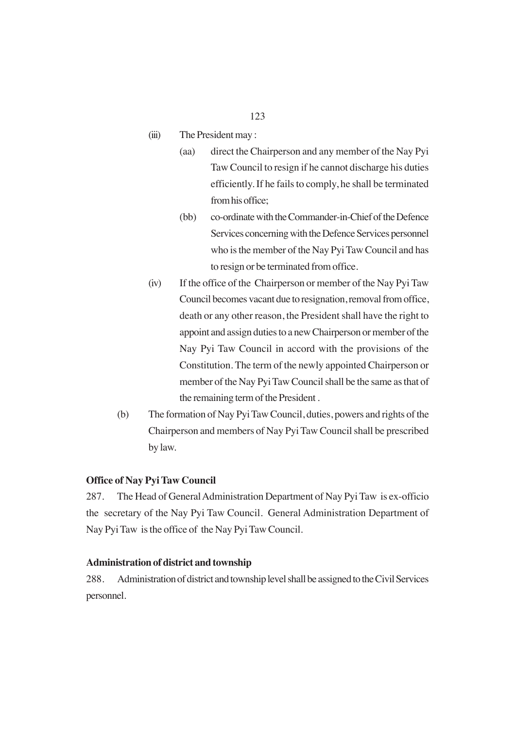(iii) The President may :

(aa) direct the Chairperson and any member of the Nay Pyi Taw Council to resign if he cannot discharge his duties efficiently. If he fails to comply, he shall be terminated from his office;

(bb) co-ordinate with the Commander-in-Chief of the Defence Services concerning with the Defence Services personnel who is the member of the Nay Pyi Taw Council and has to resign or be terminated from office.

(iv) If the office of the Chairperson or member of the Nay Pyi Taw Council becomes vacant due to resignation, removal from office, death or any other reason, the President shall have the right to appoint and assign duties to a new Chairperson or member of the Nay Pyi Taw Council in accord with the provisions of the Constitution. The term of the newly appointed Chairperson or member of the Nay Pyi Taw Council shall be the same as that of the remaining term of the President .

(b) The formation of Nay Pyi Taw Council, duties, powers and rights of the Chairperson and members of Nay Pyi Taw Council shall be prescribed by law.

**Office of Nay Pyi Taw Council**

287. The Head of General Administration Department of Nay Pyi Taw is ex-officio the secretary of the Nay Pyi Taw Council. General Administration Department of Nay Pyi Taw is the office of the Nay Pyi Taw Council.

**Administration of district and township**

288. Administration of district and township level shall be assigned to the Civil Services personnel.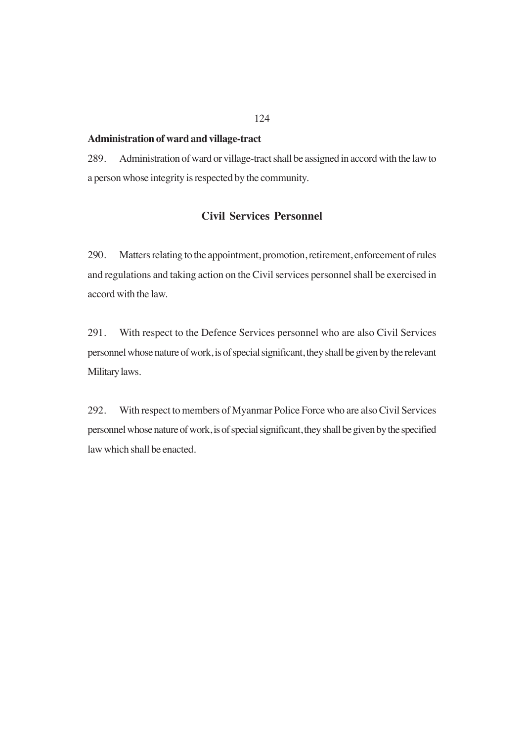**Administration of ward and village-tract**

289. Administration of ward or village-tract shall be assigned in accord with the law to a person whose integrity is respected by the community.

## Civil Services Personnel

290. Matters relating to the appointment, promotion, retirement, enforcement of rules and regulations and taking action on the Civil services personnel shall be exercised in accord with the law.

291. With respect to the Defence Services personnel who are also Civil Services personnel whose nature of work, is of special significant, they shall be given by the relevant Military laws.

292. With respect to members of Myanmar Police Force who are also Civil Services personnel whose nature of work, is of special significant, they shall be given by the specified law which shall be enacted.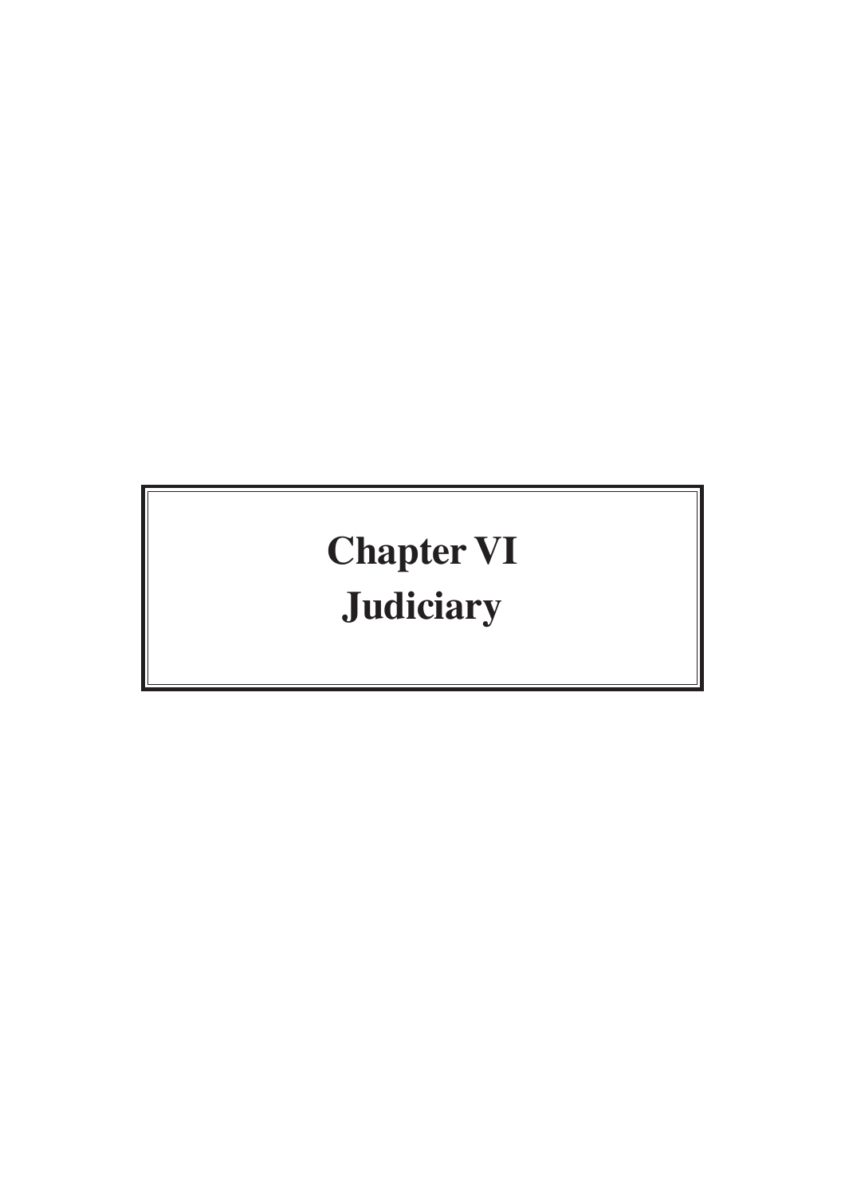# Chapter VI
# Judiciary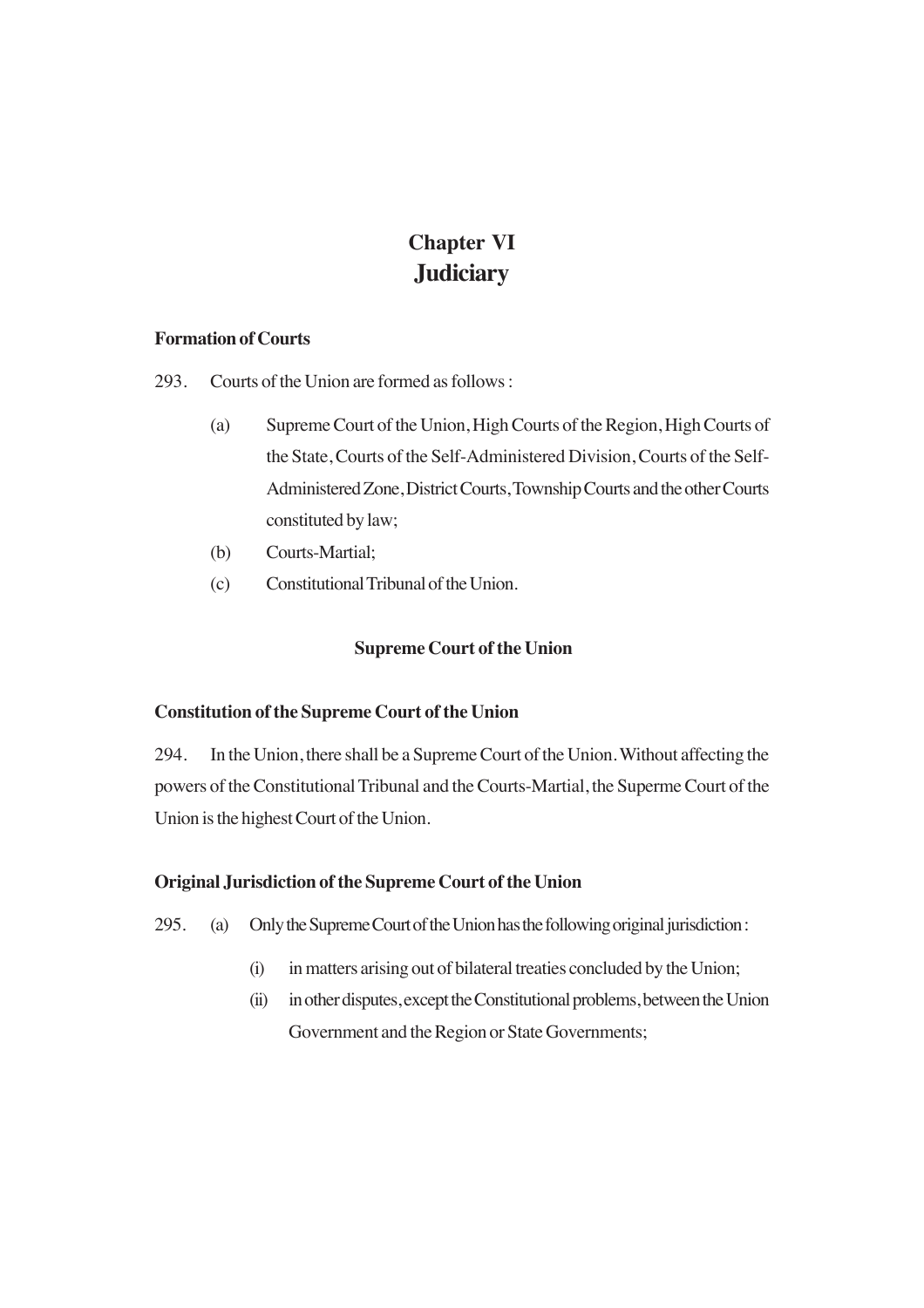# Chapter VI
# Judiciary

**Formation of Courts**

293. Courts of the Union are formed as follows :

- (a) Supreme Court of the Union, High Courts of the Region, High Courts of the State, Courts of the Self-Administered Division, Courts of the Self-Administered Zone, District Courts, Township Courts and the other Courts constituted by law;
- (b) Courts-Martial;
- (c) Constitutional Tribunal of the Union.

### Supreme Court of the Union

**Constitution of the Supreme Court of the Union**

294. In the Union, there shall be a Supreme Court of the Union. Without affecting the powers of the Constitutional Tribunal and the Courts-Martial, the Superme Court of the Union is the highest Court of the Union.

**Original Jurisdiction of the Supreme Court of the Union**

295. (a) Only the Supreme Court of the Union has the following original jurisdiction :

- (i) in matters arising out of bilateral treaties concluded by the Union;
- (ii) in other disputes, except the Constitutional problems, between the Union Government and the Region or State Governments;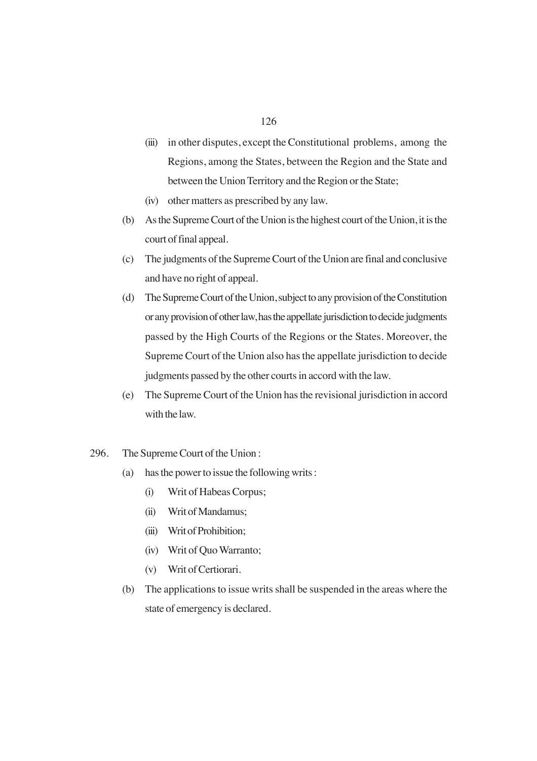(iii) in other disputes, except the Constitutional problems, among the Regions, among the States, between the Region and the State and between the Union Territory and the Region or the State;

(iv) other matters as prescribed by any law.

(b) As the Supreme Court of the Union is the highest court of the Union, it is the court of final appeal.

(c) The judgments of the Supreme Court of the Union are final and conclusive and have no right of appeal.

(d) The Supreme Court of the Union, subject to any provision of the Constitution or any provision of other law, has the appellate jurisdiction to decide judgments passed by the High Courts of the Regions or the States. Moreover, the Supreme Court of the Union also has the appellate jurisdiction to decide judgments passed by the other courts in accord with the law.

(e) The Supreme Court of the Union has the revisional jurisdiction in accord with the law.

296. The Supreme Court of the Union :

(a) has the power to issue the following writs :

(i) Writ of Habeas Corpus;

(ii) Writ of Mandamus;

(iii) Writ of Prohibition;

(iv) Writ of Quo Warranto;

(v) Writ of Certiorari.

(b) The applications to issue writs shall be suspended in the areas where the state of emergency is declared.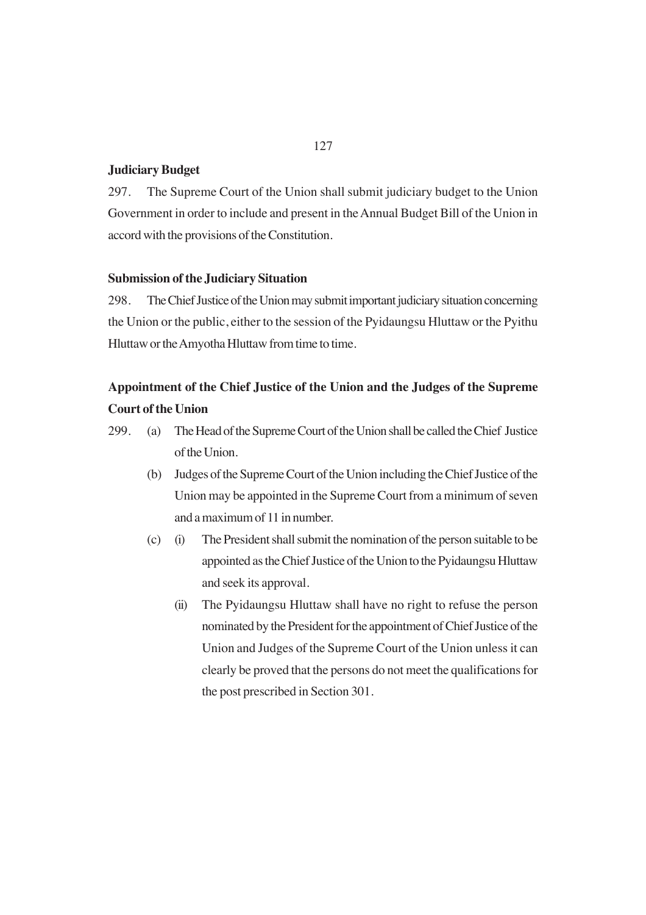**Judiciary Budget**

297. The Supreme Court of the Union shall submit judiciary budget to the Union Government in order to include and present in the Annual Budget Bill of the Union in accord with the provisions of the Constitution.

**Submission of the Judiciary Situation**

298. The Chief Justice of the Union may submit important judiciary situation concerning the Union or the public, either to the session of the Pyidaungsu Hluttaw or the Pyithu Hluttaw or the Amyotha Hluttaw from time to time.

### Appointment of the Chief Justice of the Union and the Judges of the Supreme Court of the Union

299. (a) The Head of the Supreme Court of the Union shall be called the Chief Justice of the Union.

(b) Judges of the Supreme Court of the Union including the Chief Justice of the Union may be appointed in the Supreme Court from a minimum of seven and a maximum of 11 in number.

(c) (i) The President shall submit the nomination of the person suitable to be appointed as the Chief Justice of the Union to the Pyidaungsu Hluttaw and seek its approval.

(ii) The Pyidaungsu Hluttaw shall have no right to refuse the person nominated by the President for the appointment of Chief Justice of the Union and Judges of the Supreme Court of the Union unless it can clearly be proved that the persons do not meet the qualifications for the post prescribed in Section 301.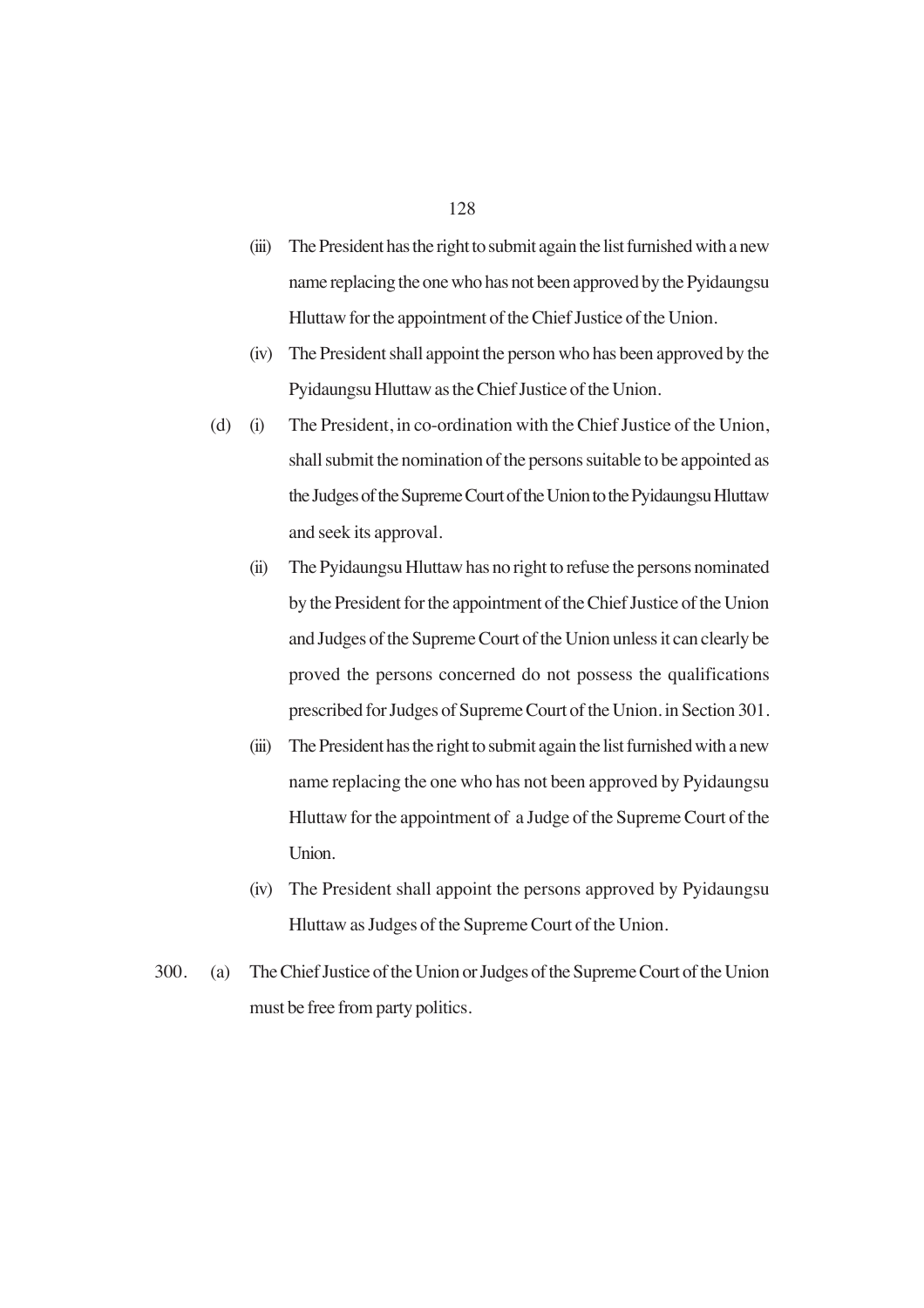(iii) The President has the right to submit again the list furnished with a new name replacing the one who has not been approved by the Pyidaungsu Hluttaw for the appointment of the Chief Justice of the Union.

(iv) The President shall appoint the person who has been approved by the Pyidaungsu Hluttaw as the Chief Justice of the Union.

(d) (i) The President, in co-ordination with the Chief Justice of the Union, shall submit the nomination of the persons suitable to be appointed as the Judges of the Supreme Court of the Union to the Pyidaungsu Hluttaw and seek its approval.

(ii) The Pyidaungsu Hluttaw has no right to refuse the persons nominated by the President for the appointment of the Chief Justice of the Union and Judges of the Supreme Court of the Union unless it can clearly be proved the persons concerned do not possess the qualifications prescribed for Judges of Supreme Court of the Union. in Section 301.

(iii) The President has the right to submit again the list furnished with a new name replacing the one who has not been approved by Pyidaungsu Hluttaw for the appointment of a Judge of the Supreme Court of the Union.

(iv) The President shall appoint the persons approved by Pyidaungsu Hluttaw as Judges of the Supreme Court of the Union.

300. (a) The Chief Justice of the Union or Judges of the Supreme Court of the Union must be free from party politics.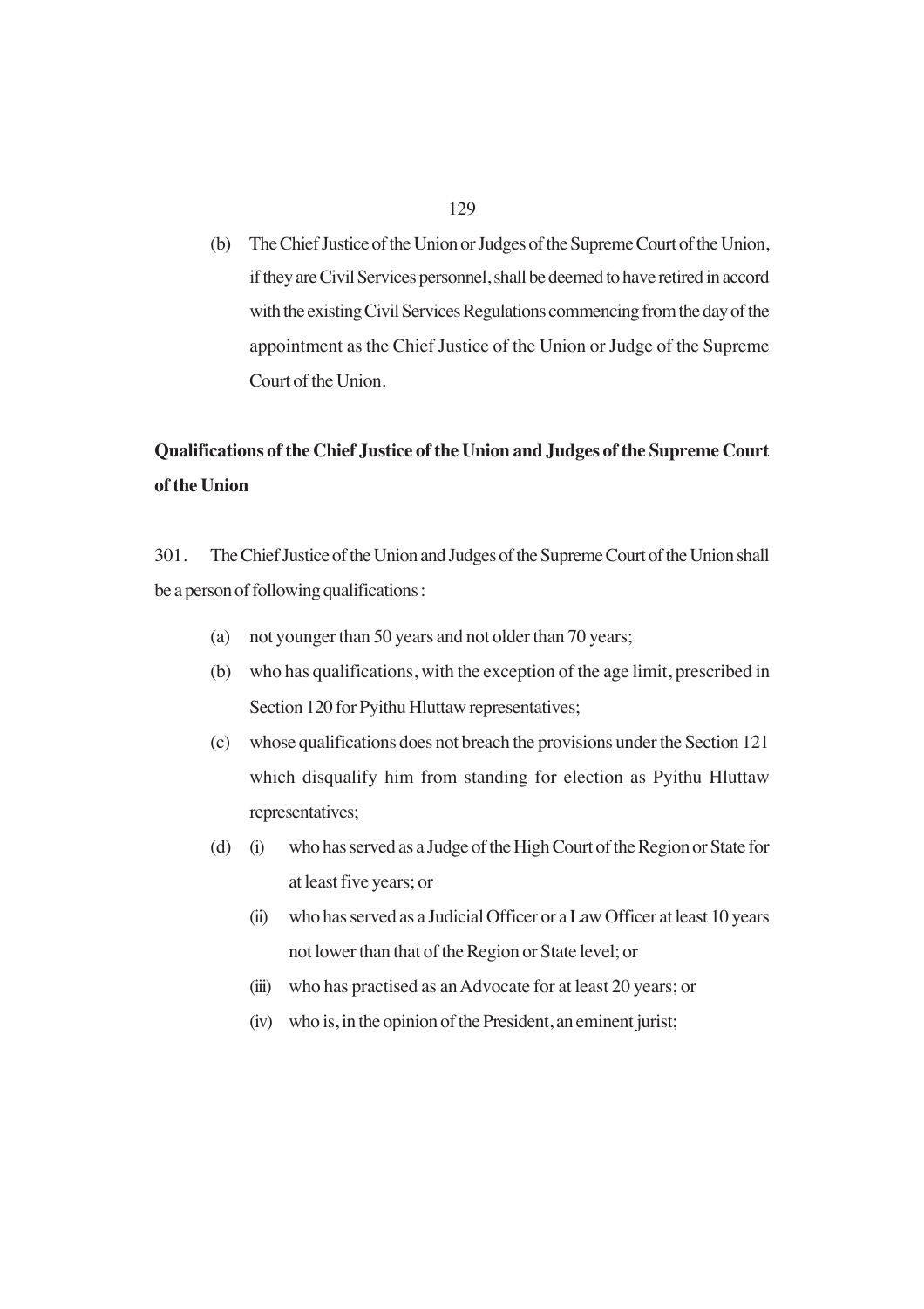(b) The Chief Justice of the Union or Judges of the Supreme Court of the Union, if they are Civil Services personnel, shall be deemed to have retired in accord with the existing Civil Services Regulations commencing from the day of the appointment as the Chief Justice of the Union or Judge of the Supreme Court of the Union.

**Qualifications of the Chief Justice of the Union and Judges of the Supreme Court of the Union**

301. The Chief Justice of the Union and Judges of the Supreme Court of the Union shall be a person of following qualifications :

(a) not younger than 50 years and not older than 70 years;

(b) who has qualifications, with the exception of the age limit, prescribed in Section 120 for Pyithu Hluttaw representatives;

(c) whose qualifications does not breach the provisions under the Section 121 which disqualify him from standing for election as Pyithu Hluttaw representatives;

(d) (i) who has served as a Judge of the High Court of the Region or State for at least five years; or

(ii) who has served as a Judicial Officer or a Law Officer at least 10 years not lower than that of the Region or State level; or

(iii) who has practised as an Advocate for at least 20 years; or

(iv) who is, in the opinion of the President, an eminent jurist;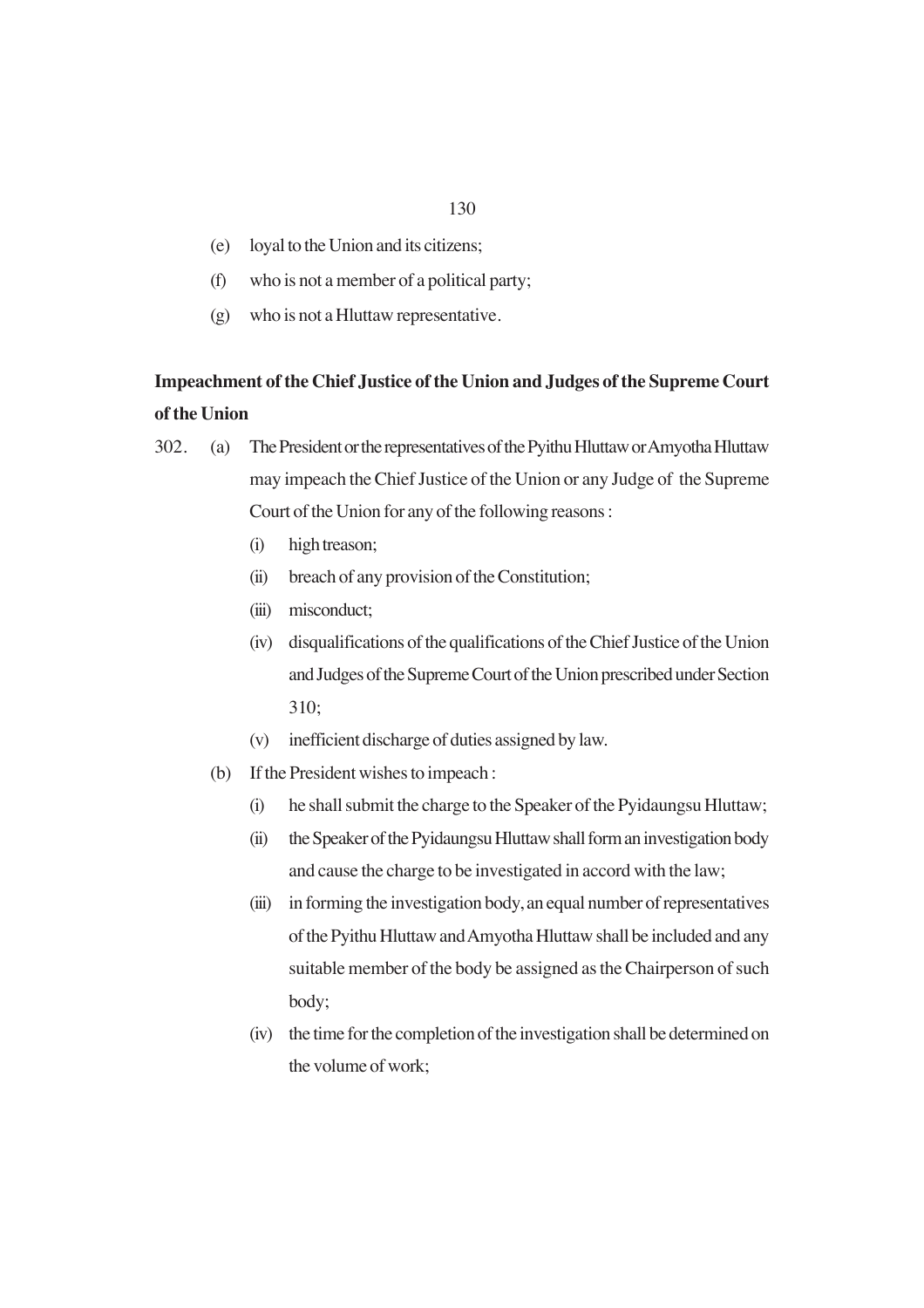(e) loyal to the Union and its citizens;

(f) who is not a member of a political party;

(g) who is not a Hluttaw representative.

**Impeachment of the Chief Justice of the Union and Judges of the Supreme Court of the Union**

302. (a) The President or the representatives of the Pyithu Hluttaw or Amyotha Hluttaw may impeach the Chief Justice of the Union or any Judge of the Supreme Court of the Union for any of the following reasons :

(i) high treason;

(ii) breach of any provision of the Constitution;

(iii) misconduct;

(iv) disqualifications of the qualifications of the Chief Justice of the Union and Judges of the Supreme Court of the Union prescribed under Section 310;

(v) inefficient discharge of duties assigned by law.

(b) If the President wishes to impeach :

(i) he shall submit the charge to the Speaker of the Pyidaungsu Hluttaw;

(ii) the Speaker of the Pyidaungsu Hluttaw shall form an investigation body and cause the charge to be investigated in accord with the law;

(iii) in forming the investigation body, an equal number of representatives of the Pyithu Hluttaw and Amyotha Hluttaw shall be included and any suitable member of the body be assigned as the Chairperson of such body;

(iv) the time for the completion of the investigation shall be determined on the volume of work;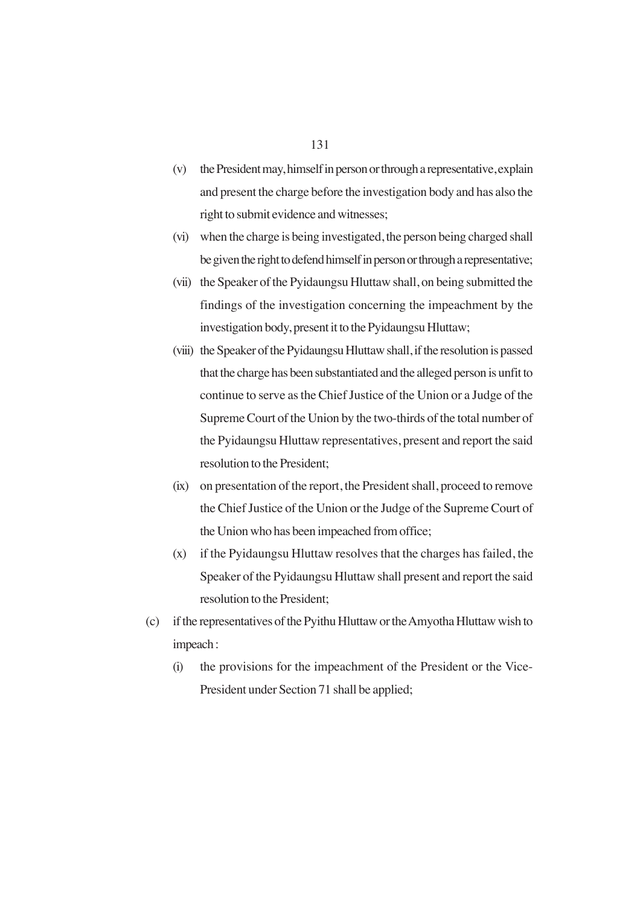(v) the President may, himself in person or through a representative, explain and present the charge before the investigation body and has also the right to submit evidence and witnesses;

(vi) when the charge is being investigated, the person being charged shall be given the right to defend himself in person or through a representative;

(vii) the Speaker of the Pyidaungsu Hluttaw shall, on being submitted the findings of the investigation concerning the impeachment by the investigation body, present it to the Pyidaungsu Hluttaw;

(viii) the Speaker of the Pyidaungsu Hluttaw shall, if the resolution is passed that the charge has been substantiated and the alleged person is unfit to continue to serve as the Chief Justice of the Union or a Judge of the Supreme Court of the Union by the two-thirds of the total number of the Pyidaungsu Hluttaw representatives, present and report the said resolution to the President;

(ix) on presentation of the report, the President shall, proceed to remove the Chief Justice of the Union or the Judge of the Supreme Court of the Union who has been impeached from office;

(x) if the Pyidaungsu Hluttaw resolves that the charges has failed, the Speaker of the Pyidaungsu Hluttaw shall present and report the said resolution to the President;

(c) if the representatives of the Pyithu Hluttaw or the Amyotha Hluttaw wish to impeach :

(i) the provisions for the impeachment of the President or the Vice-President under Section 71 shall be applied;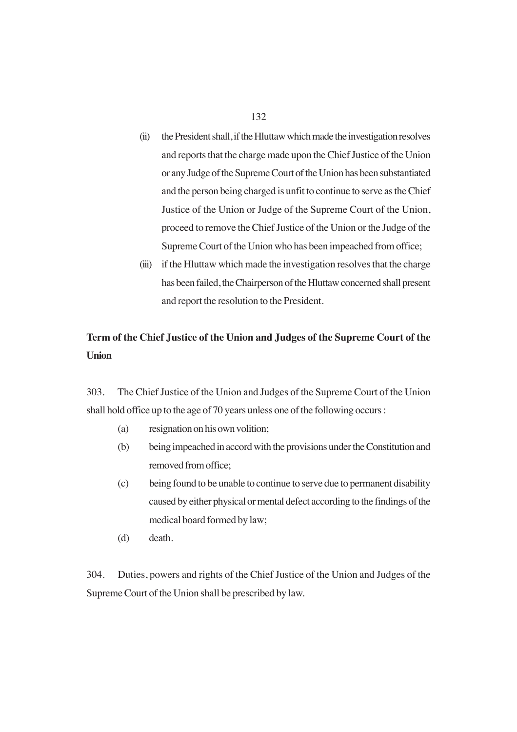(ii) the President shall, if the Hluttaw which made the investigation resolves and reports that the charge made upon the Chief Justice of the Union or any Judge of the Supreme Court of the Union has been substantiated and the person being charged is unfit to continue to serve as the Chief Justice of the Union or Judge of the Supreme Court of the Union, proceed to remove the Chief Justice of the Union or the Judge of the Supreme Court of the Union who has been impeached from office;

(iii) if the Hluttaw which made the investigation resolves that the charge has been failed, the Chairperson of the Hluttaw concerned shall present and report the resolution to the President.

**Term of the Chief Justice of the Union and Judges of the Supreme Court of the Union**

303. The Chief Justice of the Union and Judges of the Supreme Court of the Union shall hold office up to the age of 70 years unless one of the following occurs :

(a) resignation on his own volition;

(b) being impeached in accord with the provisions under the Constitution and removed from office;

(c) being found to be unable to continue to serve due to permanent disability caused by either physical or mental defect according to the findings of the medical board formed by law;

(d) death.

304. Duties, powers and rights of the Chief Justice of the Union and Judges of the Supreme Court of the Union shall be prescribed by law.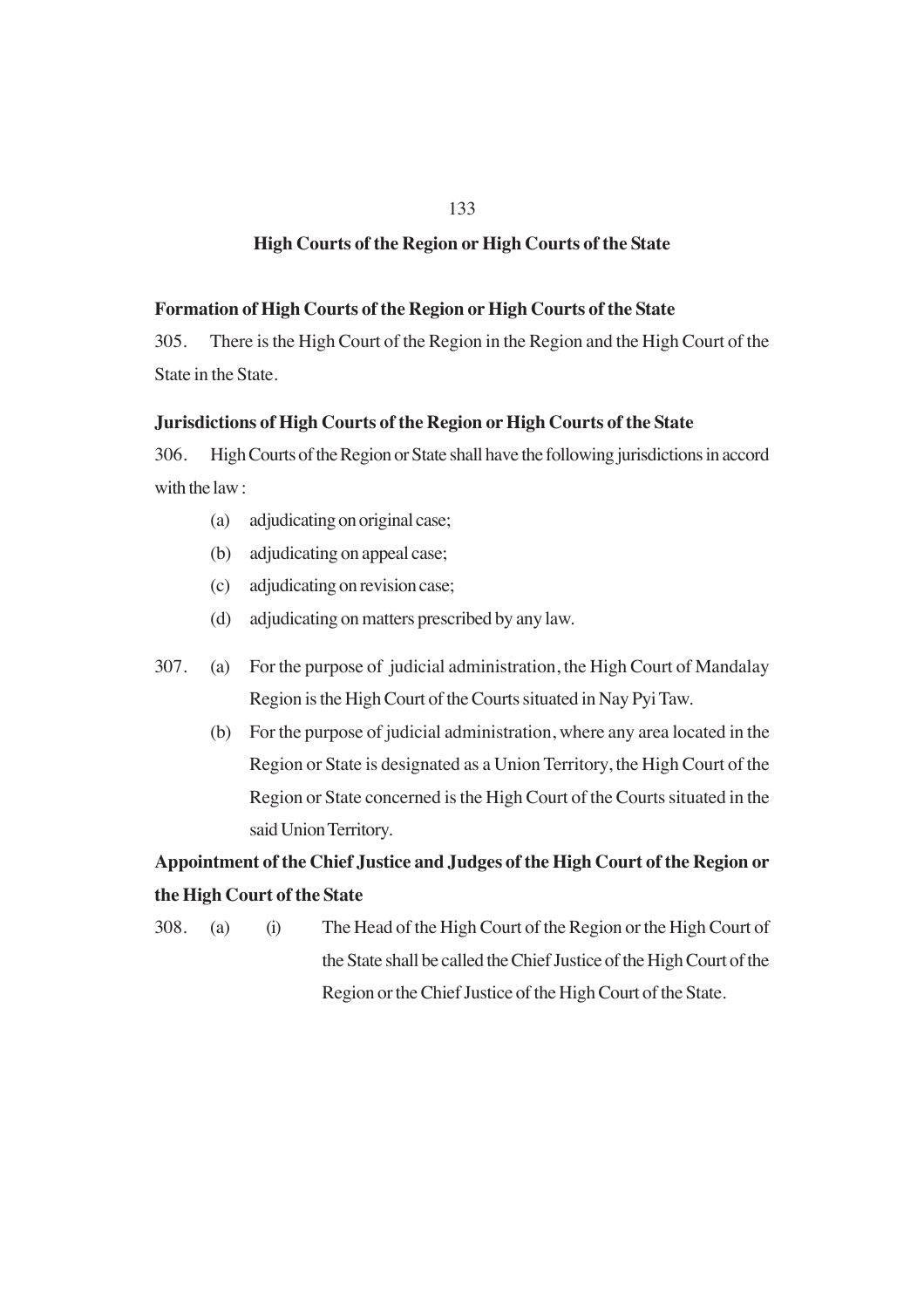## High Courts of the Region or High Courts of the State

### Formation of High Courts of the Region or High Courts of the State

305. There is the High Court of the Region in the Region and the High Court of the State in the State.

### Jurisdictions of High Courts of the Region or High Courts of the State

306. High Courts of the Region or State shall have the following jurisdictions in accord with the law :

- (a) adjudicating on original case;
- (b) adjudicating on appeal case;
- (c) adjudicating on revision case;
- (d) adjudicating on matters prescribed by any law.

307. (a) For the purpose of judicial administration, the High Court of Mandalay Region is the High Court of the Courts situated in Nay Pyi Taw.

(b) For the purpose of judicial administration, where any area located in the Region or State is designated as a Union Territory, the High Court of the Region or State concerned is the High Court of the Courts situated in the said Union Territory.

### Appointment of the Chief Justice and Judges of the High Court of the Region or the High Court of the State

308. (a) (i) The Head of the High Court of the Region or the High Court of the State shall be called the Chief Justice of the High Court of the Region or the Chief Justice of the High Court of the State.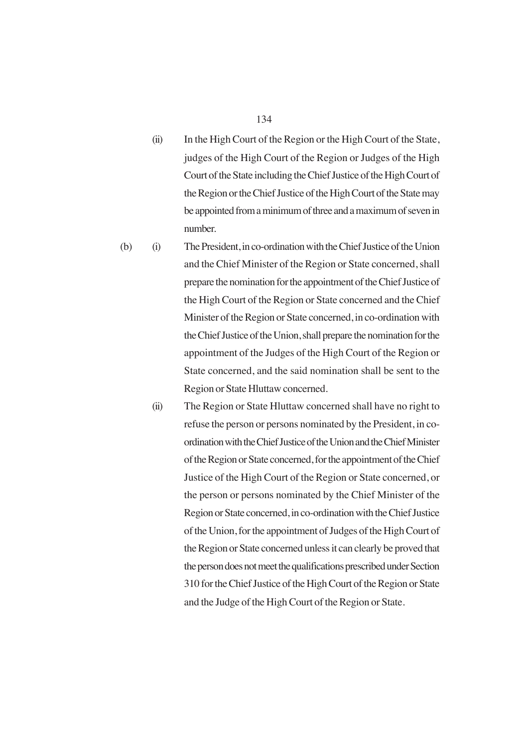(ii) In the High Court of the Region or the High Court of the State, judges of the High Court of the Region or Judges of the High Court of the State including the Chief Justice of the High Court of the Region or the Chief Justice of the High Court of the State may be appointed from a minimum of three and a maximum of seven in number.

(b) (i) The President, in co-ordination with the Chief Justice of the Union and the Chief Minister of the Region or State concerned, shall prepare the nomination for the appointment of the Chief Justice of the High Court of the Region or State concerned and the Chief Minister of the Region or State concerned, in co-ordination with the Chief Justice of the Union, shall prepare the nomination for the appointment of the Judges of the High Court of the Region or State concerned, and the said nomination shall be sent to the Region or State Hluttaw concerned.

(ii) The Region or State Hluttaw concerned shall have no right to refuse the person or persons nominated by the President, in co-ordination with the Chief Justice of the Union and the Chief Minister of the Region or State concerned, for the appointment of the Chief Justice of the High Court of the Region or State concerned, or the person or persons nominated by the Chief Minister of the Region or State concerned, in co-ordination with the Chief Justice of the Union, for the appointment of Judges of the High Court of the Region or State concerned unless it can clearly be proved that the person does not meet the qualifications prescribed under Section 310 for the Chief Justice of the High Court of the Region or State and the Judge of the High Court of the Region or State.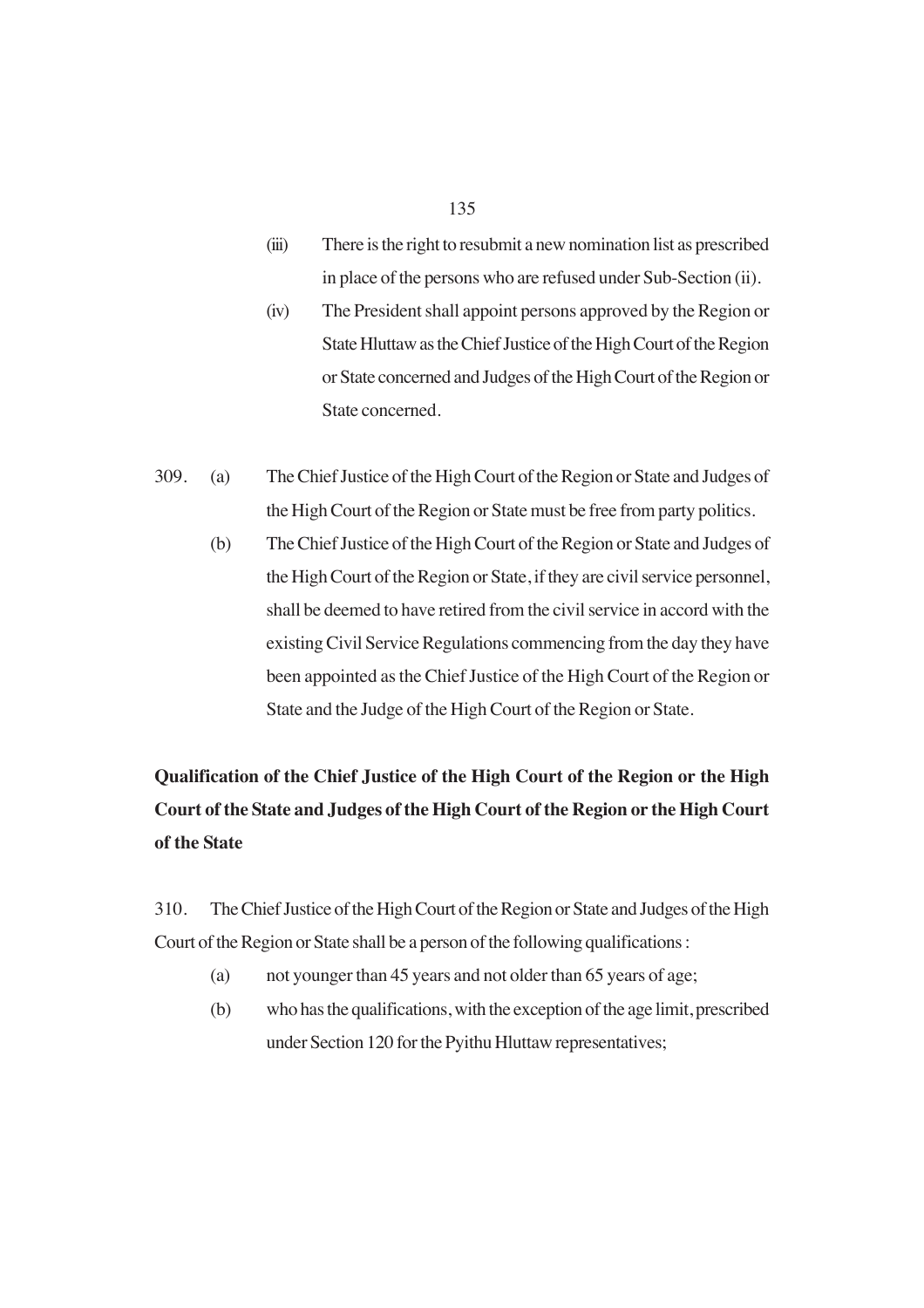(iii) There is the right to resubmit a new nomination list as prescribed in place of the persons who are refused under Sub-Section (ii).

(iv) The President shall appoint persons approved by the Region or State Hluttaw as the Chief Justice of the High Court of the Region or State concerned and Judges of the High Court of the Region or State concerned.

309. (a) The Chief Justice of the High Court of the Region or State and Judges of the High Court of the Region or State must be free from party politics.

(b) The Chief Justice of the High Court of the Region or State and Judges of the High Court of the Region or State, if they are civil service personnel, shall be deemed to have retired from the civil service in accord with the existing Civil Service Regulations commencing from the day they have been appointed as the Chief Justice of the High Court of the Region or State and the Judge of the High Court of the Region or State.

**Qualification of the Chief Justice of the High Court of the Region or the High Court of the State and Judges of the High Court of the Region or the High Court of the State**

310. The Chief Justice of the High Court of the Region or State and Judges of the High Court of the Region or State shall be a person of the following qualifications :

(a) not younger than 45 years and not older than 65 years of age;

(b) who has the qualifications, with the exception of the age limit, prescribed under Section 120 for the Pyithu Hluttaw representatives;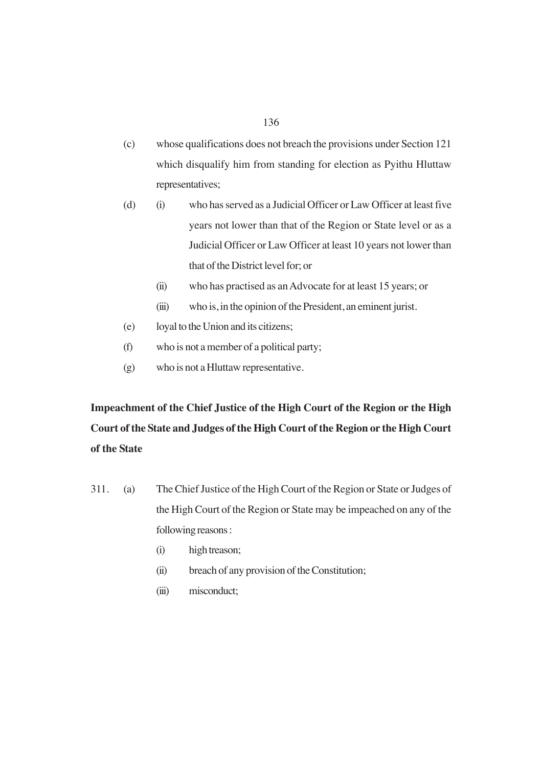(c) whose qualifications does not breach the provisions under Section 121 which disqualify him from standing for election as Pyithu Hluttaw representatives;

(d) (i) who has served as a Judicial Officer or Law Officer at least five years not lower than that of the Region or State level or as a Judicial Officer or Law Officer at least 10 years not lower than that of the District level for; or

(ii) who has practised as an Advocate for at least 15 years; or

(iii) who is, in the opinion of the President, an eminent jurist.

(e) loyal to the Union and its citizens;

(f) who is not a member of a political party;

(g) who is not a Hluttaw representative.

**Impeachment of the Chief Justice of the High Court of the Region or the High Court of the State and Judges of the High Court of the Region or the High Court of the State**

311. (a) The Chief Justice of the High Court of the Region or State or Judges of the High Court of the Region or State may be impeached on any of the following reasons :

(i) high treason;

(ii) breach of any provision of the Constitution;

(iii) misconduct;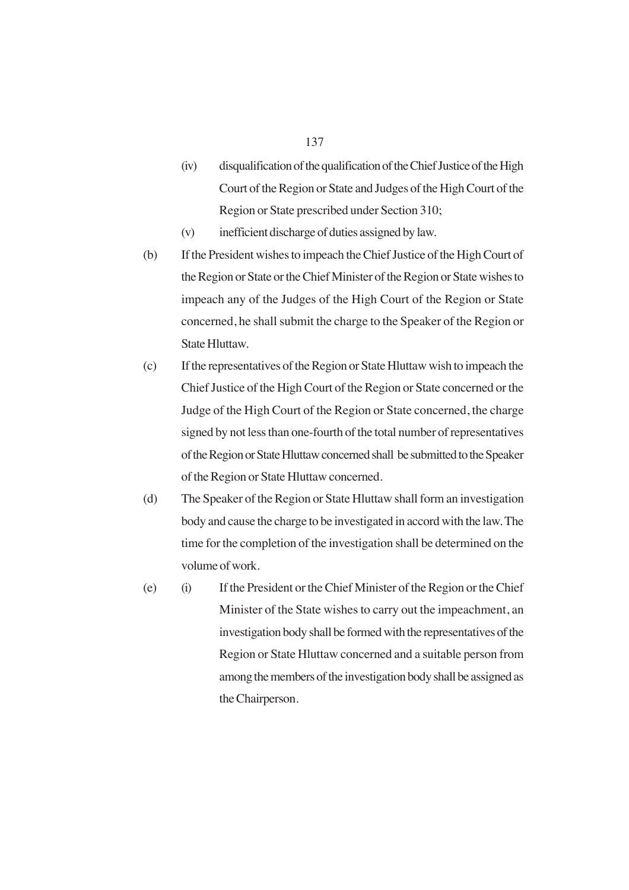(iv) disqualification of the qualification of the Chief Justice of the High Court of the Region or State and Judges of the High Court of the Region or State prescribed under Section 310;

(v) inefficient discharge of duties assigned by law.

(b) If the President wishes to impeach the Chief Justice of the High Court of the Region or State or the Chief Minister of the Region or State wishes to impeach any of the Judges of the High Court of the Region or State concerned, he shall submit the charge to the Speaker of the Region or State Hluttaw.

(c) If the representatives of the Region or State Hluttaw wish to impeach the Chief Justice of the High Court of the Region or State concerned or the Judge of the High Court of the Region or State concerned, the charge signed by not less than one-fourth of the total number of representatives of the Region or State Hluttaw concerned shall be submitted to the Speaker of the Region or State Hluttaw concerned.

(d) The Speaker of the Region or State Hluttaw shall form an investigation body and cause the charge to be investigated in accord with the law. The time for the completion of the investigation shall be determined on the volume of work.

(e) (i) If the President or the Chief Minister of the Region or the Chief Minister of the State wishes to carry out the impeachment, an investigation body shall be formed with the representatives of the Region or State Hluttaw concerned and a suitable person from among the members of the investigation body shall be assigned as the Chairperson.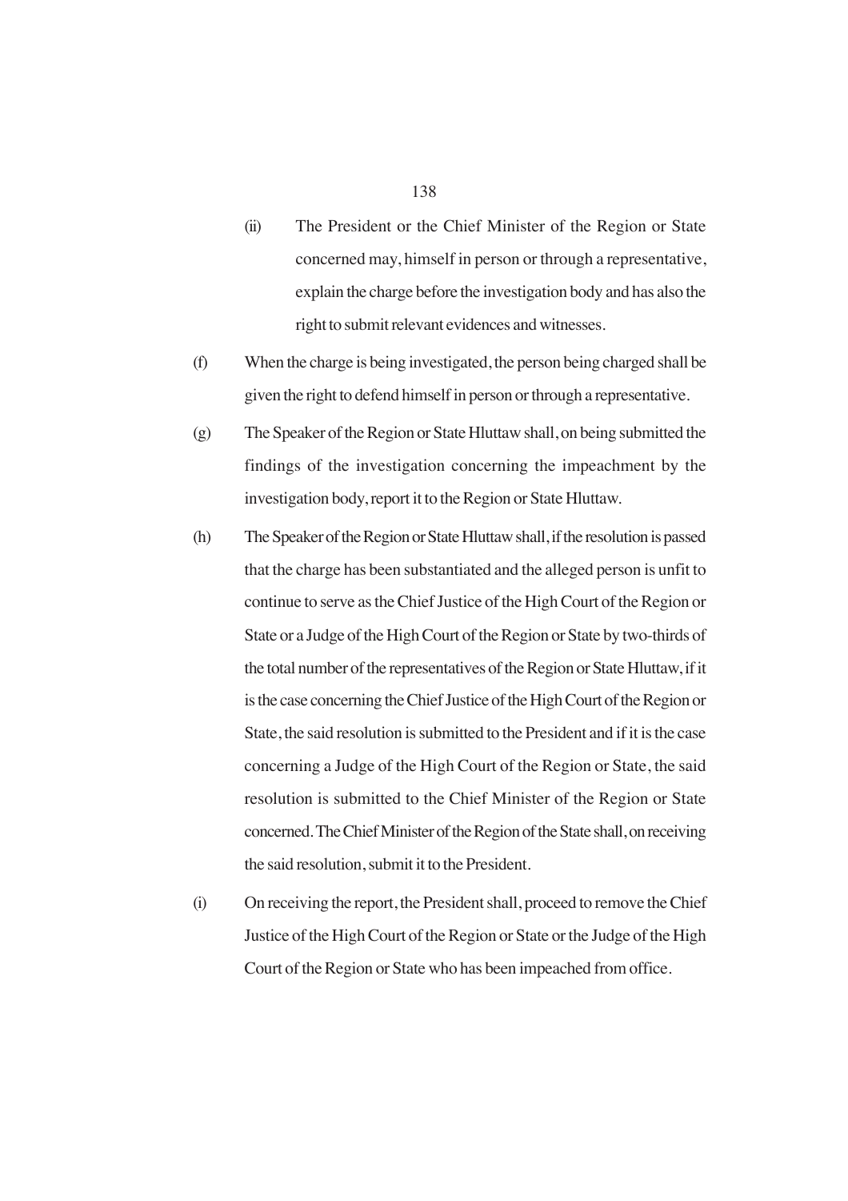(ii) The President or the Chief Minister of the Region or State concerned may, himself in person or through a representative, explain the charge before the investigation body and has also the right to submit relevant evidences and witnesses.

(f) When the charge is being investigated, the person being charged shall be given the right to defend himself in person or through a representative.

(g) The Speaker of the Region or State Hluttaw shall, on being submitted the findings of the investigation concerning the impeachment by the investigation body, report it to the Region or State Hluttaw.

(h) The Speaker of the Region or State Hluttaw shall, if the resolution is passed that the charge has been substantiated and the alleged person is unfit to continue to serve as the Chief Justice of the High Court of the Region or State or a Judge of the High Court of the Region or State by two-thirds of the total number of the representatives of the Region or State Hluttaw, if it is the case concerning the Chief Justice of the High Court of the Region or State, the said resolution is submitted to the President and if it is the case concerning a Judge of the High Court of the Region or State, the said resolution is submitted to the Chief Minister of the Region or State concerned. The Chief Minister of the Region of the State shall, on receiving the said resolution, submit it to the President.

(i) On receiving the report, the President shall, proceed to remove the Chief Justice of the High Court of the Region or State or the Judge of the High Court of the Region or State who has been impeached from office.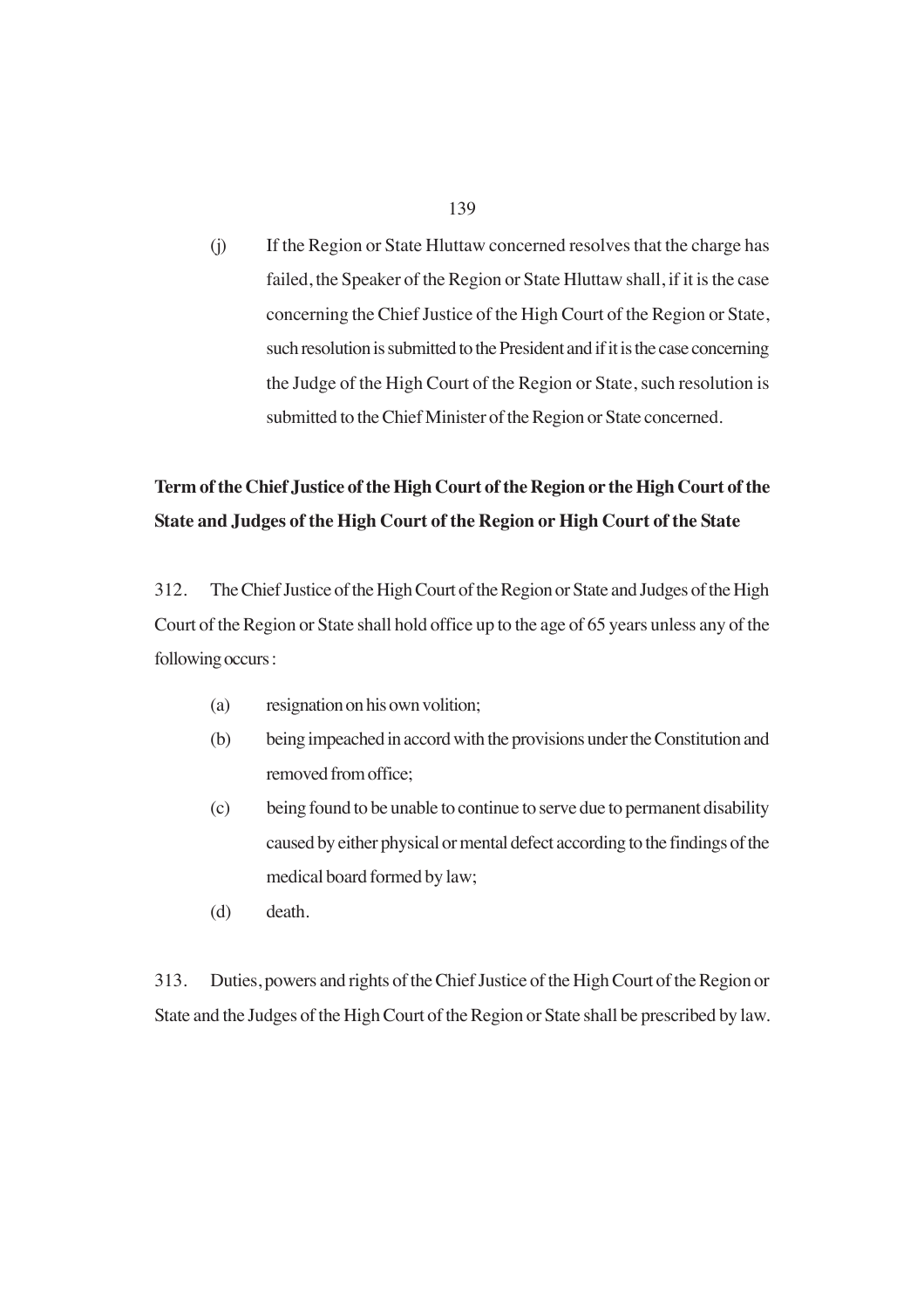(j) If the Region or State Hluttaw concerned resolves that the charge has failed, the Speaker of the Region or State Hluttaw shall, if it is the case concerning the Chief Justice of the High Court of the Region or State, such resolution is submitted to the President and if it is the case concerning the Judge of the High Court of the Region or State, such resolution is submitted to the Chief Minister of the Region or State concerned.

**Term of the Chief Justice of the High Court of the Region or the High Court of the State and Judges of the High Court of the Region or High Court of the State**

312. The Chief Justice of the High Court of the Region or State and Judges of the High Court of the Region or State shall hold office up to the age of 65 years unless any of the following occurs :

(a) resignation on his own volition;

(b) being impeached in accord with the provisions under the Constitution and removed from office;

(c) being found to be unable to continue to serve due to permanent disability caused by either physical or mental defect according to the findings of the medical board formed by law;

(d) death.

313. Duties, powers and rights of the Chief Justice of the High Court of the Region or State and the Judges of the High Court of the Region or State shall be prescribed by law.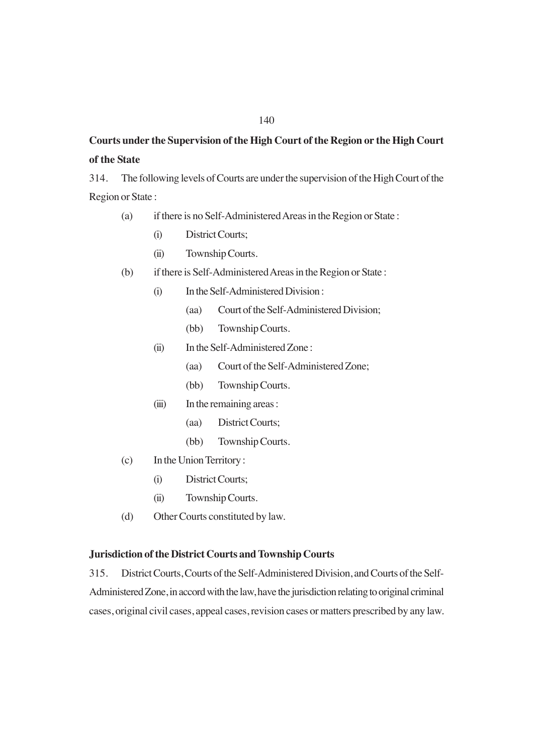**Courts under the Supervision of the High Court of the Region or the High Court of the State**

314. The following levels of Courts are under the supervision of the High Court of the Region or State :

- (a) if there is no Self-Administered Areas in the Region or State :
  - (i) District Courts;
  - (ii) Township Courts.
- (b) if there is Self-Administered Areas in the Region or State :
  - (i) In the Self-Administered Division :
    - (aa) Court of the Self-Administered Division;
    - (bb) Township Courts.
  - (ii) In the Self-Administered Zone :
    - (aa) Court of the Self-Administered Zone;
    - (bb) Township Courts.
  - (iii) In the remaining areas :
    - (aa) District Courts;
    - (bb) Township Courts.
- (c) In the Union Territory :
  - (i) District Courts;
  - (ii) Township Courts.
- (d) Other Courts constituted by law.

**Jurisdiction of the District Courts and Township Courts**

315. District Courts, Courts of the Self-Administered Division, and Courts of the Self-Administered Zone, in accord with the law, have the jurisdiction relating to original criminal cases, original civil cases, appeal cases, revision cases or matters prescribed by any law.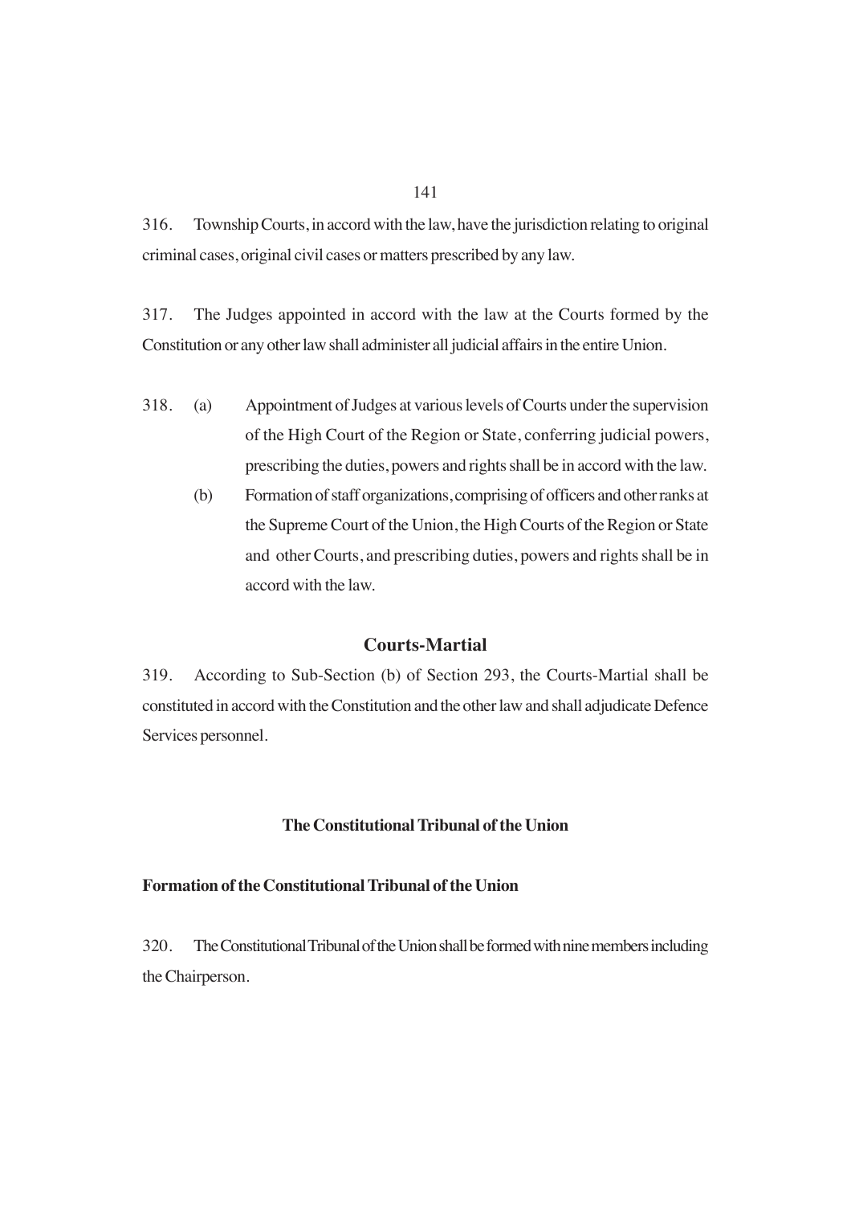316. Township Courts, in accord with the law, have the jurisdiction relating to original criminal cases, original civil cases or matters prescribed by any law.

317. The Judges appointed in accord with the law at the Courts formed by the Constitution or any other law shall administer all judicial affairs in the entire Union.

318. (a) Appointment of Judges at various levels of Courts under the supervision of the High Court of the Region or State, conferring judicial powers, prescribing the duties, powers and rights shall be in accord with the law.

(b) Formation of staff organizations, comprising of officers and other ranks at the Supreme Court of the Union, the High Courts of the Region or State and other Courts, and prescribing duties, powers and rights shall be in accord with the law.

## Courts-Martial

319. According to Sub-Section (b) of Section 293, the Courts-Martial shall be constituted in accord with the Constitution and the other law and shall adjudicate Defence Services personnel.

## The Constitutional Tribunal of the Union

### Formation of the Constitutional Tribunal of the Union

320. The Constitutional Tribunal of the Union shall be formed with nine members including the Chairperson.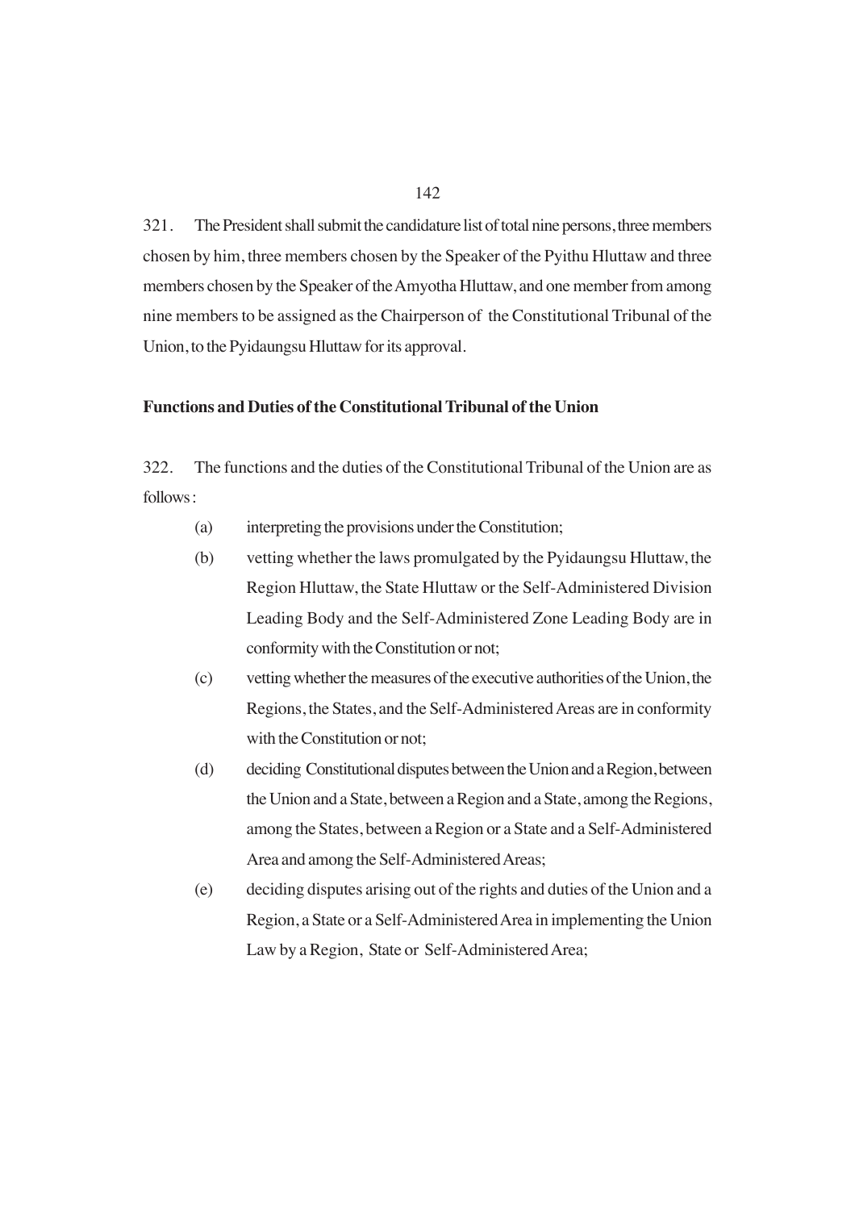321. The President shall submit the candidature list of total nine persons, three members chosen by him, three members chosen by the Speaker of the Pyithu Hluttaw and three members chosen by the Speaker of the Amyotha Hluttaw, and one member from among nine members to be assigned as the Chairperson of the Constitutional Tribunal of the Union, to the Pyidaungsu Hluttaw for its approval.

**Functions and Duties of the Constitutional Tribunal of the Union**

322. The functions and the duties of the Constitutional Tribunal of the Union are as follows :

(a) interpreting the provisions under the Constitution;

(b) vetting whether the laws promulgated by the Pyidaungsu Hluttaw, the Region Hluttaw, the State Hluttaw or the Self-Administered Division Leading Body and the Self-Administered Zone Leading Body are in conformity with the Constitution or not;

(c) vetting whether the measures of the executive authorities of the Union, the Regions, the States, and the Self-Administered Areas are in conformity with the Constitution or not;

(d) deciding Constitutional disputes between the Union and a Region, between the Union and a State, between a Region and a State, among the Regions, among the States, between a Region or a State and a Self-Administered Area and among the Self-Administered Areas;

(e) deciding disputes arising out of the rights and duties of the Union and a Region, a State or a Self-Administered Area in implementing the Union Law by a Region, State or Self-Administered Area;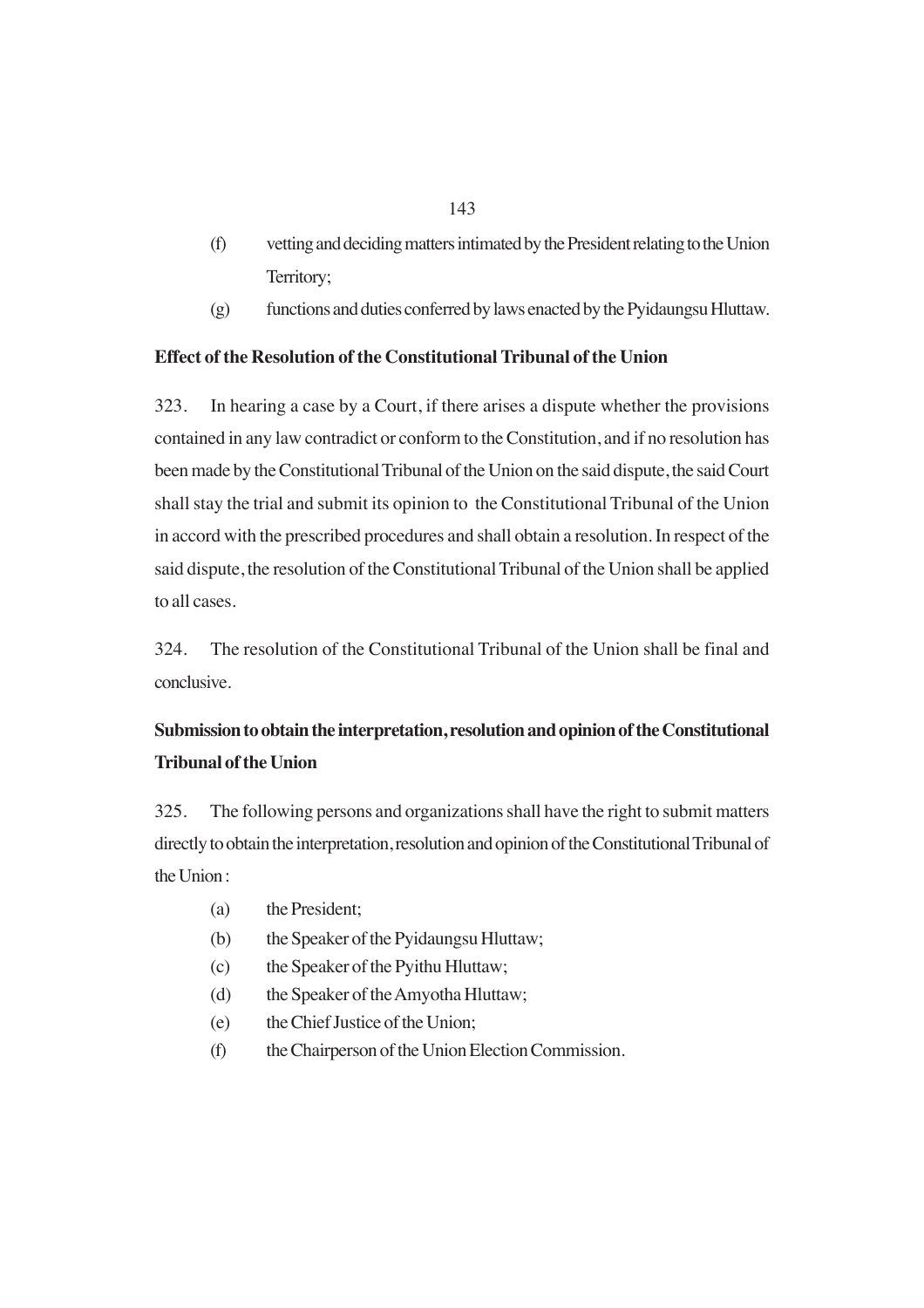(f) vetting and deciding matters intimated by the President relating to the Union Territory;

(g) functions and duties conferred by laws enacted by the Pyidaungsu Hluttaw.

**Effect of the Resolution of the Constitutional Tribunal of the Union**

323. In hearing a case by a Court, if there arises a dispute whether the provisions contained in any law contradict or conform to the Constitution, and if no resolution has been made by the Constitutional Tribunal of the Union on the said dispute, the said Court shall stay the trial and submit its opinion to the Constitutional Tribunal of the Union in accord with the prescribed procedures and shall obtain a resolution. In respect of the said dispute, the resolution of the Constitutional Tribunal of the Union shall be applied to all cases.

324. The resolution of the Constitutional Tribunal of the Union shall be final and conclusive.

**Submission to obtain the interpretation, resolution and opinion of the Constitutional Tribunal of the Union**

325. The following persons and organizations shall have the right to submit matters directly to obtain the interpretation, resolution and opinion of the Constitutional Tribunal of the Union :

(a) the President;

(b) the Speaker of the Pyidaungsu Hluttaw;

(c) the Speaker of the Pyithu Hluttaw;

(d) the Speaker of the Amyotha Hluttaw;

(e) the Chief Justice of the Union;

(f) the Chairperson of the Union Election Commission.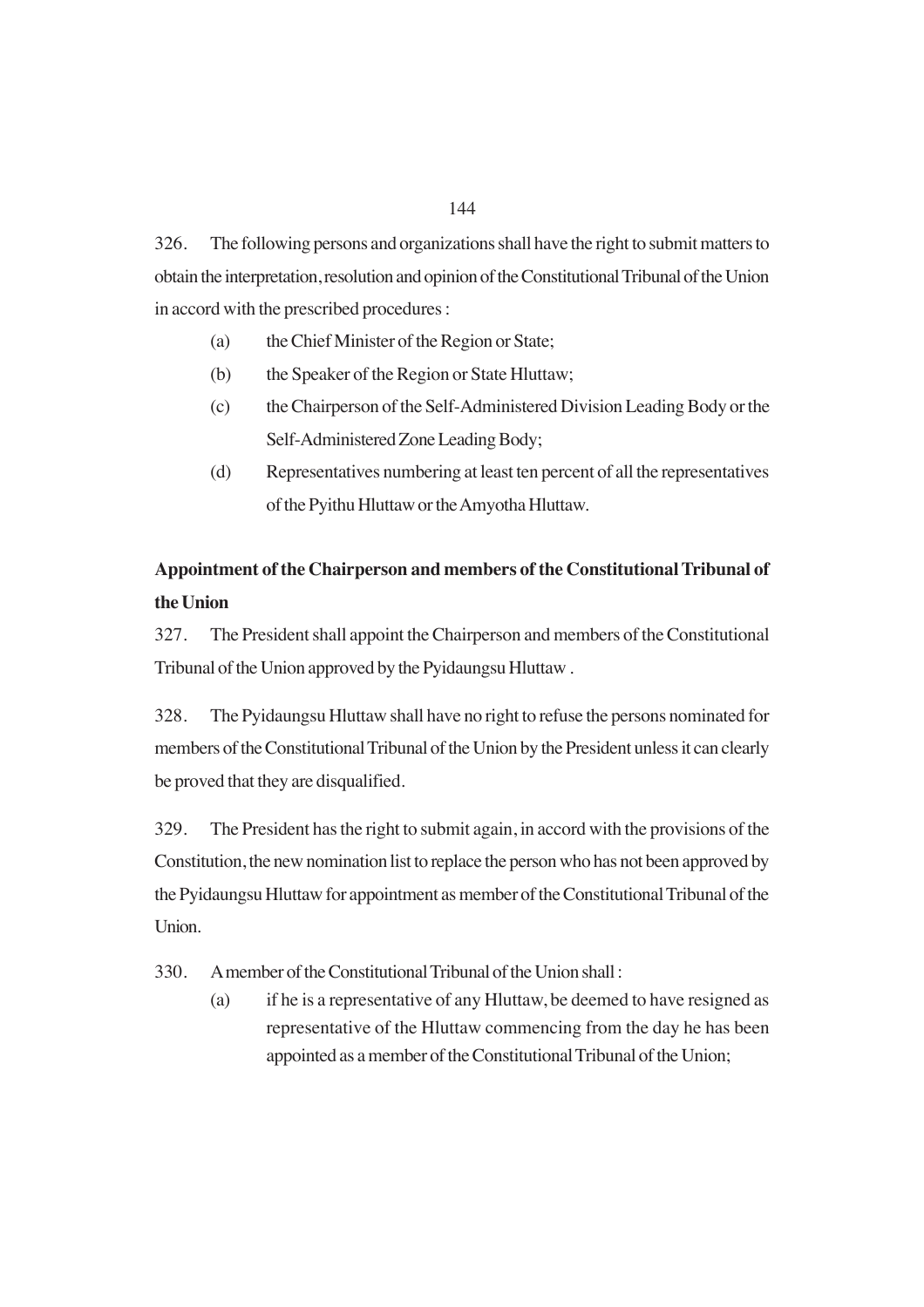326. The following persons and organizations shall have the right to submit matters to obtain the interpretation, resolution and opinion of the Constitutional Tribunal of the Union in accord with the prescribed procedures :

(a) the Chief Minister of the Region or State;

(b) the Speaker of the Region or State Hluttaw;

(c) the Chairperson of the Self-Administered Division Leading Body or the Self-Administered Zone Leading Body;

(d) Representatives numbering at least ten percent of all the representatives of the Pyithu Hluttaw or the Amyotha Hluttaw.

**Appointment of the Chairperson and members of the Constitutional Tribunal of the Union**

327. The President shall appoint the Chairperson and members of the Constitutional Tribunal of the Union approved by the Pyidaungsu Hluttaw .

328. The Pyidaungsu Hluttaw shall have no right to refuse the persons nominated for members of the Constitutional Tribunal of the Union by the President unless it can clearly be proved that they are disqualified.

329. The President has the right to submit again, in accord with the provisions of the Constitution, the new nomination list to replace the person who has not been approved by the Pyidaungsu Hluttaw for appointment as member of the Constitutional Tribunal of the Union.

330. A member of the Constitutional Tribunal of the Union shall :

(a) if he is a representative of any Hluttaw, be deemed to have resigned as representative of the Hluttaw commencing from the day he has been appointed as a member of the Constitutional Tribunal of the Union;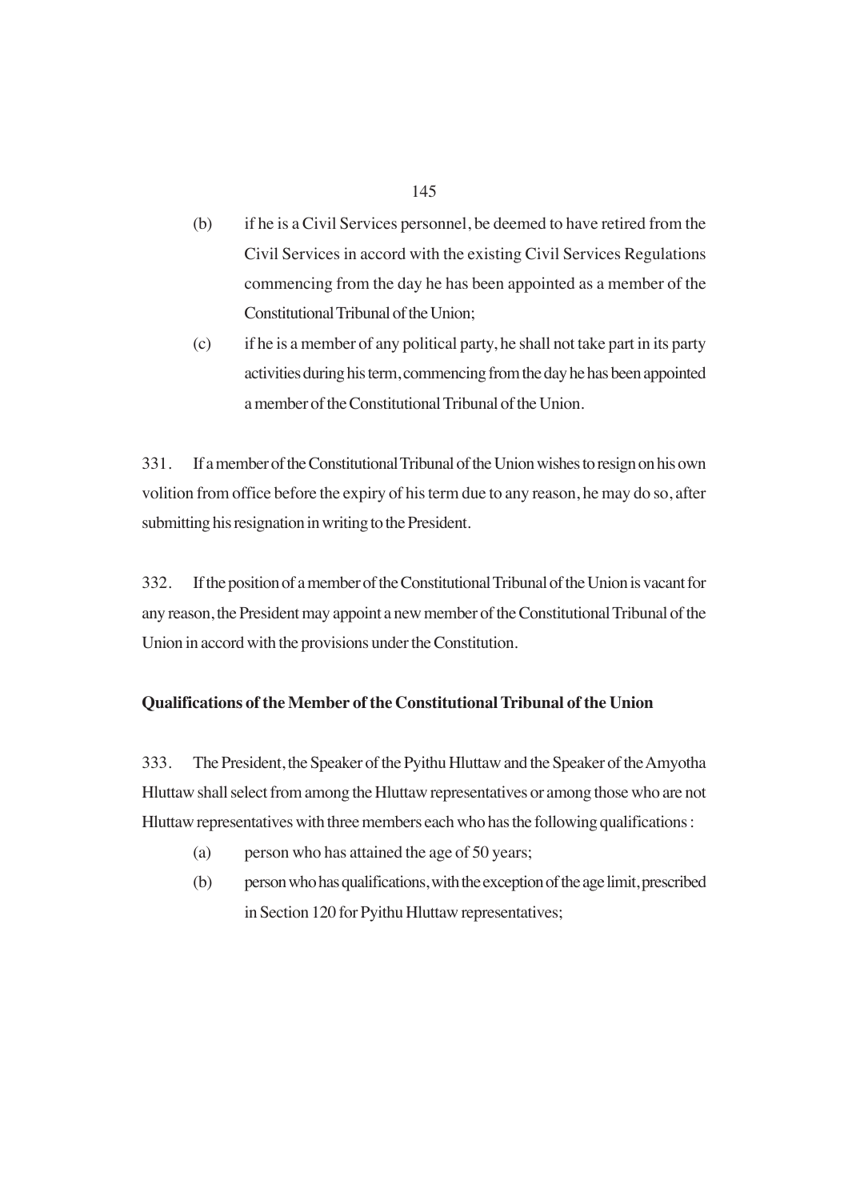(b) if he is a Civil Services personnel, be deemed to have retired from the Civil Services in accord with the existing Civil Services Regulations commencing from the day he has been appointed as a member of the Constitutional Tribunal of the Union;

(c) if he is a member of any political party, he shall not take part in its party activities during his term, commencing from the day he has been appointed a member of the Constitutional Tribunal of the Union.

331. If a member of the Constitutional Tribunal of the Union wishes to resign on his own volition from office before the expiry of his term due to any reason, he may do so, after submitting his resignation in writing to the President.

332. If the position of a member of the Constitutional Tribunal of the Union is vacant for any reason, the President may appoint a new member of the Constitutional Tribunal of the Union in accord with the provisions under the Constitution.

**Qualifications of the Member of the Constitutional Tribunal of the Union**

333. The President, the Speaker of the Pyithu Hluttaw and the Speaker of the Amyotha Hluttaw shall select from among the Hluttaw representatives or among those who are not Hluttaw representatives with three members each who has the following qualifications :

(a) person who has attained the age of 50 years;

(b) person who has qualifications, with the exception of the age limit, prescribed in Section 120 for Pyithu Hluttaw representatives;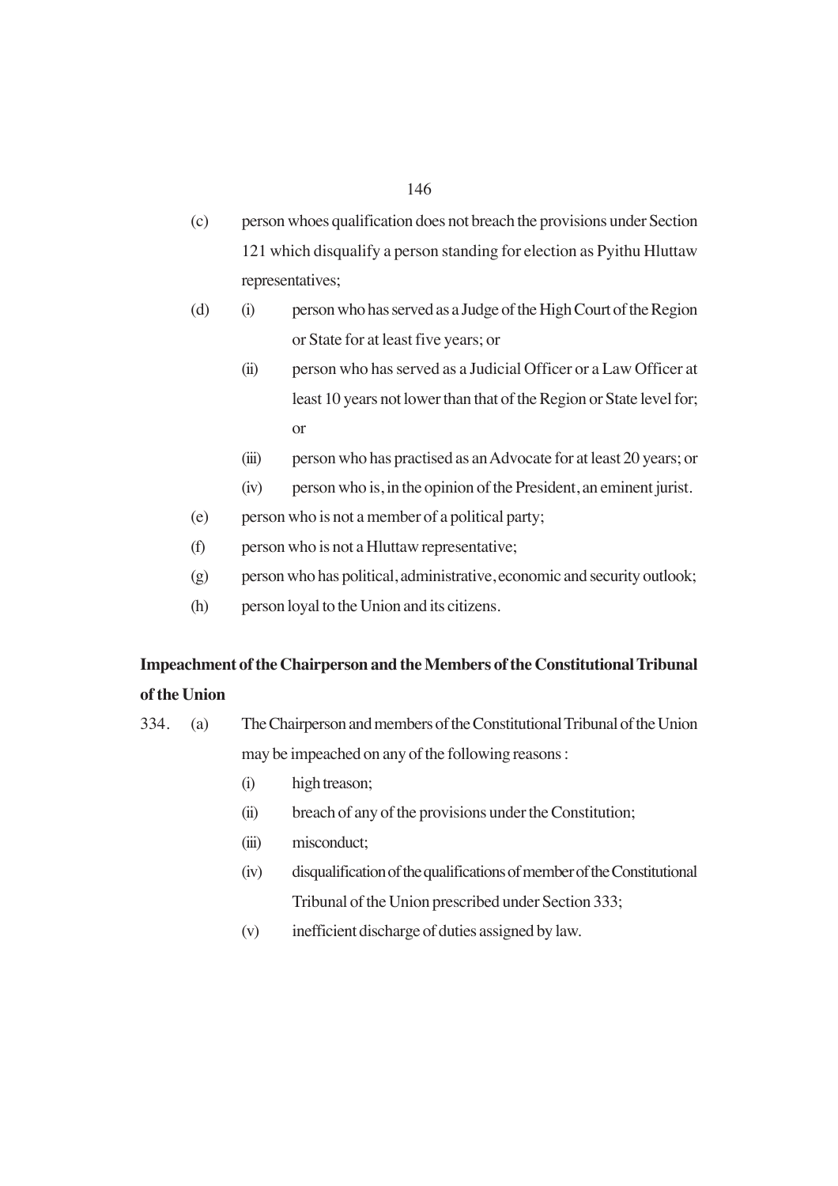(c) person whoes qualification does not breach the provisions under Section 121 which disqualify a person standing for election as Pyithu Hluttaw representatives;

(d) (i) person who has served as a Judge of the High Court of the Region or State for at least five years; or

(ii) person who has served as a Judicial Officer or a Law Officer at least 10 years not lower than that of the Region or State level for; or

(iii) person who has practised as an Advocate for at least 20 years; or

(iv) person who is, in the opinion of the President, an eminent jurist.

(e) person who is not a member of a political party;

(f) person who is not a Hluttaw representative;

(g) person who has political, administrative, economic and security outlook;

(h) person loyal to the Union and its citizens.

**Impeachment of the Chairperson and the Members of the Constitutional Tribunal of the Union**

334. (a) The Chairperson and members of the Constitutional Tribunal of the Union may be impeached on any of the following reasons :

(i) high treason;

(ii) breach of any of the provisions under the Constitution;

(iii) misconduct;

(iv) disqualification of the qualifications of member of the Constitutional Tribunal of the Union prescribed under Section 333;

(v) inefficient discharge of duties assigned by law.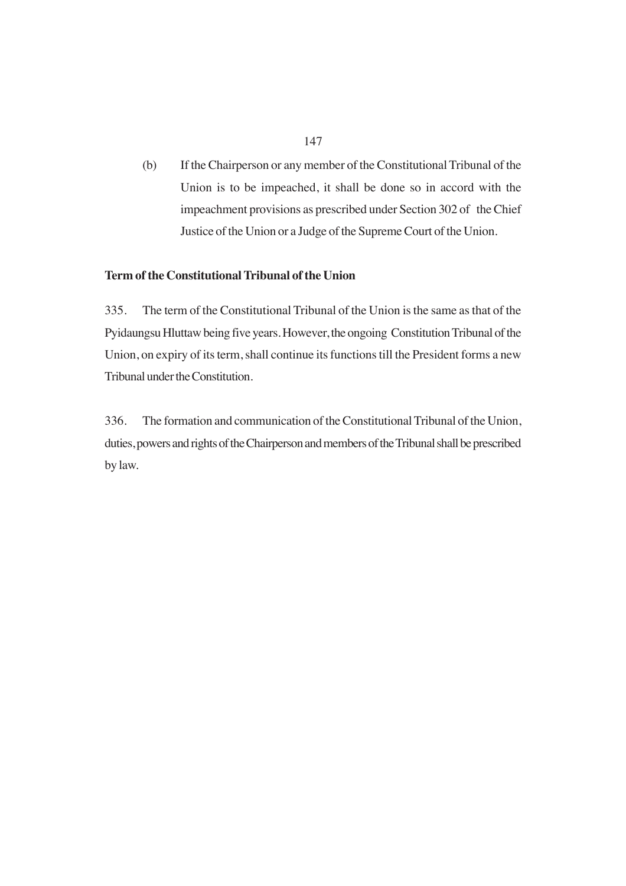(b) If the Chairperson or any member of the Constitutional Tribunal of the Union is to be impeached, it shall be done so in accord with the impeachment provisions as prescribed under Section 302 of the Chief Justice of the Union or a Judge of the Supreme Court of the Union.

**Term of the Constitutional Tribunal of the Union**

335. The term of the Constitutional Tribunal of the Union is the same as that of the Pyidaungsu Hluttaw being five years. However, the ongoing Constitution Tribunal of the Union, on expiry of its term, shall continue its functions till the President forms a new Tribunal under the Constitution.

336. The formation and communication of the Constitutional Tribunal of the Union, duties, powers and rights of the Chairperson and members of the Tribunal shall be prescribed by law.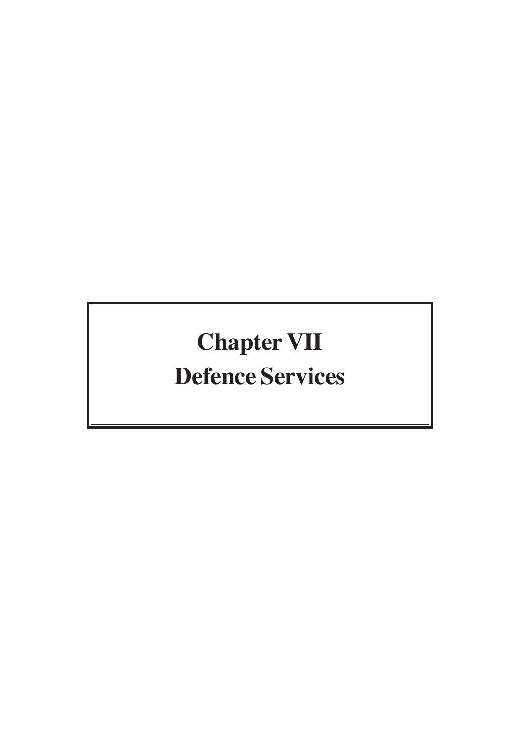# Chapter VII

# Defence Services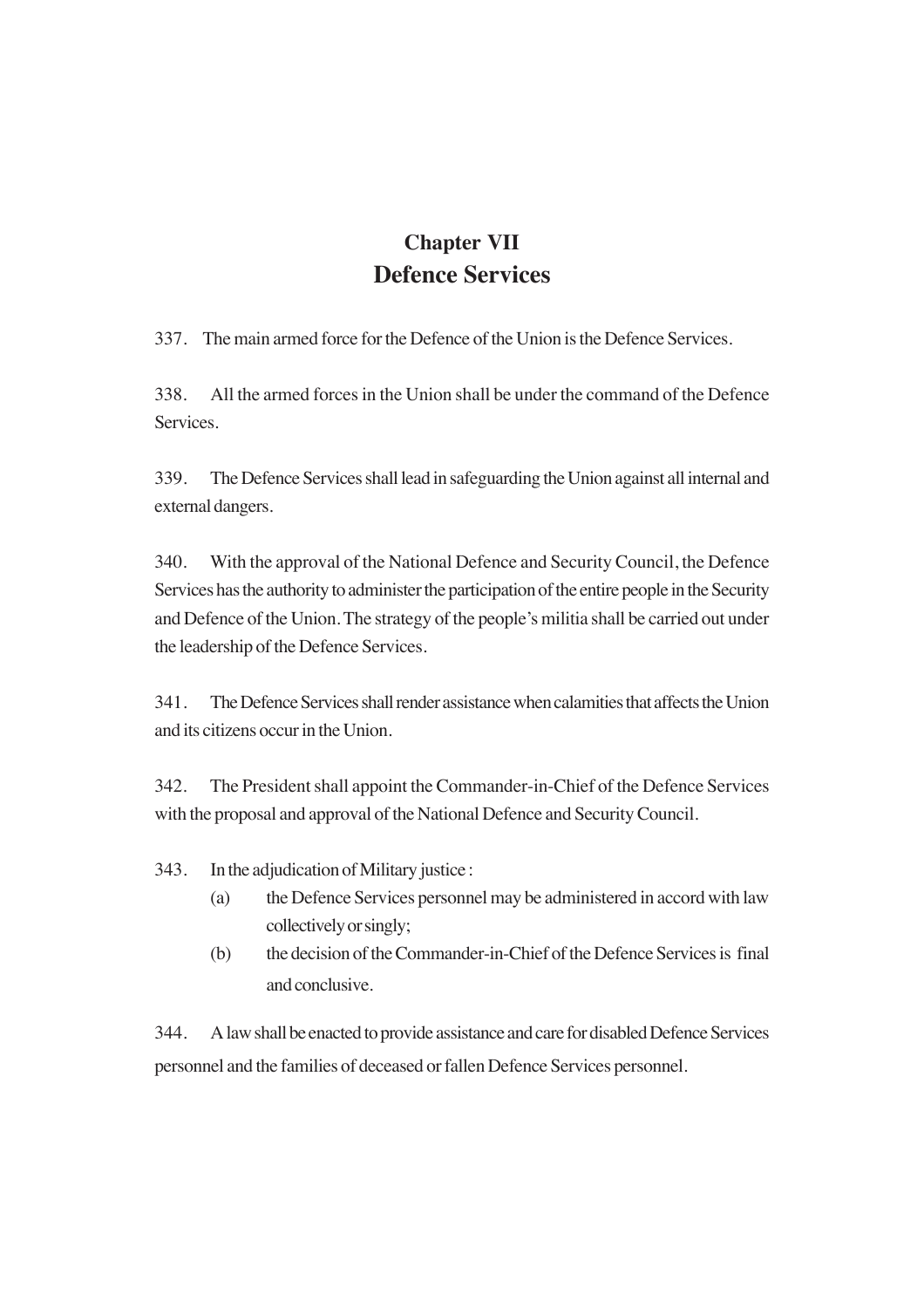# Chapter VII
# Defence Services

337. The main armed force for the Defence of the Union is the Defence Services.

338. All the armed forces in the Union shall be under the command of the Defence Services.

339. The Defence Services shall lead in safeguarding the Union against all internal and external dangers.

340. With the approval of the National Defence and Security Council, the Defence Services has the authority to administer the participation of the entire people in the Security and Defence of the Union. The strategy of the people's militia shall be carried out under the leadership of the Defence Services.

341. The Defence Services shall render assistance when calamities that affects the Union and its citizens occur in the Union.

342. The President shall appoint the Commander-in-Chief of the Defence Services with the proposal and approval of the National Defence and Security Council.

343. In the adjudication of Military justice :

(a) the Defence Services personnel may be administered in accord with law collectively or singly;

(b) the decision of the Commander-in-Chief of the Defence Services is final and conclusive.

344. A law shall be enacted to provide assistance and care for disabled Defence Services personnel and the families of deceased or fallen Defence Services personnel.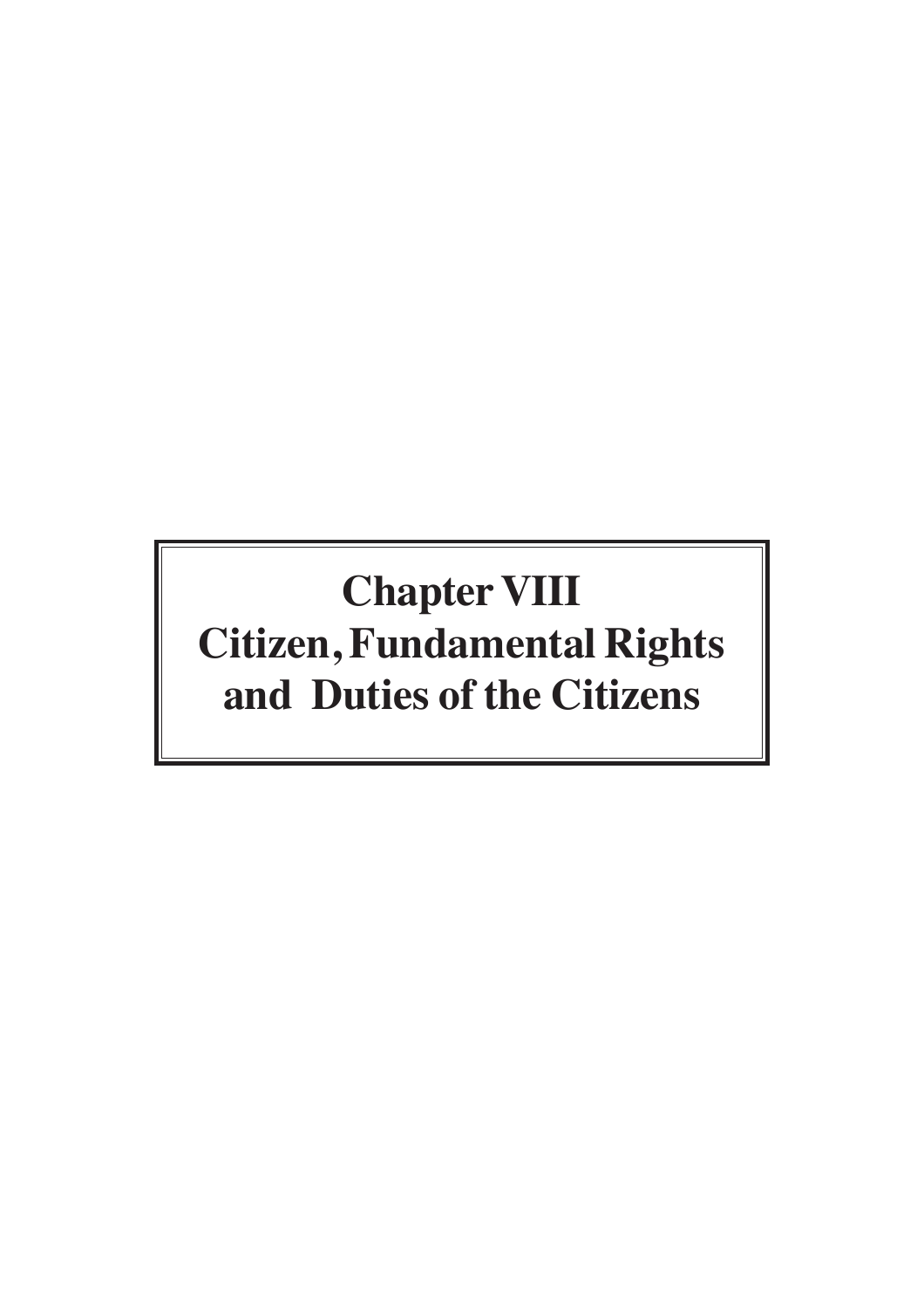# Chapter VIII
# Citizen, Fundamental Rights and Duties of the Citizens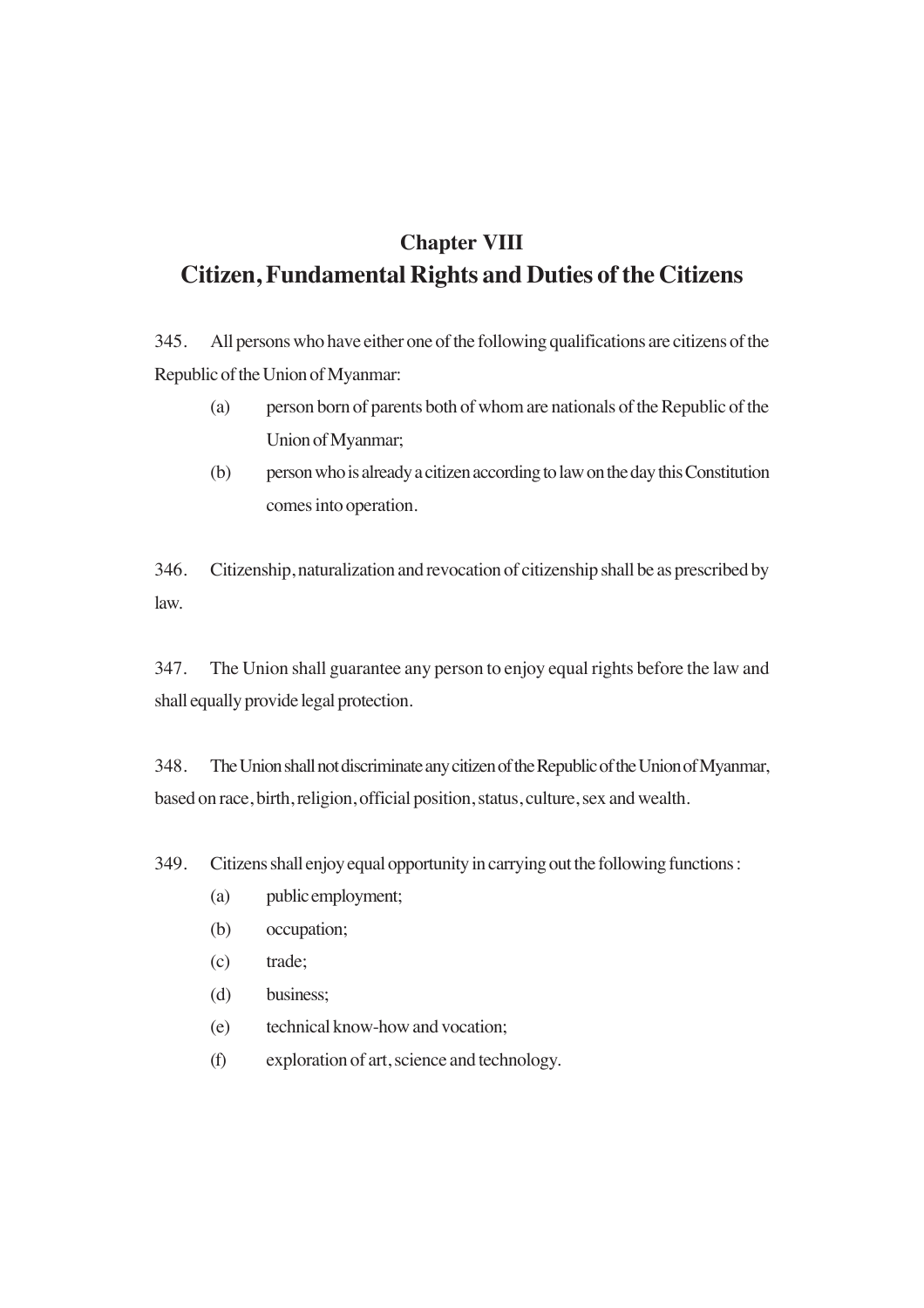# Chapter VIII

# Citizen, Fundamental Rights and Duties of the Citizens

345. All persons who have either one of the following qualifications are citizens of the Republic of the Union of Myanmar:

- (a) person born of parents both of whom are nationals of the Republic of the Union of Myanmar;
- (b) person who is already a citizen according to law on the day this Constitution comes into operation.

346. Citizenship, naturalization and revocation of citizenship shall be as prescribed by law.

347. The Union shall guarantee any person to enjoy equal rights before the law and shall equally provide legal protection.

348. The Union shall not discriminate any citizen of the Republic of the Union of Myanmar, based on race, birth, religion, official position, status, culture, sex and wealth.

349. Citizens shall enjoy equal opportunity in carrying out the following functions :

- (a) public employment;
- (b) occupation;
- (c) trade;
- (d) business;
- (e) technical know-how and vocation;
- (f) exploration of art, science and technology.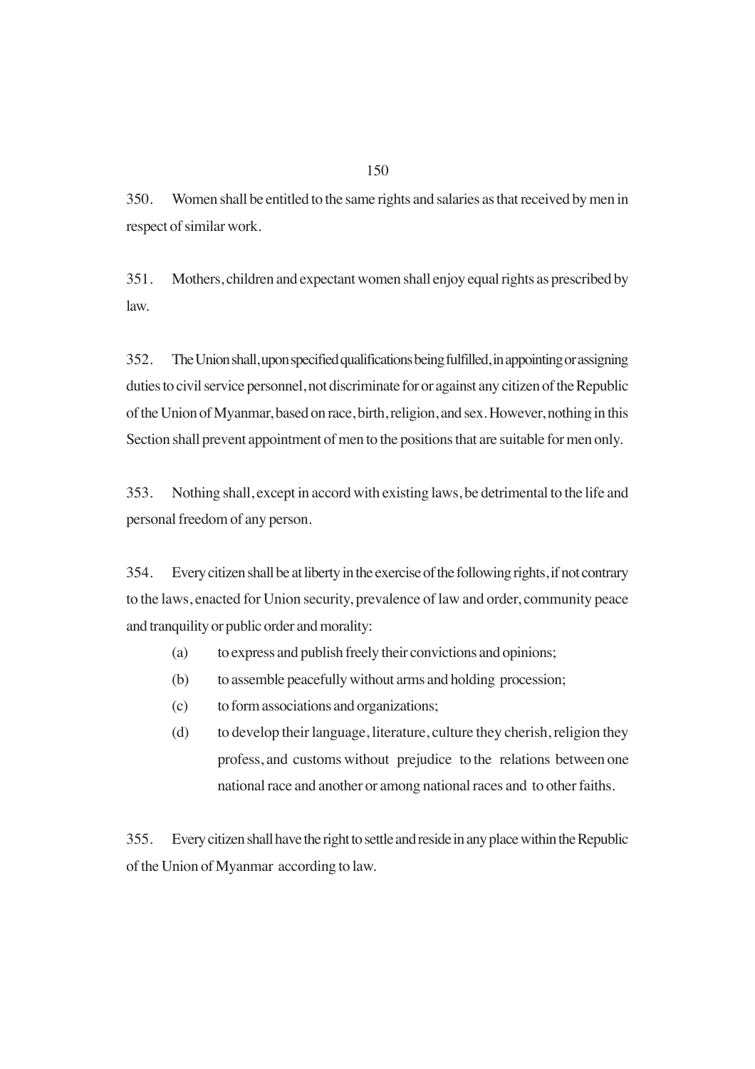350. Women shall be entitled to the same rights and salaries as that received by men in respect of similar work.

351. Mothers, children and expectant women shall enjoy equal rights as prescribed by law.

352. The Union shall, upon specified qualifications being fulfilled, in appointing or assigning duties to civil service personnel, not discriminate for or against any citizen of the Republic of the Union of Myanmar, based on race, birth, religion, and sex. However, nothing in this Section shall prevent appointment of men to the positions that are suitable for men only.

353. Nothing shall, except in accord with existing laws, be detrimental to the life and personal freedom of any person.

354. Every citizen shall be at liberty in the exercise of the following rights, if not contrary to the laws, enacted for Union security, prevalence of law and order, community peace and tranquility or public order and morality:

(a) to express and publish freely their convictions and opinions;

(b) to assemble peacefully without arms and holding procession;

(c) to form associations and organizations;

(d) to develop their language, literature, culture they cherish, religion they profess, and customs without prejudice to the relations between one national race and another or among national races and to other faiths.

355. Every citizen shall have the right to settle and reside in any place within the Republic of the Union of Myanmar according to law.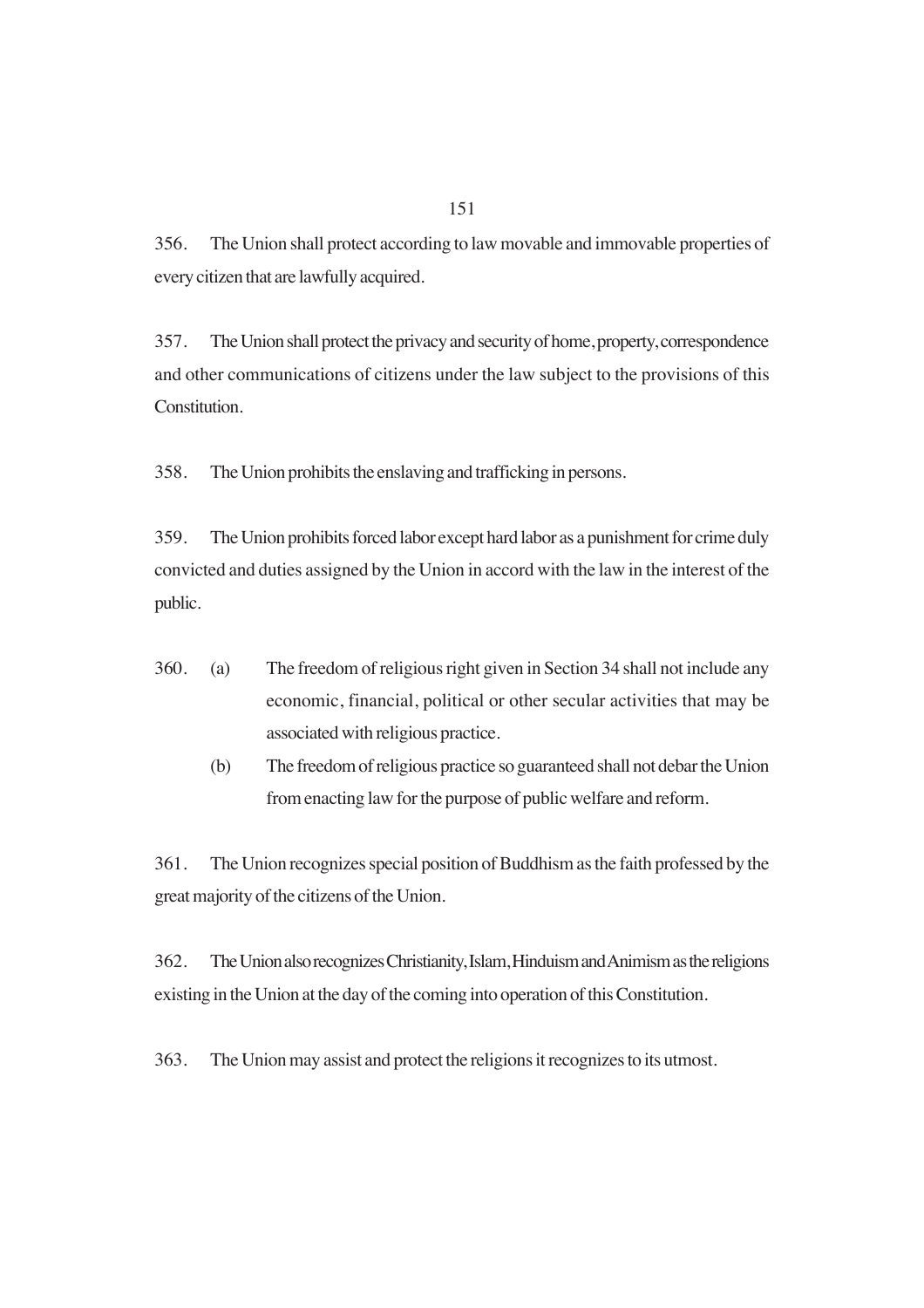356. The Union shall protect according to law movable and immovable properties of every citizen that are lawfully acquired.

357. The Union shall protect the privacy and security of home, property, correspondence and other communications of citizens under the law subject to the provisions of this Constitution.

358. The Union prohibits the enslaving and trafficking in persons.

359. The Union prohibits forced labor except hard labor as a punishment for crime duly convicted and duties assigned by the Union in accord with the law in the interest of the public.

360. (a) The freedom of religious right given in Section 34 shall not include any economic, financial, political or other secular activities that may be associated with religious practice.

(b) The freedom of religious practice so guaranteed shall not debar the Union from enacting law for the purpose of public welfare and reform.

361. The Union recognizes special position of Buddhism as the faith professed by the great majority of the citizens of the Union.

362. The Union also recognizes Christianity, Islam, Hinduism and Animism as the religions existing in the Union at the day of the coming into operation of this Constitution.

363. The Union may assist and protect the religions it recognizes to its utmost.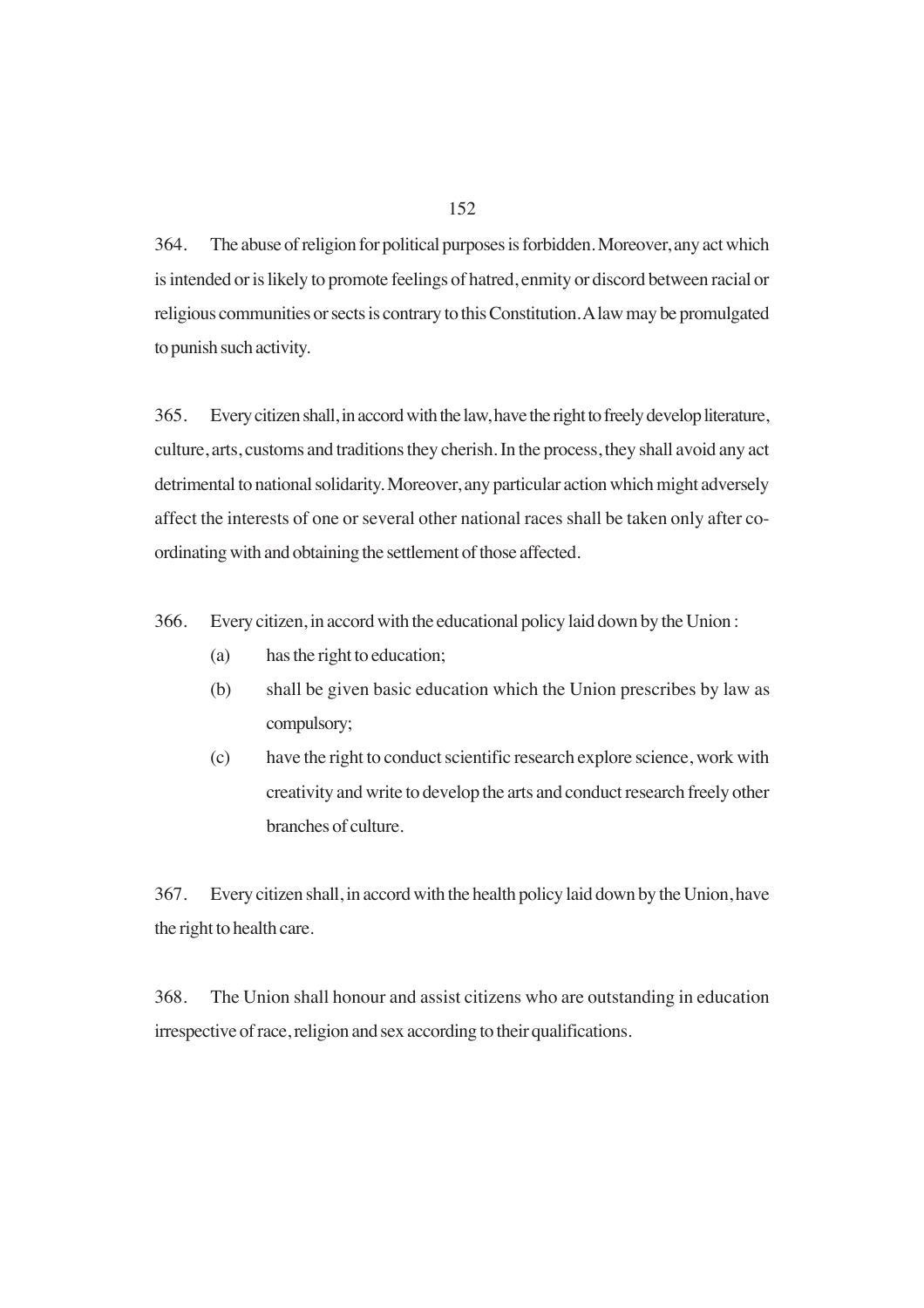364. The abuse of religion for political purposes is forbidden. Moreover, any act which is intended or is likely to promote feelings of hatred, enmity or discord between racial or religious communities or sects is contrary to this Constitution. A law may be promulgated to punish such activity.

365. Every citizen shall, in accord with the law, have the right to freely develop literature, culture, arts, customs and traditions they cherish. In the process, they shall avoid any act detrimental to national solidarity. Moreover, any particular action which might adversely affect the interests of one or several other national races shall be taken only after co-ordinating with and obtaining the settlement of those affected.

366. Every citizen, in accord with the educational policy laid down by the Union :

(a) has the right to education;

(b) shall be given basic education which the Union prescribes by law as compulsory;

(c) have the right to conduct scientific research explore science, work with creativity and write to develop the arts and conduct research freely other branches of culture.

367. Every citizen shall, in accord with the health policy laid down by the Union, have the right to health care.

368. The Union shall honour and assist citizens who are outstanding in education irrespective of race, religion and sex according to their qualifications.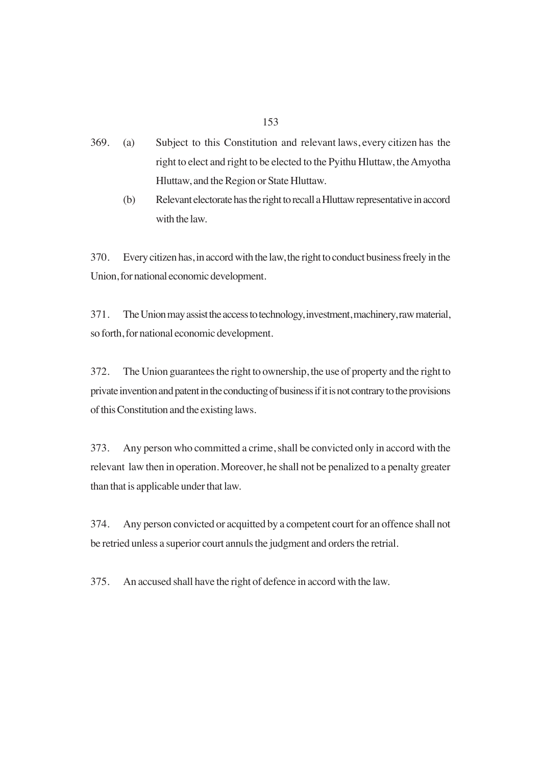369. (a) Subject to this Constitution and relevant laws, every citizen has the right to elect and right to be elected to the Pyithu Hluttaw, the Amyotha Hluttaw, and the Region or State Hluttaw.

(b) Relevant electorate has the right to recall a Hluttaw representative in accord with the law.

370. Every citizen has, in accord with the law, the right to conduct business freely in the Union, for national economic development.

371. The Union may assist the access to technology, investment, machinery, raw material, so forth, for national economic development.

372. The Union guarantees the right to ownership, the use of property and the right to private invention and patent in the conducting of business if it is not contrary to the provisions of this Constitution and the existing laws.

373. Any person who committed a crime, shall be convicted only in accord with the relevant law then in operation. Moreover, he shall not be penalized to a penalty greater than that is applicable under that law.

374. Any person convicted or acquitted by a competent court for an offence shall not be retried unless a superior court annuls the judgment and orders the retrial.

375. An accused shall have the right of defence in accord with the law.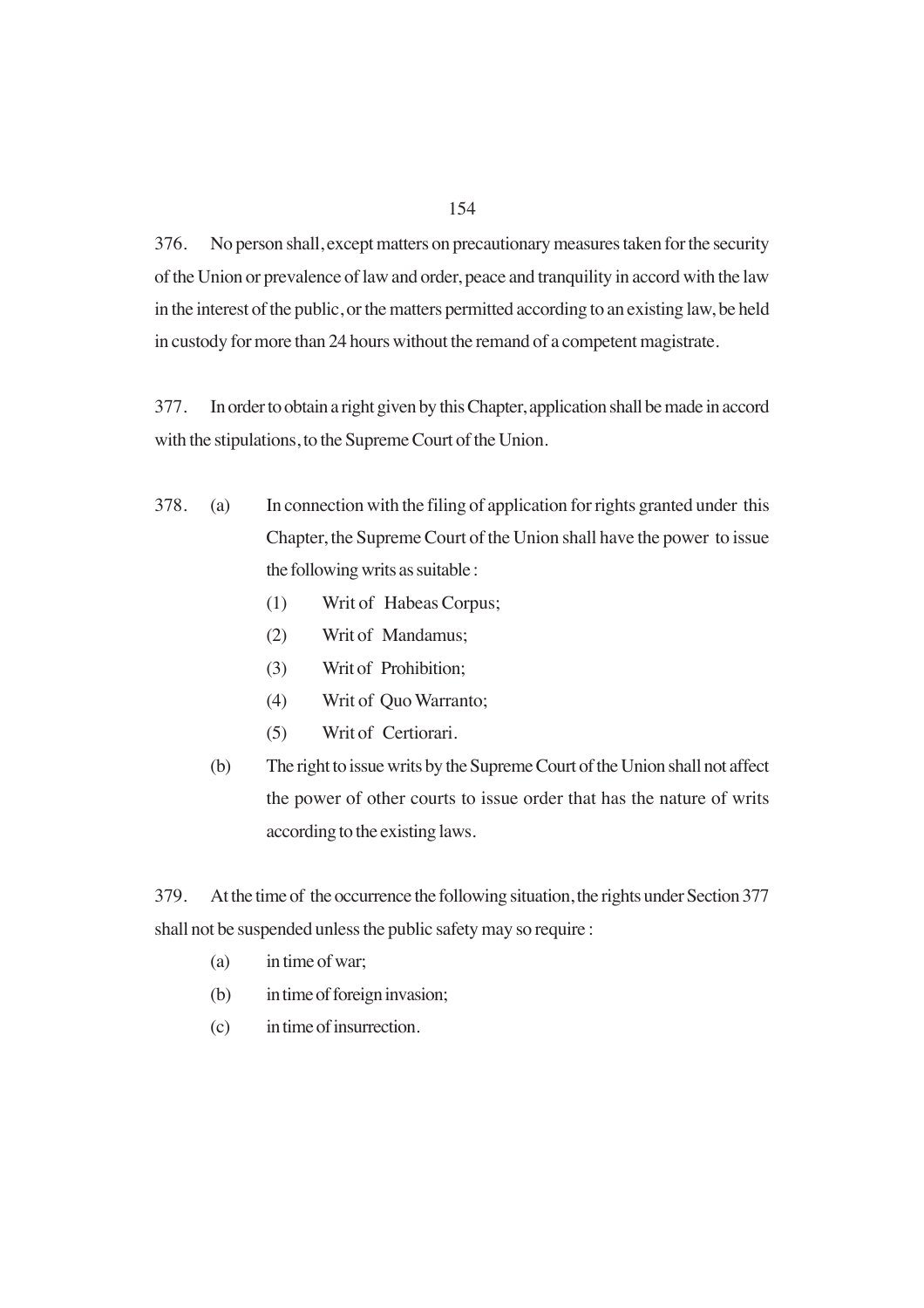376. No person shall, except matters on precautionary measures taken for the security of the Union or prevalence of law and order, peace and tranquility in accord with the law in the interest of the public, or the matters permitted according to an existing law, be held in custody for more than 24 hours without the remand of a competent magistrate.

377. In order to obtain a right given by this Chapter, application shall be made in accord with the stipulations, to the Supreme Court of the Union.

378. (a) In connection with the filing of application for rights granted under this Chapter, the Supreme Court of the Union shall have the power to issue the following writs as suitable :

   (1) Writ of Habeas Corpus;
   (2) Writ of Mandamus;
   (3) Writ of Prohibition;
   (4) Writ of Quo Warranto;
   (5) Writ of Certiorari.

   (b) The right to issue writs by the Supreme Court of the Union shall not affect the power of other courts to issue order that has the nature of writs according to the existing laws.

379. At the time of the occurrence the following situation, the rights under Section 377 shall not be suspended unless the public safety may so require :

   (a) in time of war;
   (b) in time of foreign invasion;
   (c) in time of insurrection.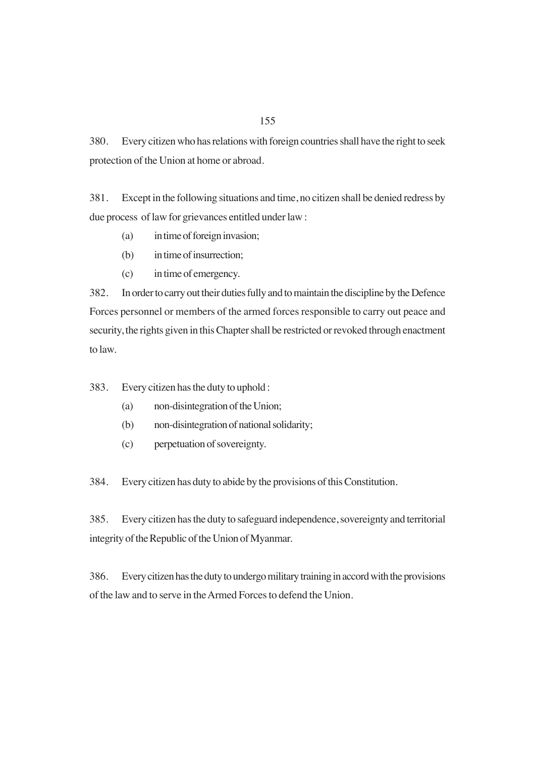380. Every citizen who has relations with foreign countries shall have the right to seek protection of the Union at home or abroad.

381. Except in the following situations and time, no citizen shall be denied redress by due process of law for grievances entitled under law :

(a) in time of foreign invasion;

(b) in time of insurrection;

(c) in time of emergency.

382. In order to carry out their duties fully and to maintain the discipline by the Defence Forces personnel or members of the armed forces responsible to carry out peace and security, the rights given in this Chapter shall be restricted or revoked through enactment to law.

383. Every citizen has the duty to uphold :

(a) non-disintegration of the Union;

(b) non-disintegration of national solidarity;

(c) perpetuation of sovereignty.

384. Every citizen has duty to abide by the provisions of this Constitution.

385. Every citizen has the duty to safeguard independence, sovereignty and territorial integrity of the Republic of the Union of Myanmar.

386. Every citizen has the duty to undergo military training in accord with the provisions of the law and to serve in the Armed Forces to defend the Union.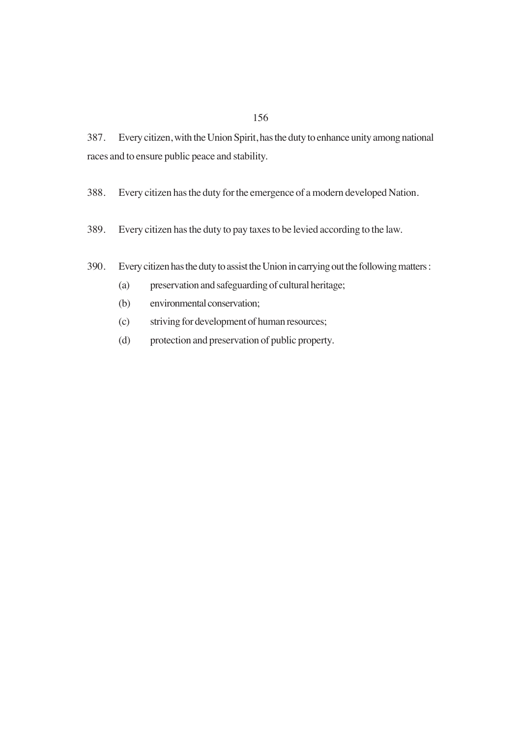387. Every citizen, with the Union Spirit, has the duty to enhance unity among national races and to ensure public peace and stability.

388. Every citizen has the duty for the emergence of a modern developed Nation.

389. Every citizen has the duty to pay taxes to be levied according to the law.

390. Every citizen has the duty to assist the Union in carrying out the following matters :

(a) preservation and safeguarding of cultural heritage;

(b) environmental conservation;

(c) striving for development of human resources;

(d) protection and preservation of public property.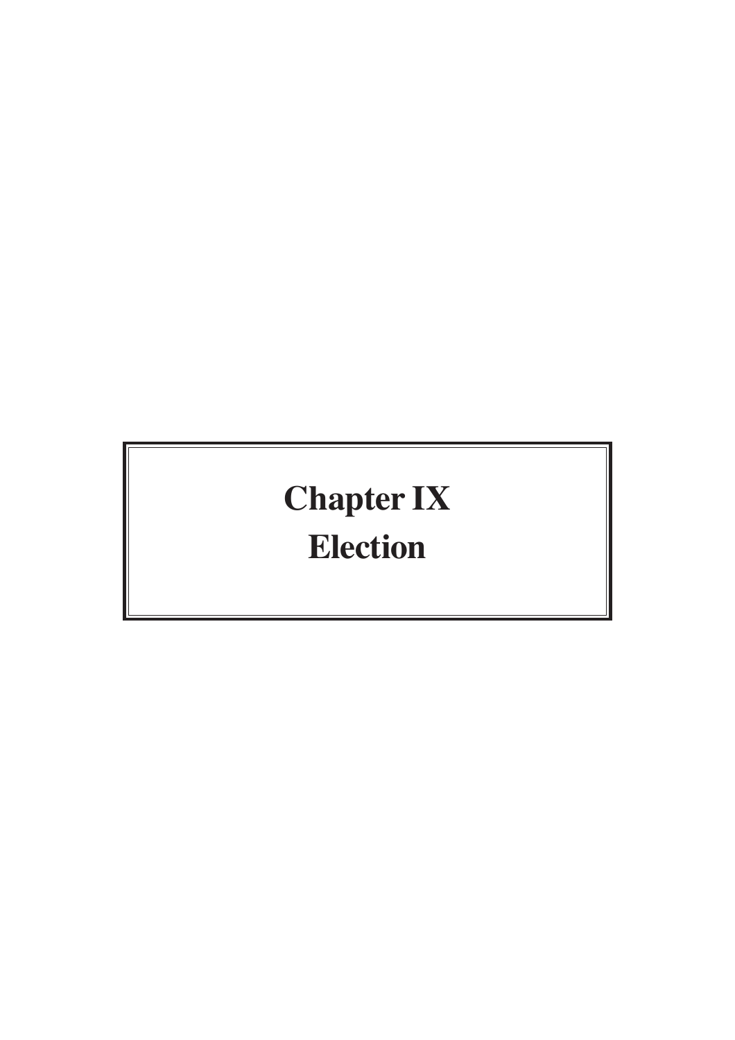# Chapter IX

# Election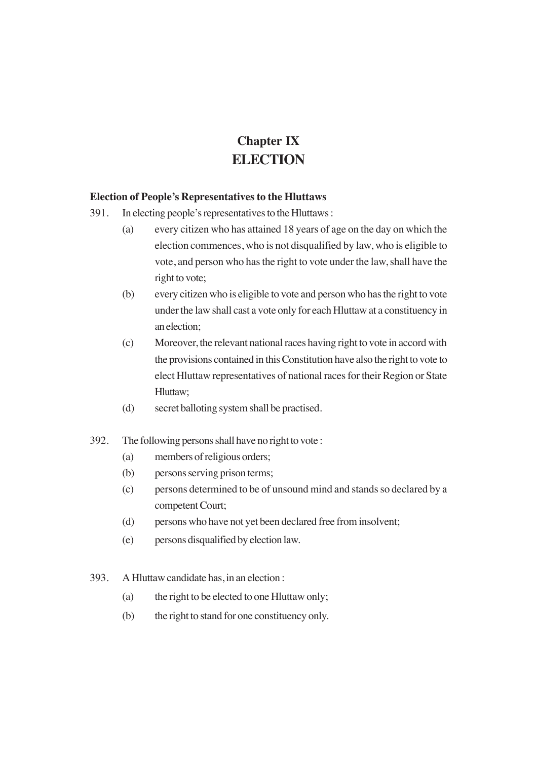# Chapter IX
# ELECTION

### Election of People's Representatives to the Hluttaws

391. In electing people's representatives to the Hluttaws :

    (a) every citizen who has attained 18 years of age on the day on which the election commences, who is not disqualified by law, who is eligible to vote, and person who has the right to vote under the law, shall have the right to vote;

    (b) every citizen who is eligible to vote and person who has the right to vote under the law shall cast a vote only for each Hluttaw at a constituency in an election;

    (c) Moreover, the relevant national races having right to vote in accord with the provisions contained in this Constitution have also the right to vote to elect Hluttaw representatives of national races for their Region or State Hluttaw;

    (d) secret balloting system shall be practised.

392. The following persons shall have no right to vote :

    (a) members of religious orders;

    (b) persons serving prison terms;

    (c) persons determined to be of unsound mind and stands so declared by a competent Court;

    (d) persons who have not yet been declared free from insolvent;

    (e) persons disqualified by election law.

393. A Hluttaw candidate has, in an election :

    (a) the right to be elected to one Hluttaw only;

    (b) the right to stand for one constituency only.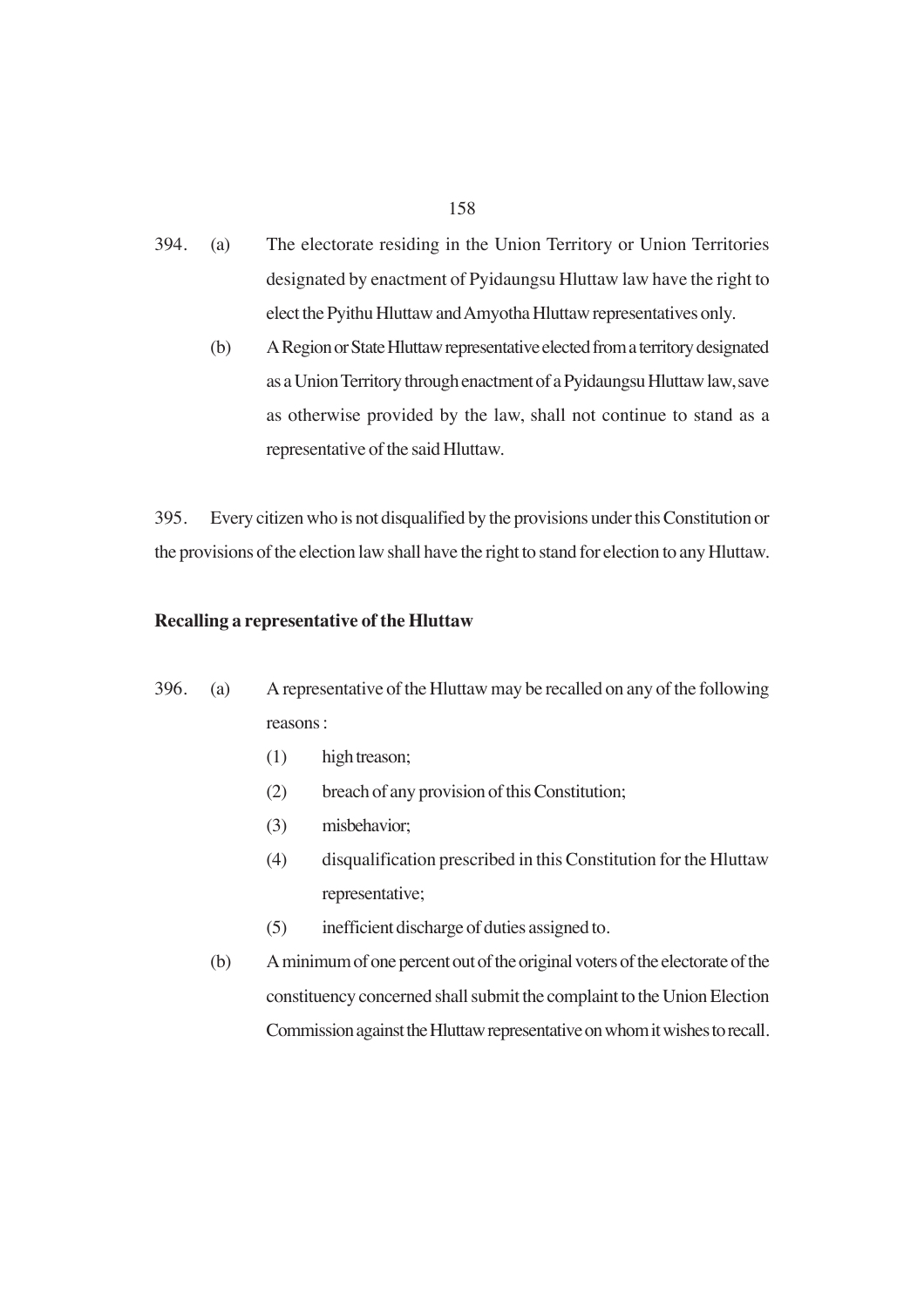394. (a) The electorate residing in the Union Territory or Union Territories designated by enactment of Pyidaungsu Hluttaw law have the right to elect the Pyithu Hluttaw and Amyotha Hluttaw representatives only.

(b) A Region or State Hluttaw representative elected from a territory designated as a Union Territory through enactment of a Pyidaungsu Hluttaw law, save as otherwise provided by the law, shall not continue to stand as a representative of the said Hluttaw.

395. Every citizen who is not disqualified by the provisions under this Constitution or the provisions of the election law shall have the right to stand for election to any Hluttaw.

**Recalling a representative of the Hluttaw**

396. (a) A representative of the Hluttaw may be recalled on any of the following reasons :

(1) high treason;

(2) breach of any provision of this Constitution;

(3) misbehavior;

(4) disqualification prescribed in this Constitution for the Hluttaw representative;

(5) inefficient discharge of duties assigned to.

(b) A minimum of one percent out of the original voters of the electorate of the constituency concerned shall submit the complaint to the Union Election Commission against the Hluttaw representative on whom it wishes to recall.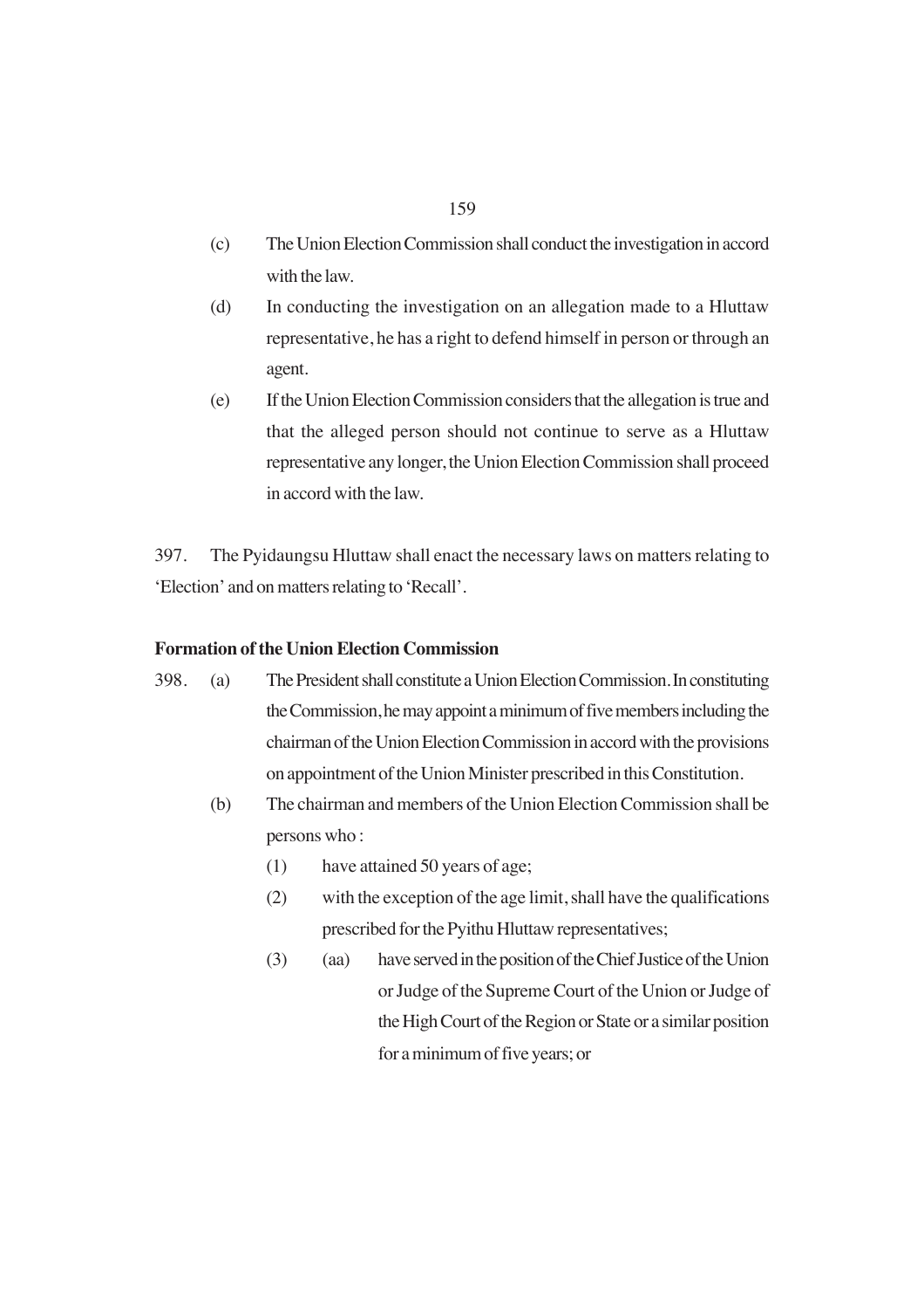(c) The Union Election Commission shall conduct the investigation in accord with the law.

(d) In conducting the investigation on an allegation made to a Hluttaw representative, he has a right to defend himself in person or through an agent.

(e) If the Union Election Commission considers that the allegation is true and that the alleged person should not continue to serve as a Hluttaw representative any longer, the Union Election Commission shall proceed in accord with the law.

397. The Pyidaungsu Hluttaw shall enact the necessary laws on matters relating to 'Election' and on matters relating to 'Recall'.

**Formation of the Union Election Commission**

398. (a) The President shall constitute a Union Election Commission. In constituting the Commission, he may appoint a minimum of five members including the chairman of the Union Election Commission in accord with the provisions on appointment of the Union Minister prescribed in this Constitution.

(b) The chairman and members of the Union Election Commission shall be persons who :

(1) have attained 50 years of age;

(2) with the exception of the age limit, shall have the qualifications prescribed for the Pyithu Hluttaw representatives;

(3) (aa) have served in the position of the Chief Justice of the Union or Judge of the Supreme Court of the Union or Judge of the High Court of the Region or State or a similar position for a minimum of five years; or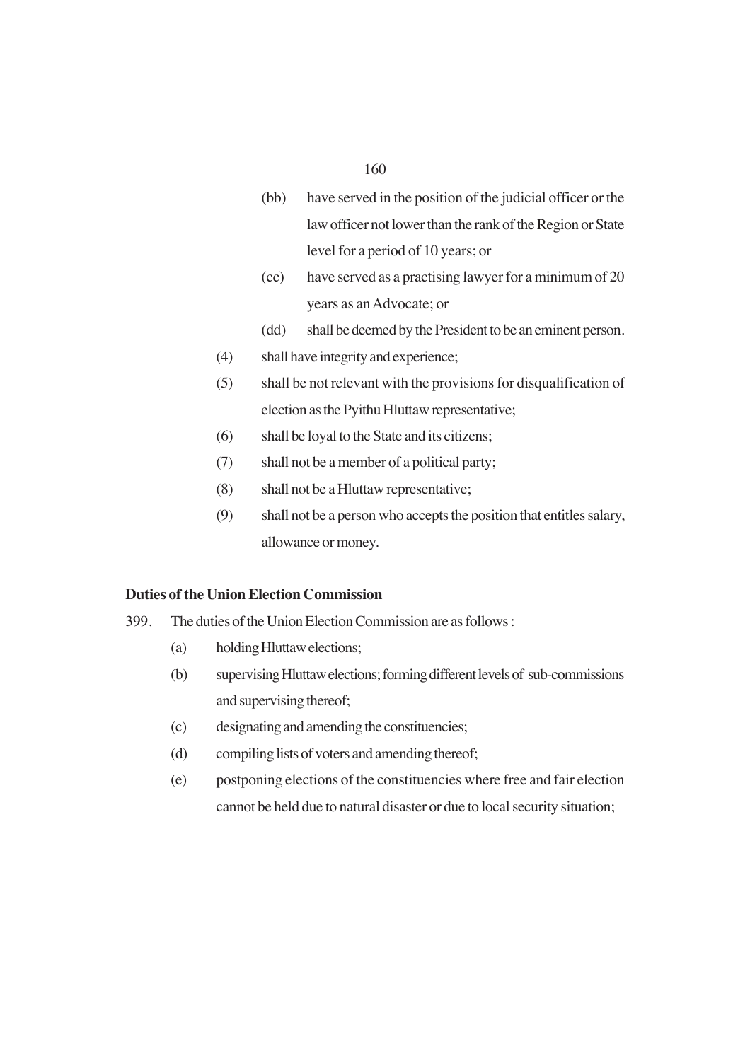(bb) have served in the position of the judicial officer or the law officer not lower than the rank of the Region or State level for a period of 10 years; or

(cc) have served as a practising lawyer for a minimum of 20 years as an Advocate; or

(dd) shall be deemed by the President to be an eminent person.

(4) shall have integrity and experience;

(5) shall be not relevant with the provisions for disqualification of election as the Pyithu Hluttaw representative;

(6) shall be loyal to the State and its citizens;

(7) shall not be a member of a political party;

(8) shall not be a Hluttaw representative;

(9) shall not be a person who accepts the position that entitles salary, allowance or money.

**Duties of the Union Election Commission**

399. The duties of the Union Election Commission are as follows :

(a) holding Hluttaw elections;

(b) supervising Hluttaw elections; forming different levels of sub-commissions and supervising thereof;

(c) designating and amending the constituencies;

(d) compiling lists of voters and amending thereof;

(e) postponing elections of the constituencies where free and fair election cannot be held due to natural disaster or due to local security situation;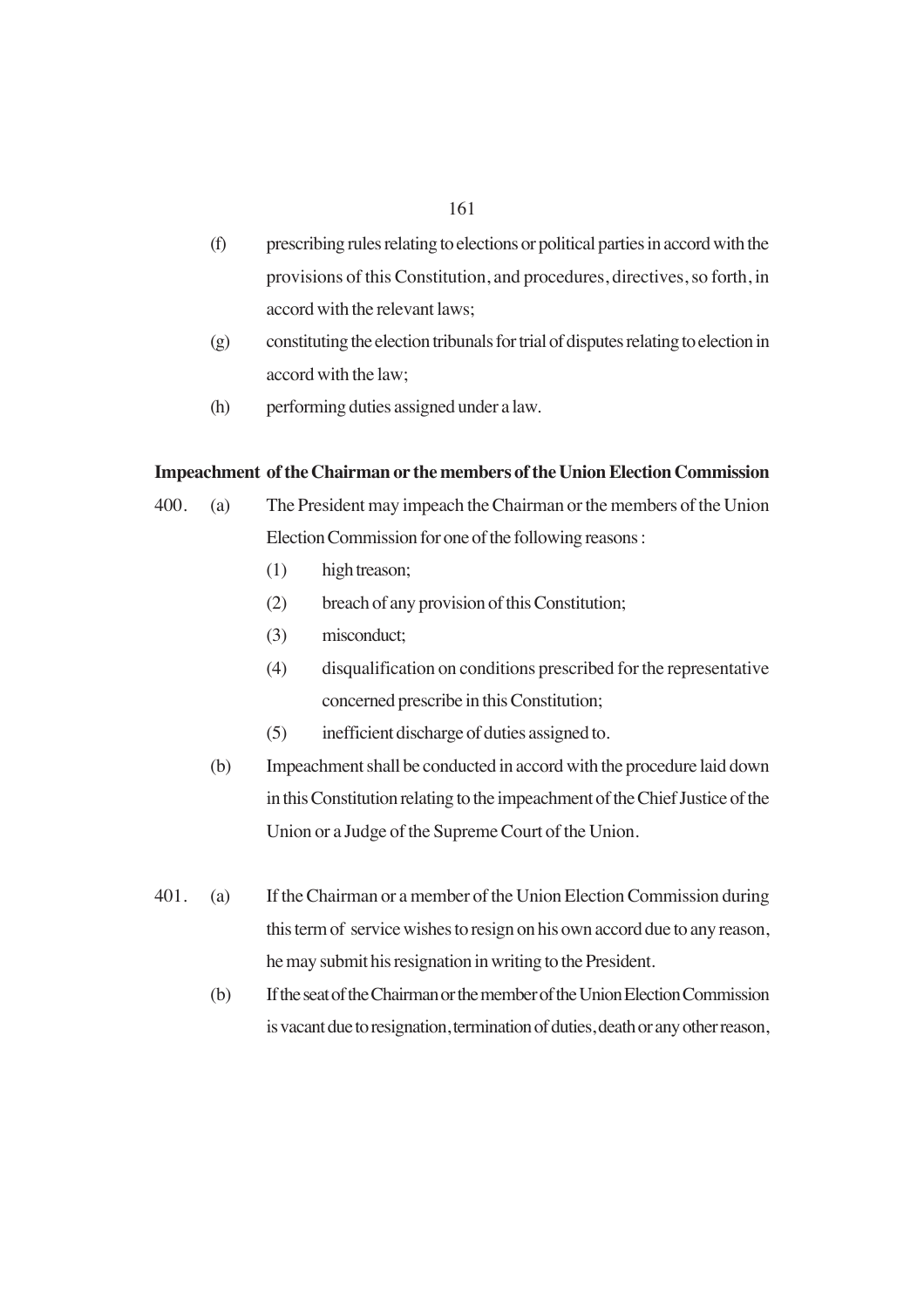(f) prescribing rules relating to elections or political parties in accord with the provisions of this Constitution, and procedures, directives, so forth, in accord with the relevant laws;

(g) constituting the election tribunals for trial of disputes relating to election in accord with the law;

(h) performing duties assigned under a law.

**Impeachment of the Chairman or the members of the Union Election Commission**

400. (a) The President may impeach the Chairman or the members of the Union Election Commission for one of the following reasons :

(1) high treason;

(2) breach of any provision of this Constitution;

(3) misconduct;

(4) disqualification on conditions prescribed for the representative concerned prescribe in this Constitution;

(5) inefficient discharge of duties assigned to.

(b) Impeachment shall be conducted in accord with the procedure laid down in this Constitution relating to the impeachment of the Chief Justice of the Union or a Judge of the Supreme Court of the Union.

401. (a) If the Chairman or a member of the Union Election Commission during this term of service wishes to resign on his own accord due to any reason, he may submit his resignation in writing to the President.

(b) If the seat of the Chairman or the member of the Union Election Commission is vacant due to resignation, termination of duties, death or any other reason,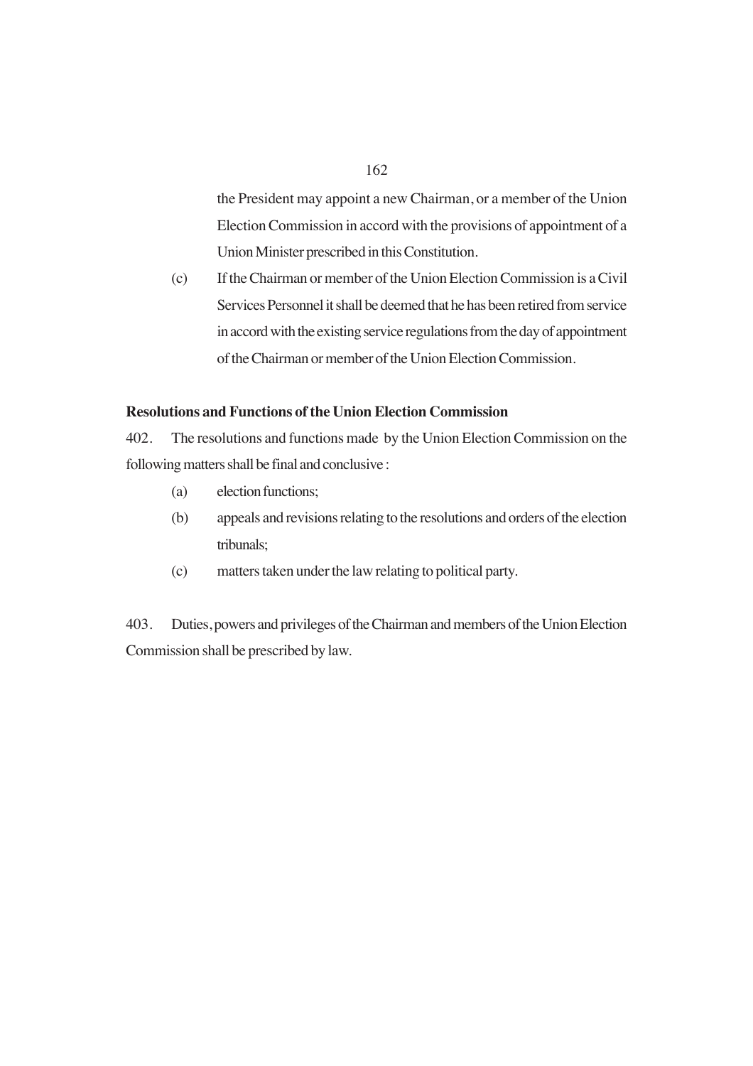the President may appoint a new Chairman, or a member of the Union Election Commission in accord with the provisions of appointment of a Union Minister prescribed in this Constitution.

(c) If the Chairman or member of the Union Election Commission is a Civil Services Personnel it shall be deemed that he has been retired from service in accord with the existing service regulations from the day of appointment of the Chairman or member of the Union Election Commission.

**Resolutions and Functions of the Union Election Commission**

402. The resolutions and functions made by the Union Election Commission on the following matters shall be final and conclusive :

(a) election functions;

(b) appeals and revisions relating to the resolutions and orders of the election tribunals;

(c) matters taken under the law relating to political party.

403. Duties, powers and privileges of the Chairman and members of the Union Election Commission shall be prescribed by law.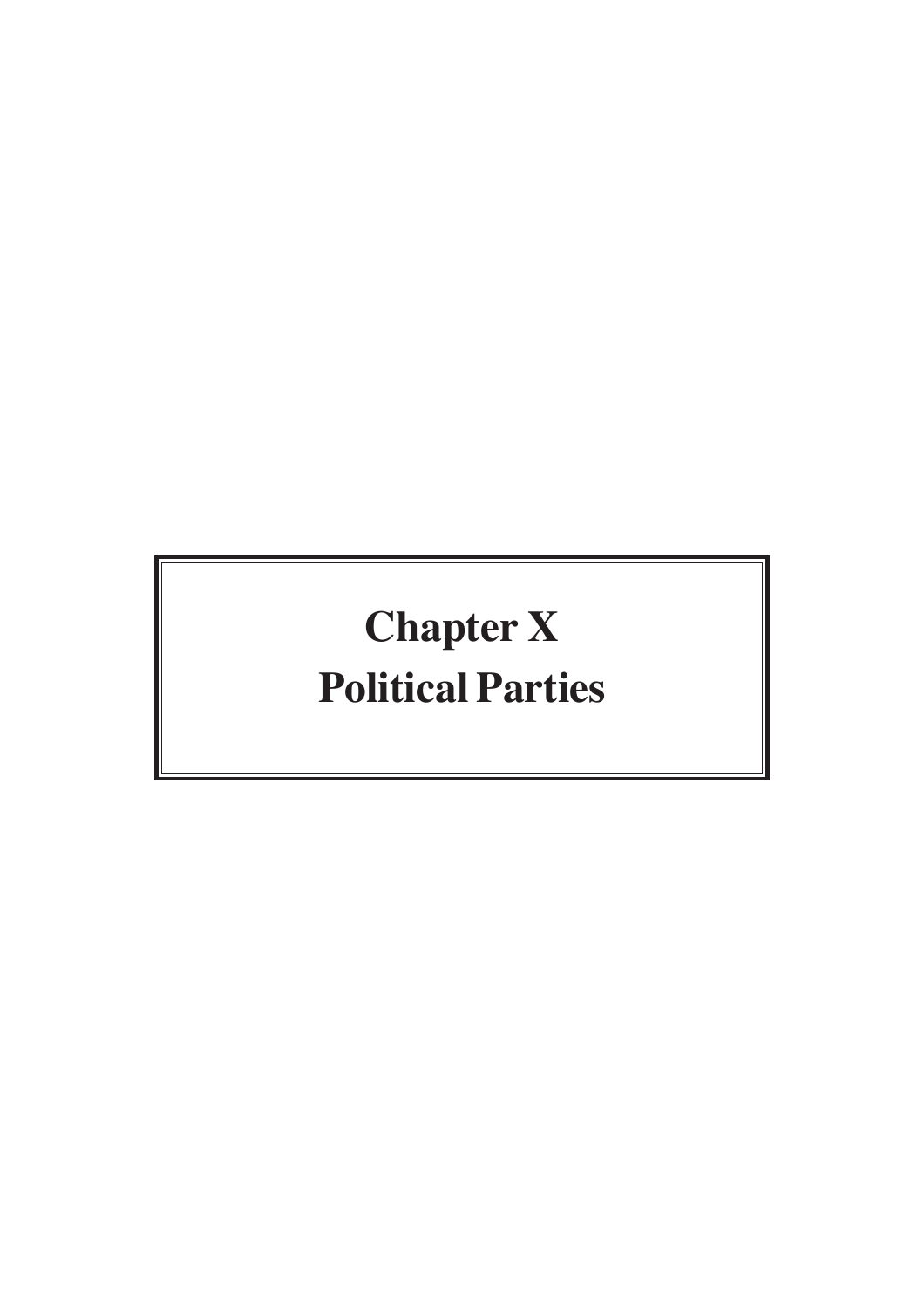# Chapter X
# Political Parties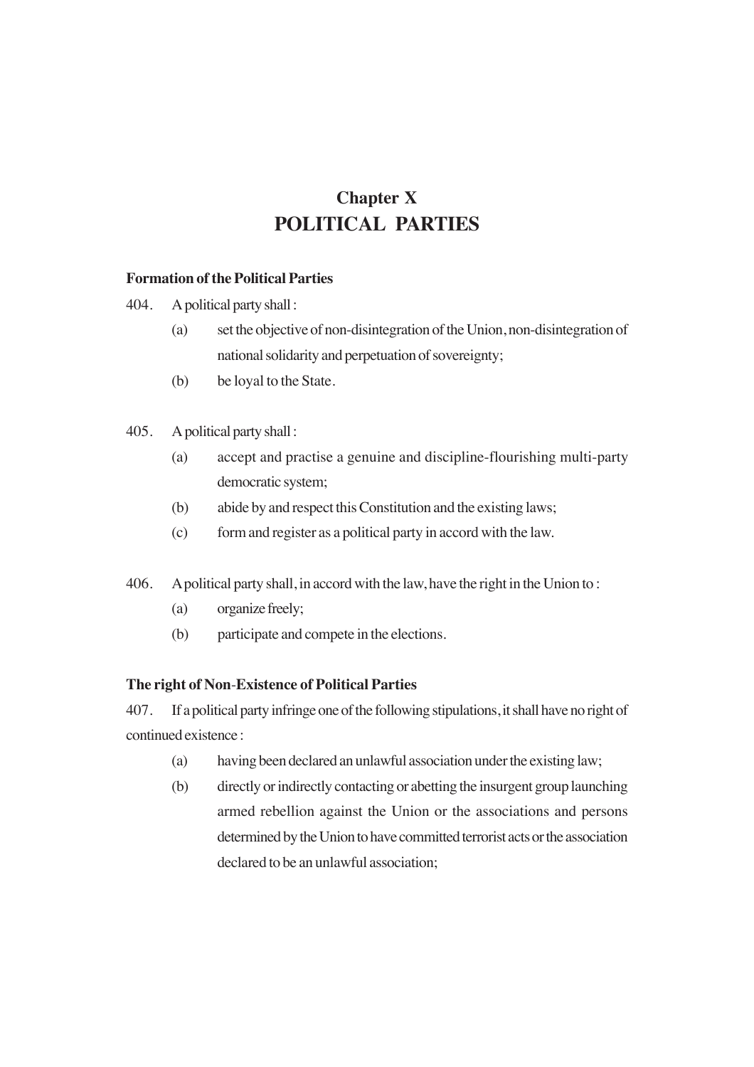# Chapter X
# POLITICAL PARTIES

### Formation of the Political Parties

404. A political party shall :

(a) set the objective of non-disintegration of the Union, non-disintegration of national solidarity and perpetuation of sovereignty;

(b) be loyal to the State.

405. A political party shall :

(a) accept and practise a genuine and discipline-flourishing multi-party democratic system;

(b) abide by and respect this Constitution and the existing laws;

(c) form and register as a political party in accord with the law.

406. A political party shall, in accord with the law, have the right in the Union to :

(a) organize freely;

(b) participate and compete in the elections.

### The right of Non-Existence of Political Parties

407. If a political party infringe one of the following stipulations, it shall have no right of continued existence :

(a) having been declared an unlawful association under the existing law;

(b) directly or indirectly contacting or abetting the insurgent group launching armed rebellion against the Union or the associations and persons determined by the Union to have committed terrorist acts or the association declared to be an unlawful association;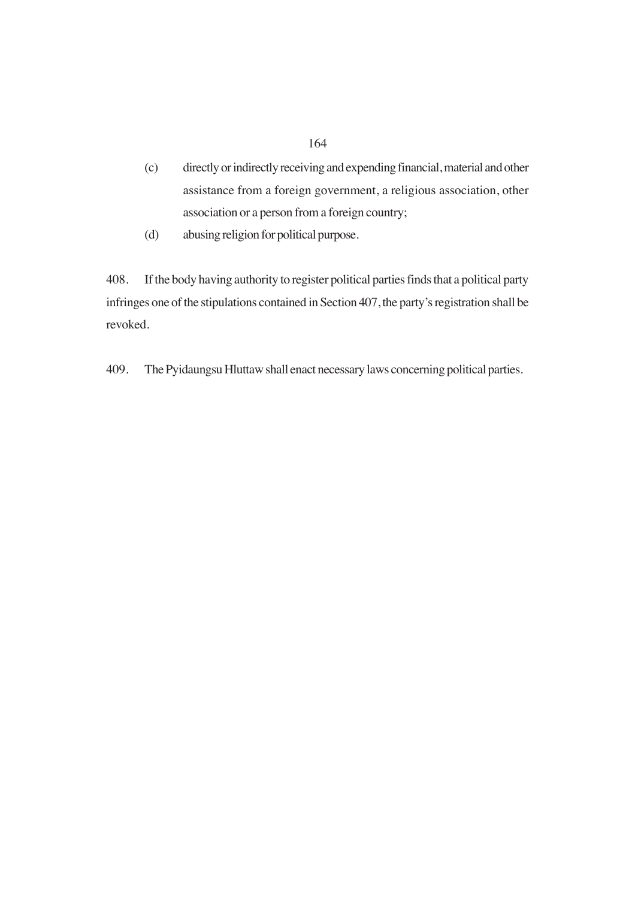(c) directly or indirectly receiving and expending financial, material and other assistance from a foreign government, a religious association, other association or a person from a foreign country;

(d) abusing religion for political purpose.

408. If the body having authority to register political parties finds that a political party infringes one of the stipulations contained in Section 407, the party's registration shall be revoked.

409. The Pyidaungsu Hluttaw shall enact necessary laws concerning political parties.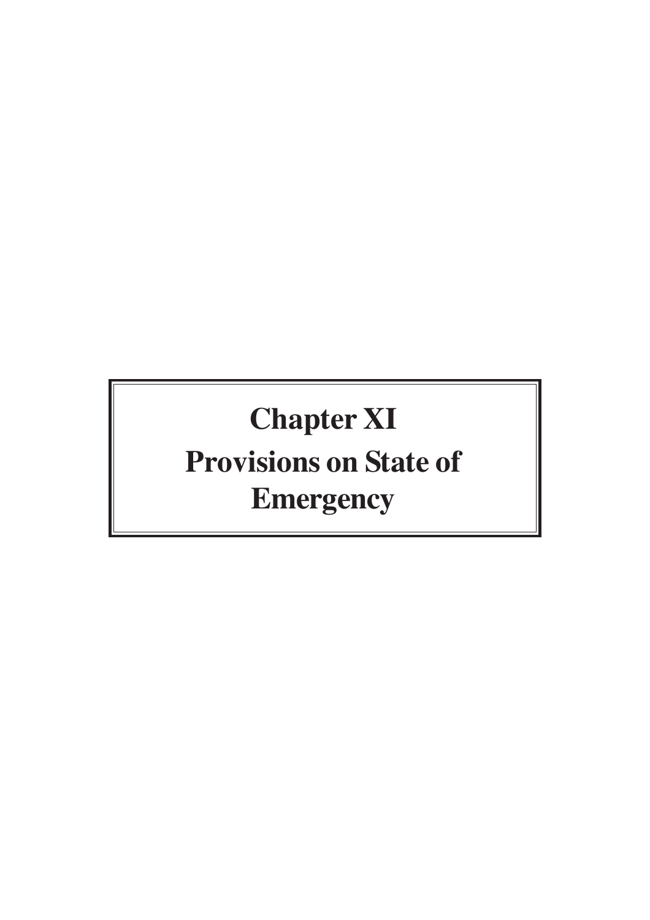# Chapter XI

# Provisions on State of Emergency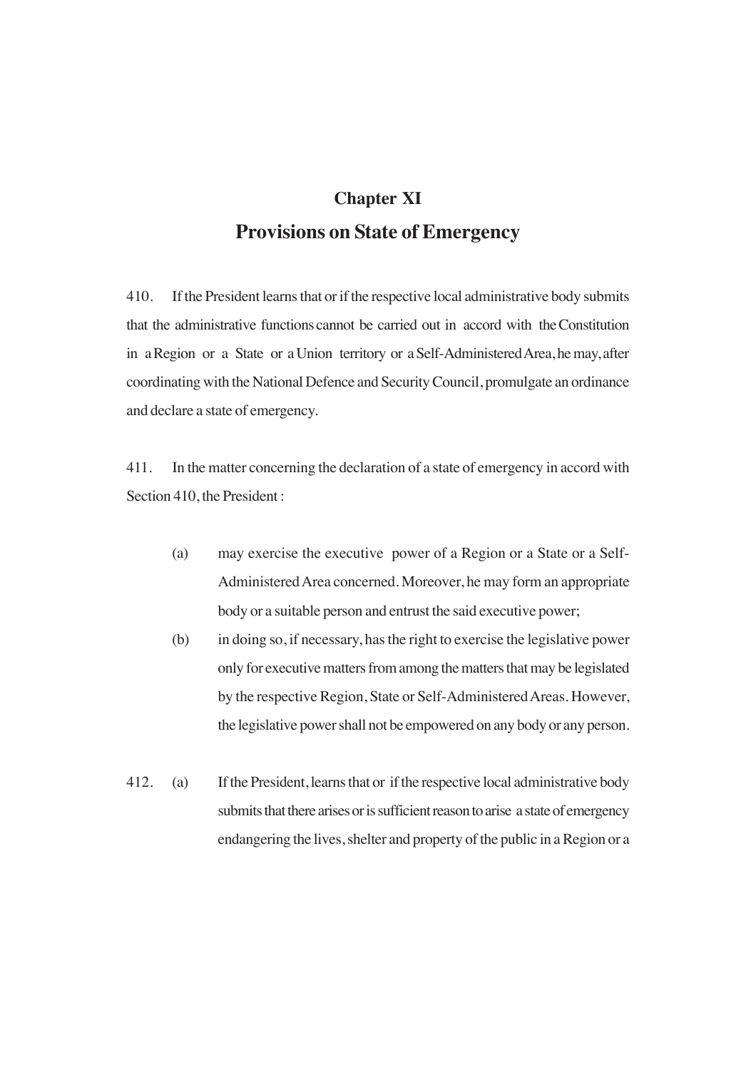# Chapter XI

## Provisions on State of Emergency

410. If the President learns that or if the respective local administrative body submits that the administrative functions cannot be carried out in accord with the Constitution in a Region or a State or a Union territory or a Self-Administered Area, he may, after coordinating with the National Defence and Security Council, promulgate an ordinance and declare a state of emergency.

411. In the matter concerning the declaration of a state of emergency in accord with Section 410, the President :

(a) may exercise the executive power of a Region or a State or a Self-Administered Area concerned. Moreover, he may form an appropriate body or a suitable person and entrust the said executive power;

(b) in doing so, if necessary, has the right to exercise the legislative power only for executive matters from among the matters that may be legislated by the respective Region, State or Self-Administered Areas. However, the legislative power shall not be empowered on any body or any person.

412. (a) If the President, learns that or if the respective local administrative body submits that there arises or is sufficient reason to arise a state of emergency endangering the lives, shelter and property of the public in a Region or a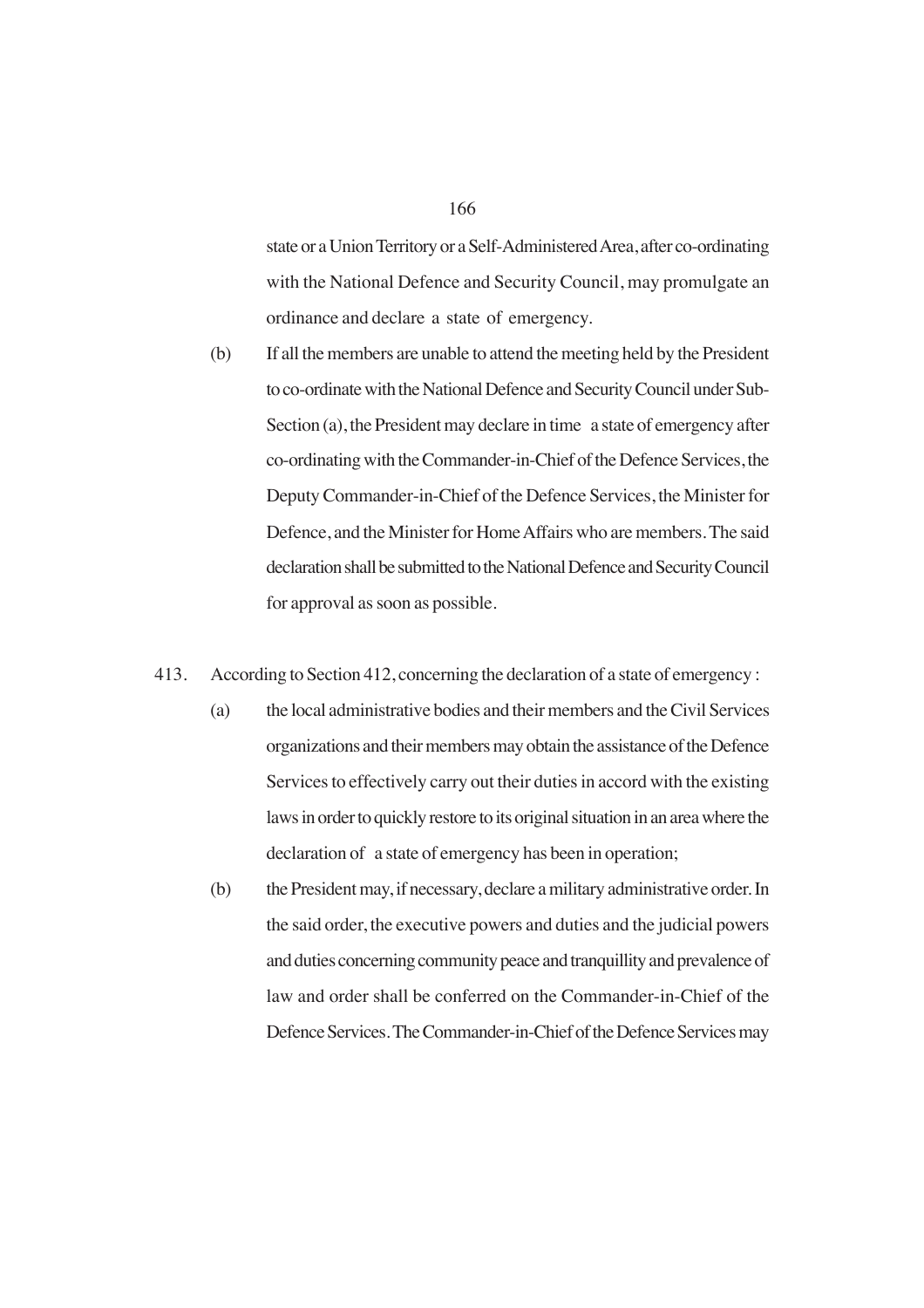state or a Union Territory or a Self-Administered Area, after co-ordinating with the National Defence and Security Council, may promulgate an ordinance and declare a state of emergency.

(b) If all the members are unable to attend the meeting held by the President to co-ordinate with the National Defence and Security Council under Sub-Section (a), the President may declare in time a state of emergency after co-ordinating with the Commander-in-Chief of the Defence Services, the Deputy Commander-in-Chief of the Defence Services, the Minister for Defence, and the Minister for Home Affairs who are members. The said declaration shall be submitted to the National Defence and Security Council for approval as soon as possible.

413. According to Section 412, concerning the declaration of a state of emergency :

(a) the local administrative bodies and their members and the Civil Services organizations and their members may obtain the assistance of the Defence Services to effectively carry out their duties in accord with the existing laws in order to quickly restore to its original situation in an area where the declaration of a state of emergency has been in operation;

(b) the President may, if necessary, declare a military administrative order. In the said order, the executive powers and duties and the judicial powers and duties concerning community peace and tranquillity and prevalence of law and order shall be conferred on the Commander-in-Chief of the Defence Services. The Commander-in-Chief of the Defence Services may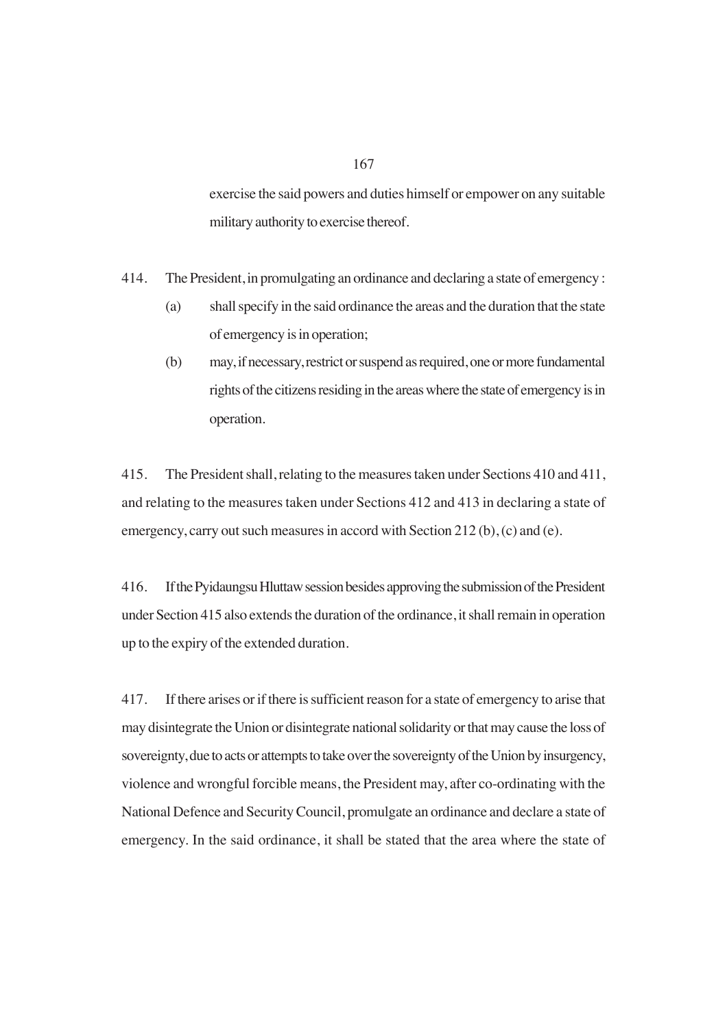exercise the said powers and duties himself or empower on any suitable military authority to exercise thereof.

414. The President, in promulgating an ordinance and declaring a state of emergency :

(a) shall specify in the said ordinance the areas and the duration that the state of emergency is in operation;

(b) may, if necessary, restrict or suspend as required, one or more fundamental rights of the citizens residing in the areas where the state of emergency is in operation.

415. The President shall, relating to the measures taken under Sections 410 and 411, and relating to the measures taken under Sections 412 and 413 in declaring a state of emergency, carry out such measures in accord with Section 212 (b), (c) and (e).

416. If the Pyidaungsu Hluttaw session besides approving the submission of the President under Section 415 also extends the duration of the ordinance, it shall remain in operation up to the expiry of the extended duration.

417. If there arises or if there is sufficient reason for a state of emergency to arise that may disintegrate the Union or disintegrate national solidarity or that may cause the loss of sovereignty, due to acts or attempts to take over the sovereignty of the Union by insurgency, violence and wrongful forcible means, the President may, after co-ordinating with the National Defence and Security Council, promulgate an ordinance and declare a state of emergency. In the said ordinance, it shall be stated that the area where the state of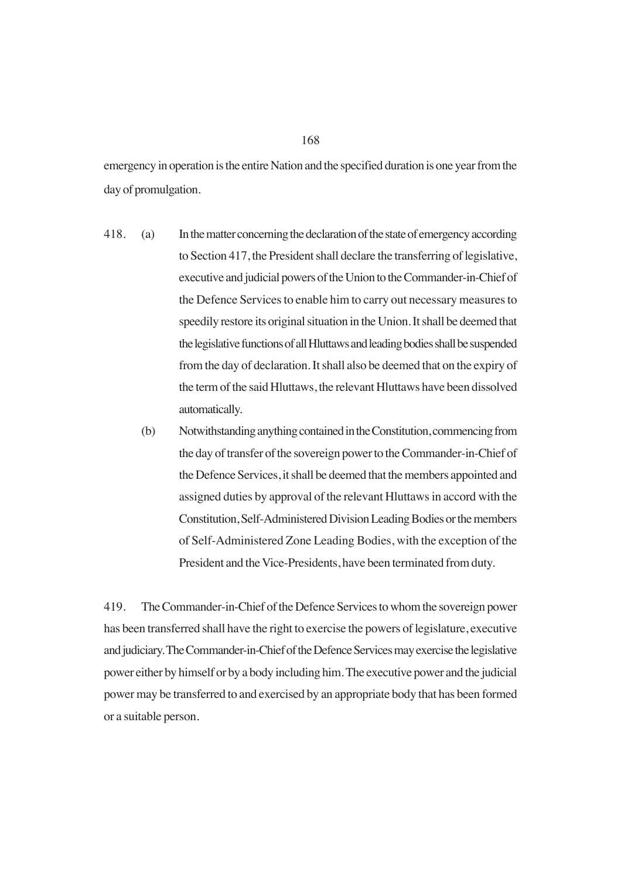emergency in operation is the entire Nation and the specified duration is one year from the day of promulgation.

418. (a) In the matter concerning the declaration of the state of emergency according to Section 417, the President shall declare the transferring of legislative, executive and judicial powers of the Union to the Commander-in-Chief of the Defence Services to enable him to carry out necessary measures to speedily restore its original situation in the Union. It shall be deemed that the legislative functions of all Hluttaws and leading bodies shall be suspended from the day of declaration. It shall also be deemed that on the expiry of the term of the said Hluttaws, the relevant Hluttaws have been dissolved automatically.

(b) Notwithstanding anything contained in the Constitution, commencing from the day of transfer of the sovereign power to the Commander-in-Chief of the Defence Services, it shall be deemed that the members appointed and assigned duties by approval of the relevant Hluttaws in accord with the Constitution, Self-Administered Division Leading Bodies or the members of Self-Administered Zone Leading Bodies, with the exception of the President and the Vice-Presidents, have been terminated from duty.

419. The Commander-in-Chief of the Defence Services to whom the sovereign power has been transferred shall have the right to exercise the powers of legislature, executive and judiciary. The Commander-in-Chief of the Defence Services may exercise the legislative power either by himself or by a body including him. The executive power and the judicial power may be transferred to and exercised by an appropriate body that has been formed or a suitable person.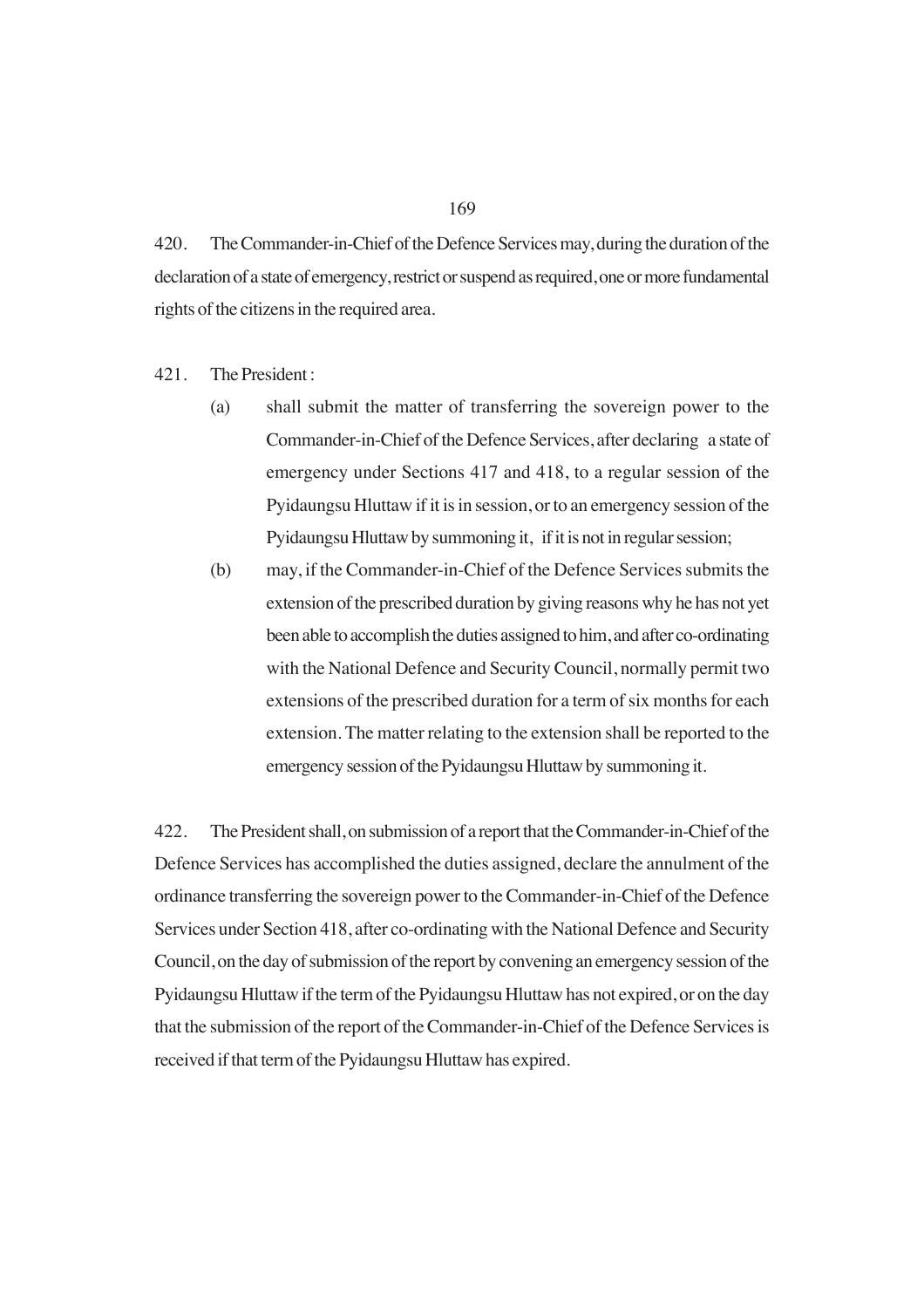420. The Commander-in-Chief of the Defence Services may, during the duration of the declaration of a state of emergency, restrict or suspend as required, one or more fundamental rights of the citizens in the required area.

421. The President :

(a) shall submit the matter of transferring the sovereign power to the Commander-in-Chief of the Defence Services, after declaring a state of emergency under Sections 417 and 418, to a regular session of the Pyidaungsu Hluttaw if it is in session, or to an emergency session of the Pyidaungsu Hluttaw by summoning it, if it is not in regular session;

(b) may, if the Commander-in-Chief of the Defence Services submits the extension of the prescribed duration by giving reasons why he has not yet been able to accomplish the duties assigned to him, and after co-ordinating with the National Defence and Security Council, normally permit two extensions of the prescribed duration for a term of six months for each extension. The matter relating to the extension shall be reported to the emergency session of the Pyidaungsu Hluttaw by summoning it.

422. The President shall, on submission of a report that the Commander-in-Chief of the Defence Services has accomplished the duties assigned, declare the annulment of the ordinance transferring the sovereign power to the Commander-in-Chief of the Defence Services under Section 418, after co-ordinating with the National Defence and Security Council, on the day of submission of the report by convening an emergency session of the Pyidaungsu Hluttaw if the term of the Pyidaungsu Hluttaw has not expired, or on the day that the submission of the report of the Commander-in-Chief of the Defence Services is received if that term of the Pyidaungsu Hluttaw has expired.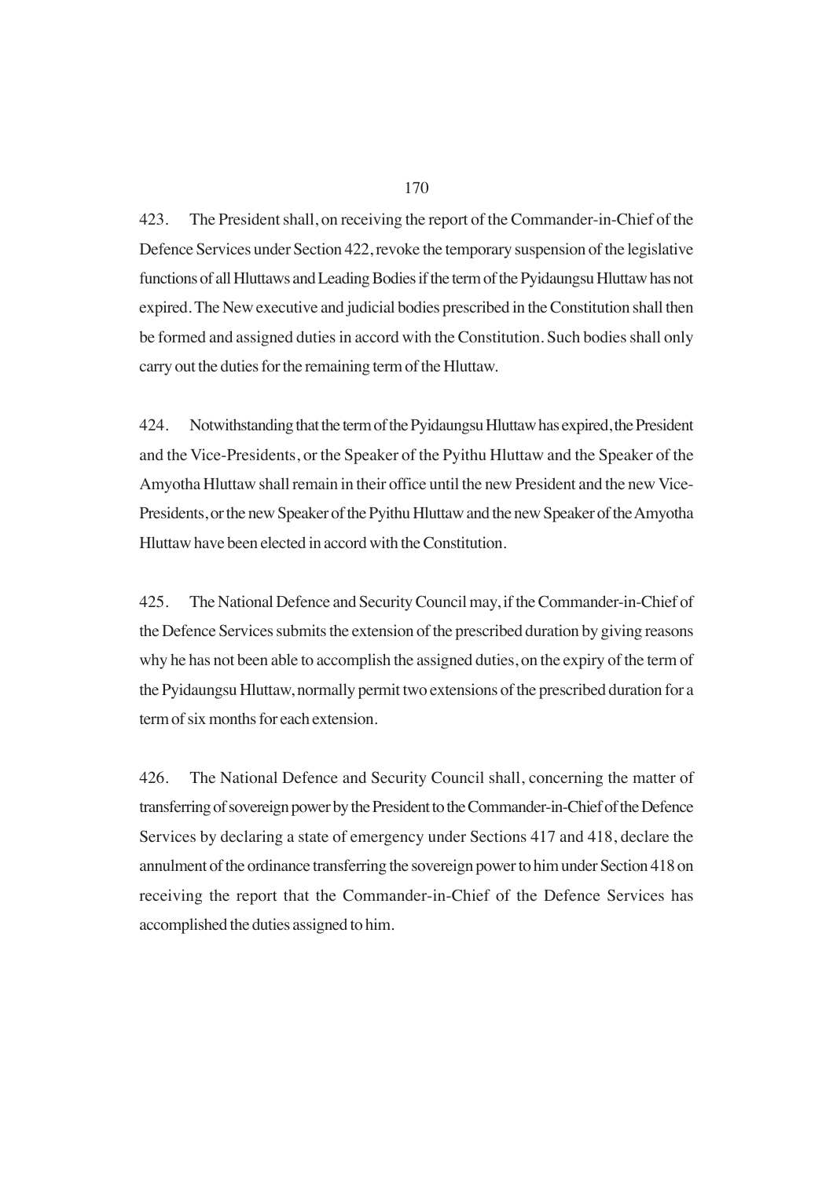423. The President shall, on receiving the report of the Commander-in-Chief of the Defence Services under Section 422, revoke the temporary suspension of the legislative functions of all Hluttaws and Leading Bodies if the term of the Pyidaungsu Hluttaw has not expired. The New executive and judicial bodies prescribed in the Constitution shall then be formed and assigned duties in accord with the Constitution. Such bodies shall only carry out the duties for the remaining term of the Hluttaw.

424. Notwithstanding that the term of the Pyidaungsu Hluttaw has expired, the President and the Vice-Presidents, or the Speaker of the Pyithu Hluttaw and the Speaker of the Amyotha Hluttaw shall remain in their office until the new President and the new Vice-Presidents, or the new Speaker of the Pyithu Hluttaw and the new Speaker of the Amyotha Hluttaw have been elected in accord with the Constitution.

425. The National Defence and Security Council may, if the Commander-in-Chief of the Defence Services submits the extension of the prescribed duration by giving reasons why he has not been able to accomplish the assigned duties, on the expiry of the term of the Pyidaungsu Hluttaw, normally permit two extensions of the prescribed duration for a term of six months for each extension.

426. The National Defence and Security Council shall, concerning the matter of transferring of sovereign power by the President to the Commander-in-Chief of the Defence Services by declaring a state of emergency under Sections 417 and 418, declare the annulment of the ordinance transferring the sovereign power to him under Section 418 on receiving the report that the Commander-in-Chief of the Defence Services has accomplished the duties assigned to him.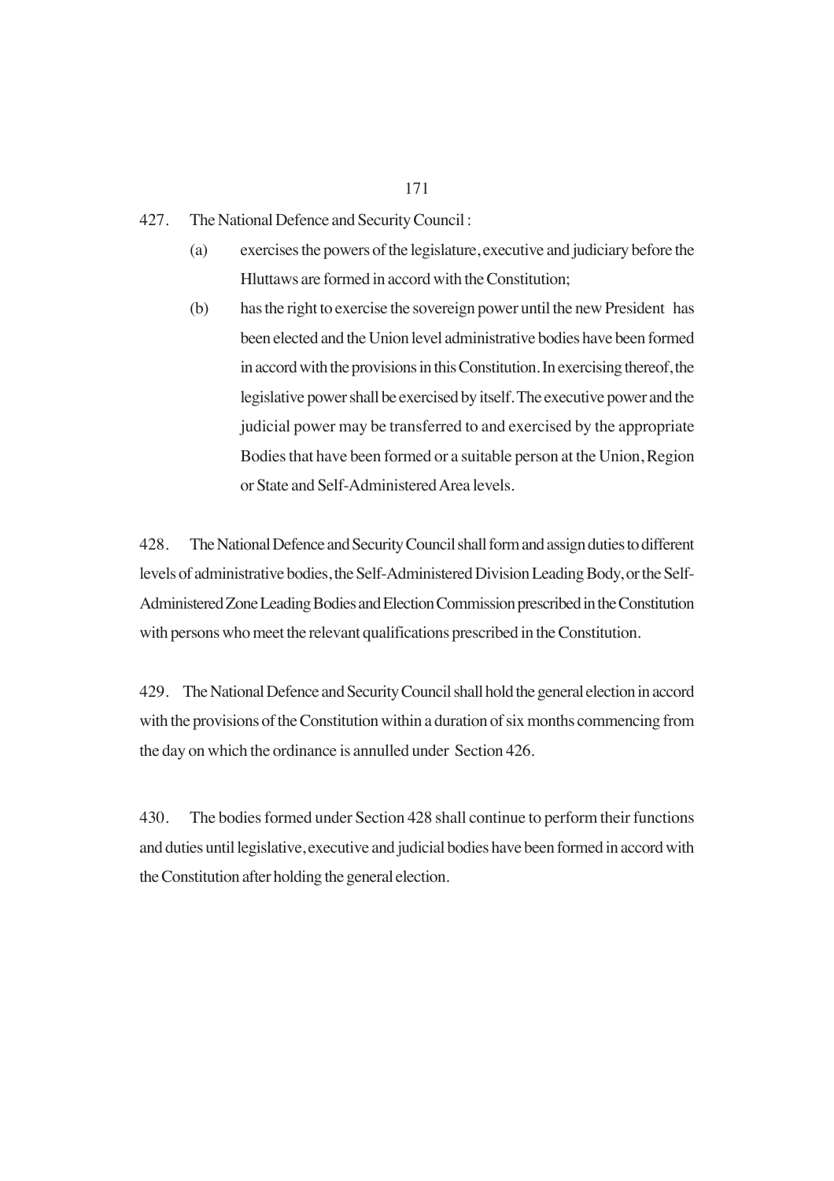427. The National Defence and Security Council :

(a) exercises the powers of the legislature, executive and judiciary before the Hluttaws are formed in accord with the Constitution;

(b) has the right to exercise the sovereign power until the new President has been elected and the Union level administrative bodies have been formed in accord with the provisions in this Constitution. In exercising thereof, the legislative power shall be exercised by itself. The executive power and the judicial power may be transferred to and exercised by the appropriate Bodies that have been formed or a suitable person at the Union, Region or State and Self-Administered Area levels.

428. The National Defence and Security Council shall form and assign duties to different levels of administrative bodies, the Self-Administered Division Leading Body, or the Self-Administered Zone Leading Bodies and Election Commission prescribed in the Constitution with persons who meet the relevant qualifications prescribed in the Constitution.

429. The National Defence and Security Council shall hold the general election in accord with the provisions of the Constitution within a duration of six months commencing from the day on which the ordinance is annulled under Section 426.

430. The bodies formed under Section 428 shall continue to perform their functions and duties until legislative, executive and judicial bodies have been formed in accord with the Constitution after holding the general election.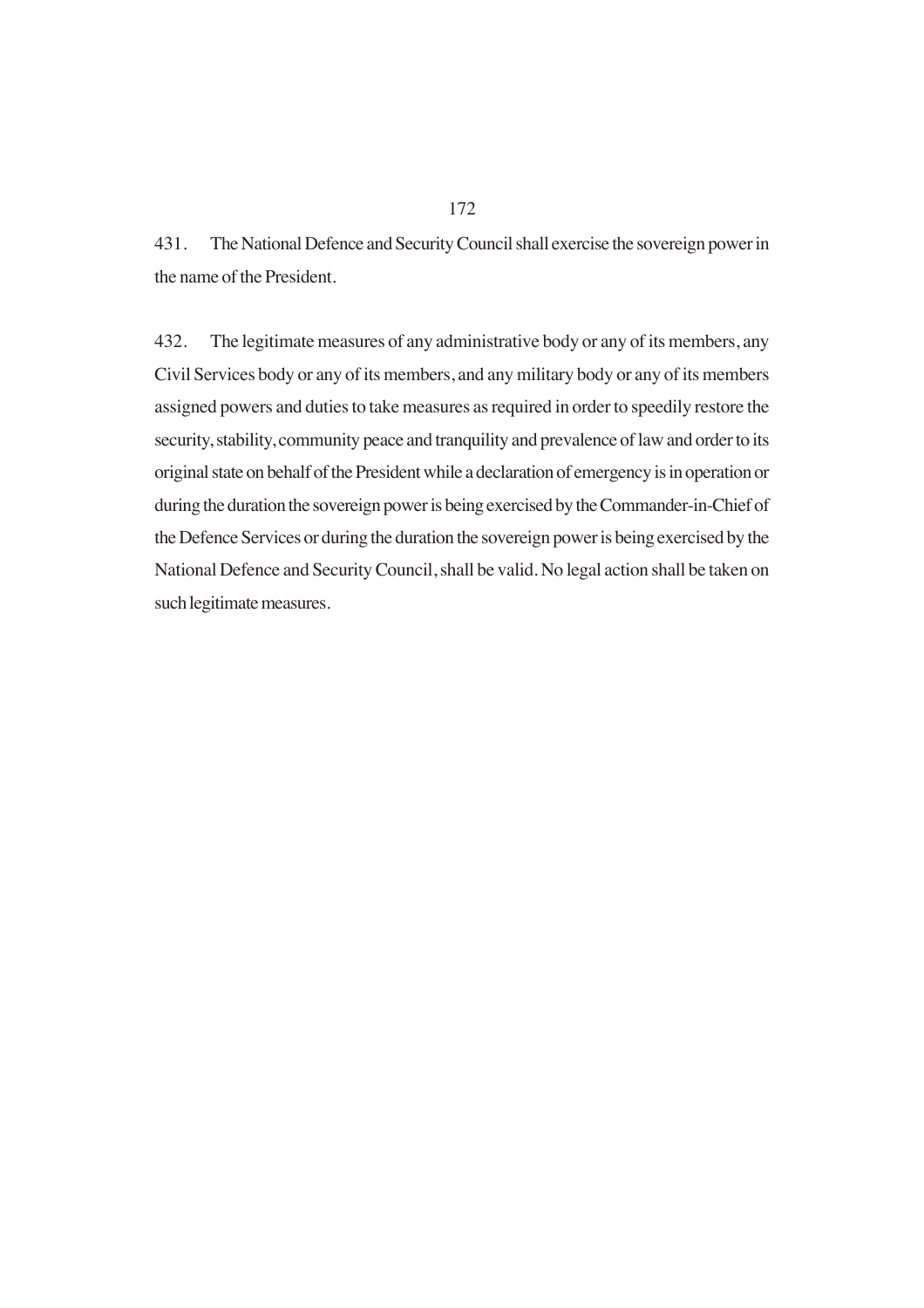431. The National Defence and Security Council shall exercise the sovereign power in the name of the President.

432. The legitimate measures of any administrative body or any of its members, any Civil Services body or any of its members, and any military body or any of its members assigned powers and duties to take measures as required in order to speedily restore the security, stability, community peace and tranquility and prevalence of law and order to its original state on behalf of the President while a declaration of emergency is in operation or during the duration the sovereign power is being exercised by the Commander-in-Chief of the Defence Services or during the duration the sovereign power is being exercised by the National Defence and Security Council, shall be valid. No legal action shall be taken on such legitimate measures.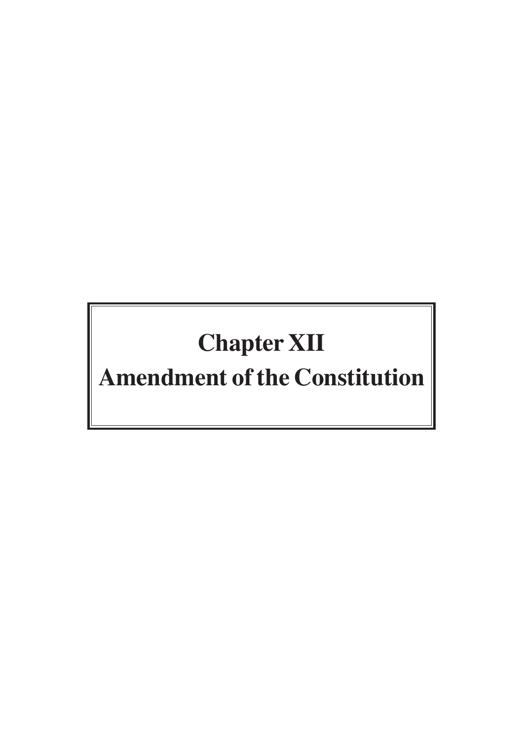# Chapter XII
# Amendment of the Constitution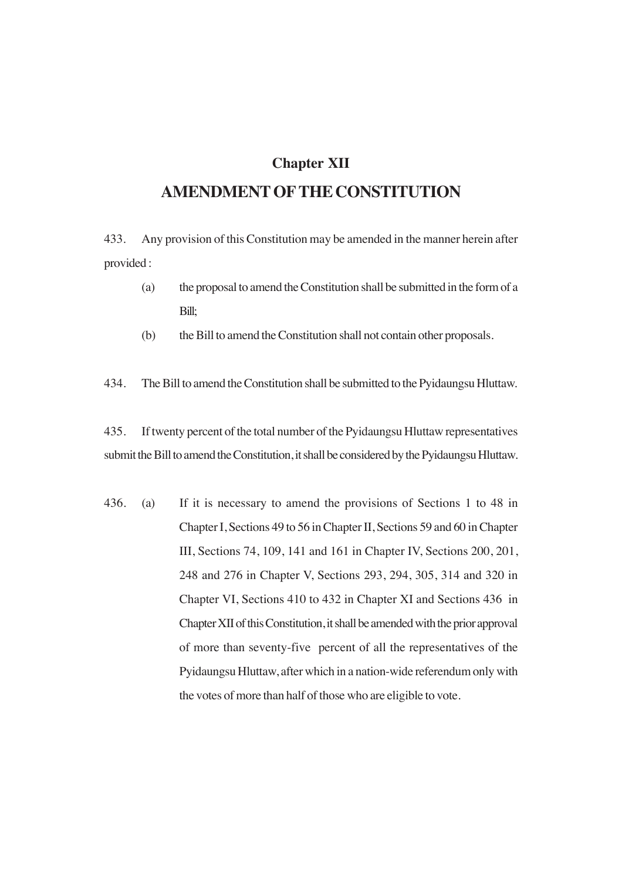## Chapter XII

# AMENDMENT OF THE CONSTITUTION

433. Any provision of this Constitution may be amended in the manner herein after provided :

(a) the proposal to amend the Constitution shall be submitted in the form of a Bill;

(b) the Bill to amend the Constitution shall not contain other proposals.

434. The Bill to amend the Constitution shall be submitted to the Pyidaungsu Hluttaw.

435. If twenty percent of the total number of the Pyidaungsu Hluttaw representatives submit the Bill to amend the Constitution, it shall be considered by the Pyidaungsu Hluttaw.

436. (a) If it is necessary to amend the provisions of Sections 1 to 48 in Chapter I, Sections 49 to 56 in Chapter II, Sections 59 and 60 in Chapter III, Sections 74, 109, 141 and 161 in Chapter IV, Sections 200, 201, 248 and 276 in Chapter V, Sections 293, 294, 305, 314 and 320 in Chapter VI, Sections 410 to 432 in Chapter XI and Sections 436 in Chapter XII of this Constitution, it shall be amended with the prior approval of more than seventy-five percent of all the representatives of the Pyidaungsu Hluttaw, after which in a nation-wide referendum only with the votes of more than half of those who are eligible to vote.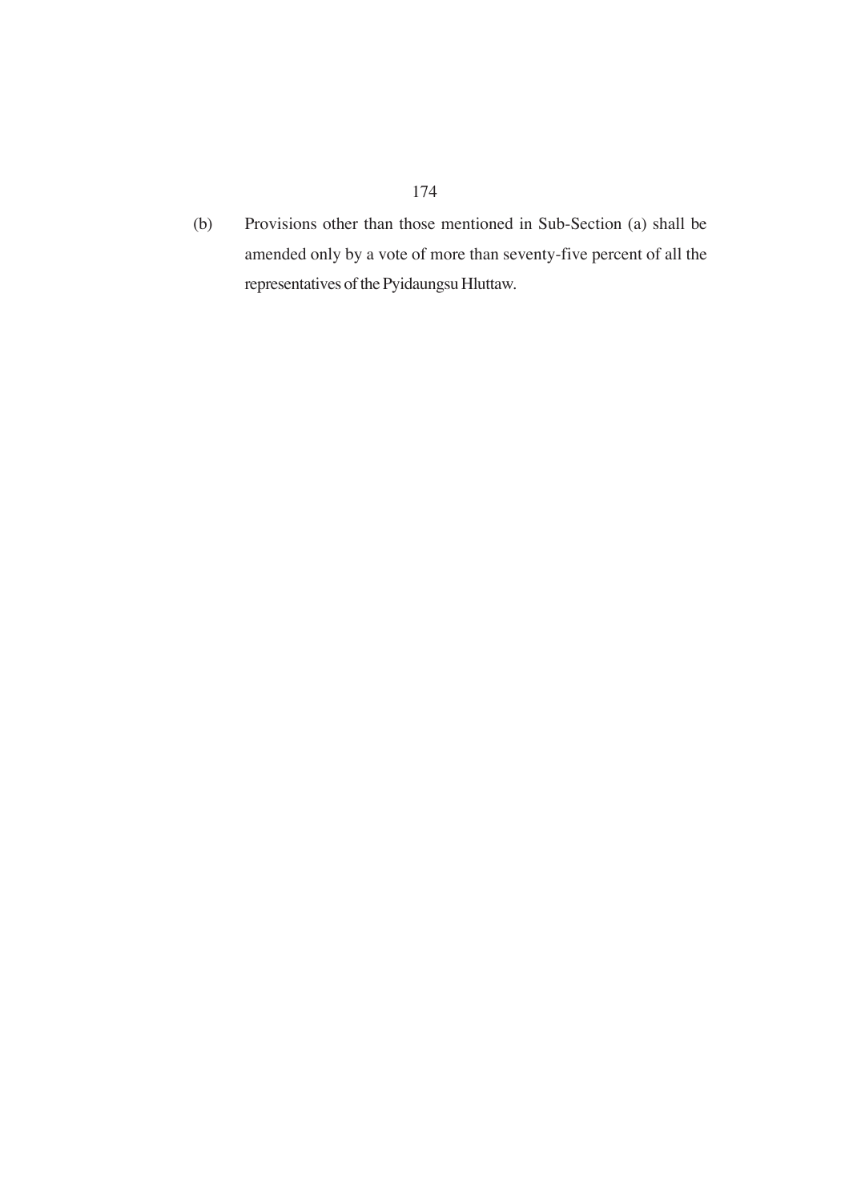(b) Provisions other than those mentioned in Sub-Section (a) shall be amended only by a vote of more than seventy-five percent of all the representatives of the Pyidaungsu Hluttaw.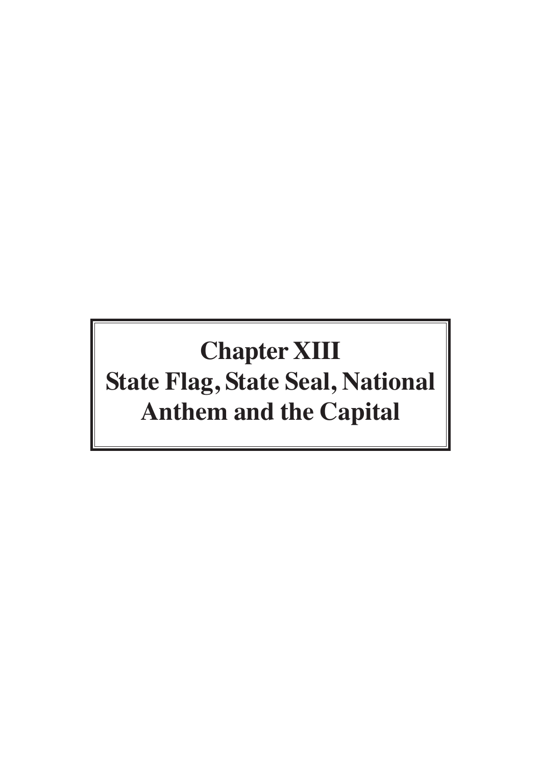# Chapter XIII
# State Flag, State Seal, National Anthem and the Capital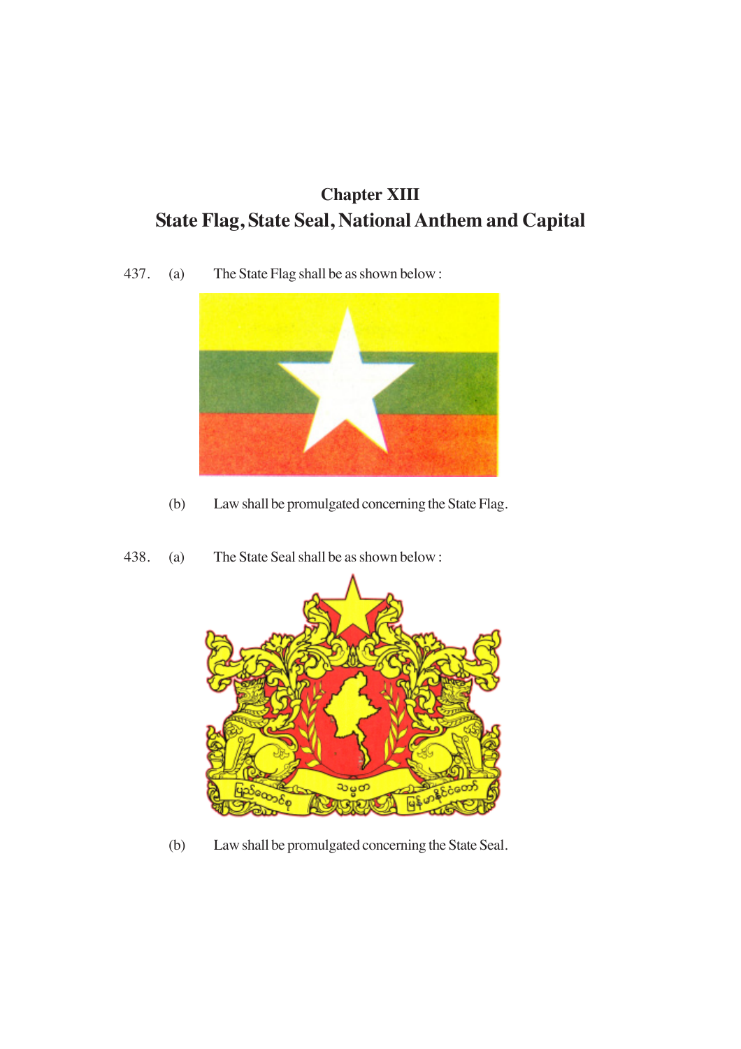## Chapter XIII

## State Flag, State Seal, National Anthem and Capital

437. (a) The State Flag shall be as shown below :

(b) Law shall be promulgated concerning the State Flag.

438. (a) The State Seal shall be as shown below :

(b) Law shall be promulgated concerning the State Seal.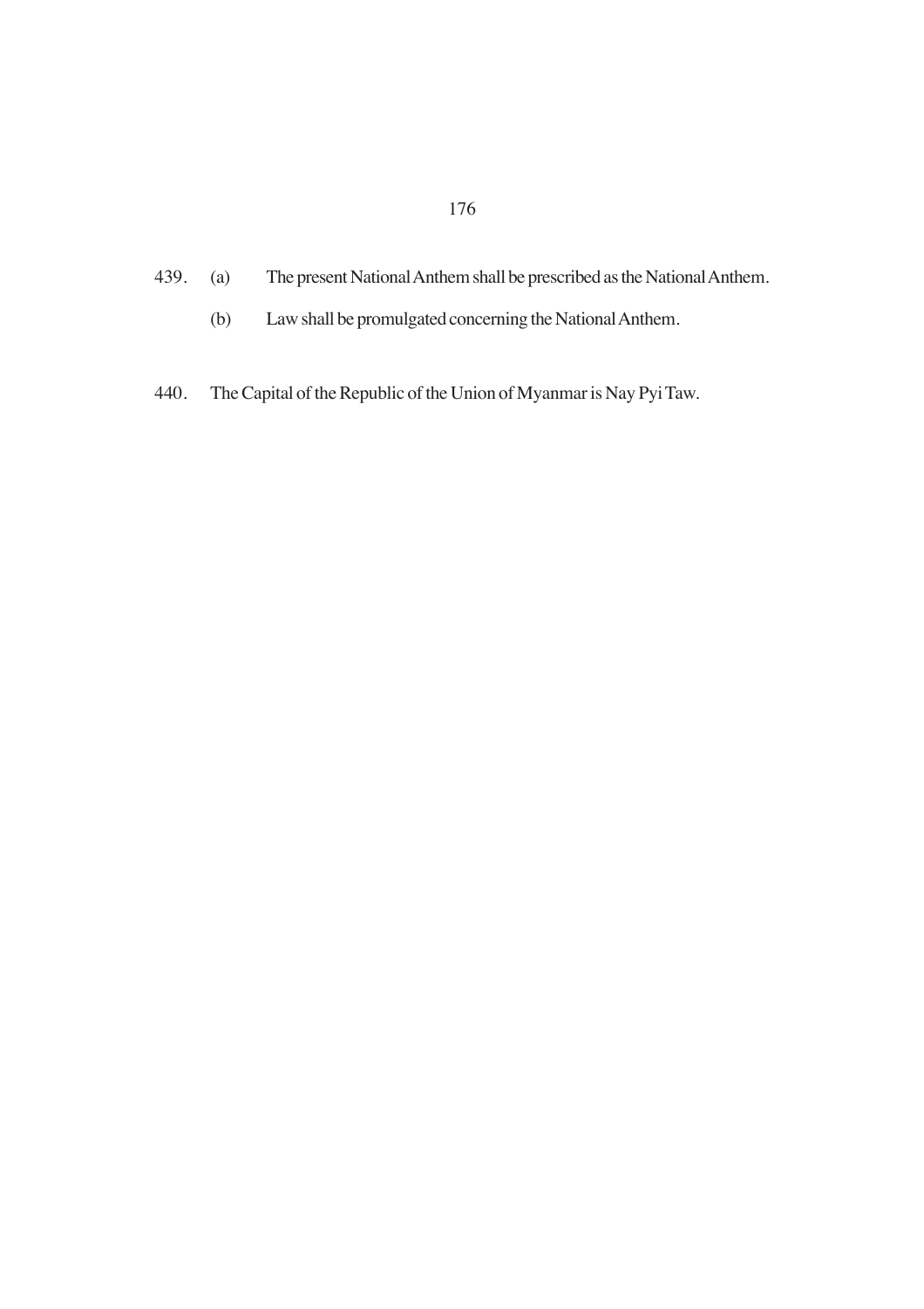439. (a) The present National Anthem shall be prescribed as the National Anthem.

(b) Law shall be promulgated concerning the National Anthem.

440. The Capital of the Republic of the Union of Myanmar is Nay Pyi Taw.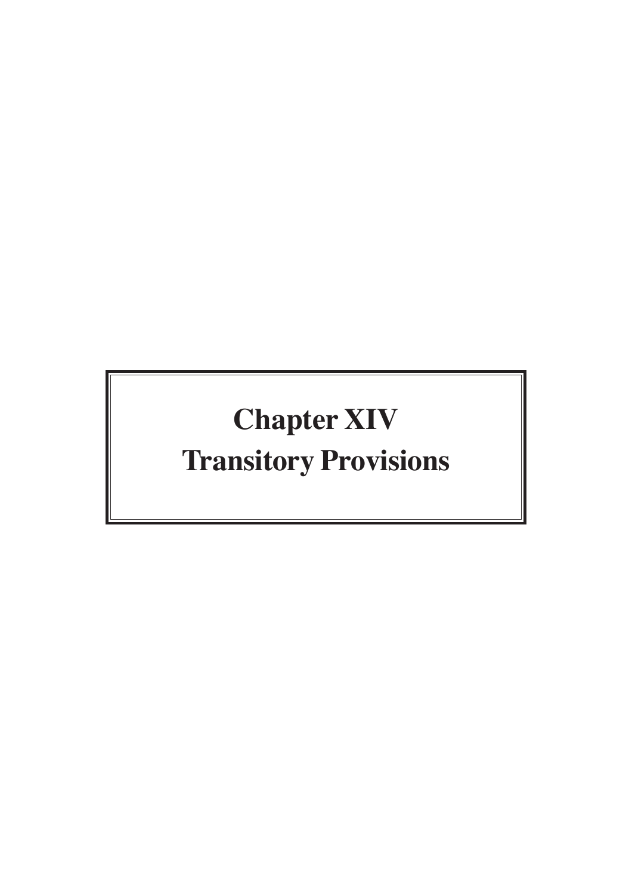# Chapter XIV
# Transitory Provisions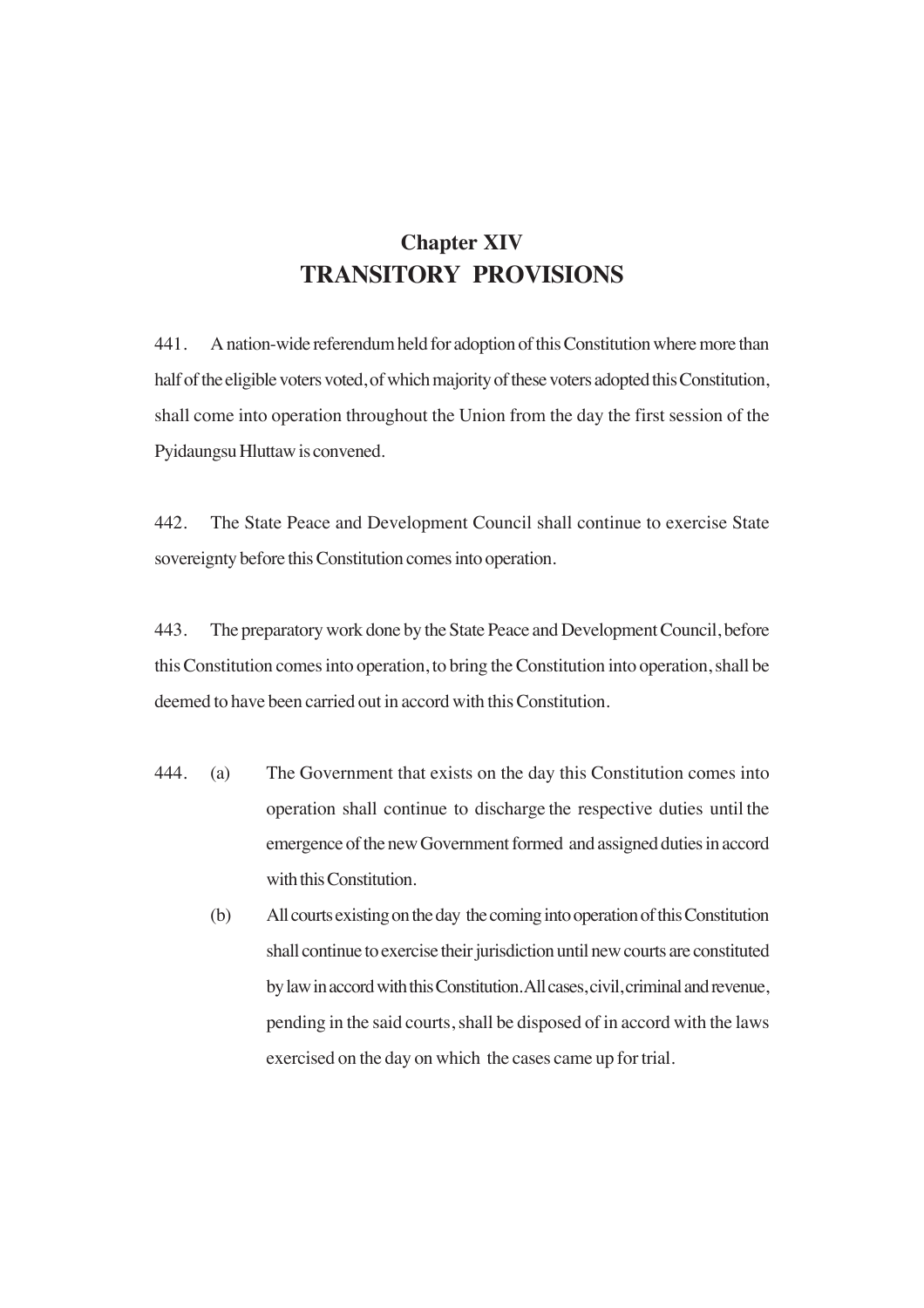## Chapter XIV
## TRANSITORY PROVISIONS

441. A nation-wide referendum held for adoption of this Constitution where more than half of the eligible voters voted, of which majority of these voters adopted this Constitution, shall come into operation throughout the Union from the day the first session of the Pyidaungsu Hluttaw is convened.

442. The State Peace and Development Council shall continue to exercise State sovereignty before this Constitution comes into operation.

443. The preparatory work done by the State Peace and Development Council, before this Constitution comes into operation, to bring the Constitution into operation, shall be deemed to have been carried out in accord with this Constitution.

444. (a) The Government that exists on the day this Constitution comes into operation shall continue to discharge the respective duties until the emergence of the new Government formed and assigned duties in accord with this Constitution.

(b) All courts existing on the day the coming into operation of this Constitution shall continue to exercise their jurisdiction until new courts are constituted by law in accord with this Constitution. All cases, civil, criminal and revenue, pending in the said courts, shall be disposed of in accord with the laws exercised on the day on which the cases came up for trial.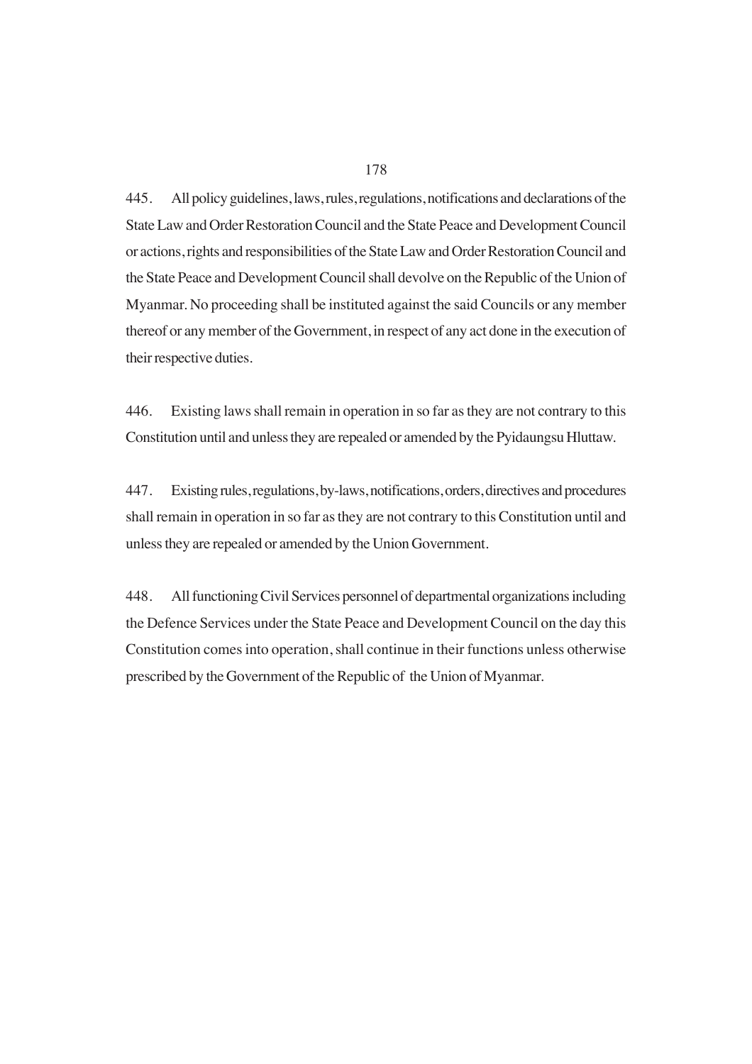445. All policy guidelines, laws, rules, regulations, notifications and declarations of the State Law and Order Restoration Council and the State Peace and Development Council or actions, rights and responsibilities of the State Law and Order Restoration Council and the State Peace and Development Council shall devolve on the Republic of the Union of Myanmar. No proceeding shall be instituted against the said Councils or any member thereof or any member of the Government, in respect of any act done in the execution of their respective duties.

446. Existing laws shall remain in operation in so far as they are not contrary to this Constitution until and unless they are repealed or amended by the Pyidaungsu Hluttaw.

447. Existing rules, regulations, by-laws, notifications, orders, directives and procedures shall remain in operation in so far as they are not contrary to this Constitution until and unless they are repealed or amended by the Union Government.

448. All functioning Civil Services personnel of departmental organizations including the Defence Services under the State Peace and Development Council on the day this Constitution comes into operation, shall continue in their functions unless otherwise prescribed by the Government of the Republic of the Union of Myanmar.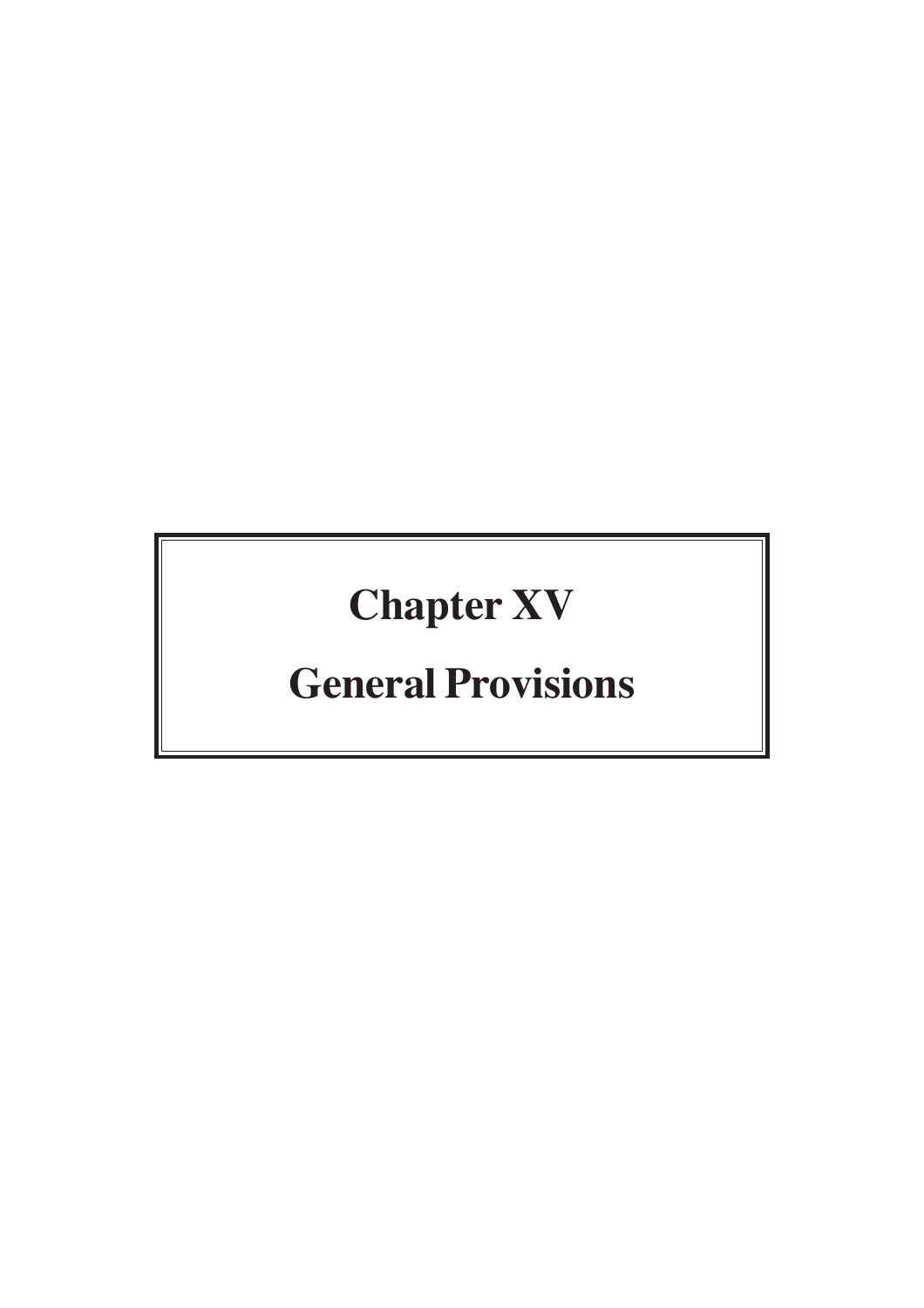# Chapter XV

# General Provisions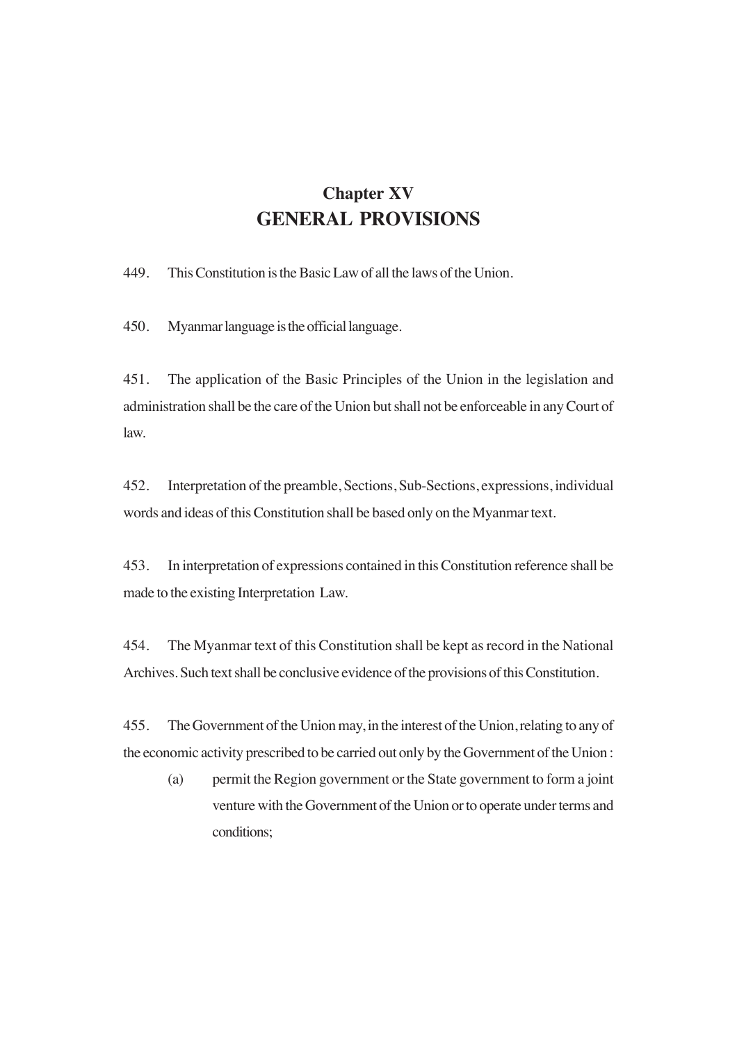# Chapter XV
# GENERAL PROVISIONS

449. This Constitution is the Basic Law of all the laws of the Union.

450. Myanmar language is the official language.

451. The application of the Basic Principles of the Union in the legislation and administration shall be the care of the Union but shall not be enforceable in any Court of law.

452. Interpretation of the preamble, Sections, Sub-Sections, expressions, individual words and ideas of this Constitution shall be based only on the Myanmar text.

453. In interpretation of expressions contained in this Constitution reference shall be made to the existing Interpretation Law.

454. The Myanmar text of this Constitution shall be kept as record in the National Archives. Such text shall be conclusive evidence of the provisions of this Constitution.

455. The Government of the Union may, in the interest of the Union, relating to any of the economic activity prescribed to be carried out only by the Government of the Union :

(a) permit the Region government or the State government to form a joint venture with the Government of the Union or to operate under terms and conditions;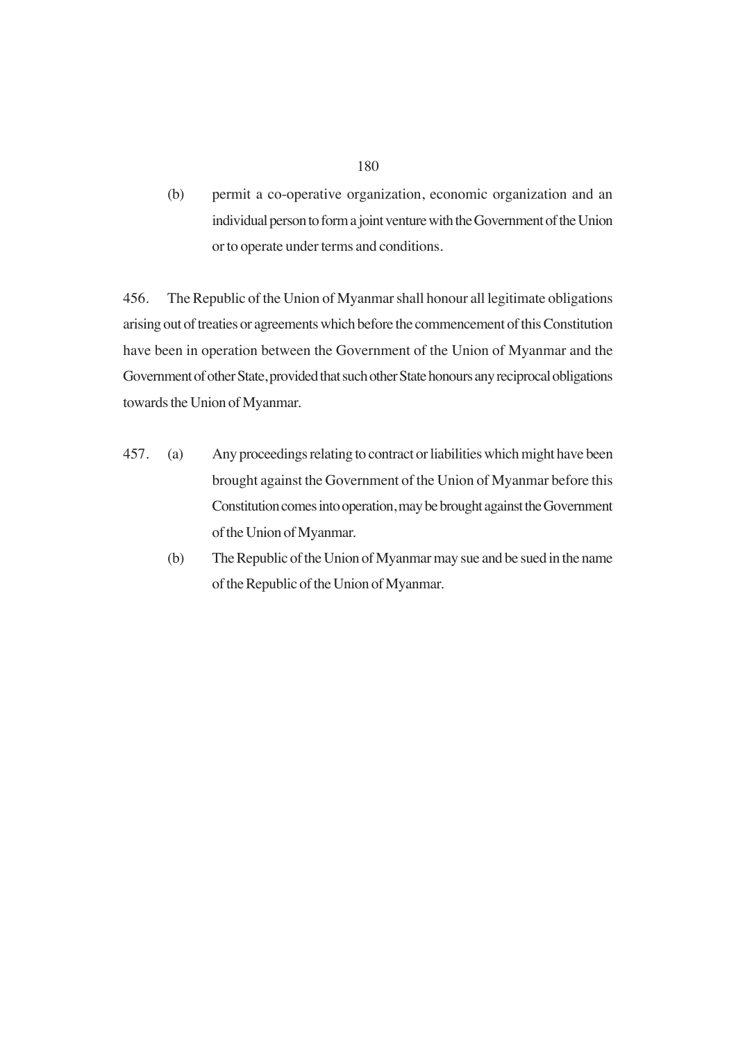(b) permit a co-operative organization, economic organization and an individual person to form a joint venture with the Government of the Union or to operate under terms and conditions.

456. The Republic of the Union of Myanmar shall honour all legitimate obligations arising out of treaties or agreements which before the commencement of this Constitution have been in operation between the Government of the Union of Myanmar and the Government of other State, provided that such other State honours any reciprocal obligations towards the Union of Myanmar.

457. (a) Any proceedings relating to contract or liabilities which might have been brought against the Government of the Union of Myanmar before this Constitution comes into operation, may be brought against the Government of the Union of Myanmar.

(b) The Republic of the Union of Myanmar may sue and be sued in the name of the Republic of the Union of Myanmar.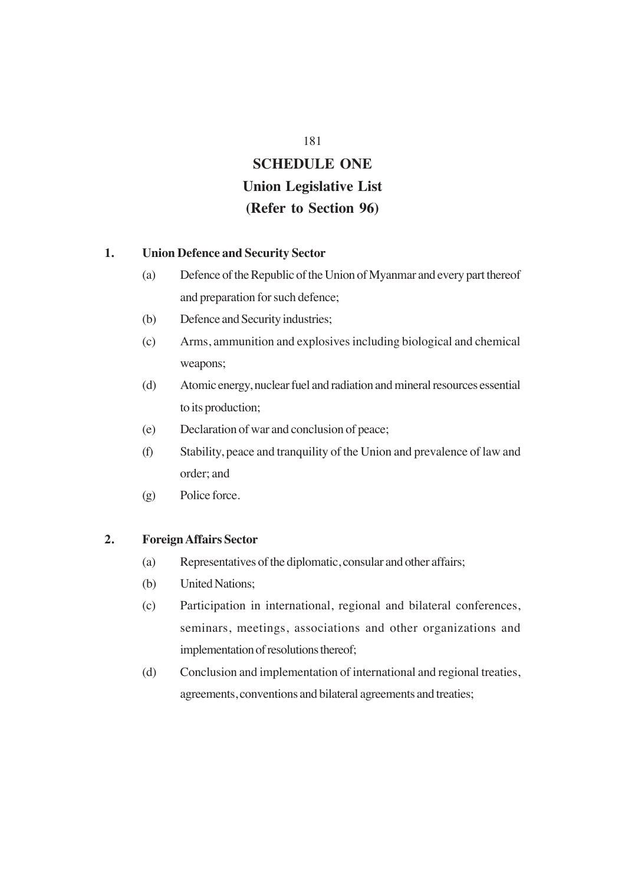# SCHEDULE ONE
## Union Legislative List
## (Refer to Section 96)

**1. Union Defence and Security Sector**

(a) Defence of the Republic of the Union of Myanmar and every part thereof and preparation for such defence;

(b) Defence and Security industries;

(c) Arms, ammunition and explosives including biological and chemical weapons;

(d) Atomic energy, nuclear fuel and radiation and mineral resources essential to its production;

(e) Declaration of war and conclusion of peace;

(f) Stability, peace and tranquility of the Union and prevalence of law and order; and

(g) Police force.

**2. Foreign Affairs Sector**

(a) Representatives of the diplomatic, consular and other affairs;

(b) United Nations;

(c) Participation in international, regional and bilateral conferences, seminars, meetings, associations and other organizations and implementation of resolutions thereof;

(d) Conclusion and implementation of international and regional treaties, agreements, conventions and bilateral agreements and treaties;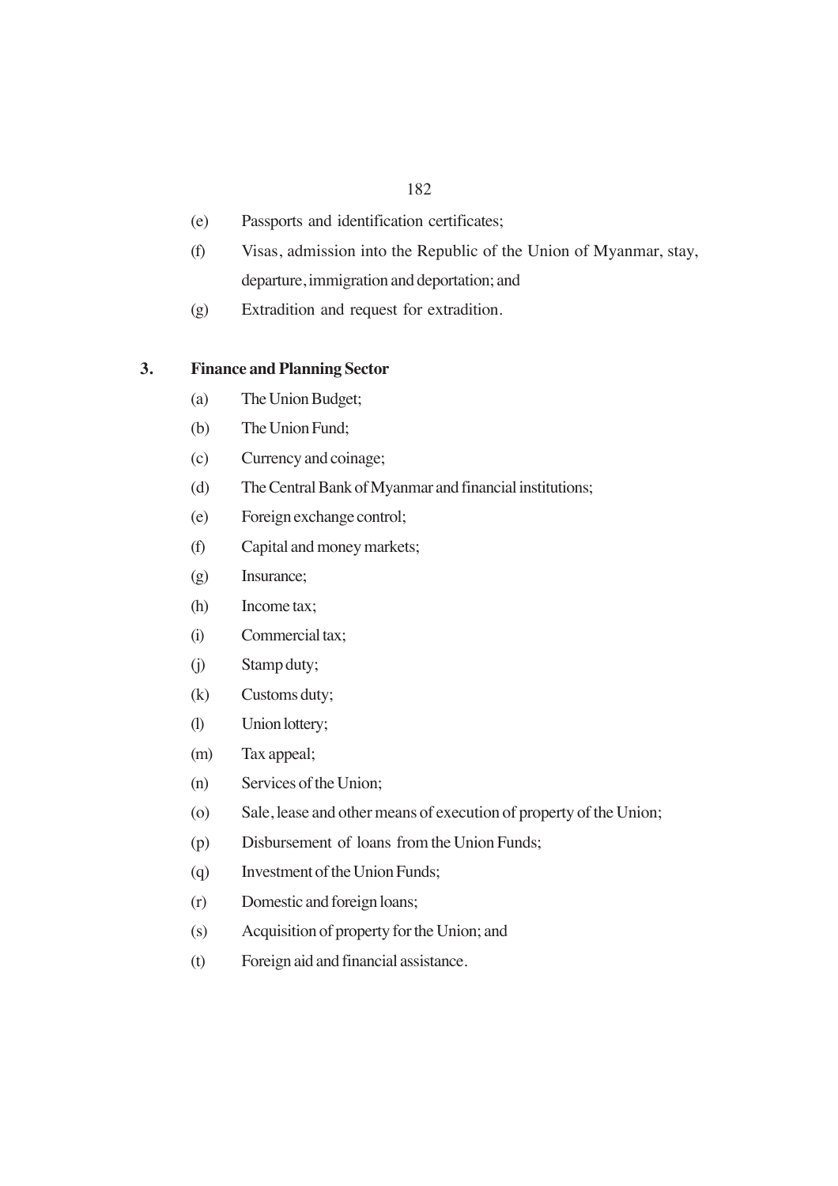(e) Passports and identification certificates;

(f) Visas, admission into the Republic of the Union of Myanmar, stay, departure, immigration and deportation; and

(g) Extradition and request for extradition.

**3. Finance and Planning Sector**

(a) The Union Budget;

(b) The Union Fund;

(c) Currency and coinage;

(d) The Central Bank of Myanmar and financial institutions;

(e) Foreign exchange control;

(f) Capital and money markets;

(g) Insurance;

(h) Income tax;

(i) Commercial tax;

(j) Stamp duty;

(k) Customs duty;

(l) Union lottery;

(m) Tax appeal;

(n) Services of the Union;

(o) Sale, lease and other means of execution of property of the Union;

(p) Disbursement of loans from the Union Funds;

(q) Investment of the Union Funds;

(r) Domestic and foreign loans;

(s) Acquisition of property for the Union; and

(t) Foreign aid and financial assistance.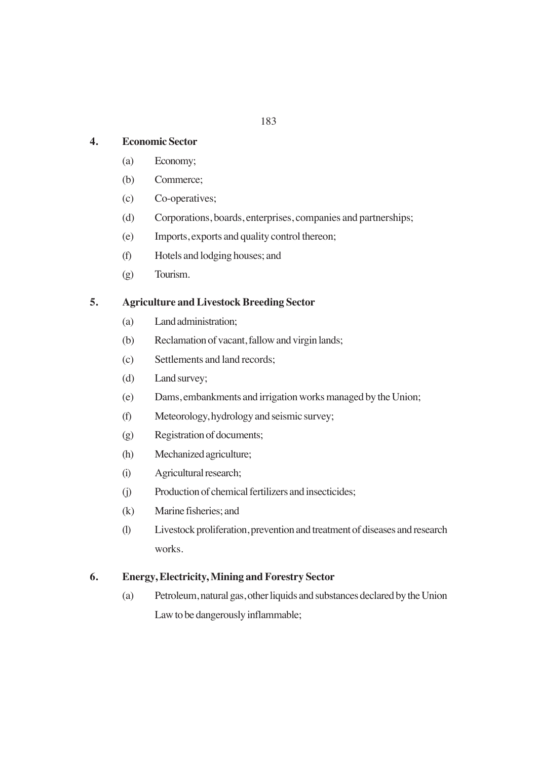**4. Economic Sector**

(a) Economy;

(b) Commerce;

(c) Co-operatives;

(d) Corporations, boards, enterprises, companies and partnerships;

(e) Imports, exports and quality control thereon;

(f) Hotels and lodging houses; and

(g) Tourism.

**5. Agriculture and Livestock Breeding Sector**

(a) Land administration;

(b) Reclamation of vacant, fallow and virgin lands;

(c) Settlements and land records;

(d) Land survey;

(e) Dams, embankments and irrigation works managed by the Union;

(f) Meteorology, hydrology and seismic survey;

(g) Registration of documents;

(h) Mechanized agriculture;

(i) Agricultural research;

(j) Production of chemical fertilizers and insecticides;

(k) Marine fisheries; and

(l) Livestock proliferation, prevention and treatment of diseases and research works.

**6. Energy, Electricity, Mining and Forestry Sector**

(a) Petroleum, natural gas, other liquids and substances declared by the Union Law to be dangerously inflammable;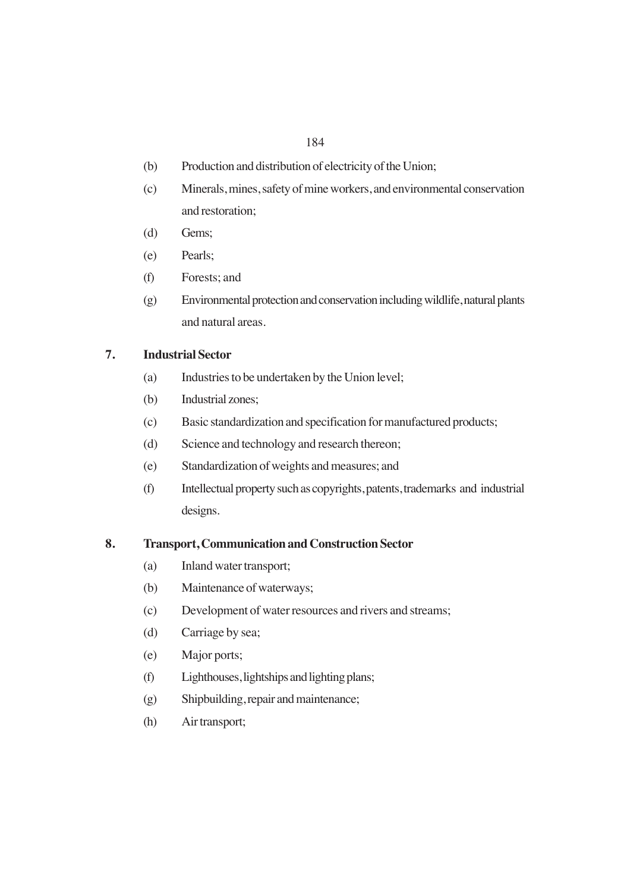(b) Production and distribution of electricity of the Union;

(c) Minerals, mines, safety of mine workers, and environmental conservation and restoration;

(d) Gems;

(e) Pearls;

(f) Forests; and

(g) Environmental protection and conservation including wildlife, natural plants and natural areas.

**7. Industrial Sector**

(a) Industries to be undertaken by the Union level;

(b) Industrial zones;

(c) Basic standardization and specification for manufactured products;

(d) Science and technology and research thereon;

(e) Standardization of weights and measures; and

(f) Intellectual property such as copyrights, patents, trademarks and industrial designs.

**8. Transport, Communication and Construction Sector**

(a) Inland water transport;

(b) Maintenance of waterways;

(c) Development of water resources and rivers and streams;

(d) Carriage by sea;

(e) Major ports;

(f) Lighthouses, lightships and lighting plans;

(g) Shipbuilding, repair and maintenance;

(h) Air transport;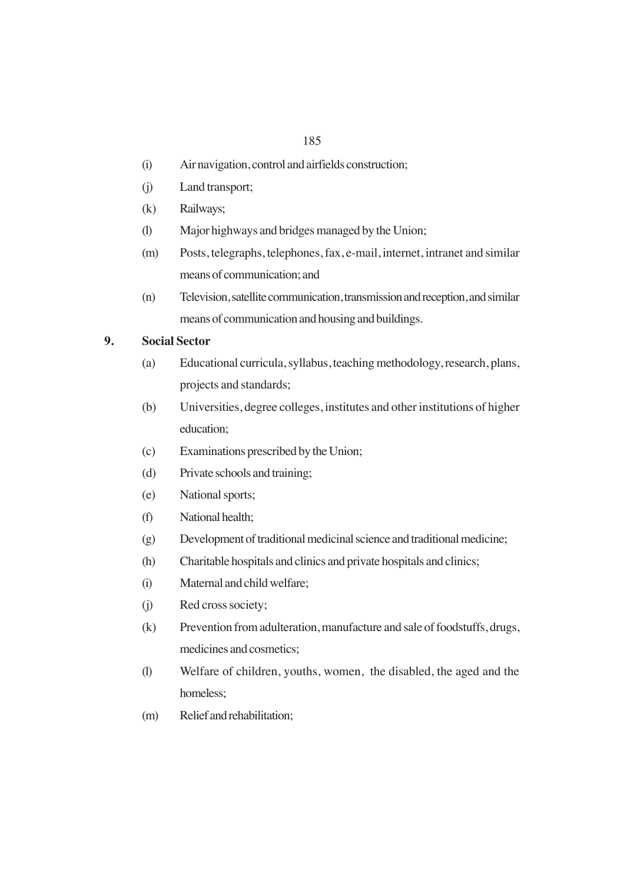(i) Air navigation, control and airfields construction;

(j) Land transport;

(k) Railways;

(l) Major highways and bridges managed by the Union;

(m) Posts, telegraphs, telephones, fax, e-mail, internet, intranet and similar means of communication; and

(n) Television, satellite communication, transmission and reception, and similar means of communication and housing and buildings.

**9. Social Sector**

(a) Educational curricula, syllabus, teaching methodology, research, plans, projects and standards;

(b) Universities, degree colleges, institutes and other institutions of higher education;

(c) Examinations prescribed by the Union;

(d) Private schools and training;

(e) National sports;

(f) National health;

(g) Development of traditional medicinal science and traditional medicine;

(h) Charitable hospitals and clinics and private hospitals and clinics;

(i) Maternal and child welfare;

(j) Red cross society;

(k) Prevention from adulteration, manufacture and sale of foodstuffs, drugs, medicines and cosmetics;

(l) Welfare of children, youths, women, the disabled, the aged and the homeless;

(m) Relief and rehabilitation;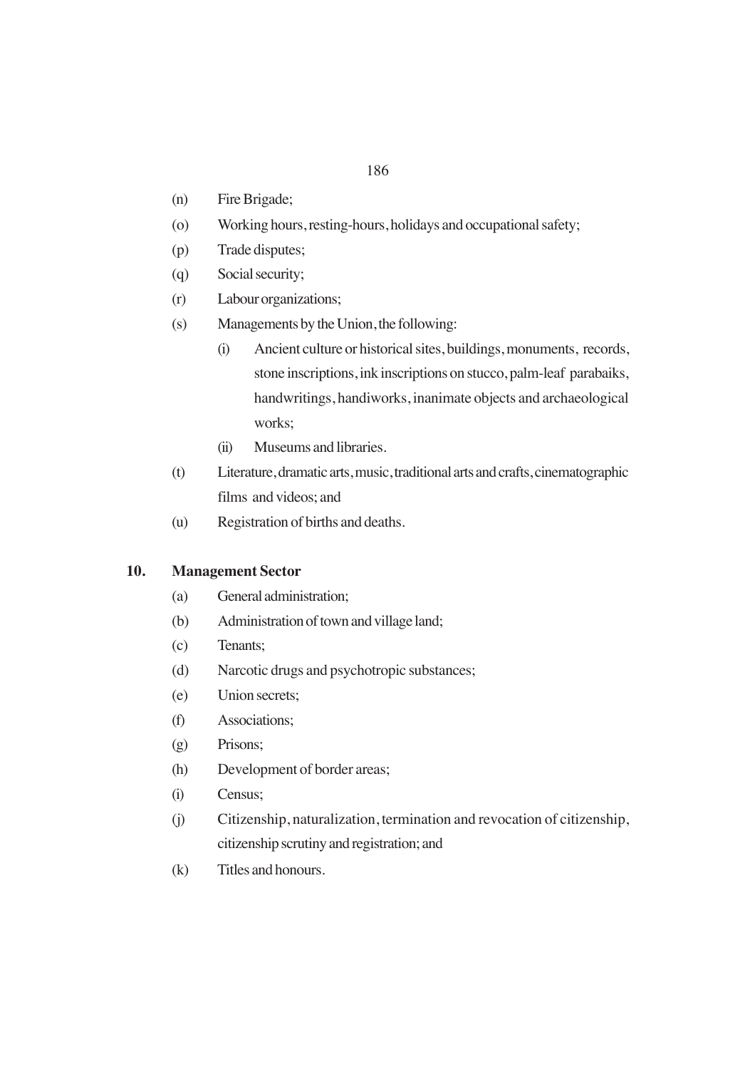(n) Fire Brigade;

(o) Working hours, resting-hours, holidays and occupational safety;

(p) Trade disputes;

(q) Social security;

(r) Labour organizations;

(s) Managements by the Union, the following:

   (i) Ancient culture or historical sites, buildings, monuments, records, stone inscriptions, ink inscriptions on stucco, palm-leaf parabaiks, handwritings, handiworks, inanimate objects and archaeological works;

   (ii) Museums and libraries.

(t) Literature, dramatic arts, music, traditional arts and crafts, cinematographic films and videos; and

(u) Registration of births and deaths.

**10. Management Sector**

(a) General administration;

(b) Administration of town and village land;

(c) Tenants;

(d) Narcotic drugs and psychotropic substances;

(e) Union secrets;

(f) Associations;

(g) Prisons;

(h) Development of border areas;

(i) Census;

(j) Citizenship, naturalization, termination and revocation of citizenship, citizenship scrutiny and registration; and

(k) Titles and honours.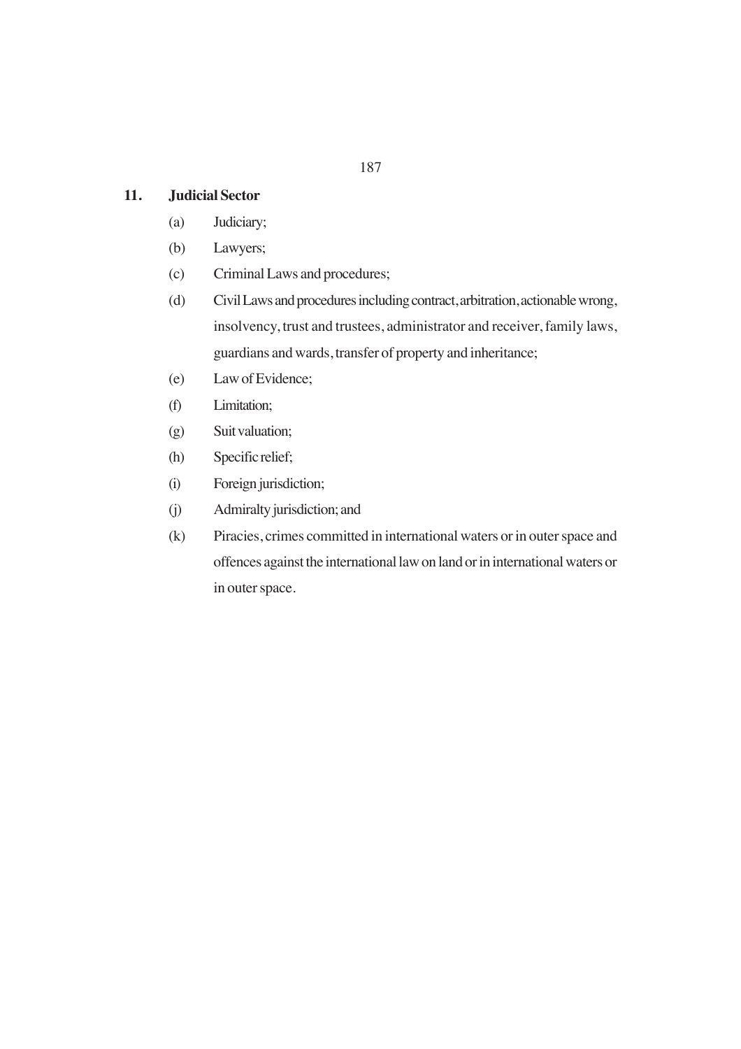**11. Judicial Sector**

(a) Judiciary;

(b) Lawyers;

(c) Criminal Laws and procedures;

(d) Civil Laws and procedures including contract, arbitration, actionable wrong, insolvency, trust and trustees, administrator and receiver, family laws, guardians and wards, transfer of property and inheritance;

(e) Law of Evidence;

(f) Limitation;

(g) Suit valuation;

(h) Specific relief;

(i) Foreign jurisdiction;

(j) Admiralty jurisdiction; and

(k) Piracies, crimes committed in international waters or in outer space and offences against the international law on land or in international waters or in outer space.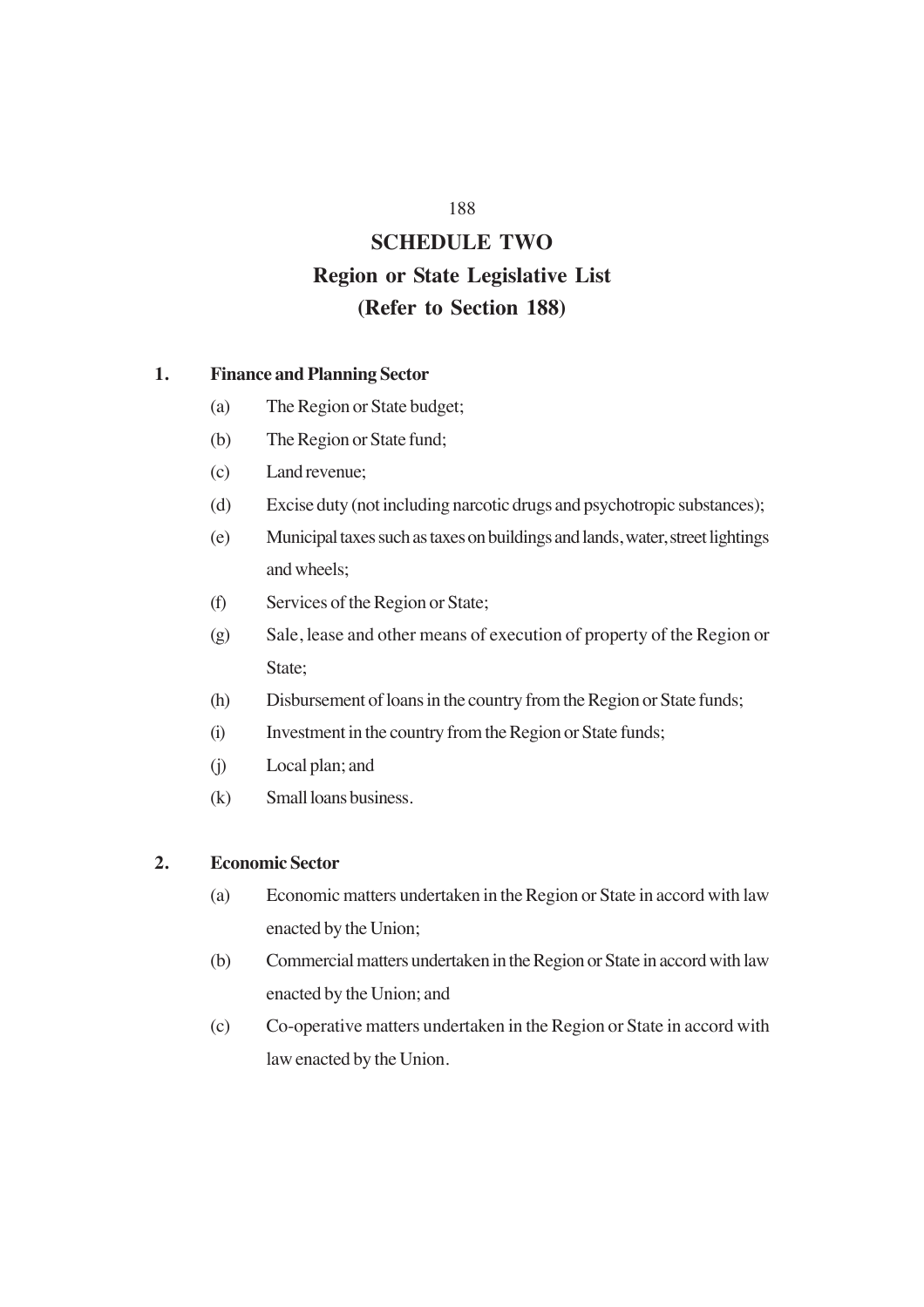# SCHEDULE TWO

## Region or State Legislative List

## (Refer to Section 188)

**1. Finance and Planning Sector**

- (a) The Region or State budget;
- (b) The Region or State fund;
- (c) Land revenue;
- (d) Excise duty (not including narcotic drugs and psychotropic substances);
- (e) Municipal taxes such as taxes on buildings and lands, water, street lightings and wheels;
- (f) Services of the Region or State;
- (g) Sale, lease and other means of execution of property of the Region or State;
- (h) Disbursement of loans in the country from the Region or State funds;
- (i) Investment in the country from the Region or State funds;
- (j) Local plan; and
- (k) Small loans business.

**2. Economic Sector**

- (a) Economic matters undertaken in the Region or State in accord with law enacted by the Union;
- (b) Commercial matters undertaken in the Region or State in accord with law enacted by the Union; and
- (c) Co-operative matters undertaken in the Region or State in accord with law enacted by the Union.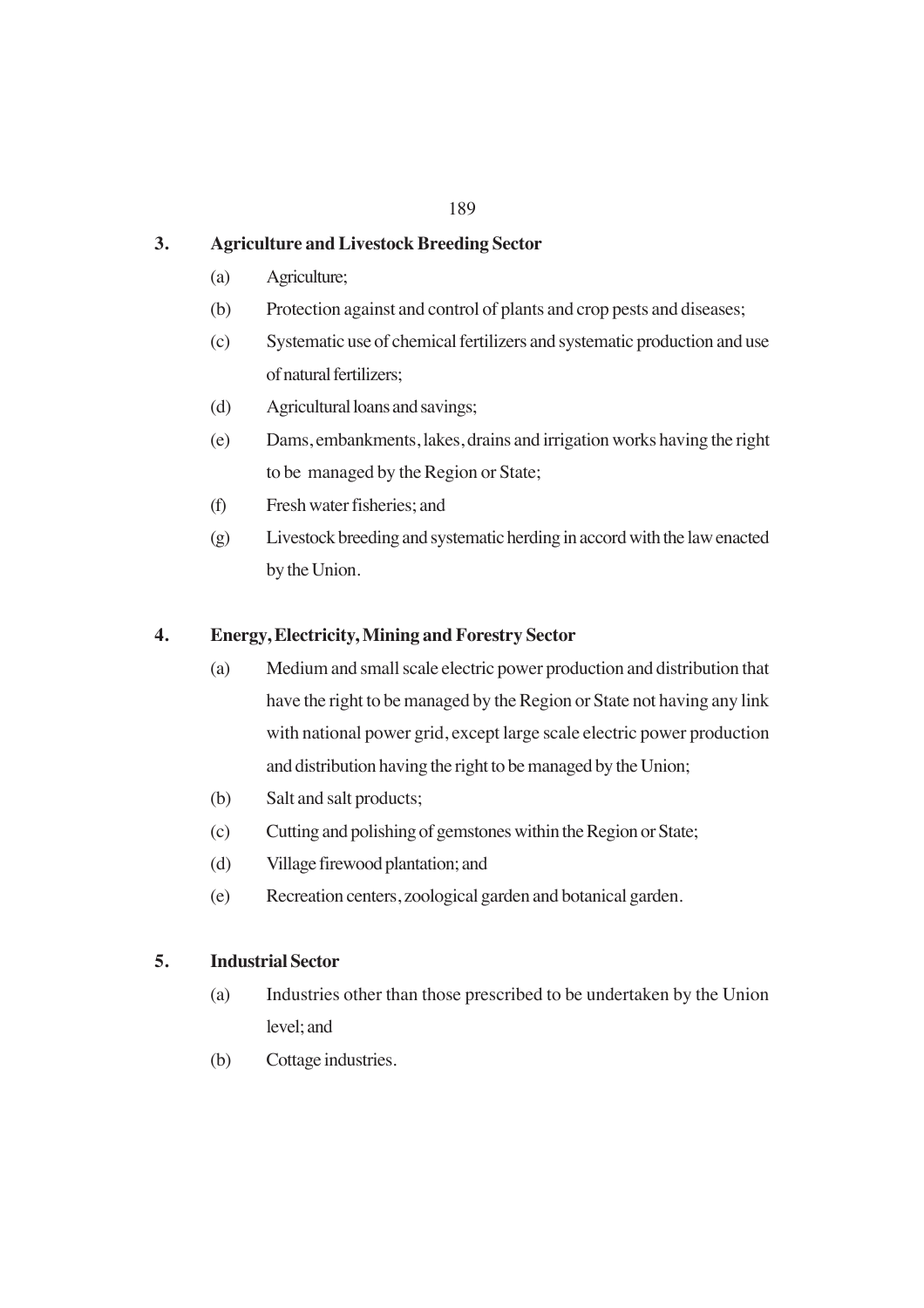**3. Agriculture and Livestock Breeding Sector**

(a) Agriculture;

(b) Protection against and control of plants and crop pests and diseases;

(c) Systematic use of chemical fertilizers and systematic production and use of natural fertilizers;

(d) Agricultural loans and savings;

(e) Dams, embankments, lakes, drains and irrigation works having the right to be managed by the Region or State;

(f) Fresh water fisheries; and

(g) Livestock breeding and systematic herding in accord with the law enacted by the Union.

**4. Energy, Electricity, Mining and Forestry Sector**

(a) Medium and small scale electric power production and distribution that have the right to be managed by the Region or State not having any link with national power grid, except large scale electric power production and distribution having the right to be managed by the Union;

(b) Salt and salt products;

(c) Cutting and polishing of gemstones within the Region or State;

(d) Village firewood plantation; and

(e) Recreation centers, zoological garden and botanical garden.

**5. Industrial Sector**

(a) Industries other than those prescribed to be undertaken by the Union level; and

(b) Cottage industries.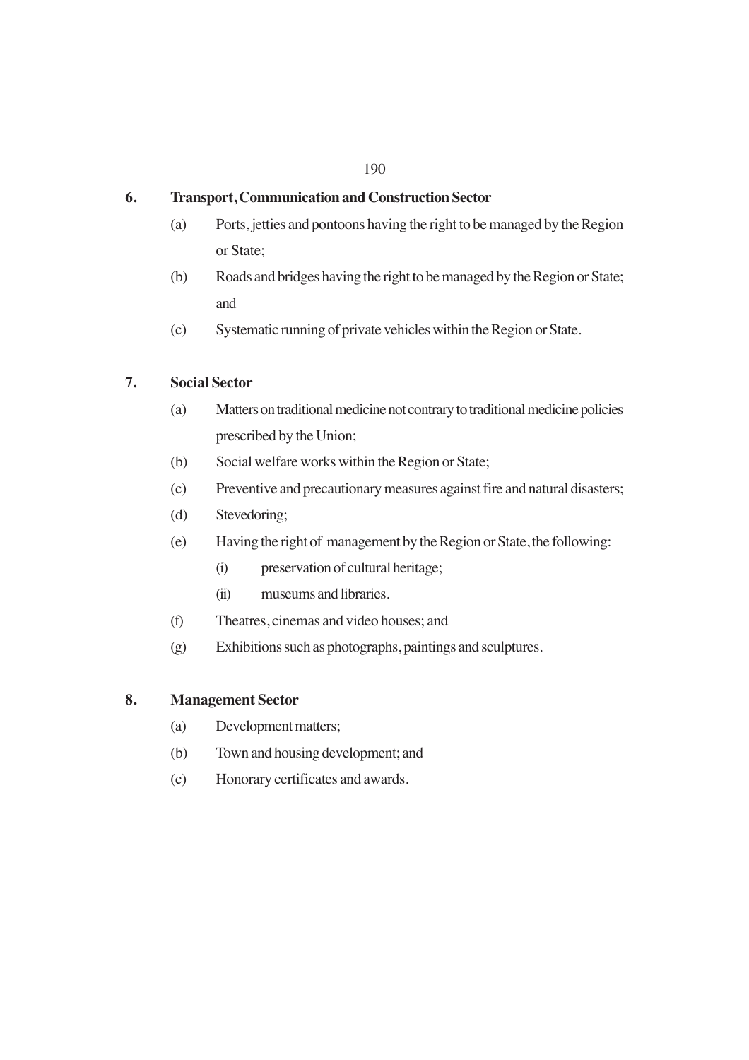**6. Transport, Communication and Construction Sector**

(a) Ports, jetties and pontoons having the right to be managed by the Region or State;

(b) Roads and bridges having the right to be managed by the Region or State; and

(c) Systematic running of private vehicles within the Region or State.

**7. Social Sector**

(a) Matters on traditional medicine not contrary to traditional medicine policies prescribed by the Union;

(b) Social welfare works within the Region or State;

(c) Preventive and precautionary measures against fire and natural disasters;

(d) Stevedoring;

(e) Having the right of management by the Region or State, the following:

  (i) preservation of cultural heritage;

  (ii) museums and libraries.

(f) Theatres, cinemas and video houses; and

(g) Exhibitions such as photographs, paintings and sculptures.

**8. Management Sector**

(a) Development matters;

(b) Town and housing development; and

(c) Honorary certificates and awards.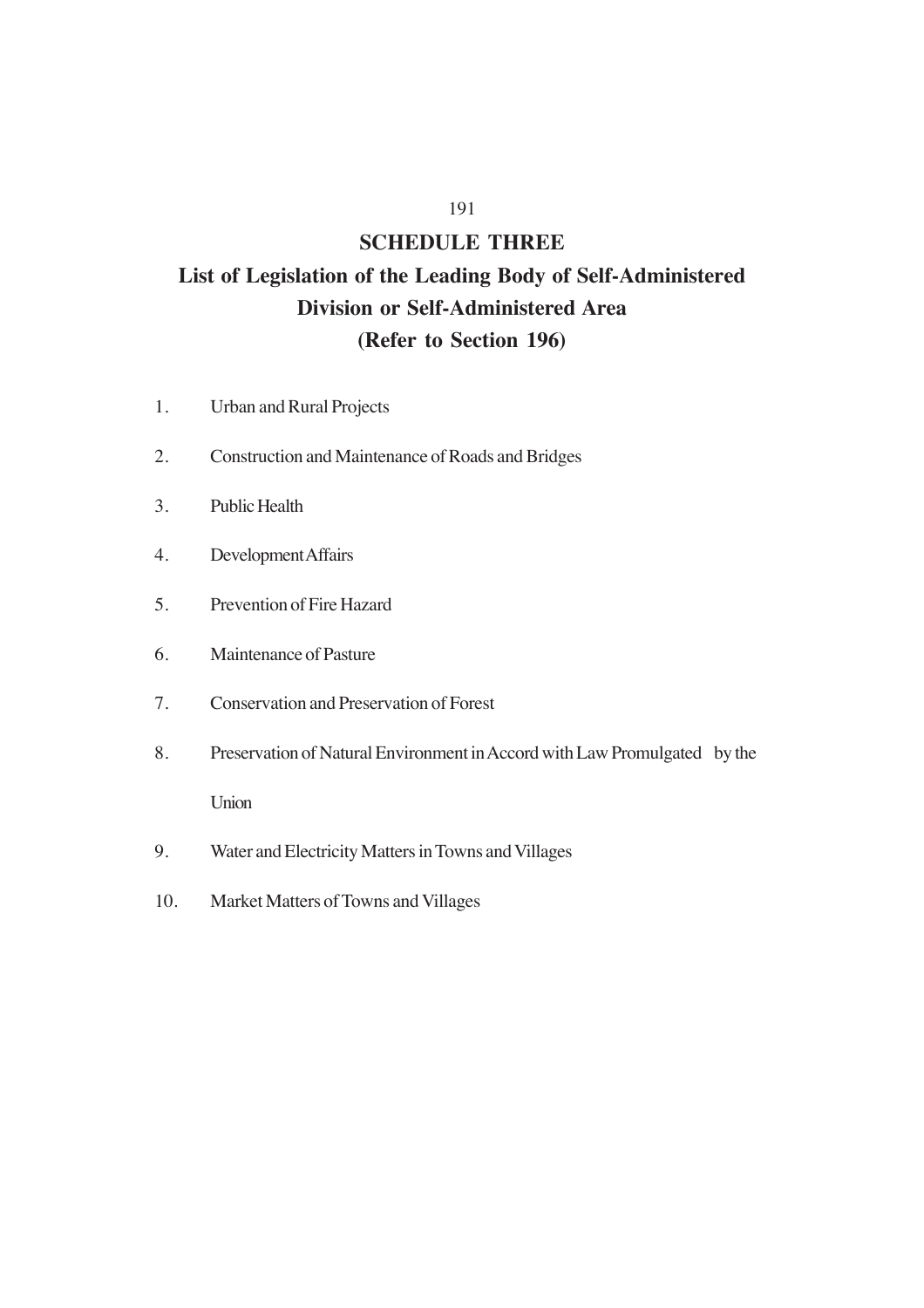## SCHEDULE THREE

## List of Legislation of the Leading Body of Self-Administered Division or Self-Administered Area

## (Refer to Section 196)

1. Urban and Rural Projects
2. Construction and Maintenance of Roads and Bridges
3. Public Health
4. Development Affairs
5. Prevention of Fire Hazard
6. Maintenance of Pasture
7. Conservation and Preservation of Forest
8. Preservation of Natural Environment in Accord with Law Promulgated by the Union
9. Water and Electricity Matters in Towns and Villages
10. Market Matters of Towns and Villages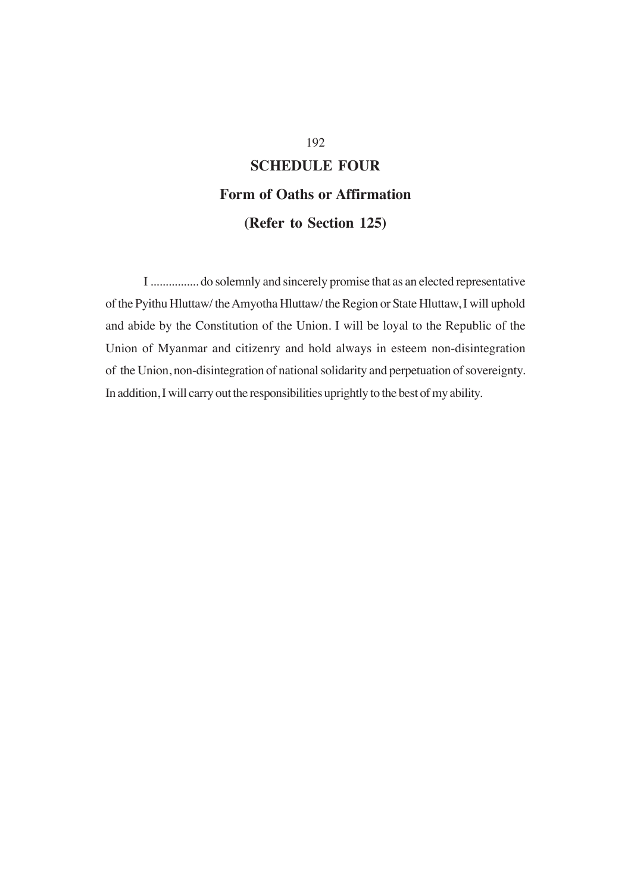# SCHEDULE FOUR

## Form of Oaths or Affirmation

## (Refer to Section 125)

I ............... do solemnly and sincerely promise that as an elected representative of the Pyithu Hluttaw/ the Amyotha Hluttaw/ the Region or State Hluttaw, I will uphold and abide by the Constitution of the Union. I will be loyal to the Republic of the Union of Myanmar and citizenry and hold always in esteem non-disintegration of the Union, non-disintegration of national solidarity and perpetuation of sovereignty. In addition, I will carry out the responsibilities uprightly to the best of my ability.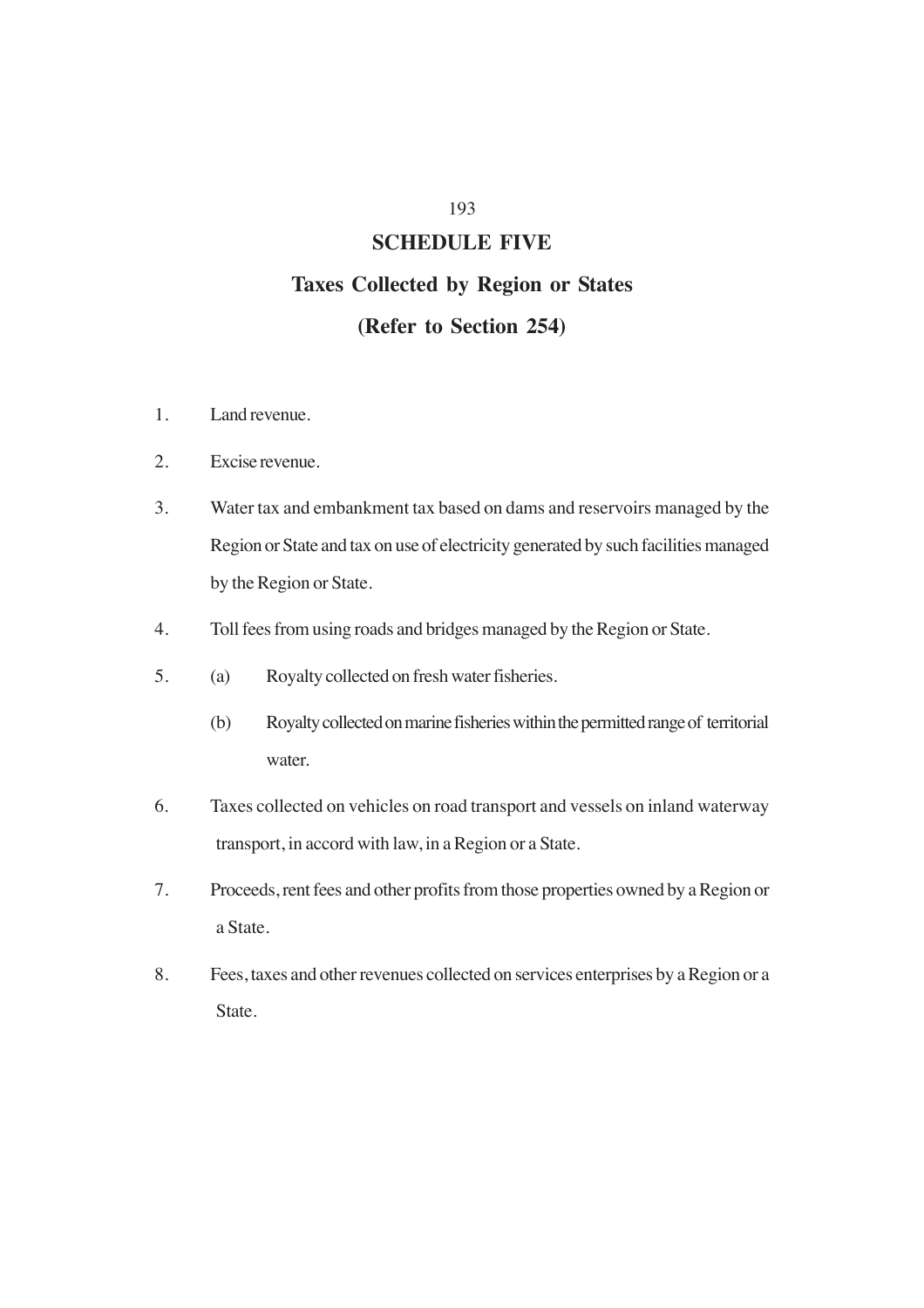# SCHEDULE FIVE

## Taxes Collected by Region or States

## (Refer to Section 254)

1. Land revenue.
2. Excise revenue.
3. Water tax and embankment tax based on dams and reservoirs managed by the Region or State and tax on use of electricity generated by such facilities managed by the Region or State.
4. Toll fees from using roads and bridges managed by the Region or State.
5. (a) Royalty collected on fresh water fisheries.

   (b) Royalty collected on marine fisheries within the permitted range of territorial water.
6. Taxes collected on vehicles on road transport and vessels on inland waterway transport, in accord with law, in a Region or a State.
7. Proceeds, rent fees and other profits from those properties owned by a Region or a State.
8. Fees, taxes and other revenues collected on services enterprises by a Region or a State.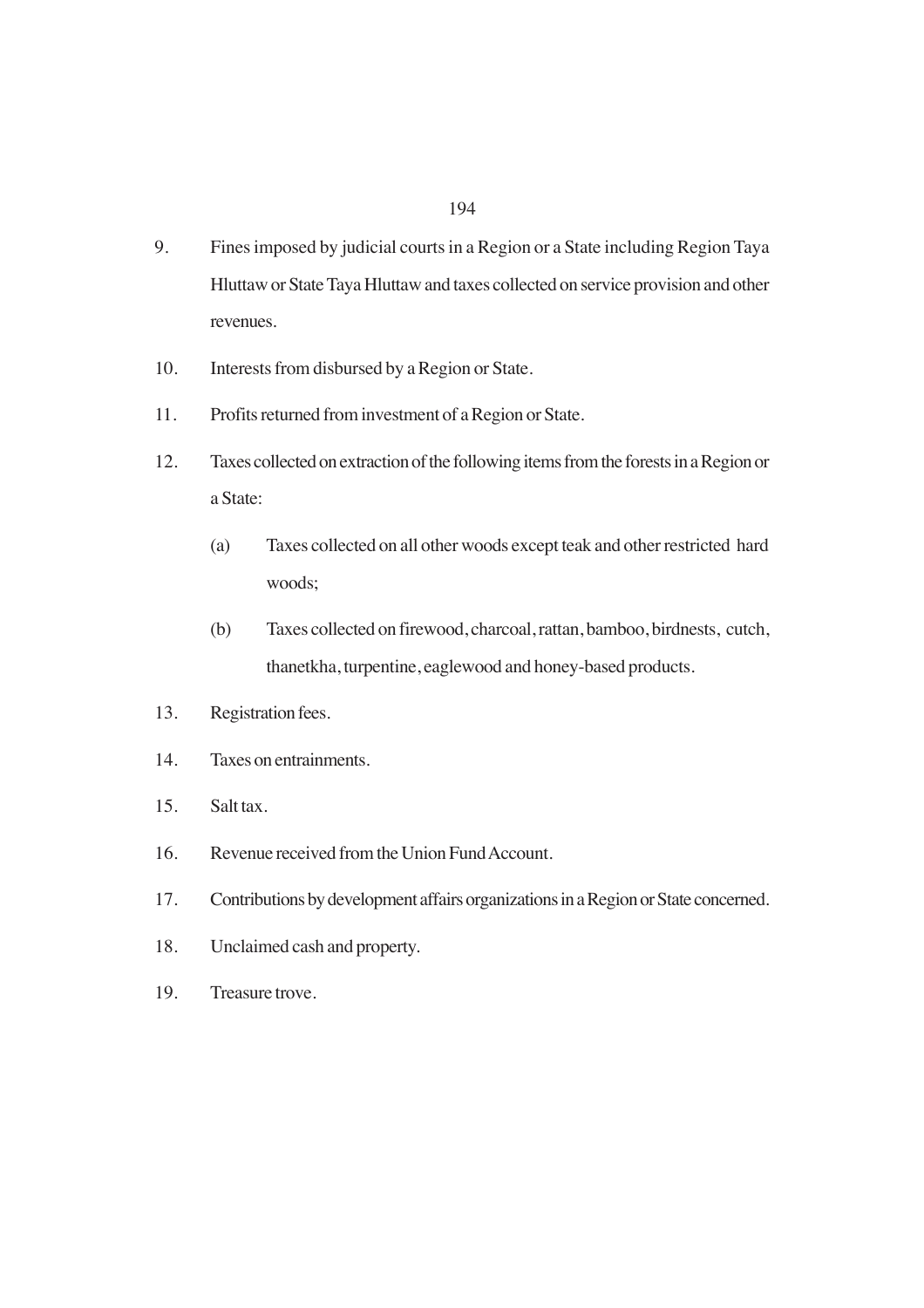9. Fines imposed by judicial courts in a Region or a State including Region Taya Hluttaw or State Taya Hluttaw and taxes collected on service provision and other revenues.

10. Interests from disbursed by a Region or State.

11. Profits returned from investment of a Region or State.

12. Taxes collected on extraction of the following items from the forests in a Region or a State:

    (a) Taxes collected on all other woods except teak and other restricted hard woods;

    (b) Taxes collected on firewood, charcoal, rattan, bamboo, birdnests, cutch, thanetkha, turpentine, eaglewood and honey-based products.

13. Registration fees.

14. Taxes on entrainments.

15. Salt tax.

16. Revenue received from the Union Fund Account.

17. Contributions by development affairs organizations in a Region or State concerned.

18. Unclaimed cash and property.

19. Treasure trove.